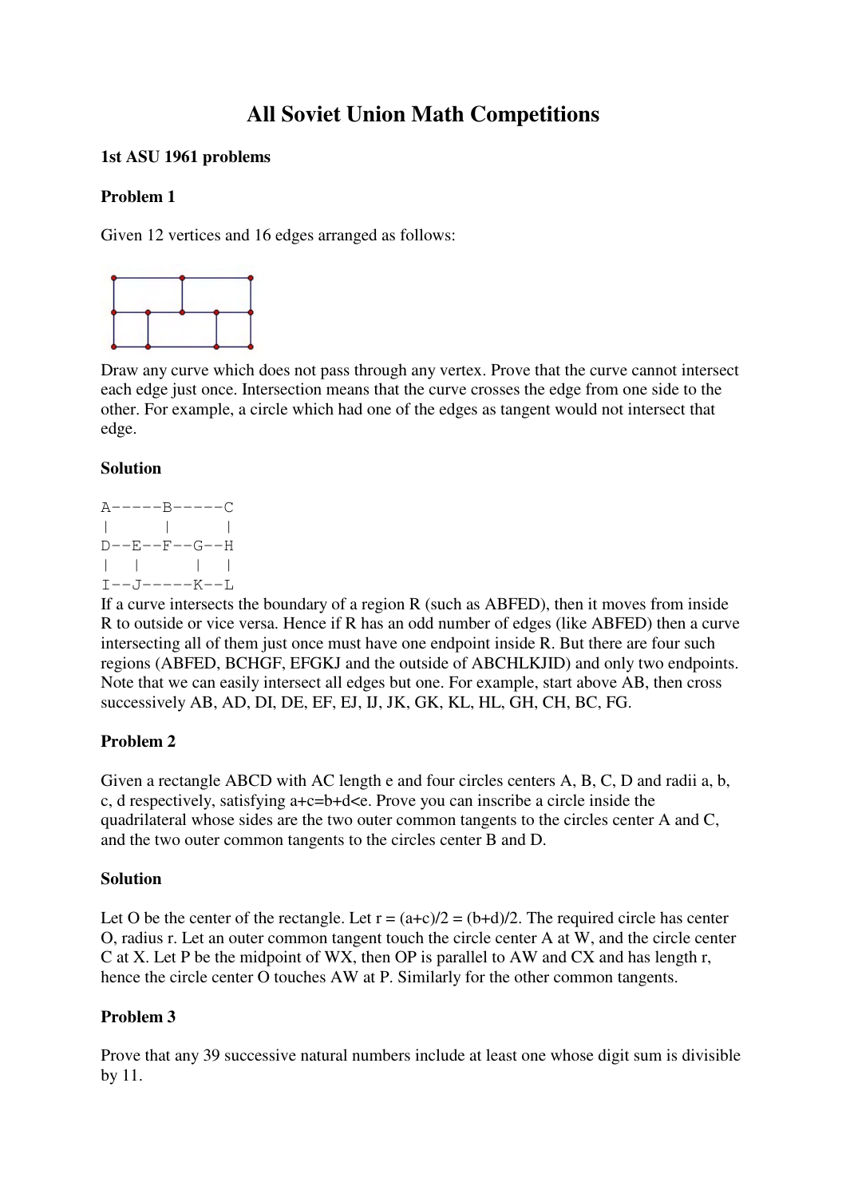# All Soviet Union Math Competitions

**1st ASU 1961 problems**

**Problem 1**

Given 12 vertices and 16 edges arranged as follows:

Draw any curve which does not pass through any vertex. Prove that the curve cannot intersect each edge just once. Intersection means that the curve crosses the edge from one side to the other. For example, a circle which had one of the edges as tangent would not intersect that edge.

**Solution**

```
A-----B-----C
|     |     |
D--E--F--G--H
|  |     |  |
I--J-----K--L
```

If a curve intersects the boundary of a region R (such as ABFED), then it moves from inside R to outside or vice versa. Hence if R has an odd number of edges (like ABFED) then a curve intersecting all of them just once must have one endpoint inside R. But there are four such regions (ABFED, BCHGF, EFGKJ and the outside of ABCHLKJID) and only two endpoints. Note that we can easily intersect all edges but one. For example, start above AB, then cross successively AB, AD, DI, DE, EF, EJ, IJ, JK, GK, KL, HL, GH, CH, BC, FG.

**Problem 2**

Given a rectangle ABCD with AC length e and four circles centers A, B, C, D and radii a, b, c, d respectively, satisfying $a+c=b+d<e$. Prove you can inscribe a circle inside the quadrilateral whose sides are the two outer common tangents to the circles center A and C, and the two outer common tangents to the circles center B and D.

**Solution**

Let O be the center of the rectangle. Let $r = (a+c)/2 = (b+d)/2$. The required circle has center O, radius r. Let an outer common tangent touch the circle center A at W, and the circle center C at X. Let P be the midpoint of WX, then OP is parallel to AW and CX and has length r, hence the circle center O touches AW at P. Similarly for the other common tangents.

**Problem 3**

Prove that any 39 successive natural numbers include at least one whose digit sum is divisible by 11.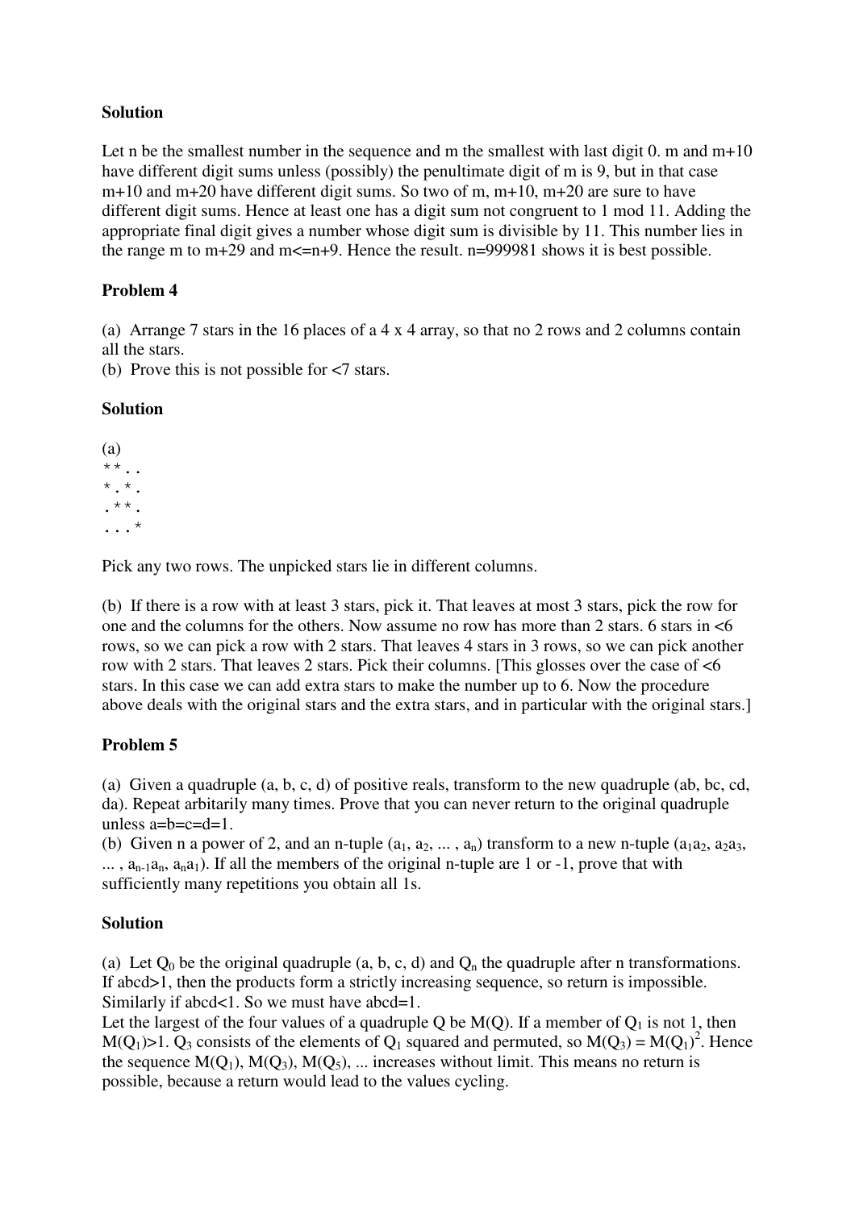**Solution**

Let n be the smallest number in the sequence and m the smallest with last digit 0. m and m+10 have different digit sums unless (possibly) the penultimate digit of m is 9, but in that case m+10 and m+20 have different digit sums. So two of m, m+10, m+20 are sure to have different digit sums. Hence at least one has a digit sum not congruent to 1 mod 11. Adding the appropriate final digit gives a number whose digit sum is divisible by 11. This number lies in the range m to m+29 and m<=n+9. Hence the result. n=999981 shows it is best possible.

**Problem 4**

(a) Arrange 7 stars in the 16 places of a 4 x 4 array, so that no 2 rows and 2 columns contain all the stars.
(b) Prove this is not possible for <7 stars.

**Solution**

(a)

```
**..
*.*.
.**.
...*
```

Pick any two rows. The unpicked stars lie in different columns.

(b) If there is a row with at least 3 stars, pick it. That leaves at most 3 stars, pick the row for one and the columns for the others. Now assume no row has more than 2 stars. 6 stars in <6 rows, so we can pick a row with 2 stars. That leaves 4 stars in 3 rows, so we can pick another row with 2 stars. That leaves 2 stars. Pick their columns. [This glosses over the case of <6 stars. In this case we can add extra stars to make the number up to 6. Now the procedure above deals with the original stars and the extra stars, and in particular with the original stars.]

**Problem 5**

(a) Given a quadruple (a, b, c, d) of positive reals, transform to the new quadruple (ab, bc, cd, da). Repeat arbitrarily many times. Prove that you can never return to the original quadruple unless a=b=c=d=1.
(b) Given n a power of 2, and an n-tuple $(a_1, a_2, \dots, a_n)$ transform to a new n-tuple $(a_1a_2, a_2a_3, \dots, a_{n-1}a_n, a_na_1)$. If all the members of the original n-tuple are 1 or -1, prove that with sufficiently many repetitions you obtain all 1s.

**Solution**

(a) Let $Q_0$ be the original quadruple (a, b, c, d) and $Q_n$ the quadruple after n transformations. If abcd>1, then the products form a strictly increasing sequence, so return is impossible. Similarly if abcd<1. So we must have abcd=1.
Let the largest of the four values of a quadruple Q be M(Q). If a member of $Q_1$ is not 1, then $M(Q_1)>1$. $Q_3$ consists of the elements of $Q_1$ squared and permuted, so $M(Q_3) = M(Q_1)^2$. Hence the sequence $M(Q_1)$, $M(Q_3)$, $M(Q_5)$, ... increases without limit. This means no return is possible, because a return would lead to the values cycling.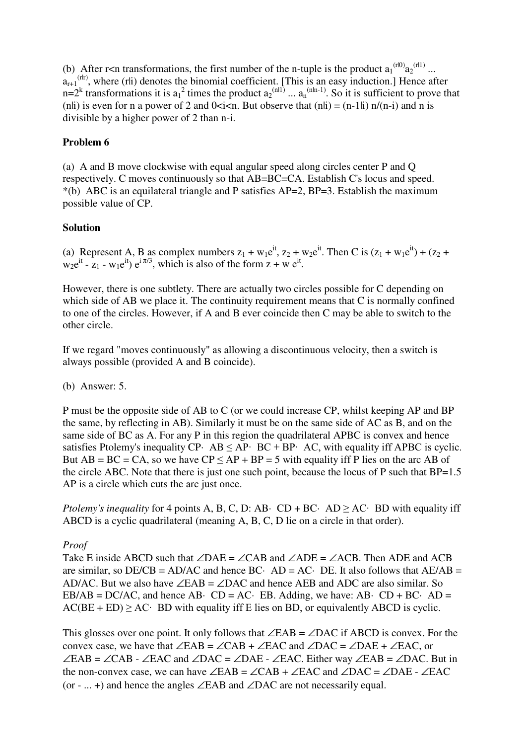(b) After $r<n$ transformations, the first number of the n-tuple is the product $a_1^{(r|0)} a_2^{(r|1)} \ldots a_{r+1}^{(r|r)}$, where $(r|i)$ denotes the binomial coefficient. [This is an easy induction.] Hence after $n=2^k$ transformations it is $a_1^2$ times the product $a_2^{(n|1)} \ldots a_n^{(n|n-1)}$. So it is sufficient to prove that $(n|i)$ is even for n a power of 2 and $0<i<n$. But observe that $(n|i) = (n-1|i)\, n/(n-i)$ and n is divisible by a higher power of 2 than n-i.

**Problem 6**

(a) A and B move clockwise with equal angular speed along circles center P and Q respectively. C moves continuously so that AB=BC=CA. Establish C's locus and speed.
*(b) ABC is an equilateral triangle and P satisfies AP=2, BP=3. Establish the maximum possible value of CP.

**Solution**

(a) Represent A, B as complex numbers $z_1 + w_1e^{it}$, $z_2 + w_2e^{it}$. Then C is $(z_1 + w_1e^{it}) + (z_2 + w_2e^{it} - z_1 - w_1e^{it})\, e^{i\pi/3}$, which is also of the form $z + w\, e^{it}$.

However, there is one subtlety. There are actually two circles possible for C depending on which side of AB we place it. The continuity requirement means that C is normally confined to one of the circles. However, if A and B ever coincide then C may be able to switch to the other circle.

If we regard "moves continuously" as allowing a discontinuous velocity, then a switch is always possible (provided A and B coincide).

(b) Answer: 5.

P must be the opposite side of AB to C (or we could increase CP, whilst keeping AP and BP the same, by reflecting in AB). Similarly it must be on the same side of AC as B, and on the same side of BC as A. For any P in this region the quadrilateral APBC is convex and hence satisfies Ptolemy's inequality $CP\cdot AB \le AP\cdot BC + BP\cdot AC$, with equality iff APBC is cyclic. But AB = BC = CA, so we have $CP \le AP + BP = 5$ with equality iff P lies on the arc AB of the circle ABC. Note that there is just one such point, because the locus of P such that BP=1.5 AP is a circle which cuts the arc just once.

*Ptolemy's inequality* for 4 points A, B, C, D: $AB\cdot CD + BC\cdot AD \ge AC\cdot BD$ with equality iff ABCD is a cyclic quadrilateral (meaning A, B, C, D lie on a circle in that order).

*Proof*
Take E inside ABCD such that $\angle DAE = \angle CAB$ and $\angle ADE = \angle ACB$. Then ADE and ACB are similar, so $DE/CB = AD/AC$ and hence $BC\cdot AD = AC\cdot DE$. It also follows that $AE/AB = AD/AC$. But we also have $\angle EAB = \angle DAC$ and hence AEB and ADC are also similar. So $EB/AB = DC/AC$, and hence $AB\cdot CD = AC\cdot EB$. Adding, we have: $AB\cdot CD + BC\cdot AD = AC(BE + ED) \ge AC\cdot BD$ with equality iff E lies on BD, or equivalently ABCD is cyclic.

This glosses over one point. It only follows that $\angle EAB = \angle DAC$ if ABCD is convex. For the convex case, we have that $\angle EAB = \angle CAB + \angle EAC$ and $\angle DAC = \angle DAE + \angle EAC$, or $\angle EAB = \angle CAB - \angle EAC$ and $\angle DAC = \angle DAE - \angle EAC$. Either way $\angle EAB = \angle DAC$. But in the non-convex case, we can have $\angle EAB = \angle CAB + \angle EAC$ and $\angle DAC = \angle DAE - \angle EAC$ (or - ... +) and hence the angles $\angle EAB$ and $\angle DAC$ are not necessarily equal.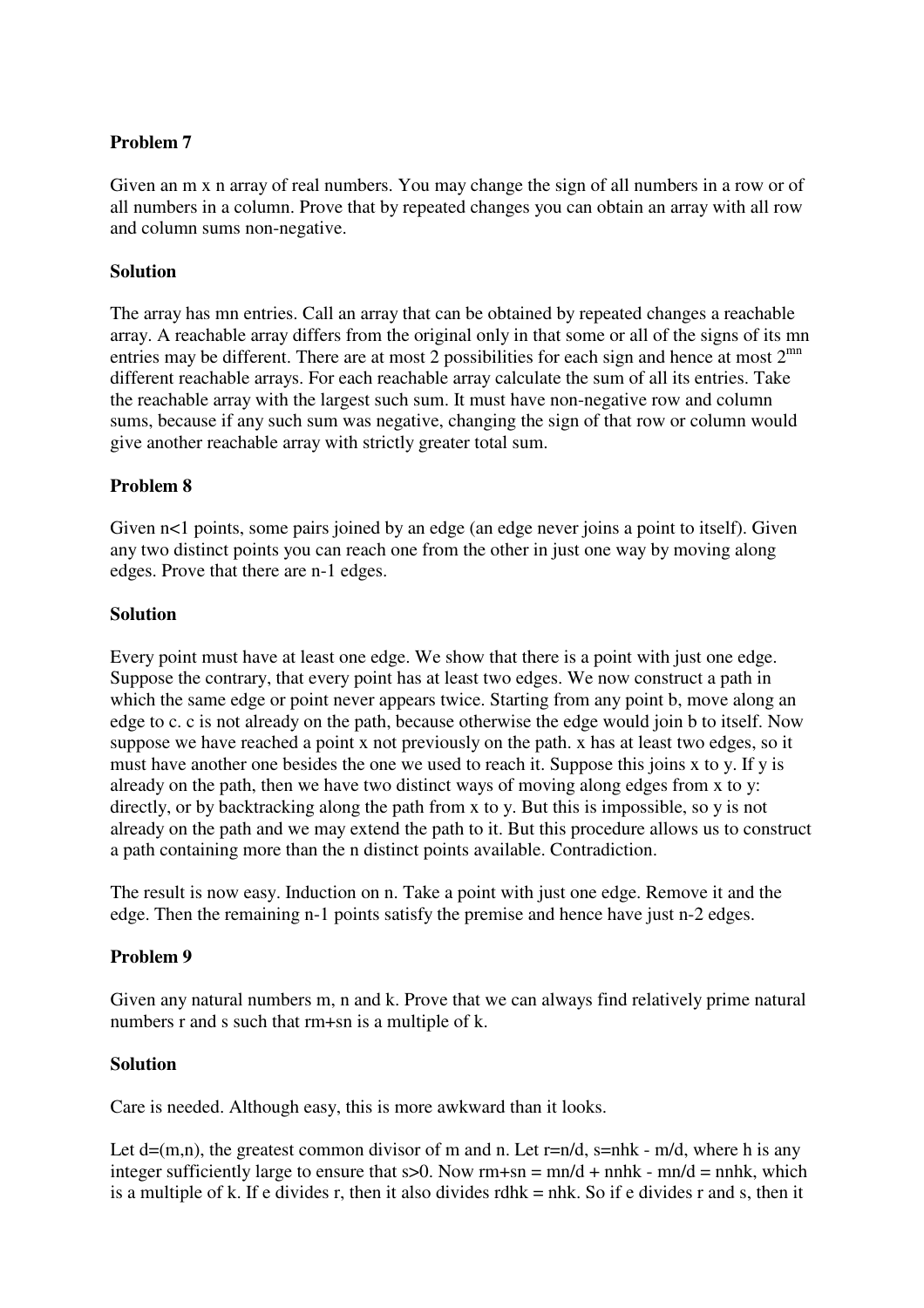**Problem 7**

Given an m x n array of real numbers. You may change the sign of all numbers in a row or of all numbers in a column. Prove that by repeated changes you can obtain an array with all row and column sums non-negative.

**Solution**

The array has mn entries. Call an array that can be obtained by repeated changes a reachable array. A reachable array differs from the original only in that some or all of the signs of its mn entries may be different. There are at most 2 possibilities for each sign and hence at most $2^{mn}$ different reachable arrays. For each reachable array calculate the sum of all its entries. Take the reachable array with the largest such sum. It must have non-negative row and column sums, because if any such sum was negative, changing the sign of that row or column would give another reachable array with strictly greater total sum.

**Problem 8**

Given n<1 points, some pairs joined by an edge (an edge never joins a point to itself). Given any two distinct points you can reach one from the other in just one way by moving along edges. Prove that there are n-1 edges.

**Solution**

Every point must have at least one edge. We show that there is a point with just one edge. Suppose the contrary, that every point has at least two edges. We now construct a path in which the same edge or point never appears twice. Starting from any point b, move along an edge to c. c is not already on the path, because otherwise the edge would join b to itself. Now suppose we have reached a point x not previously on the path. x has at least two edges, so it must have another one besides the one we used to reach it. Suppose this joins x to y. If y is already on the path, then we have two distinct ways of moving along edges from x to y: directly, or by backtracking along the path from x to y. But this is impossible, so y is not already on the path and we may extend the path to it. But this procedure allows us to construct a path containing more than the n distinct points available. Contradiction.

The result is now easy. Induction on n. Take a point with just one edge. Remove it and the edge. Then the remaining n-1 points satisfy the premise and hence have just n-2 edges.

**Problem 9**

Given any natural numbers m, n and k. Prove that we can always find relatively prime natural numbers r and s such that rm+sn is a multiple of k.

**Solution**

Care is needed. Although easy, this is more awkward than it looks.

Let d=(m,n), the greatest common divisor of m and n. Let r=n/d, s=nhk - m/d, where h is any integer sufficiently large to ensure that s>0. Now rm+sn = mn/d + nnhk - mn/d = nnhk, which is a multiple of k. If e divides r, then it also divides rdhk = nhk. So if e divides r and s, then it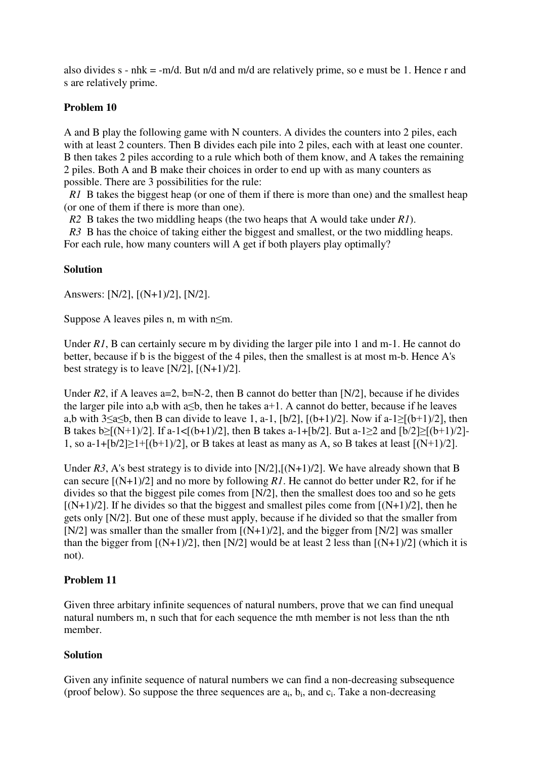also divides $s - nhk = -m/d$. But $n/d$ and $m/d$ are relatively prime, so $e$ must be 1. Hence $r$ and $s$ are relatively prime.

**Problem 10**

A and B play the following game with N counters. A divides the counters into 2 piles, each with at least 2 counters. Then B divides each pile into 2 piles, each with at least one counter. B then takes 2 piles according to a rule which both of them know, and A takes the remaining 2 piles. Both A and B make their choices in order to end up with as many counters as possible. There are 3 possibilities for the rule:

*R1* B takes the biggest heap (or one of them if there is more than one) and the smallest heap (or one of them if there is more than one).

*R2* B takes the two middling heaps (the two heaps that A would take under *R1*).

*R3* B has the choice of taking either the biggest and smallest, or the two middling heaps.

For each rule, how many counters will A get if both players play optimally?

**Solution**

Answers: $[N/2]$, $[(N+1)/2]$, $[N/2]$.

Suppose A leaves piles $n$, $m$ with $n \le m$.

Under *R1*, B can certainly secure $m$ by dividing the larger pile into 1 and $m-1$. He cannot do better, because if $b$ is the biggest of the 4 piles, then the smallest is at most $m-b$. Hence A's best strategy is to leave $[N/2]$, $[(N+1)/2]$.

Under *R2*, if A leaves $a=2$, $b=N-2$, then B cannot do better than $[N/2]$, because if he divides the larger pile into $a,b$ with $a \le b$, then he takes $a+1$. A cannot do better, because if he leaves $a,b$ with $3 \le a \le b$, then B can divide to leave 1, $a-1$, $[b/2]$, $[(b+1)/2]$. Now if $a-1 \ge [(b+1)/2]$, then B takes $b \ge [(N+1)/2]$. If $a-1 < [(b+1)/2]$, then B takes $a-1+[b/2]$. But $a-1 \ge 2$ and $[b/2] \ge [(b+1)/2]-1$, so $a-1+[b/2] \ge 1+[(b+1)/2]$, or B takes at least as many as A, so B takes at least $[(N+1)/2]$.

Under *R3*, A's best strategy is to divide into $[N/2]$,$[(N+1)/2]$. We have already shown that B can secure $[(N+1)/2]$ and no more by following *R1*. He cannot do better under R2, for if he divides so that the biggest pile comes from $[N/2]$, then the smallest does too and so he gets $[(N+1)/2]$. If he divides so that the biggest and smallest piles come from $[(N+1)/2]$, then he gets only $[N/2]$. But one of these must apply, because if he divided so that the smaller from $[N/2]$ was smaller than the smaller from $[(N+1)/2]$, and the bigger from $[N/2]$ was smaller than the bigger from $[(N+1)/2]$, then $[N/2]$ would be at least 2 less than $[(N+1)/2]$ (which it is not).

**Problem 11**

Given three arbitary infinite sequences of natural numbers, prove that we can find unequal natural numbers $m$, $n$ such that for each sequence the $m$th member is not less than the $n$th member.

**Solution**

Given any infinite sequence of natural numbers we can find a non-decreasing subsequence (proof below). So suppose the three sequences are $a_i$, $b_i$, and $c_i$. Take a non-decreasing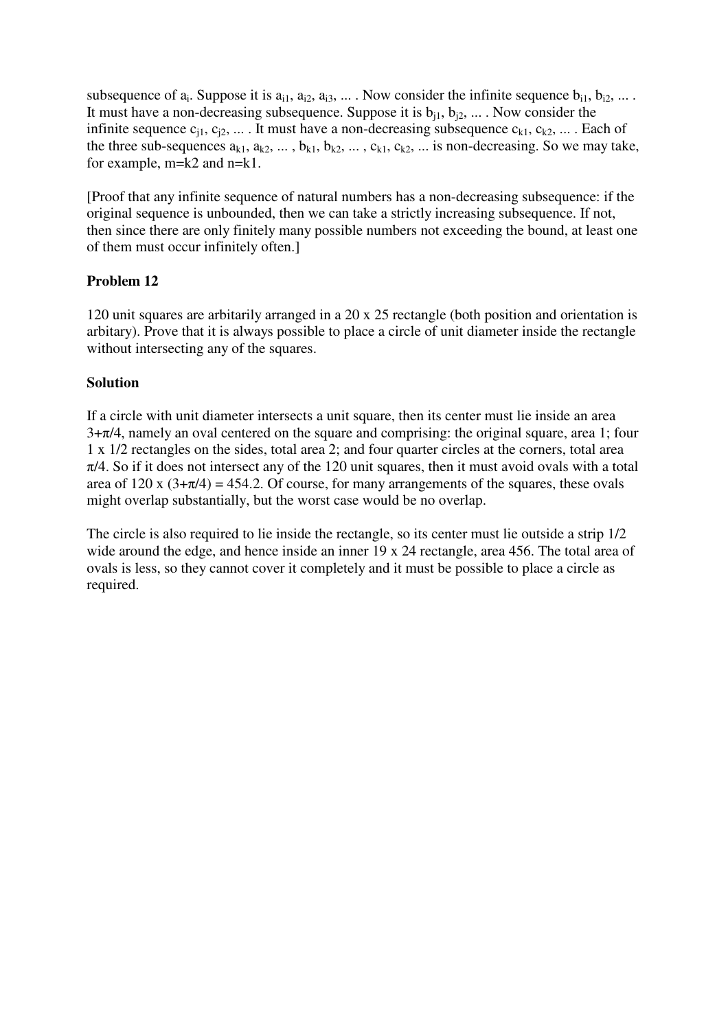subsequence of $a_i$. Suppose it is $a_{i1}, a_{i2}, a_{i3}, \ldots$ . Now consider the infinite sequence $b_{i1}, b_{i2}, \ldots$ . It must have a non-decreasing subsequence. Suppose it is $b_{j1}, b_{j2}, \ldots$ . Now consider the infinite sequence $c_{j1}, c_{j2}, \ldots$ . It must have a non-decreasing subsequence $c_{k1}, c_{k2}, \ldots$ . Each of the three sub-sequences $a_{k1}, a_{k2}, \ldots , b_{k1}, b_{k2}, \ldots , c_{k1}, c_{k2}, \ldots$ is non-decreasing. So we may take, for example, m=k2 and n=k1.

[Proof that any infinite sequence of natural numbers has a non-decreasing subsequence: if the original sequence is unbounded, then we can take a strictly increasing subsequence. If not, then since there are only finitely many possible numbers not exceeding the bound, at least one of them must occur infinitely often.]

### Problem 12

120 unit squares are arbitarily arranged in a 20 x 25 rectangle (both position and orientation is arbitary). Prove that it is always possible to place a circle of unit diameter inside the rectangle without intersecting any of the squares.

### Solution

If a circle with unit diameter intersects a unit square, then its center must lie inside an area $3+\pi/4$, namely an oval centered on the square and comprising: the original square, area 1; four 1 x 1/2 rectangles on the sides, total area 2; and four quarter circles at the corners, total area $\pi/4$. So if it does not intersect any of the 120 unit squares, then it must avoid ovals with a total area of $120 \times (3+\pi/4) = 454.2$. Of course, for many arrangements of the squares, these ovals might overlap substantially, but the worst case would be no overlap.

The circle is also required to lie inside the rectangle, so its center must lie outside a strip 1/2 wide around the edge, and hence inside an inner 19 x 24 rectangle, area 456. The total area of ovals is less, so they cannot cover it completely and it must be possible to place a circle as required.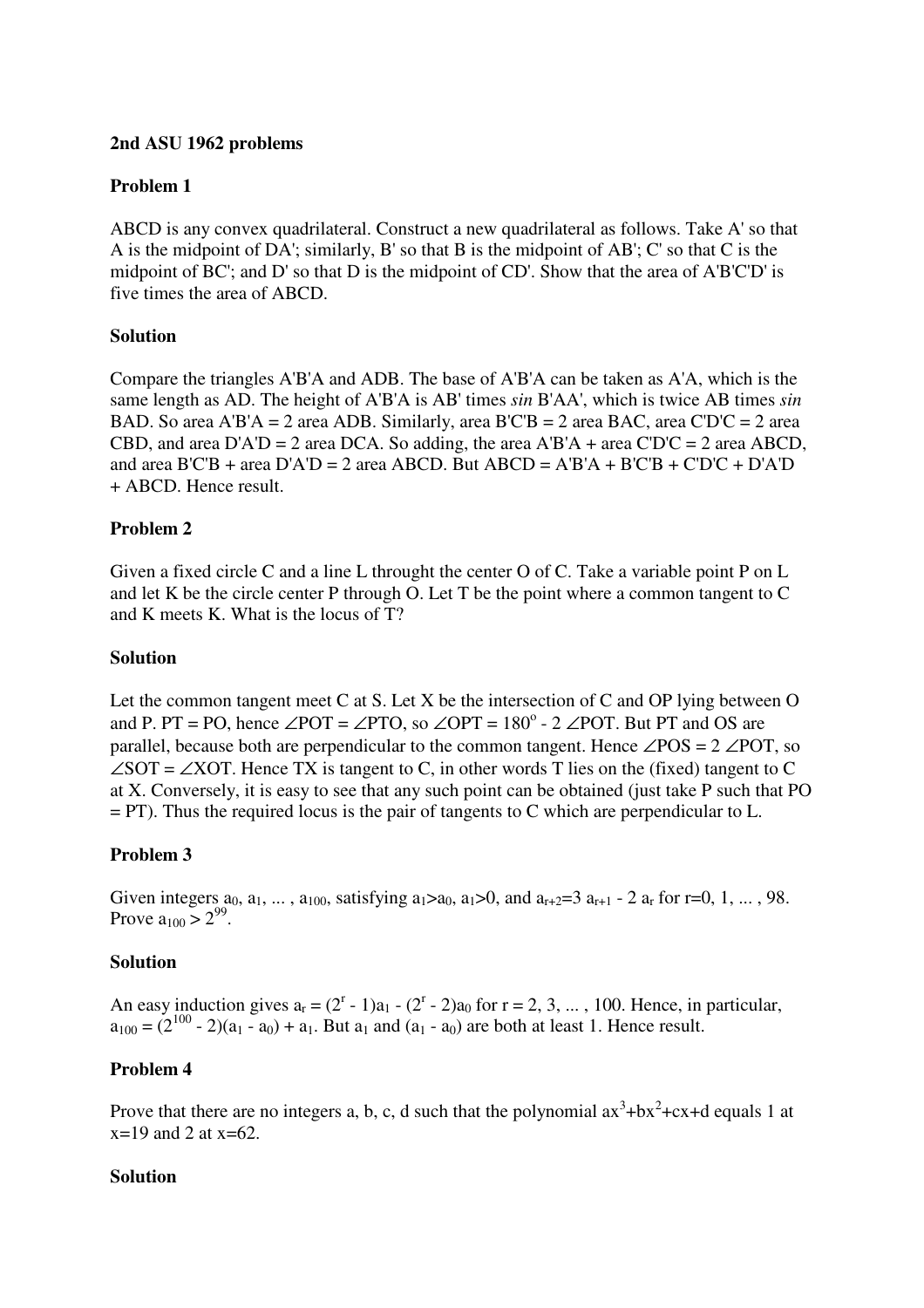**2nd ASU 1962 problems**

**Problem 1**

ABCD is any convex quadrilateral. Construct a new quadrilateral as follows. Take A' so that A is the midpoint of DA'; similarly, B' so that B is the midpoint of AB'; C' so that C is the midpoint of BC'; and D' so that D is the midpoint of CD'. Show that the area of A'B'C'D' is five times the area of ABCD.

**Solution**

Compare the triangles A'B'A and ADB. The base of A'B'A can be taken as A'A, which is the same length as AD. The height of A'B'A is AB' times *sin* B'AA', which is twice AB times *sin* BAD. So area A'B'A = 2 area ADB. Similarly, area B'C'B = 2 area BAC, area C'D'C = 2 area CBD, and area D'A'D = 2 area DCA. So adding, the area A'B'A + area C'D'C = 2 area ABCD, and area B'C'B + area D'A'D = 2 area ABCD. But ABCD = A'B'A + B'C'B + C'D'C + D'A'D + ABCD. Hence result.

**Problem 2**

Given a fixed circle C and a line L throught the center O of C. Take a variable point P on L and let K be the circle center P through O. Let T be the point where a common tangent to C and K meets K. What is the locus of T?

**Solution**

Let the common tangent meet C at S. Let X be the intersection of C and OP lying between O and P. PT = PO, hence ∠POT = ∠PTO, so ∠OPT = $180^o$ - 2 ∠POT. But PT and OS are parallel, because both are perpendicular to the common tangent. Hence ∠POS = 2 ∠POT, so ∠SOT = ∠XOT. Hence TX is tangent to C, in other words T lies on the (fixed) tangent to C at X. Conversely, it is easy to see that any such point can be obtained (just take P such that PO = PT). Thus the required locus is the pair of tangents to C which are perpendicular to L.

**Problem 3**

Given integers $a_0, a_1, \dots , a_{100}$, satisfying $a_1 > a_0$, $a_1 > 0$, and $a_{r+2} = 3 a_{r+1} - 2 a_r$ for r=0, 1, ... , 98. Prove $a_{100} > 2^{99}$.

**Solution**

An easy induction gives $a_r = (2^r - 1)a_1 - (2^r - 2)a_0$ for r = 2, 3, ... , 100. Hence, in particular, $a_{100} = (2^{100} - 2)(a_1 - a_0) + a_1$. But $a_1$ and $(a_1 - a_0)$ are both at least 1. Hence result.

**Problem 4**

Prove that there are no integers a, b, c, d such that the polynomial $ax^3+bx^2+cx+d$ equals 1 at x=19 and 2 at x=62.

**Solution**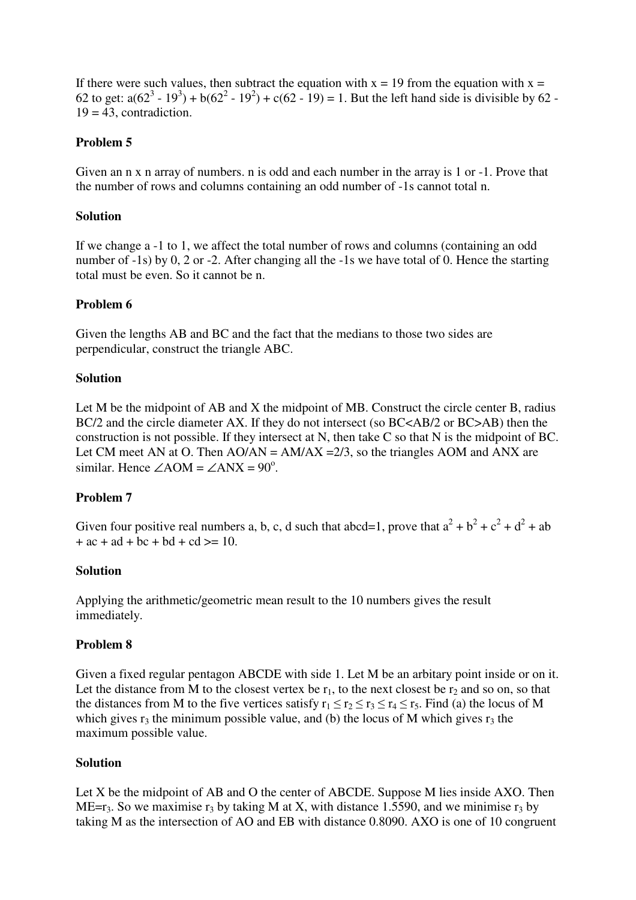If there were such values, then subtract the equation with $x = 19$ from the equation with $x = 62$ to get: $a(62^3 - 19^3) + b(62^2 - 19^2) + c(62 - 19) = 1$. But the left hand side is divisible by $62 - 19 = 43$, contradiction.

### Problem 5

Given an n x n array of numbers. n is odd and each number in the array is 1 or -1. Prove that the number of rows and columns containing an odd number of -1s cannot total n.

### Solution

If we change a -1 to 1, we affect the total number of rows and columns (containing an odd number of -1s) by 0, 2 or -2. After changing all the -1s we have total of 0. Hence the starting total must be even. So it cannot be n.

### Problem 6

Given the lengths AB and BC and the fact that the medians to those two sides are perpendicular, construct the triangle ABC.

### Solution

Let M be the midpoint of AB and X the midpoint of MB. Construct the circle center B, radius BC/2 and the circle diameter AX. If they do not intersect (so BC<AB/2 or BC>AB) then the construction is not possible. If they intersect at N, then take C so that N is the midpoint of BC. Let CM meet AN at O. Then AO/AN = AM/AX =2/3, so the triangles AOM and ANX are similar. Hence $\angle AOM = \angle ANX = 90^o$.

### Problem 7

Given four positive real numbers a, b, c, d such that abcd=1, prove that $a^2 + b^2 + c^2 + d^2 + ab + ac + ad + bc + bd + cd \geq 10$.

### Solution

Applying the arithmetic/geometric mean result to the 10 numbers gives the result immediately.

### Problem 8

Given a fixed regular pentagon ABCDE with side 1. Let M be an arbitary point inside or on it. Let the distance from M to the closest vertex be $r_1$, to the next closest be $r_2$ and so on, so that the distances from M to the five vertices satisfy $r_1 \leq r_2 \leq r_3 \leq r_4 \leq r_5$. Find (a) the locus of M which gives $r_3$ the minimum possible value, and (b) the locus of M which gives $r_3$ the maximum possible value.

### Solution

Let X be the midpoint of AB and O the center of ABCDE. Suppose M lies inside AXO. Then $ME=r_3$. So we maximise $r_3$ by taking M at X, with distance 1.5590, and we minimise $r_3$ by taking M as the intersection of AO and EB with distance 0.8090. AXO is one of 10 congruent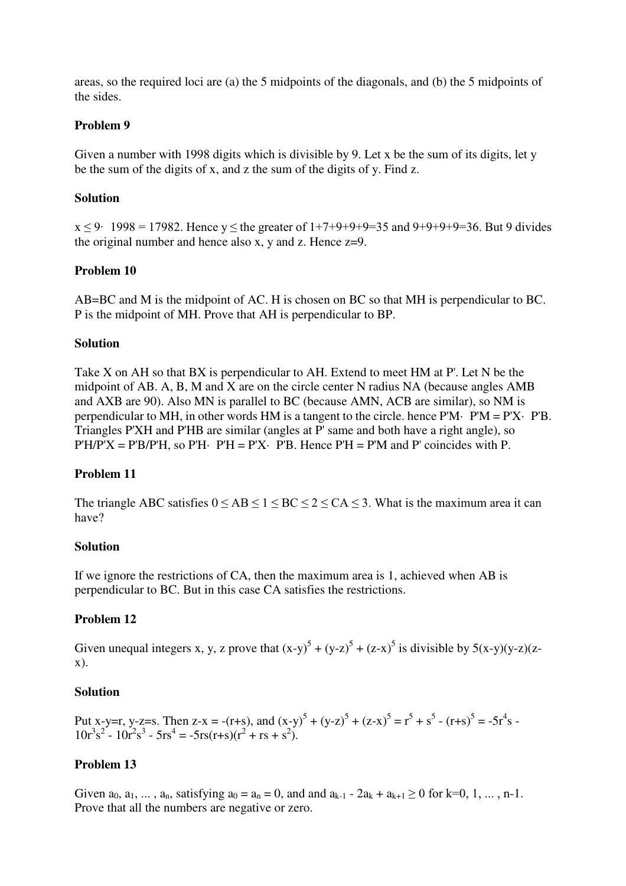areas, so the required loci are (a) the 5 midpoints of the diagonals, and (b) the 5 midpoints of the sides.

**Problem 9**

Given a number with 1998 digits which is divisible by 9. Let x be the sum of its digits, let y be the sum of the digits of x, and z the sum of the digits of y. Find z.

**Solution**

$x \le 9 \cdot 1998 = 17982$. Hence $y \le$ the greater of $1+7+9+9+9=35$ and $9+9+9+9=36$. But 9 divides the original number and hence also x, y and z. Hence z=9.

**Problem 10**

AB=BC and M is the midpoint of AC. H is chosen on BC so that MH is perpendicular to BC. P is the midpoint of MH. Prove that AH is perpendicular to BP.

**Solution**

Take X on AH so that BX is perpendicular to AH. Extend to meet HM at P'. Let N be the midpoint of AB. A, B, M and X are on the circle center N radius NA (because angles AMB and AXB are 90). Also MN is parallel to BC (because AMN, ACB are similar), so NM is perpendicular to MH, in other words HM is a tangent to the circle. hence $P'M \cdot P'M = P'X \cdot P'B$. Triangles P'XH and P'HB are similar (angles at P' same and both have a right angle), so $P'H/P'X = P'B/P'H$, so $P'H \cdot P'H = P'X \cdot P'B$. Hence P'H = P'M and P' coincides with P.

**Problem 11**

The triangle ABC satisfies $0 \le AB \le 1 \le BC \le 2 \le CA \le 3$. What is the maximum area it can have?

**Solution**

If we ignore the restrictions of CA, then the maximum area is 1, achieved when AB is perpendicular to BC. But in this case CA satisfies the restrictions.

**Problem 12**

Given unequal integers x, y, z prove that $(x-y)^5 + (y-z)^5 + (z-x)^5$ is divisible by $5(x-y)(y-z)(z-x)$.

**Solution**

Put x-y=r, y-z=s. Then z-x = -(r+s), and $(x-y)^5 + (y-z)^5 + (z-x)^5 = r^5 + s^5 - (r+s)^5 = -5r^4s - 10r^3s^2 - 10r^2s^3 - 5rs^4 = -5rs(r+s)(r^2 + rs + s^2)$.

**Problem 13**

Given $a_0, a_1, \dots, a_n$, satisfying $a_0 = a_n = 0$, and and $a_{k-1} - 2a_k + a_{k+1} \ge 0$ for k=0, 1, ... , n-1. Prove that all the numbers are negative or zero.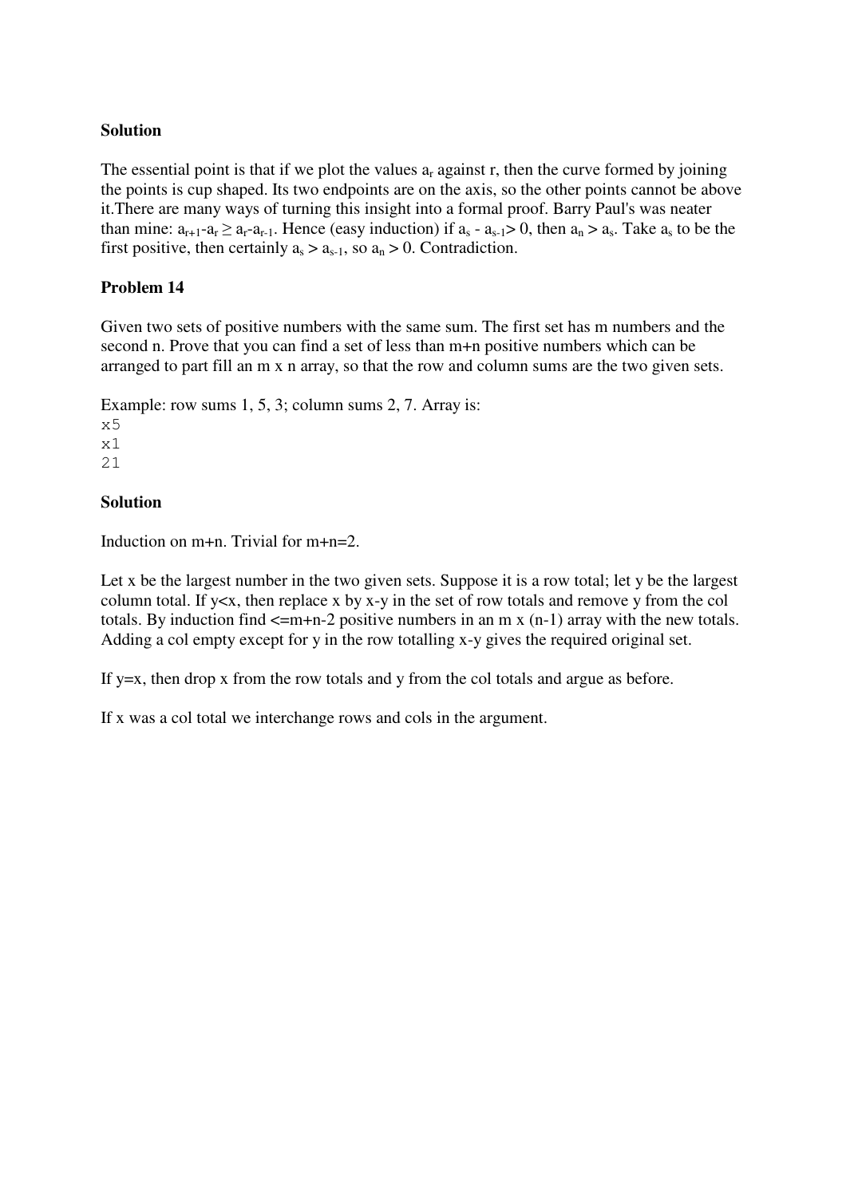**Solution**

The essential point is that if we plot the values $a_r$ against r, then the curve formed by joining the points is cup shaped. Its two endpoints are on the axis, so the other points cannot be above it.There are many ways of turning this insight into a formal proof. Barry Paul's was neater than mine: $a_{r+1}-a_r \geq a_r-a_{r-1}$. Hence (easy induction) if $a_s - a_{s-1} > 0$, then $a_n > a_s$. Take $a_s$ to be the first positive, then certainly $a_s > a_{s-1}$, so $a_n > 0$. Contradiction.

**Problem 14**

Given two sets of positive numbers with the same sum. The first set has m numbers and the second n. Prove that you can find a set of less than m+n positive numbers which can be arranged to part fill an m x n array, so that the row and column sums are the two given sets.

Example: row sums 1, 5, 3; column sums 2, 7. Array is:

```
x5
x1
21
```

**Solution**

Induction on m+n. Trivial for m+n=2.

Let x be the largest number in the two given sets. Suppose it is a row total; let y be the largest column total. If y<x, then replace x by x-y in the set of row totals and remove y from the col totals. By induction find <=m+n-2 positive numbers in an m x (n-1) array with the new totals. Adding a col empty except for y in the row totalling x-y gives the required original set.

If y=x, then drop x from the row totals and y from the col totals and argue as before.

If x was a col total we interchange rows and cols in the argument.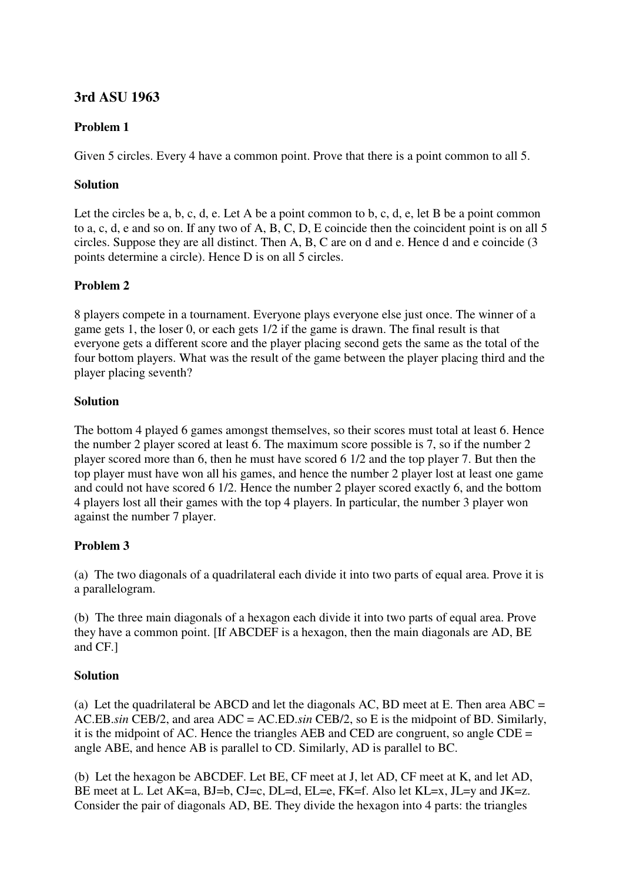## 3rd ASU 1963

### Problem 1

Given 5 circles. Every 4 have a common point. Prove that there is a point common to all 5.

### Solution

Let the circles be a, b, c, d, e. Let A be a point common to b, c, d, e, let B be a point common to a, c, d, e and so on. If any two of A, B, C, D, E coincide then the coincident point is on all 5 circles. Suppose they are all distinct. Then A, B, C are on d and e. Hence d and e coincide (3 points determine a circle). Hence D is on all 5 circles.

### Problem 2

8 players compete in a tournament. Everyone plays everyone else just once. The winner of a game gets 1, the loser 0, or each gets 1/2 if the game is drawn. The final result is that everyone gets a different score and the player placing second gets the same as the total of the four bottom players. What was the result of the game between the player placing third and the player placing seventh?

### Solution

The bottom 4 played 6 games amongst themselves, so their scores must total at least 6. Hence the number 2 player scored at least 6. The maximum score possible is 7, so if the number 2 player scored more than 6, then he must have scored 6 1/2 and the top player 7. But then the top player must have won all his games, and hence the number 2 player lost at least one game and could not have scored 6 1/2. Hence the number 2 player scored exactly 6, and the bottom 4 players lost all their games with the top 4 players. In particular, the number 3 player won against the number 7 player.

### Problem 3

(a) The two diagonals of a quadrilateral each divide it into two parts of equal area. Prove it is a parallelogram.

(b) The three main diagonals of a hexagon each divide it into two parts of equal area. Prove they have a common point. [If ABCDEF is a hexagon, then the main diagonals are AD, BE and CF.]

### Solution

(a) Let the quadrilateral be ABCD and let the diagonals AC, BD meet at E. Then area ABC = AC.EB.*sin* CEB/2, and area ADC = AC.ED.*sin* CEB/2, so E is the midpoint of BD. Similarly, it is the midpoint of AC. Hence the triangles AEB and CED are congruent, so angle CDE = angle ABE, and hence AB is parallel to CD. Similarly, AD is parallel to BC.

(b) Let the hexagon be ABCDEF. Let BE, CF meet at J, let AD, CF meet at K, and let AD, BE meet at L. Let AK=a, BJ=b, CJ=c, DL=d, EL=e, FK=f. Also let KL=x, JL=y and JK=z. Consider the pair of diagonals AD, BE. They divide the hexagon into 4 parts: the triangles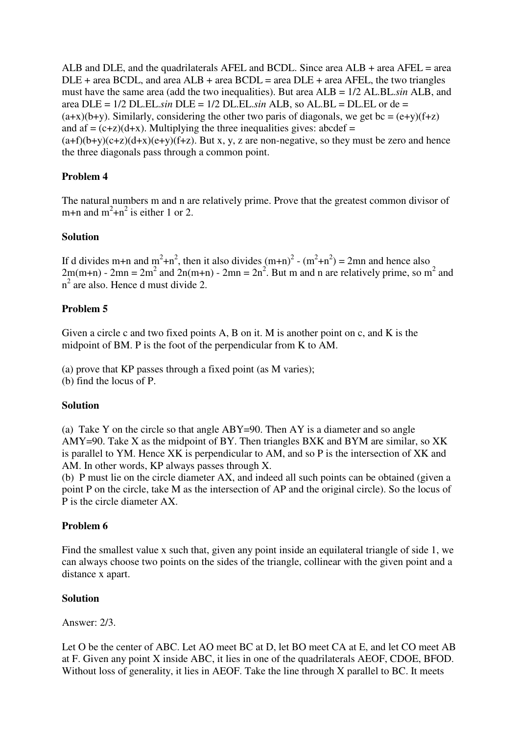ALB and DLE, and the quadrilaterals AFEL and BCDL. Since area ALB + area AFEL = area DLE + area BCDL, and area ALB + area BCDL = area DLE + area AFEL, the two triangles must have the same area (add the two inequalities). But area ALB = 1/2 AL.BL.*sin* ALB, and area DLE = 1/2 DL.EL.*sin* DLE = 1/2 DL.EL.*sin* ALB, so AL.BL = DL.EL or de = $(a+x)(b+y)$. Similarly, considering the other two paris of diagonals, we get bc = $(e+y)(f+z)$ and af = $(c+z)(d+x)$. Multiplying the three inequalities gives: abcdef = $(a+f)(b+y)(c+z)(d+x)(e+y)(f+z)$. But x, y, z are non-negative, so they must be zero and hence the three diagonals pass through a common point.

**Problem 4**

The natural numbers m and n are relatively prime. Prove that the greatest common divisor of $m+n$ and $m^2+n^2$ is either 1 or 2.

**Solution**

If d divides $m+n$ and $m^2+n^2$, then it also divides $(m+n)^2 - (m^2+n^2) = 2mn$ and hence also $2m(m+n) - 2mn = 2m^2$ and $2n(m+n) - 2mn = 2n^2$. But m and n are relatively prime, so $m^2$ and $n^2$ are also. Hence d must divide 2.

**Problem 5**

Given a circle c and two fixed points A, B on it. M is another point on c, and K is the midpoint of BM. P is the foot of the perpendicular from K to AM.

(a) prove that KP passes through a fixed point (as M varies);
(b) find the locus of P.

**Solution**

(a) Take Y on the circle so that angle ABY=90. Then AY is a diameter and so angle AMY=90. Take X as the midpoint of BY. Then triangles BXK and BYM are similar, so XK is parallel to YM. Hence XK is perpendicular to AM, and so P is the intersection of XK and AM. In other words, KP always passes through X.
(b) P must lie on the circle diameter AX, and indeed all such points can be obtained (given a point P on the circle, take M as the intersection of AP and the original circle). So the locus of P is the circle diameter AX.

**Problem 6**

Find the smallest value x such that, given any point inside an equilateral triangle of side 1, we can always choose two points on the sides of the triangle, collinear with the given point and a distance x apart.

**Solution**

Answer: 2/3.

Let O be the center of ABC. Let AO meet BC at D, let BO meet CA at E, and let CO meet AB at F. Given any point X inside ABC, it lies in one of the quadrilaterals AEOF, CDOE, BFOD. Without loss of generality, it lies in AEOF. Take the line through X parallel to BC. It meets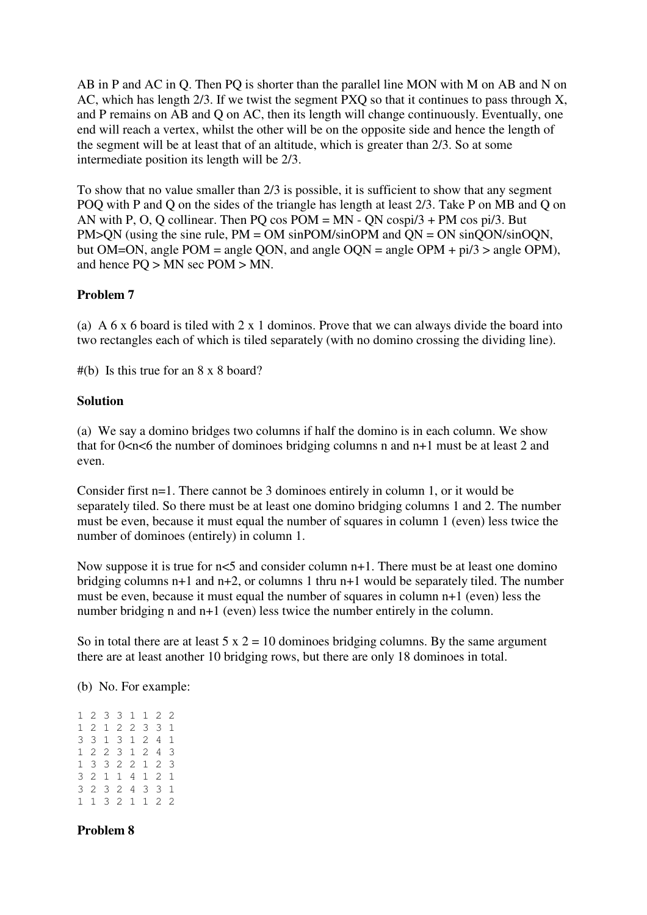AB in P and AC in Q. Then PQ is shorter than the parallel line MON with M on AB and N on AC, which has length 2/3. If we twist the segment PXQ so that it continues to pass through X, and P remains on AB and Q on AC, then its length will change continuously. Eventually, one end will reach a vertex, whilst the other will be on the opposite side and hence the length of the segment will be at least that of an altitude, which is greater than 2/3. So at some intermediate position its length will be 2/3.

To show that no value smaller than 2/3 is possible, it is sufficient to show that any segment POQ with P and Q on the sides of the triangle has length at least 2/3. Take P on MB and Q on AN with P, O, Q collinear. Then PQ cos POM = MN - QN cospi/3 + PM cos pi/3. But PM>QN (using the sine rule, PM = OM sinPOM/sinOPM and QN = ON sinQON/sinOQN, but OM=ON, angle POM = angle QON, and angle OQN = angle OPM + pi/3 > angle OPM), and hence PQ > MN sec POM > MN.

**Problem 7**

(a) A 6 x 6 board is tiled with 2 x 1 dominos. Prove that we can always divide the board into two rectangles each of which is tiled separately (with no domino crossing the dividing line).

#(b) Is this true for an 8 x 8 board?

**Solution**

(a) We say a domino bridges two columns if half the domino is in each column. We show that for 0<n<6 the number of dominoes bridging columns n and n+1 must be at least 2 and even.

Consider first n=1. There cannot be 3 dominoes entirely in column 1, or it would be separately tiled. So there must be at least one domino bridging columns 1 and 2. The number must be even, because it must equal the number of squares in column 1 (even) less twice the number of dominoes (entirely) in column 1.

Now suppose it is true for n<5 and consider column n+1. There must be at least one domino bridging columns n+1 and n+2, or columns 1 thru n+1 would be separately tiled. The number must be even, because it must equal the number of squares in column n+1 (even) less the number bridging n and n+1 (even) less twice the number entirely in the column.

So in total there are at least 5 x 2 = 10 dominoes bridging columns. By the same argument there are at least another 10 bridging rows, but there are only 18 dominoes in total.

(b) No. For example:

```
1 2 3 3 1 1 2 2
1 2 1 2 2 3 3 1
3 3 1 3 1 2 4 1
1 2 2 3 1 2 4 3
1 3 3 2 2 1 2 3
3 2 1 1 4 1 2 1
3 2 3 2 4 3 3 1
1 1 3 2 1 1 2 2
```

**Problem 8**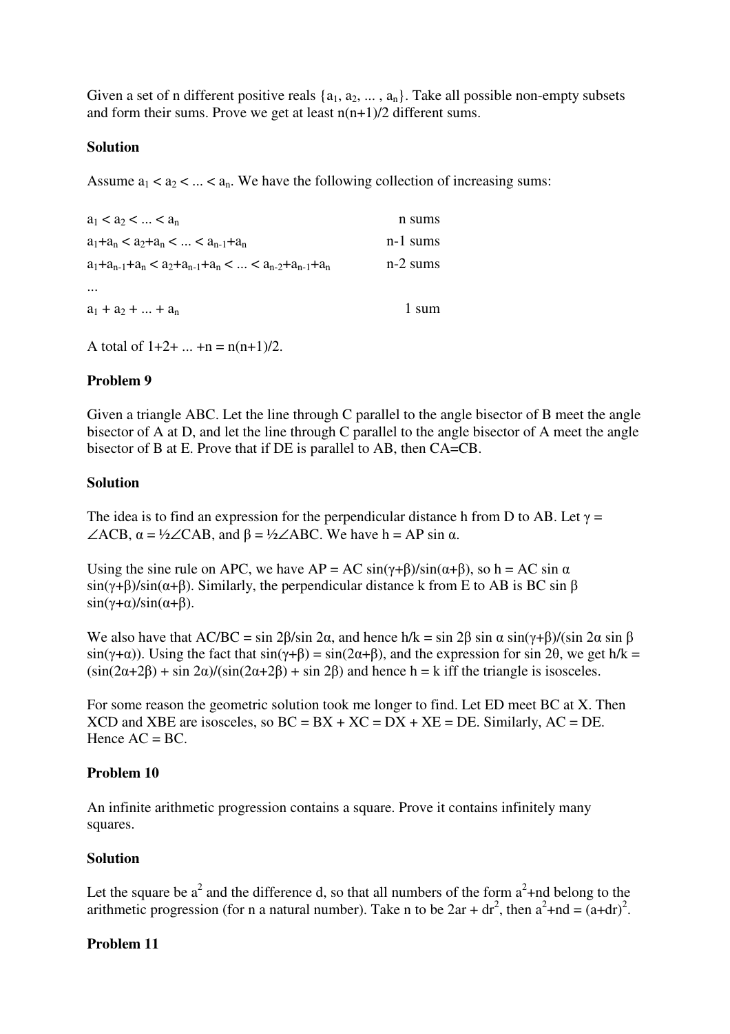Given a set of n different positive reals $\{a_1, a_2, ..., a_n\}$. Take all possible non-empty subsets and form their sums. Prove we get at least $n(n+1)/2$ different sums.

**Solution**

Assume $a_1 < a_2 < ... < a_n$. We have the following collection of increasing sums:

| | |
|---|---|
| $a_1 < a_2 < ... < a_n$ | n sums |
| $a_1+a_n < a_2+a_n < ... < a_{n-1}+a_n$ | n-1 sums |
| $a_1+a_{n-1}+a_n < a_2+a_{n-1}+a_n < ... < a_{n-2}+a_{n-1}+a_n$ | n-2 sums |
| ... | |
| $a_1 + a_2 + ... + a_n$ | 1 sum |

A total of $1+2+ ... +n = n(n+1)/2$.

**Problem 9**

Given a triangle ABC. Let the line through C parallel to the angle bisector of B meet the angle bisector of A at D, and let the line through C parallel to the angle bisector of A meet the angle bisector of B at E. Prove that if DE is parallel to AB, then CA=CB.

**Solution**

The idea is to find an expression for the perpendicular distance h from D to AB. Let $\gamma = \angle ACB$, $\alpha = ½\angle CAB$, and $\beta = ½\angle ABC$. We have $h = AP \sin \alpha$.

Using the sine rule on APC, we have $AP = AC \sin(\gamma+\beta)/\sin(\alpha+\beta)$, so $h = AC \sin \alpha \sin(\gamma+\beta)/\sin(\alpha+\beta)$. Similarly, the perpendicular distance k from E to AB is $BC \sin \beta \sin(\gamma+\alpha)/\sin(\alpha+\beta)$.

We also have that $AC/BC = \sin 2\beta/\sin 2\alpha$, and hence $h/k = \sin 2\beta \sin \alpha \sin(\gamma+\beta)/(\sin 2\alpha \sin \beta \sin(\gamma+\alpha))$. Using the fact that $\sin(\gamma+\beta) = \sin(2\alpha+\beta)$, and the expression for $\sin 2\theta$, we get $h/k = (\sin(2\alpha+2\beta) + \sin 2\alpha)/(\sin(2\alpha+2\beta) + \sin 2\beta)$ and hence $h = k$ iff the triangle is isosceles.

For some reason the geometric solution took me longer to find. Let ED meet BC at X. Then XCD and XBE are isosceles, so $BC = BX + XC = DX + XE = DE$. Similarly, $AC = DE$. Hence $AC = BC$.

**Problem 10**

An infinite arithmetic progression contains a square. Prove it contains infinitely many squares.

**Solution**

Let the square be $a^2$ and the difference d, so that all numbers of the form $a^2+nd$ belong to the arithmetic progression (for n a natural number). Take n to be $2ar + dr^2$, then $a^2+nd = (a+dr)^2$.

**Problem 11**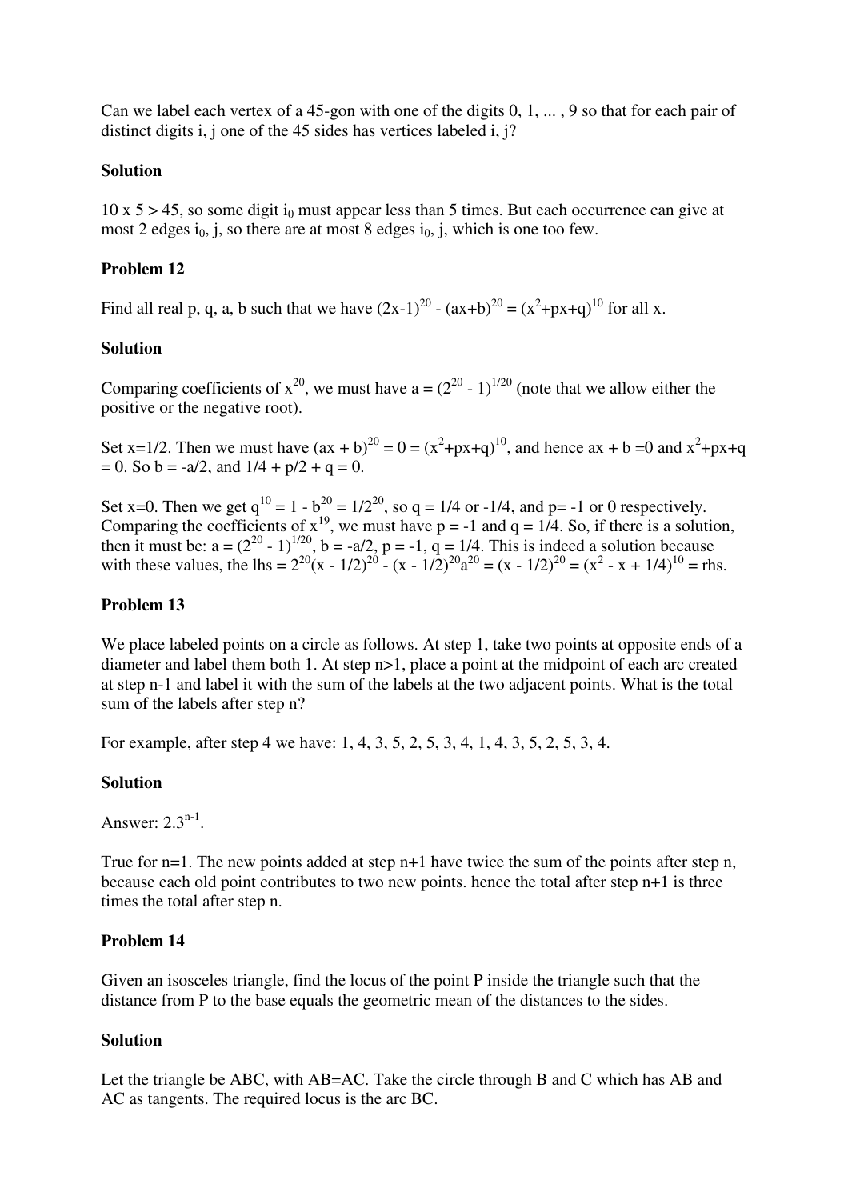Can we label each vertex of a 45-gon with one of the digits 0, 1, ... , 9 so that for each pair of distinct digits i, j one of the 45 sides has vertices labeled i, j?

**Solution**

10 x 5 > 45, so some digit $i_0$ must appear less than 5 times. But each occurrence can give at most 2 edges $i_0$, j, so there are at most 8 edges $i_0$, j, which is one too few.

**Problem 12**

Find all real p, q, a, b such that we have $(2x-1)^{20} - (ax+b)^{20} = (x^2+px+q)^{10}$ for all x.

**Solution**

Comparing coefficients of $x^{20}$, we must have $a = (2^{20} - 1)^{1/20}$ (note that we allow either the positive or the negative root).

Set x=1/2. Then we must have $(ax + b)^{20} = 0 = (x^2+px+q)^{10}$, and hence ax + b =0 and $x^2+px+q = 0$. So b = -a/2, and 1/4 + p/2 + q = 0.

Set x=0. Then we get $q^{10} = 1 - b^{20} = 1/2^{20}$, so q = 1/4 or -1/4, and p= -1 or 0 respectively. Comparing the coefficients of $x^{19}$, we must have p = -1 and q = 1/4. So, if there is a solution, then it must be: $a = (2^{20} - 1)^{1/20}$, b = -a/2, p = -1, q = 1/4. This is indeed a solution because with these values, the lhs $= 2^{20}(x - 1/2)^{20} - (x - 1/2)^{20}a^{20} = (x - 1/2)^{20} = (x^2 - x + 1/4)^{10}$ = rhs.

**Problem 13**

We place labeled points on a circle as follows. At step 1, take two points at opposite ends of a diameter and label them both 1. At step n>1, place a point at the midpoint of each arc created at step n-1 and label it with the sum of the labels at the two adjacent points. What is the total sum of the labels after step n?

For example, after step 4 we have: 1, 4, 3, 5, 2, 5, 3, 4, 1, 4, 3, 5, 2, 5, 3, 4.

**Solution**

Answer: $2.3^{n-1}$.

True for n=1. The new points added at step n+1 have twice the sum of the points after step n, because each old point contributes to two new points. hence the total after step n+1 is three times the total after step n.

**Problem 14**

Given an isosceles triangle, find the locus of the point P inside the triangle such that the distance from P to the base equals the geometric mean of the distances to the sides.

**Solution**

Let the triangle be ABC, with AB=AC. Take the circle through B and C which has AB and AC as tangents. The required locus is the arc BC.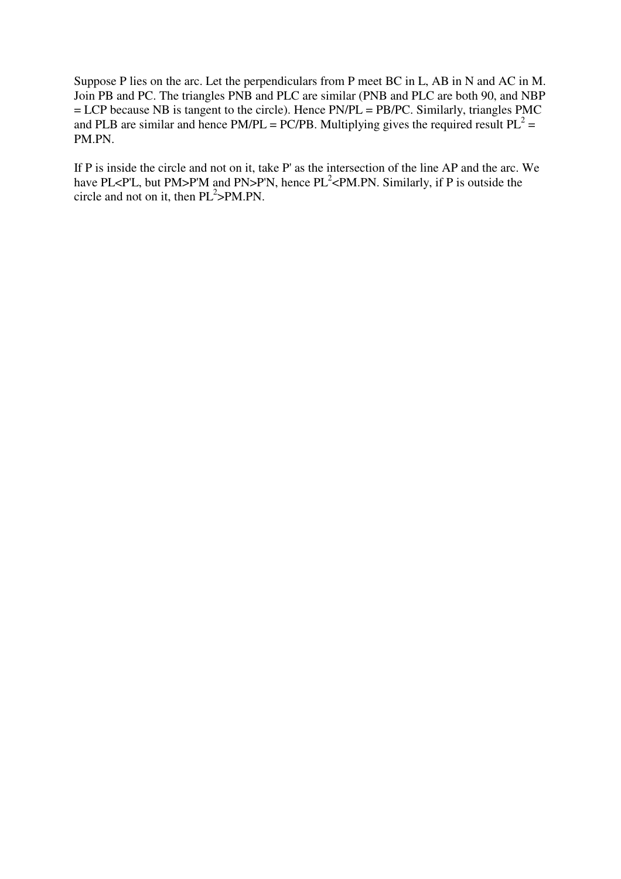Suppose P lies on the arc. Let the perpendiculars from P meet BC in L, AB in N and AC in M. Join PB and PC. The triangles PNB and PLC are similar (PNB and PLC are both 90, and NBP = LCP because NB is tangent to the circle). Hence PN/PL = PB/PC. Similarly, triangles PMC and PLB are similar and hence PM/PL = PC/PB. Multiplying gives the required result $PL^2$ = PM.PN.

If P is inside the circle and not on it, take P' as the intersection of the line AP and the arc. We have PL<P'L, but PM>P'M and PN>P'N, hence $PL^2$<PM.PN. Similarly, if P is outside the circle and not on it, then $PL^2$>PM.PN.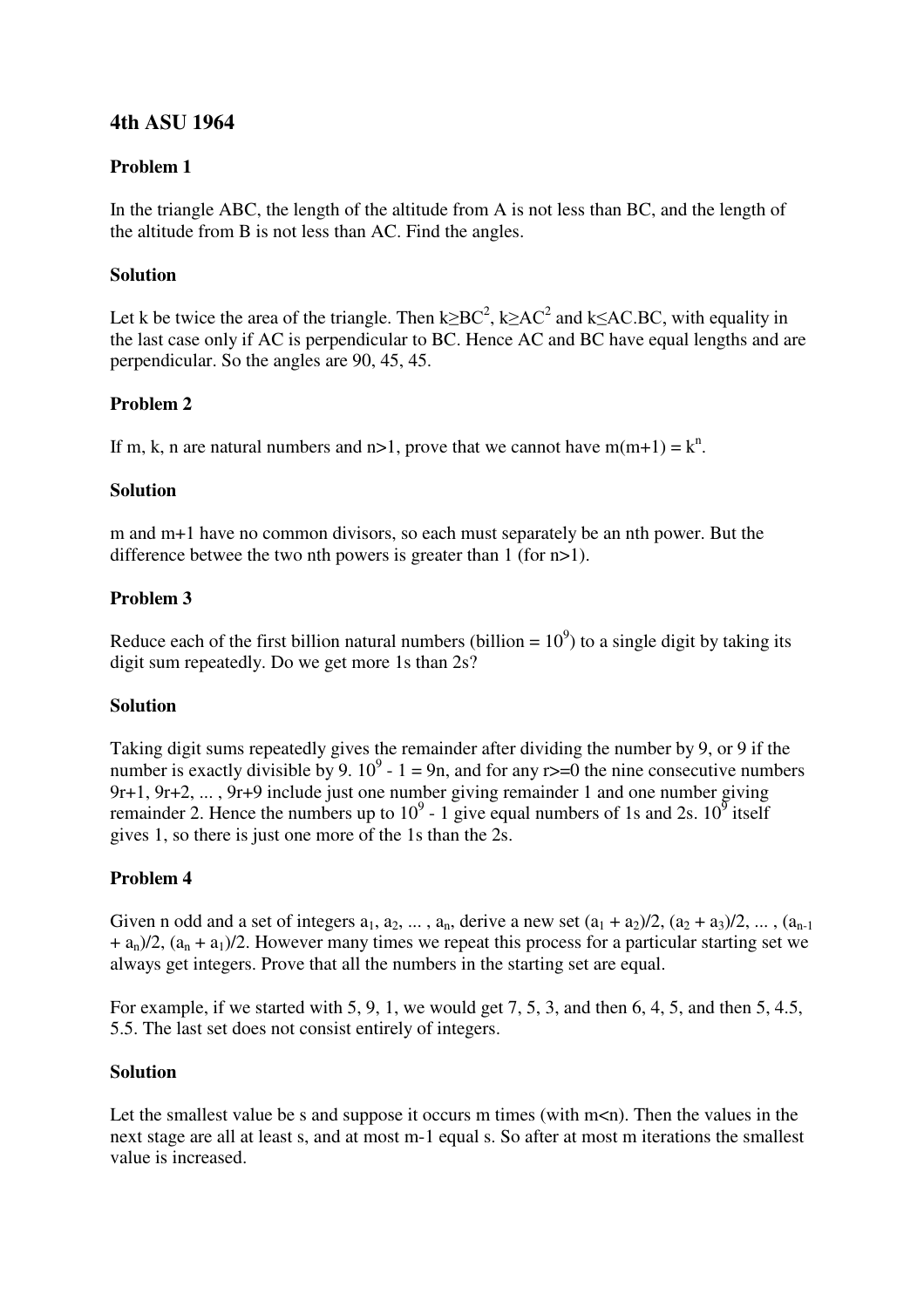## 4th ASU 1964

### Problem 1

In the triangle ABC, the length of the altitude from A is not less than BC, and the length of the altitude from B is not less than AC. Find the angles.

### Solution

Let k be twice the area of the triangle. Then $k \geq BC^2$, $k \geq AC^2$ and $k \leq AC.BC$, with equality in the last case only if AC is perpendicular to BC. Hence AC and BC have equal lengths and are perpendicular. So the angles are 90, 45, 45.

### Problem 2

If m, k, n are natural numbers and n>1, prove that we cannot have $m(m+1) = k^n$.

### Solution

m and m+1 have no common divisors, so each must separately be an nth power. But the difference betwee the two nth powers is greater than 1 (for n>1).

### Problem 3

Reduce each of the first billion natural numbers (billion = $10^9$) to a single digit by taking its digit sum repeatedly. Do we get more 1s than 2s?

### Solution

Taking digit sums repeatedly gives the remainder after dividing the number by 9, or 9 if the number is exactly divisible by 9. $10^9 - 1 = 9n$, and for any r>=0 the nine consecutive numbers 9r+1, 9r+2, ... , 9r+9 include just one number giving remainder 1 and one number giving remainder 2. Hence the numbers up to $10^9 - 1$ give equal numbers of 1s and 2s. $10^9$ itself gives 1, so there is just one more of the 1s than the 2s.

### Problem 4

Given n odd and a set of integers $a_1, a_2, \dots , a_n$, derive a new set $(a_1 + a_2)/2, (a_2 + a_3)/2, \dots , (a_{n-1} + a_n)/2, (a_n + a_1)/2$. However many times we repeat this process for a particular starting set we always get integers. Prove that all the numbers in the starting set are equal.

For example, if we started with 5, 9, 1, we would get 7, 5, 3, and then 6, 4, 5, and then 5, 4.5, 5.5. The last set does not consist entirely of integers.

### Solution

Let the smallest value be s and suppose it occurs m times (with m<n). Then the values in the next stage are all at least s, and at most m-1 equal s. So after at most m iterations the smallest value is increased.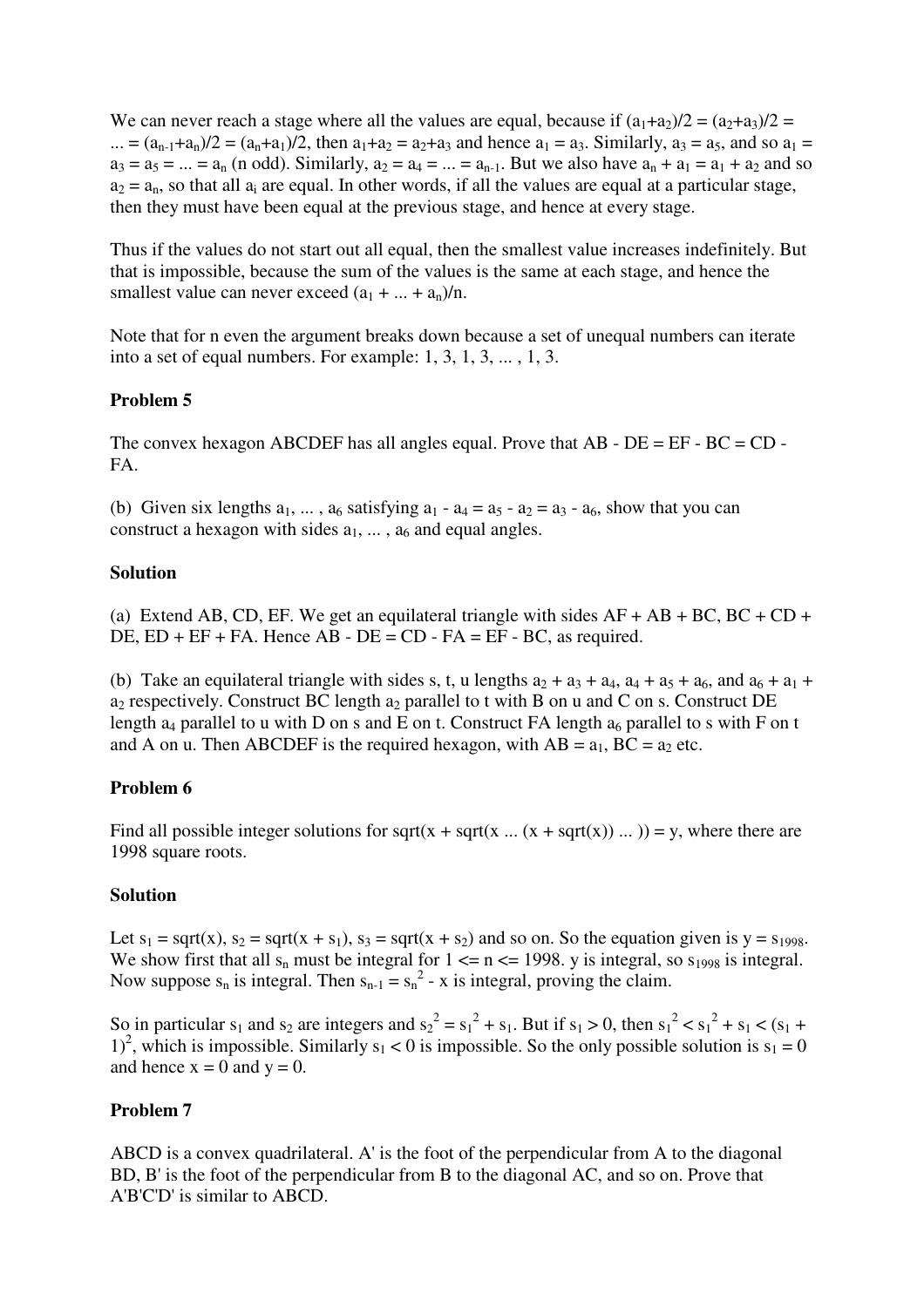We can never reach a stage where all the values are equal, because if $(a_1+a_2)/2 = (a_2+a_3)/2 = ... = (a_{n-1}+a_n)/2 = (a_n+a_1)/2$, then $a_1+a_2 = a_2+a_3$ and hence $a_1 = a_3$. Similarly, $a_3 = a_5$, and so $a_1 = a_3 = a_5 = ... = a_n$ (n odd). Similarly, $a_2 = a_4 = ... = a_{n-1}$. But we also have $a_n + a_1 = a_1 + a_2$ and so $a_2 = a_n$, so that all $a_i$ are equal. In other words, if all the values are equal at a particular stage, then they must have been equal at the previous stage, and hence at every stage.

Thus if the values do not start out all equal, then the smallest value increases indefinitely. But that is impossible, because the sum of the values is the same at each stage, and hence the smallest value can never exceed $(a_1 + ... + a_n)/n$.

Note that for n even the argument breaks down because a set of unequal numbers can iterate into a set of equal numbers. For example: 1, 3, 1, 3, ... , 1, 3.

**Problem 5**

The convex hexagon ABCDEF has all angles equal. Prove that AB - DE = EF - BC = CD - FA.

(b) Given six lengths $a_1, ... , a_6$ satisfying $a_1 - a_4 = a_5 - a_2 = a_3 - a_6$, show that you can construct a hexagon with sides $a_1, ... , a_6$ and equal angles.

**Solution**

(a) Extend AB, CD, EF. We get an equilateral triangle with sides AF + AB + BC, BC + CD + DE, ED + EF + FA. Hence AB - DE = CD - FA = EF - BC, as required.

(b) Take an equilateral triangle with sides s, t, u lengths $a_2 + a_3 + a_4$, $a_4 + a_5 + a_6$, and $a_6 + a_1 + a_2$ respectively. Construct BC length $a_2$ parallel to t with B on u and C on s. Construct DE length $a_4$ parallel to u with D on s and E on t. Construct FA length $a_6$ parallel to s with F on t and A on u. Then ABCDEF is the required hexagon, with AB = $a_1$, BC = $a_2$ etc.

**Problem 6**

Find all possible integer solutions for sqrt(x + sqrt(x ... (x + sqrt(x)) ... )) = y, where there are 1998 square roots.

**Solution**

Let $s_1$ = sqrt(x), $s_2$ = sqrt(x + $s_1$), $s_3$ = sqrt(x + $s_2$) and so on. So the equation given is $y = s_{1998}$. We show first that all $s_n$ must be integral for $1 \le n \le 1998$. y is integral, so $s_{1998}$ is integral. Now suppose $s_n$ is integral. Then $s_{n-1} = s_n^2 - x$ is integral, proving the claim.

So in particular $s_1$ and $s_2$ are integers and $s_2^2 = s_1^2 + s_1$. But if $s_1 > 0$, then $s_1^2 < s_1^2 + s_1 < (s_1 + 1)^2$, which is impossible. Similarly $s_1 < 0$ is impossible. So the only possible solution is $s_1 = 0$ and hence $x = 0$ and $y = 0$.

**Problem 7**

ABCD is a convex quadrilateral. A' is the foot of the perpendicular from A to the diagonal BD, B' is the foot of the perpendicular from B to the diagonal AC, and so on. Prove that A'B'C'D' is similar to ABCD.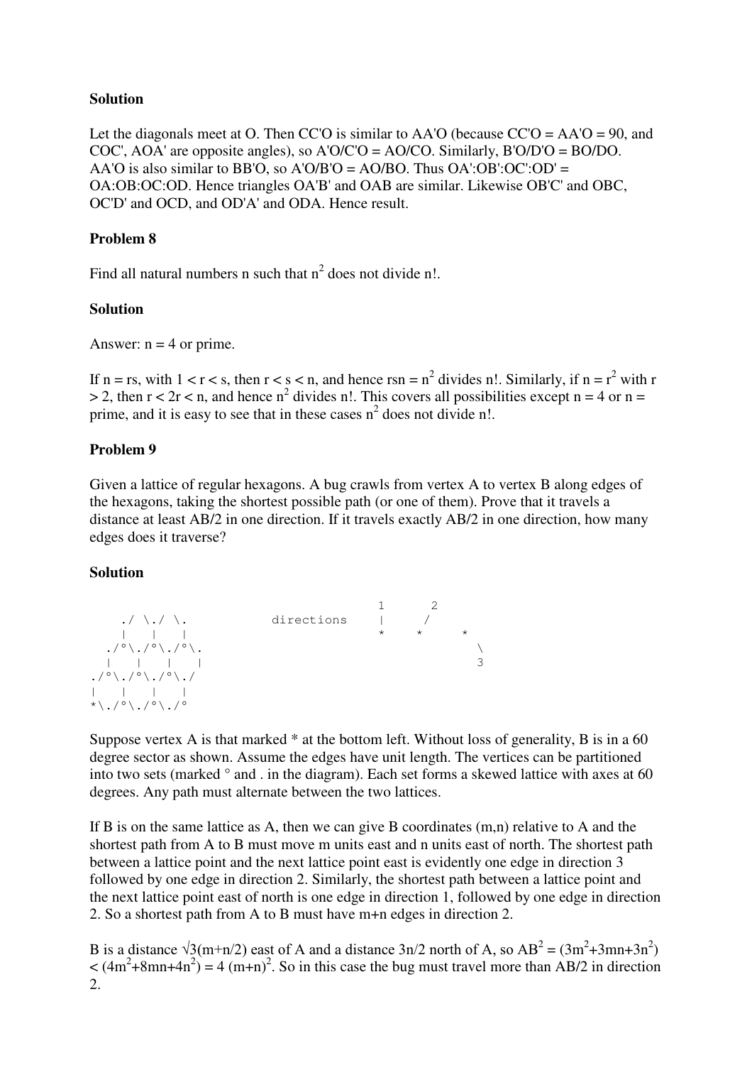**Solution**

Let the diagonals meet at O. Then CC'O is similar to AA'O (because CC'O = AA'O = 90, and COC', AOA' are opposite angles), so A'O/C'O = AO/CO. Similarly, B'O/D'O = BO/DO. AA'O is also similar to BB'O, so A'O/B'O = AO/BO. Thus OA':OB':OC':OD' = OA:OB:OC:OD. Hence triangles OA'B' and OAB are similar. Likewise OB'C' and OBC, OC'D' and OCD, and OD'A' and ODA. Hence result.

**Problem 8**

Find all natural numbers n such that $n^2$ does not divide n!.

**Solution**

Answer: n = 4 or prime.

If n = rs, with 1 < r < s, then r < s < n, and hence rsn = $n^2$ divides n!. Similarly, if n = $r^2$ with r > 2, then r < 2r < n, and hence $n^2$ divides n!. This covers all possibilities except n = 4 or n = prime, and it is easy to see that in these cases $n^2$ does not divide n!.

**Problem 9**

Given a lattice of regular hexagons. A bug crawls from vertex A to vertex B along edges of the hexagons, taking the shortest possible path (or one of them). Prove that it travels a distance at least AB/2 in one direction. If it travels exactly AB/2 in one direction, how many edges does it traverse?

**Solution**

```
                                                     1       2
    ./ \./ \.            directions    |      /
    |   |   |                          *    *     *
  ./°\./°\./°\.                                     \
  |   |   |   |                                     3
./°\./°\./°\./
|   |   |   |
*\./°\./°\./°
```

Suppose vertex A is that marked * at the bottom left. Without loss of generality, B is in a 60 degree sector as shown. Assume the edges have unit length. The vertices can be partitioned into two sets (marked ° and . in the diagram). Each set forms a skewed lattice with axes at 60 degrees. Any path must alternate between the two lattices.

If B is on the same lattice as A, then we can give B coordinates (m,n) relative to A and the shortest path from A to B must move m units east and n units east of north. The shortest path between a lattice point and the next lattice point east is evidently one edge in direction 3 followed by one edge in direction 2. Similarly, the shortest path between a lattice point and the next lattice point east of north is one edge in direction 1, followed by one edge in direction 2. So a shortest path from A to B must have m+n edges in direction 2.

B is a distance $\sqrt{3}(m+n/2)$ east of A and a distance 3n/2 north of A, so $AB^2 = (3m^2+3mn+3n^2) < (4m^2+8mn+4n^2) = 4(m+n)^2$. So in this case the bug must travel more than AB/2 in direction 2.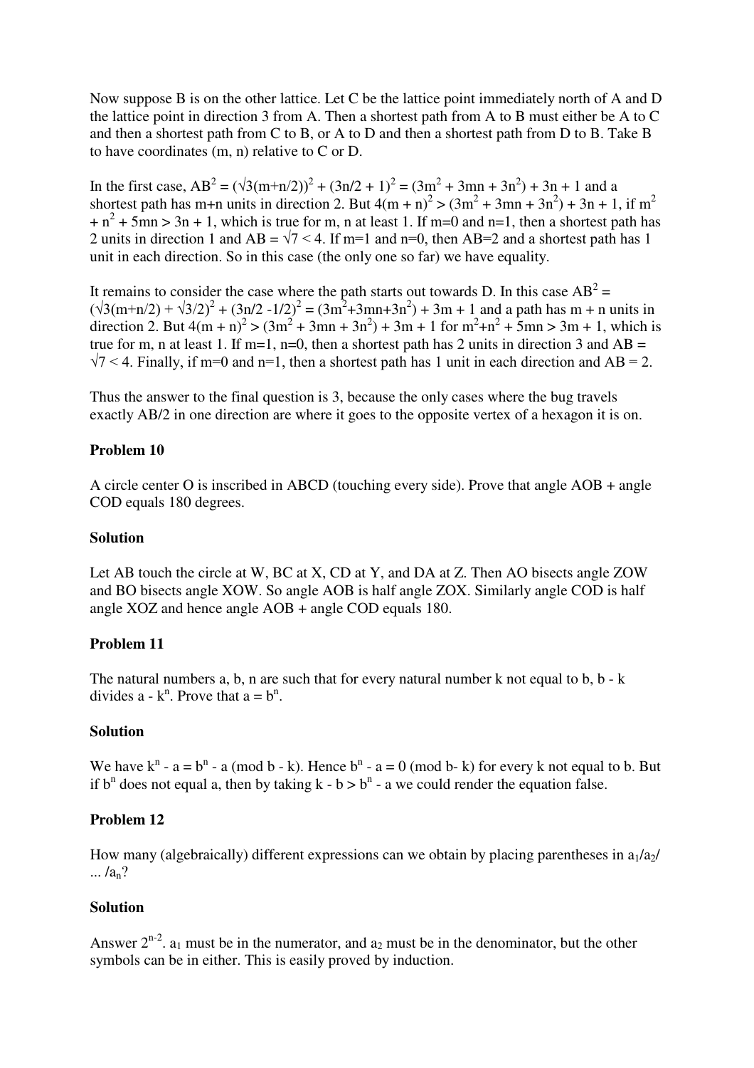Now suppose B is on the other lattice. Let C be the lattice point immediately north of A and D the lattice point in direction 3 from A. Then a shortest path from A to B must either be A to C and then a shortest path from C to B, or A to D and then a shortest path from D to B. Take B to have coordinates (m, n) relative to C or D.

In the first case, $AB^2 = (\sqrt{3}(m+n/2))^2 + (3n/2 + 1)^2 = (3m^2 + 3mn + 3n^2) + 3n + 1$ and a shortest path has m+n units in direction 2. But $4(m + n)^2 > (3m^2 + 3mn + 3n^2) + 3n + 1$, if $m^2 + n^2 + 5mn > 3n + 1$, which is true for m, n at least 1. If m=0 and n=1, then a shortest path has 2 units in direction 1 and $AB = \sqrt{7} < 4$. If m=1 and n=0, then AB=2 and a shortest path has 1 unit in each direction. So in this case (the only one so far) we have equality.

It remains to consider the case where the path starts out towards D. In this case $AB^2 = (\sqrt{3}(m+n/2) + \sqrt{3}/2)^2 + (3n/2 - 1/2)^2 = (3m^2+3mn+3n^2) + 3m + 1$ and a path has m + n units in direction 2. But $4(m + n)^2 > (3m^2 + 3mn + 3n^2) + 3m + 1$ for $m^2+n^2 + 5mn > 3m + 1$, which is true for m, n at least 1. If m=1, n=0, then a shortest path has 2 units in direction 3 and $AB = \sqrt{7} < 4$. Finally, if m=0 and n=1, then a shortest path has 1 unit in each direction and AB = 2.

Thus the answer to the final question is 3, because the only cases where the bug travels exactly AB/2 in one direction are where it goes to the opposite vertex of a hexagon it is on.

**Problem 10**

A circle center O is inscribed in ABCD (touching every side). Prove that angle AOB + angle COD equals 180 degrees.

**Solution**

Let AB touch the circle at W, BC at X, CD at Y, and DA at Z. Then AO bisects angle ZOW and BO bisects angle XOW. So angle AOB is half angle ZOX. Similarly angle COD is half angle XOZ and hence angle AOB + angle COD equals 180.

**Problem 11**

The natural numbers a, b, n are such that for every natural number k not equal to b, b - k divides $a - k^n$. Prove that $a = b^n$.

**Solution**

We have $k^n - a = b^n - a \pmod{b - k}$. Hence $b^n - a = 0 \pmod{b - k}$ for every k not equal to b. But if $b^n$ does not equal a, then by taking $k - b > b^n - a$ we could render the equation false.

**Problem 12**

How many (algebraically) different expressions can we obtain by placing parentheses in $a_1/a_2/ \dots /a_n$?

**Solution**

Answer $2^{n-2}$. $a_1$ must be in the numerator, and $a_2$ must be in the denominator, but the other symbols can be in either. This is easily proved by induction.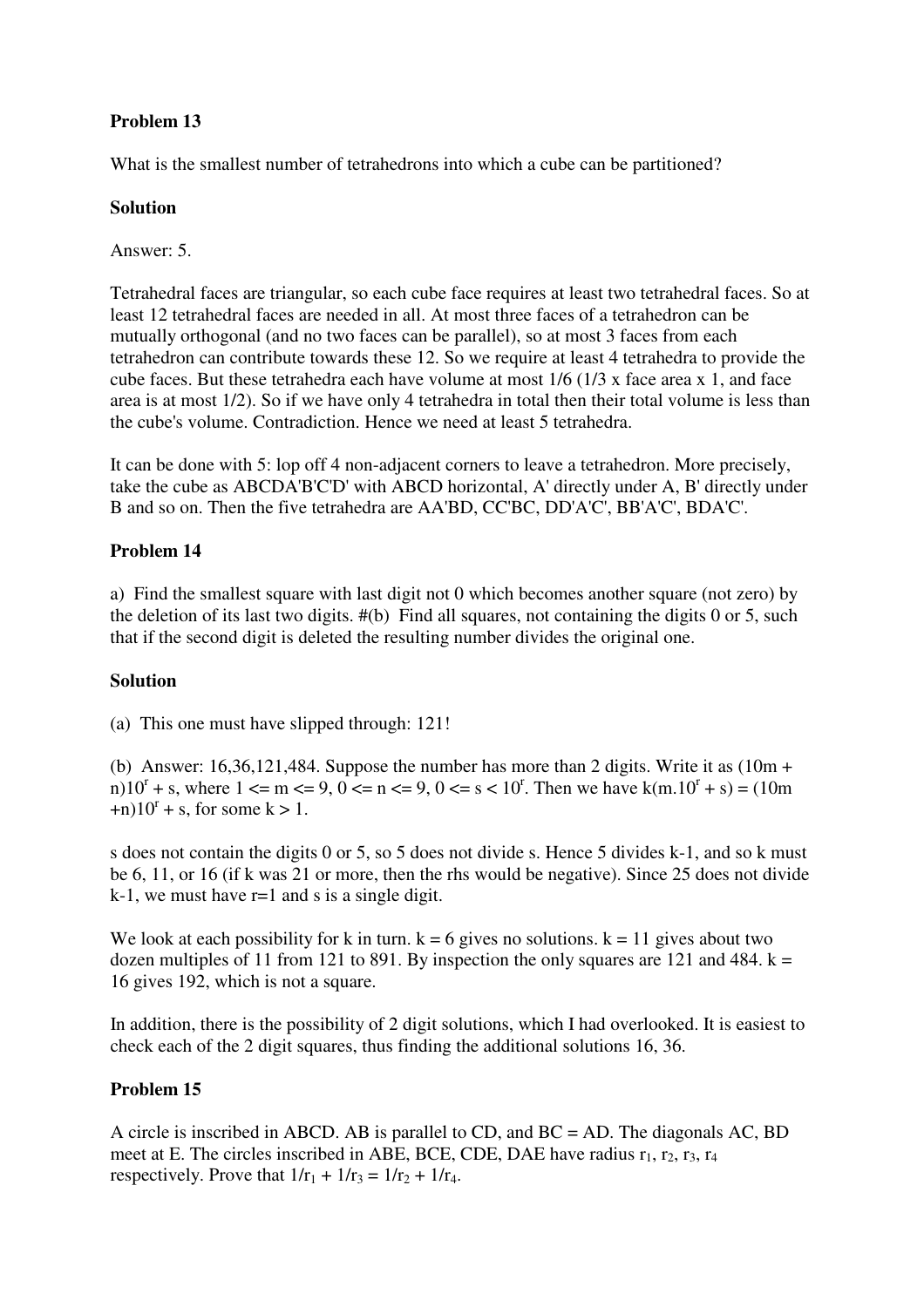**Problem 13**

What is the smallest number of tetrahedrons into which a cube can be partitioned?

**Solution**

Answer: 5.

Tetrahedral faces are triangular, so each cube face requires at least two tetrahedral faces. So at least 12 tetrahedral faces are needed in all. At most three faces of a tetrahedron can be mutually orthogonal (and no two faces can be parallel), so at most 3 faces from each tetrahedron can contribute towards these 12. So we require at least 4 tetrahedra to provide the cube faces. But these tetrahedra each have volume at most 1/6 (1/3 x face area x 1, and face area is at most 1/2). So if we have only 4 tetrahedra in total then their total volume is less than the cube's volume. Contradiction. Hence we need at least 5 tetrahedra.

It can be done with 5: lop off 4 non-adjacent corners to leave a tetrahedron. More precisely, take the cube as ABCDA'B'C'D' with ABCD horizontal, A' directly under A, B' directly under B and so on. Then the five tetrahedra are AA'BD, CC'BC, DD'A'C', BB'A'C', BDA'C'.

**Problem 14**

a) Find the smallest square with last digit not 0 which becomes another square (not zero) by the deletion of its last two digits. #(b) Find all squares, not containing the digits 0 or 5, such that if the second digit is deleted the resulting number divides the original one.

**Solution**

(a) This one must have slipped through: 121!

(b) Answer: 16,36,121,484. Suppose the number has more than 2 digits. Write it as $(10m + n)10^r + s$, where $1 \le m \le 9$, $0 \le n \le 9$, $0 \le s < 10^r$. Then we have $k(m.10^r + s) = (10m + n)10^r + s$, for some $k > 1$.

s does not contain the digits 0 or 5, so 5 does not divide s. Hence 5 divides k-1, and so k must be 6, 11, or 16 (if k was 21 or more, then the rhs would be negative). Since 25 does not divide k-1, we must have r=1 and s is a single digit.

We look at each possibility for k in turn. k = 6 gives no solutions. k = 11 gives about two dozen multiples of 11 from 121 to 891. By inspection the only squares are 121 and 484. k = 16 gives 192, which is not a square.

In addition, there is the possibility of 2 digit solutions, which I had overlooked. It is easiest to check each of the 2 digit squares, thus finding the additional solutions 16, 36.

**Problem 15**

A circle is inscribed in ABCD. AB is parallel to CD, and BC = AD. The diagonals AC, BD meet at E. The circles inscribed in ABE, BCE, CDE, DAE have radius $r_1$, $r_2$, $r_3$, $r_4$ respectively. Prove that $1/r_1 + 1/r_3 = 1/r_2 + 1/r_4$.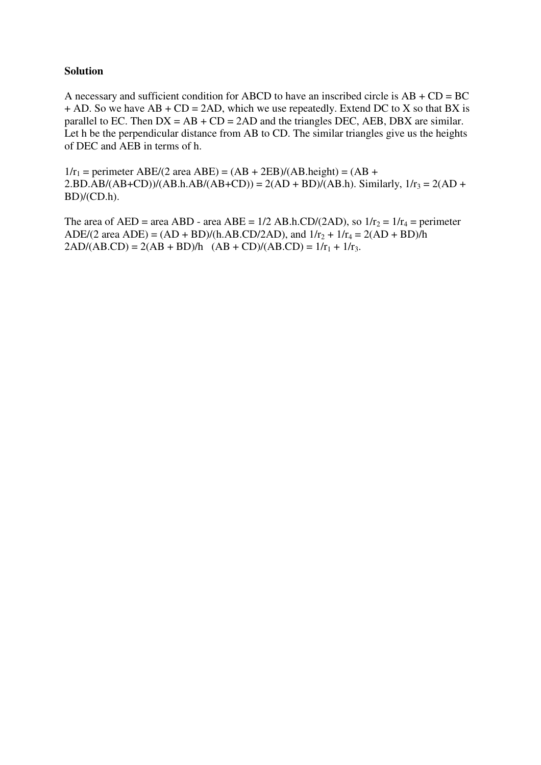**Solution**

A necessary and sufficient condition for ABCD to have an inscribed circle is AB + CD = BC + AD. So we have AB + CD = 2AD, which we use repeatedly. Extend DC to X so that BX is parallel to EC. Then DX = AB + CD = 2AD and the triangles DEC, AEB, DBX are similar. Let h be the perpendicular distance from AB to CD. The similar triangles give us the heights of DEC and AEB in terms of h.

$1/r_1$ = perimeter ABE/(2 area ABE) = (AB + 2EB)/(AB.height) = (AB + 2.BD.AB/(AB+CD))/(AB.h.AB/(AB+CD)) = 2(AD + BD)/(AB.h). Similarly, $1/r_3$ = 2(AD + BD)/(CD.h).

The area of AED = area ABD - area ABE = 1/2 AB.h.CD/(2AD), so $1/r_2 = 1/r_4$ = perimeter ADE/(2 area ADE) = (AD + BD)/(h.AB.CD/2AD), and $1/r_2 + 1/r_4$ = 2(AD + BD)/h 2AD/(AB.CD) = 2(AB + BD)/h (AB + CD)/(AB.CD) = $1/r_1 + 1/r_3$.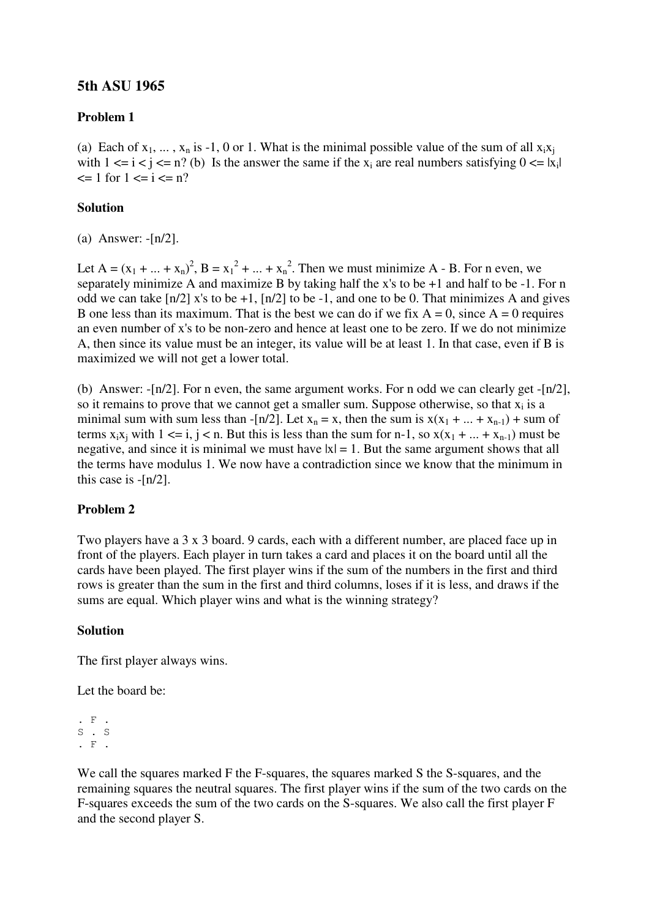## 5th ASU 1965

### Problem 1

(a) Each of $x_1, ... , x_n$ is -1, 0 or 1. What is the minimal possible value of the sum of all $x_ix_j$ with $1 <= i < j <= n$? (b) Is the answer the same if the $x_i$ are real numbers satisfying $0 <= |x_i| <= 1$ for $1 <= i <= n$?

### Solution

(a) Answer: -[n/2].

Let $A = (x_1 + ... + x_n)^2$, $B = x_1^2 + ... + x_n^2$. Then we must minimize A - B. For n even, we separately minimize A and maximize B by taking half the x's to be +1 and half to be -1. For n odd we can take [n/2] x's to be +1, [n/2] to be -1, and one to be 0. That minimizes A and gives B one less than its maximum. That is the best we can do if we fix A = 0, since A = 0 requires an even number of x's to be non-zero and hence at least one to be zero. If we do not minimize A, then since its value must be an integer, its value will be at least 1. In that case, even if B is maximized we will not get a lower total.

(b) Answer: -[n/2]. For n even, the same argument works. For n odd we can clearly get -[n/2], so it remains to prove that we cannot get a smaller sum. Suppose otherwise, so that $x_i$ is a minimal sum with sum less than -[n/2]. Let $x_n = x$, then the sum is $x(x_1 + ... + x_{n-1})$ + sum of terms $x_ix_j$ with $1 <= i, j < n$. But this is less than the sum for n-1, so $x(x_1 + ... + x_{n-1})$ must be negative, and since it is minimal we must have $|x| = 1$. But the same argument shows that all the terms have modulus 1. We now have a contradiction since we know that the minimum in this case is -[n/2].

### Problem 2

Two players have a 3 x 3 board. 9 cards, each with a different number, are placed face up in front of the players. Each player in turn takes a card and places it on the board until all the cards have been played. The first player wins if the sum of the numbers in the first and third rows is greater than the sum in the first and third columns, loses if it is less, and draws if the sums are equal. Which player wins and what is the winning strategy?

### Solution

The first player always wins.

Let the board be:

```
. F .
S . S
. F .
```

We call the squares marked F the F-squares, the squares marked S the S-squares, and the remaining squares the neutral squares. The first player wins if the sum of the two cards on the F-squares exceeds the sum of the two cards on the S-squares. We also call the first player F and the second player S.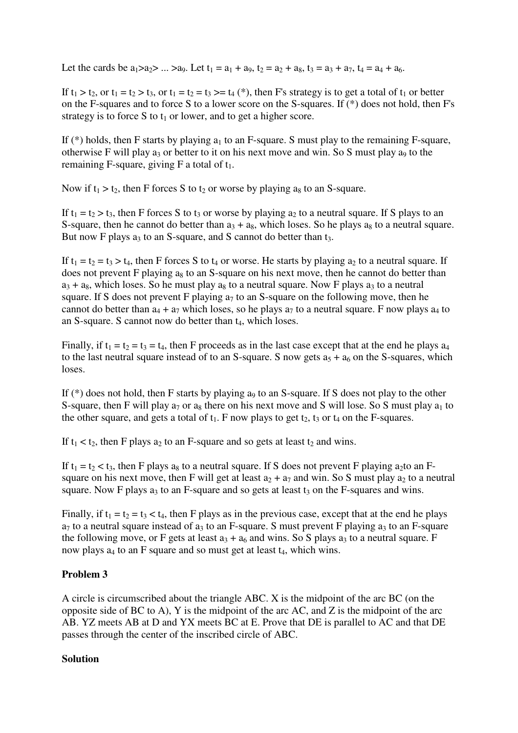Let the cards be $a_1 > a_2 > ... > a_9$. Let $t_1 = a_1 + a_9$, $t_2 = a_2 + a_8$, $t_3 = a_3 + a_7$, $t_4 = a_4 + a_6$.

If $t_1 > t_2$, or $t_1 = t_2 > t_3$, or $t_1 = t_2 = t_3 >= t_4$ (*), then F's strategy is to get a total of $t_1$ or better on the F-squares and to force S to a lower score on the S-squares. If (*) does not hold, then F's strategy is to force S to $t_1$ or lower, and to get a higher score.

If (*) holds, then F starts by playing $a_1$ to an F-square. S must play to the remaining F-square, otherwise F will play $a_3$ or better to it on his next move and win. So S must play $a_9$ to the remaining F-square, giving F a total of $t_1$.

Now if $t_1 > t_2$, then F forces S to $t_2$ or worse by playing $a_8$ to an S-square.

If $t_1 = t_2 > t_3$, then F forces S to $t_3$ or worse by playing $a_2$ to a neutral square. If S plays to an S-square, then he cannot do better than $a_3 + a_8$, which loses. So he plays $a_8$ to a neutral square. But now F plays $a_3$ to an S-square, and S cannot do better than $t_3$.

If $t_1 = t_2 = t_3 > t_4$, then F forces S to $t_4$ or worse. He starts by playing $a_2$ to a neutral square. If does not prevent F playing $a_8$ to an S-square on his next move, then he cannot do better than $a_3 + a_8$, which loses. So he must play $a_8$ to a neutral square. Now F plays $a_3$ to a neutral square. If S does not prevent F playing $a_7$ to an S-square on the following move, then he cannot do better than $a_4 + a_7$ which loses, so he plays $a_7$ to a neutral square. F now plays $a_4$ to an S-square. S cannot now do better than $t_4$, which loses.

Finally, if $t_1 = t_2 = t_3 = t_4$, then F proceeds as in the last case except that at the end he plays $a_4$ to the last neutral square instead of to an S-square. S now gets $a_5 + a_6$ on the S-squares, which loses.

If (*) does not hold, then F starts by playing $a_9$ to an S-square. If S does not play to the other S-square, then F will play $a_7$ or $a_8$ there on his next move and S will lose. So S must play $a_1$ to the other square, and gets a total of $t_1$. F now plays to get $t_2$, $t_3$ or $t_4$ on the F-squares.

If $t_1 < t_2$, then F plays $a_2$ to an F-square and so gets at least $t_2$ and wins.

If $t_1 = t_2 < t_3$, then F plays $a_8$ to a neutral square. If S does not prevent F playing $a_2$to an F-square on his next move, then F will get at least $a_2 + a_7$ and win. So S must play $a_2$ to a neutral square. Now F plays $a_3$ to an F-square and so gets at least $t_3$ on the F-squares and wins.

Finally, if $t_1 = t_2 = t_3 < t_4$, then F plays as in the previous case, except that at the end he plays $a_7$ to a neutral square instead of $a_3$ to an F-square. S must prevent F playing $a_3$ to an F-square the following move, or F gets at least $a_3 + a_6$ and wins. So S plays $a_3$ to a neutral square. F now plays $a_4$ to an F square and so must get at least $t_4$, which wins.

**Problem 3**

A circle is circumscribed about the triangle ABC. X is the midpoint of the arc BC (on the opposite side of BC to A), Y is the midpoint of the arc AC, and Z is the midpoint of the arc AB. YZ meets AB at D and YX meets BC at E. Prove that DE is parallel to AC and that DE passes through the center of the inscribed circle of ABC.

**Solution**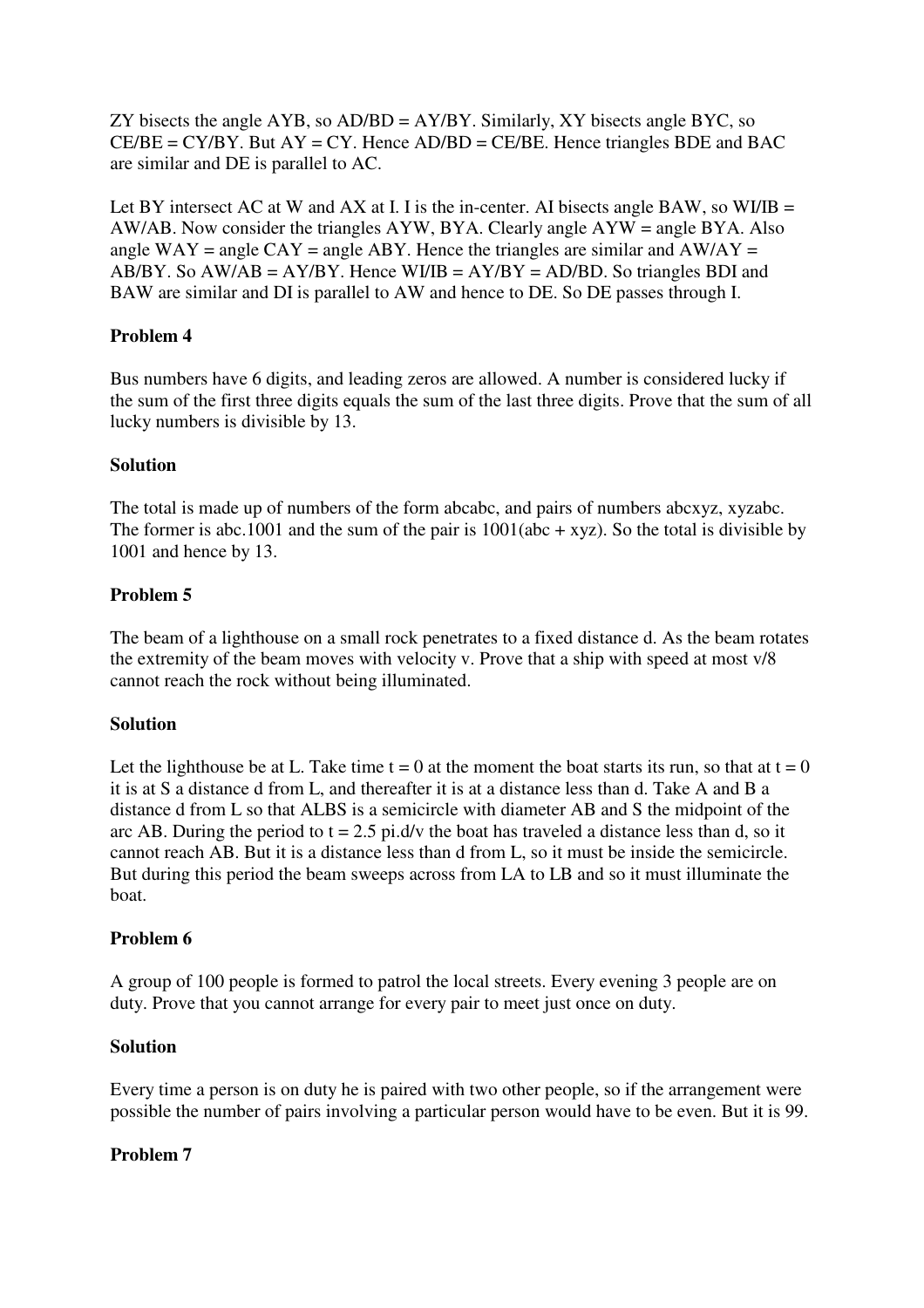ZY bisects the angle AYB, so AD/BD = AY/BY. Similarly, XY bisects angle BYC, so CE/BE = CY/BY. But AY = CY. Hence AD/BD = CE/BE. Hence triangles BDE and BAC are similar and DE is parallel to AC.

Let BY intersect AC at W and AX at I. I is the in-center. AI bisects angle BAW, so WI/IB = AW/AB. Now consider the triangles AYW, BYA. Clearly angle AYW = angle BYA. Also angle WAY = angle CAY = angle ABY. Hence the triangles are similar and AW/AY = AB/BY. So AW/AB = AY/BY. Hence WI/IB = AY/BY = AD/BD. So triangles BDI and BAW are similar and DI is parallel to AW and hence to DE. So DE passes through I.

**Problem 4**

Bus numbers have 6 digits, and leading zeros are allowed. A number is considered lucky if the sum of the first three digits equals the sum of the last three digits. Prove that the sum of all lucky numbers is divisible by 13.

**Solution**

The total is made up of numbers of the form abcabc, and pairs of numbers abcxyz, xyzabc. The former is abc.1001 and the sum of the pair is 1001(abc + xyz). So the total is divisible by 1001 and hence by 13.

**Problem 5**

The beam of a lighthouse on a small rock penetrates to a fixed distance d. As the beam rotates the extremity of the beam moves with velocity v. Prove that a ship with speed at most v/8 cannot reach the rock without being illuminated.

**Solution**

Let the lighthouse be at L. Take time t = 0 at the moment the boat starts its run, so that at t = 0 it is at S a distance d from L, and thereafter it is at a distance less than d. Take A and B a distance d from L so that ALBS is a semicircle with diameter AB and S the midpoint of the arc AB. During the period to t = 2.5 pi.d/v the boat has traveled a distance less than d, so it cannot reach AB. But it is a distance less than d from L, so it must be inside the semicircle. But during this period the beam sweeps across from LA to LB and so it must illuminate the boat.

**Problem 6**

A group of 100 people is formed to patrol the local streets. Every evening 3 people are on duty. Prove that you cannot arrange for every pair to meet just once on duty.

**Solution**

Every time a person is on duty he is paired with two other people, so if the arrangement were possible the number of pairs involving a particular person would have to be even. But it is 99.

**Problem 7**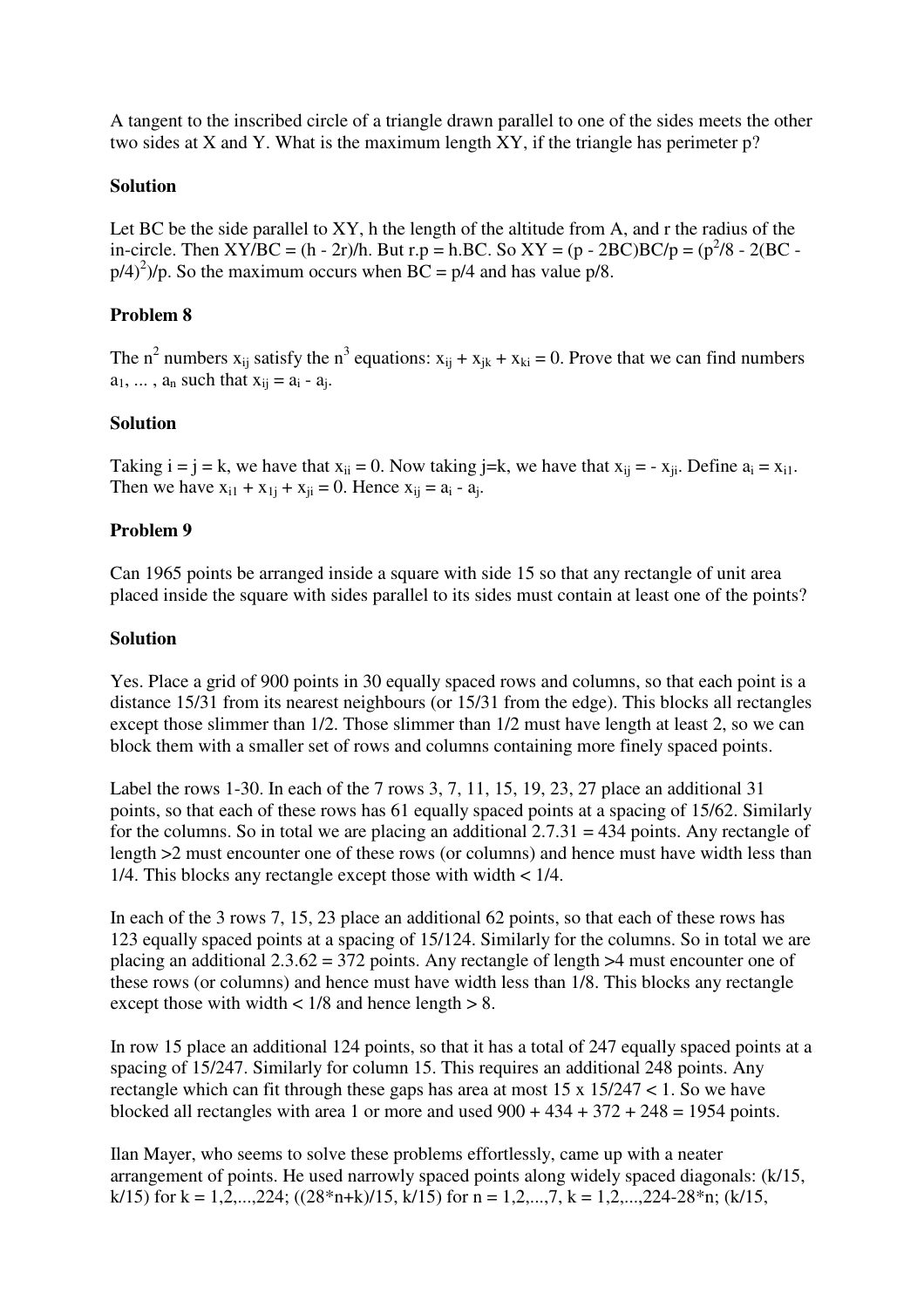A tangent to the inscribed circle of a triangle drawn parallel to one of the sides meets the other two sides at X and Y. What is the maximum length XY, if the triangle has perimeter p?

**Solution**

Let BC be the side parallel to XY, h the length of the altitude from A, and r the radius of the in-circle. Then $XY/BC = (h - 2r)/h$. But $r.p = h.BC$. So $XY = (p - 2BC)BC/p = (p^2/8 - 2(BC - p/4)^2)/p$. So the maximum occurs when $BC = p/4$ and has value $p/8$.

**Problem 8**

The $n^2$ numbers $x_{ij}$ satisfy the $n^3$ equations: $x_{ij} + x_{jk} + x_{ki} = 0$. Prove that we can find numbers $a_1, \dots , a_n$ such that $x_{ij} = a_i - a_j$.

**Solution**

Taking $i = j = k$, we have that $x_{ii} = 0$. Now taking $j=k$, we have that $x_{ij} = - x_{ji}$. Define $a_i = x_{i1}$. Then we have $x_{i1} + x_{1j} + x_{ji} = 0$. Hence $x_{ij} = a_i - a_j$.

**Problem 9**

Can 1965 points be arranged inside a square with side 15 so that any rectangle of unit area placed inside the square with sides parallel to its sides must contain at least one of the points?

**Solution**

Yes. Place a grid of 900 points in 30 equally spaced rows and columns, so that each point is a distance 15/31 from its nearest neighbours (or 15/31 from the edge). This blocks all rectangles except those slimmer than 1/2. Those slimmer than 1/2 must have length at least 2, so we can block them with a smaller set of rows and columns containing more finely spaced points.

Label the rows 1-30. In each of the 7 rows 3, 7, 11, 15, 19, 23, 27 place an additional 31 points, so that each of these rows has 61 equally spaced points at a spacing of 15/62. Similarly for the columns. So in total we are placing an additional 2.7.31 = 434 points. Any rectangle of length >2 must encounter one of these rows (or columns) and hence must have width less than 1/4. This blocks any rectangle except those with width < 1/4.

In each of the 3 rows 7, 15, 23 place an additional 62 points, so that each of these rows has 123 equally spaced points at a spacing of 15/124. Similarly for the columns. So in total we are placing an additional 2.3.62 = 372 points. Any rectangle of length >4 must encounter one of these rows (or columns) and hence must have width less than 1/8. This blocks any rectangle except those with width < 1/8 and hence length > 8.

In row 15 place an additional 124 points, so that it has a total of 247 equally spaced points at a spacing of 15/247. Similarly for column 15. This requires an additional 248 points. Any rectangle which can fit through these gaps has area at most 15 x 15/247 < 1. So we have blocked all rectangles with area 1 or more and used 900 + 434 + 372 + 248 = 1954 points.

Ilan Mayer, who seems to solve these problems effortlessly, came up with a neater arrangement of points. He used narrowly spaced points along widely spaced diagonals: (k/15, k/15) for k = 1,2,...,224; ((28*n+k)/15, k/15) for n = 1,2,...,7, k = 1,2,...,224-28*n; (k/15,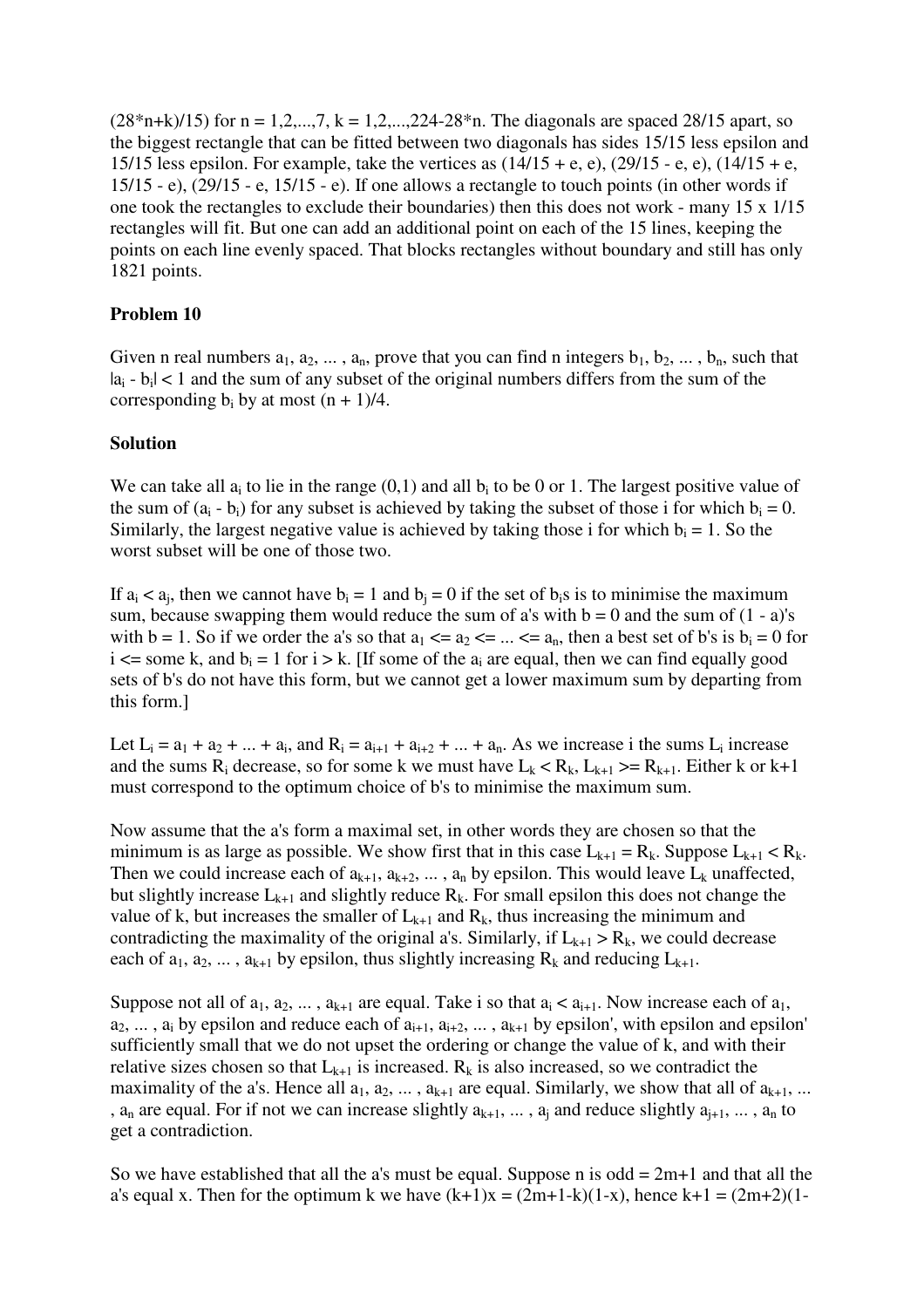$(28{*}n+k)/15)$ for $n = 1,2,...,7$, $k = 1,2,...,224-28{*}n$. The diagonals are spaced 28/15 apart, so the biggest rectangle that can be fitted between two diagonals has sides 15/15 less epsilon and 15/15 less epsilon. For example, take the vertices as $(14/15 + e, e)$, $(29/15 - e, e)$, $(14/15 + e, 15/15 - e)$, $(29/15 - e, 15/15 - e)$. If one allows a rectangle to touch points (in other words if one took the rectangles to exclude their boundaries) then this does not work - many 15 x 1/15 rectangles will fit. But one can add an additional point on each of the 15 lines, keeping the points on each line evenly spaced. That blocks rectangles without boundary and still has only 1821 points.

### Problem 10

Given n real numbers $a_1, a_2, ... , a_n$, prove that you can find n integers $b_1, b_2, ... , b_n$, such that $|a_i - b_i| < 1$ and the sum of any subset of the original numbers differs from the sum of the corresponding $b_i$ by at most $(n + 1)/4$.

### Solution

We can take all $a_i$ to lie in the range (0,1) and all $b_i$ to be 0 or 1. The largest positive value of the sum of $(a_i - b_i)$ for any subset is achieved by taking the subset of those i for which $b_i = 0$. Similarly, the largest negative value is achieved by taking those i for which $b_i = 1$. So the worst subset will be one of those two.

If $a_i < a_j$, then we cannot have $b_i = 1$ and $b_j = 0$ if the set of $b_i$s is to minimise the maximum sum, because swapping them would reduce the sum of a's with b = 0 and the sum of (1 - a)'s with b = 1. So if we order the a's so that $a_1 <= a_2 <= ... <= a_n$, then a best set of b's is $b_i = 0$ for $i <=$ some k, and $b_i = 1$ for $i > k$. [If some of the $a_i$ are equal, then we can find equally good sets of b's do not have this form, but we cannot get a lower maximum sum by departing from this form.]

Let $L_i = a_1 + a_2 + ... + a_i$, and $R_i = a_{i+1} + a_{i+2} + ... + a_n$. As we increase i the sums $L_i$ increase and the sums $R_i$ decrease, so for some k we must have $L_k < R_k$, $L_{k+1} >= R_{k+1}$. Either k or k+1 must correspond to the optimum choice of b's to minimise the maximum sum.

Now assume that the a's form a maximal set, in other words they are chosen so that the minimum is as large as possible. We show first that in this case $L_{k+1} = R_k$. Suppose $L_{k+1} < R_k$. Then we could increase each of $a_{k+1}, a_{k+2}, ... , a_n$ by epsilon. This would leave $L_k$ unaffected, but slightly increase $L_{k+1}$ and slightly reduce $R_k$. For small epsilon this does not change the value of k, but increases the smaller of $L_{k+1}$ and $R_k$, thus increasing the minimum and contradicting the maximality of the original a's. Similarly, if $L_{k+1} > R_k$, we could decrease each of $a_1, a_2, ... , a_{k+1}$ by epsilon, thus slightly increasing $R_k$ and reducing $L_{k+1}$.

Suppose not all of $a_1, a_2, ... , a_{k+1}$ are equal. Take i so that $a_i < a_{i+1}$. Now increase each of $a_1, a_2, ... , a_i$ by epsilon and reduce each of $a_{i+1}, a_{i+2}, ... , a_{k+1}$ by epsilon', with epsilon and epsilon' sufficiently small that we do not upset the ordering or change the value of k, and with their relative sizes chosen so that $L_{k+1}$ is increased. $R_k$ is also increased, so we contradict the maximality of the a's. Hence all $a_1, a_2, ... , a_{k+1}$ are equal. Similarly, we show that all of $a_{k+1}, ... , a_n$ are equal. For if not we can increase slightly $a_{k+1}, ... , a_j$ and reduce slightly $a_{j+1}, ... , a_n$ to get a contradiction.

So we have established that all the a's must be equal. Suppose n is odd = 2m+1 and that all the a's equal x. Then for the optimum k we have $(k+1)x = (2m+1-k)(1-x)$, hence $k+1 = (2m+2)(1-$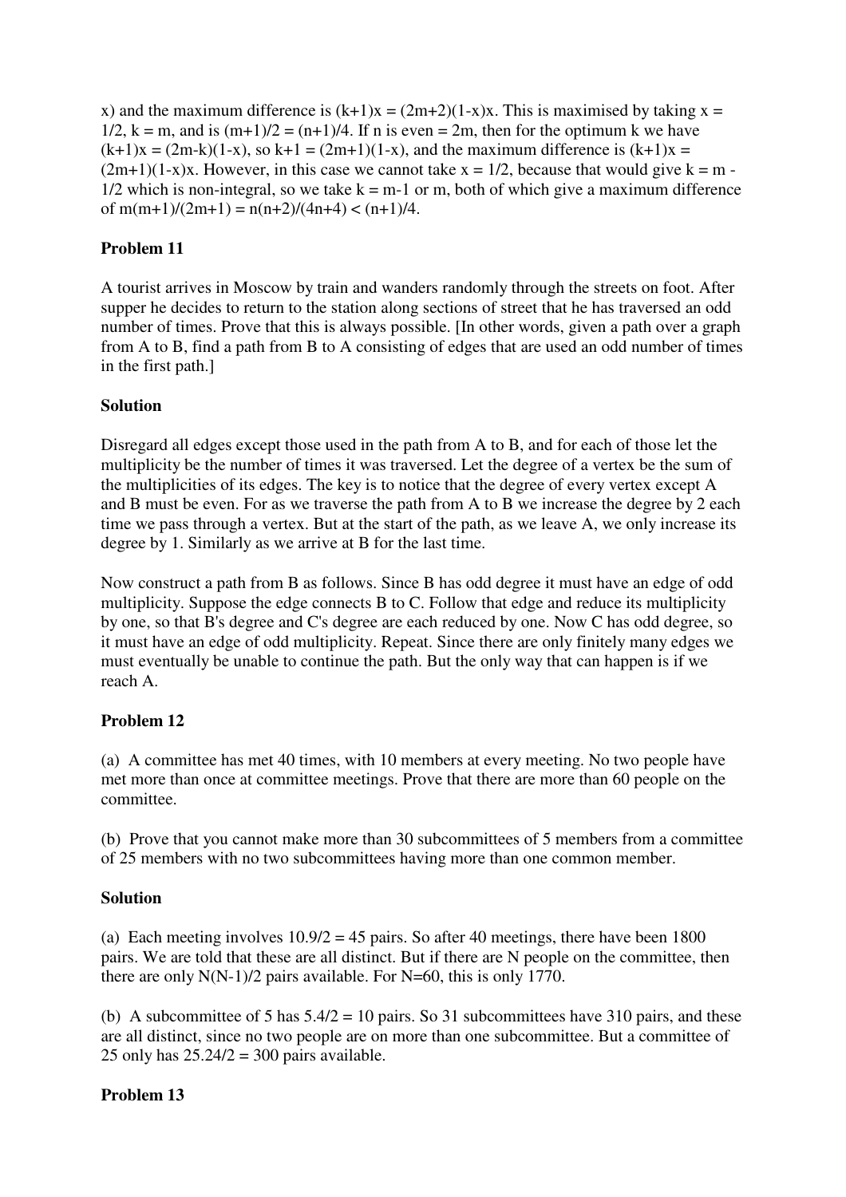x) and the maximum difference is $(k+1)x = (2m+2)(1-x)x$. This is maximised by taking $x = 1/2$, $k = m$, and is $(m+1)/2 = (n+1)/4$. If n is even = 2m, then for the optimum k we have $(k+1)x = (2m-k)(1-x)$, so $k+1 = (2m+1)(1-x)$, and the maximum difference is $(k+1)x = (2m+1)(1-x)x$. However, in this case we cannot take $x = 1/2$, because that would give $k = m - 1/2$ which is non-integral, so we take $k = m-1$ or $m$, both of which give a maximum difference of $m(m+1)/(2m+1) = n(n+2)/(4n+4) < (n+1)/4$.

**Problem 11**

A tourist arrives in Moscow by train and wanders randomly through the streets on foot. After supper he decides to return to the station along sections of street that he has traversed an odd number of times. Prove that this is always possible. [In other words, given a path over a graph from A to B, find a path from B to A consisting of edges that are used an odd number of times in the first path.]

**Solution**

Disregard all edges except those used in the path from A to B, and for each of those let the multiplicity be the number of times it was traversed. Let the degree of a vertex be the sum of the multiplicities of its edges. The key is to notice that the degree of every vertex except A and B must be even. For as we traverse the path from A to B we increase the degree by 2 each time we pass through a vertex. But at the start of the path, as we leave A, we only increase its degree by 1. Similarly as we arrive at B for the last time.

Now construct a path from B as follows. Since B has odd degree it must have an edge of odd multiplicity. Suppose the edge connects B to C. Follow that edge and reduce its multiplicity by one, so that B's degree and C's degree are each reduced by one. Now C has odd degree, so it must have an edge of odd multiplicity. Repeat. Since there are only finitely many edges we must eventually be unable to continue the path. But the only way that can happen is if we reach A.

**Problem 12**

(a) A committee has met 40 times, with 10 members at every meeting. No two people have met more than once at committee meetings. Prove that there are more than 60 people on the committee.

(b) Prove that you cannot make more than 30 subcommittees of 5 members from a committee of 25 members with no two subcommittees having more than one common member.

**Solution**

(a) Each meeting involves $10.9/2 = 45$ pairs. So after 40 meetings, there have been 1800 pairs. We are told that these are all distinct. But if there are N people on the committee, then there are only $N(N-1)/2$ pairs available. For N=60, this is only 1770.

(b) A subcommittee of 5 has $5.4/2 = 10$ pairs. So 31 subcommittees have 310 pairs, and these are all distinct, since no two people are on more than one subcommittee. But a committee of 25 only has $25.24/2 = 300$ pairs available.

**Problem 13**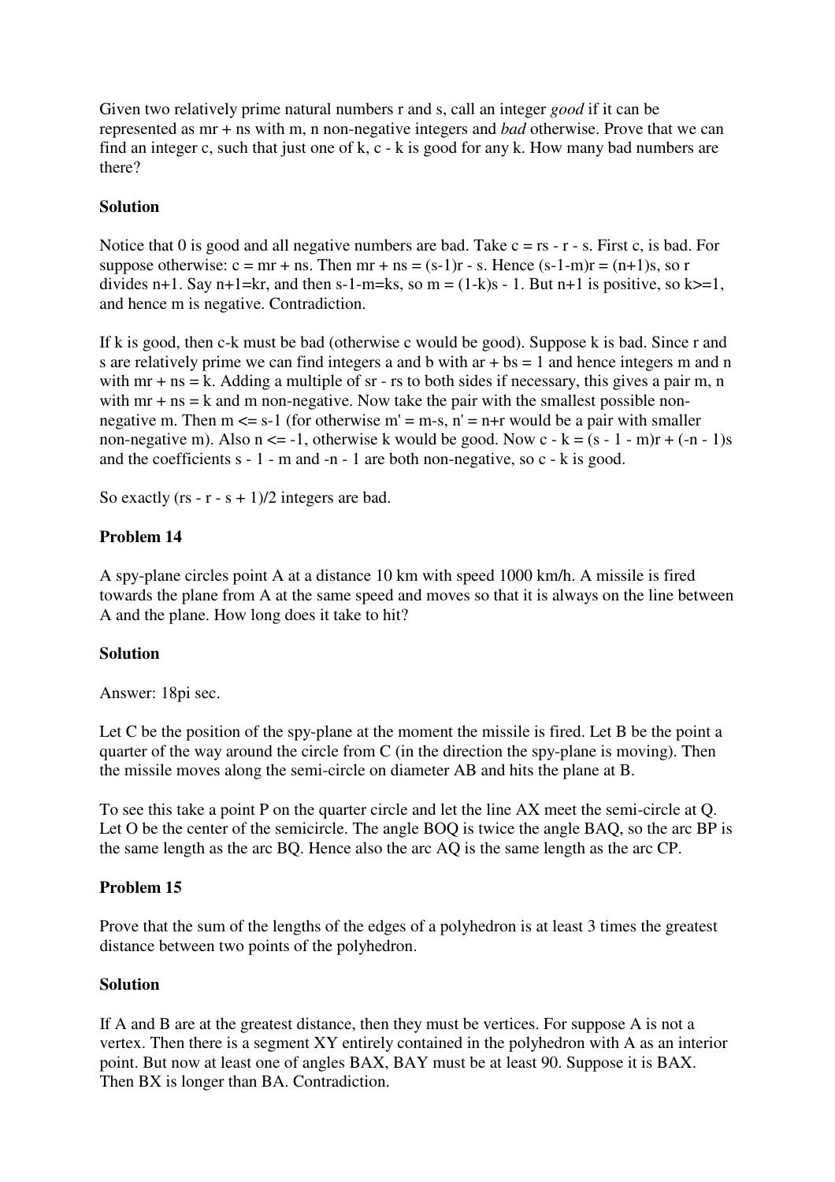Given two relatively prime natural numbers r and s, call an integer *good* if it can be represented as $mr + ns$ with m, n non-negative integers and *bad* otherwise. Prove that we can find an integer c, such that just one of k, $c - k$ is good for any k. How many bad numbers are there?

**Solution**

Notice that 0 is good and all negative numbers are bad. Take $c = rs - r - s$. First c, is bad. For suppose otherwise: $c = mr + ns$. Then $mr + ns = (s-1)r - s$. Hence $(s-1-m)r = (n+1)s$, so r divides $n+1$. Say $n+1=kr$, and then $s-1-m=ks$, so $m = (1-k)s - 1$. But $n+1$ is positive, so $k>=1$, and hence m is negative. Contradiction.

If k is good, then $c-k$ must be bad (otherwise c would be good). Suppose k is bad. Since r and s are relatively prime we can find integers a and b with $ar + bs = 1$ and hence integers m and n with $mr + ns = k$. Adding a multiple of $sr - rs$ to both sides if necessary, this gives a pair m, n with $mr + ns = k$ and m non-negative. Now take the pair with the smallest possible non-negative m. Then $m <= s-1$ (for otherwise $m' = m-s$, $n' = n+r$ would be a pair with smaller non-negative m). Also $n <= -1$, otherwise k would be good. Now $c - k = (s - 1 - m)r + (-n - 1)s$ and the coefficients $s - 1 - m$ and $-n - 1$ are both non-negative, so $c - k$ is good.

So exactly $(rs - r - s + 1)/2$ integers are bad.

**Problem 14**

A spy-plane circles point A at a distance 10 km with speed 1000 km/h. A missile is fired towards the plane from A at the same speed and moves so that it is always on the line between A and the plane. How long does it take to hit?

**Solution**

Answer: 18pi sec.

Let C be the position of the spy-plane at the moment the missile is fired. Let B be the point a quarter of the way around the circle from C (in the direction the spy-plane is moving). Then the missile moves along the semi-circle on diameter AB and hits the plane at B.

To see this take a point P on the quarter circle and let the line AX meet the semi-circle at Q. Let O be the center of the semicircle. The angle BOQ is twice the angle BAQ, so the arc BP is the same length as the arc BQ. Hence also the arc AQ is the same length as the arc CP.

**Problem 15**

Prove that the sum of the lengths of the edges of a polyhedron is at least 3 times the greatest distance between two points of the polyhedron.

**Solution**

If A and B are at the greatest distance, then they must be vertices. For suppose A is not a vertex. Then there is a segment XY entirely contained in the polyhedron with A as an interior point. But now at least one of angles BAX, BAY must be at least 90. Suppose it is BAX. Then BX is longer than BA. Contradiction.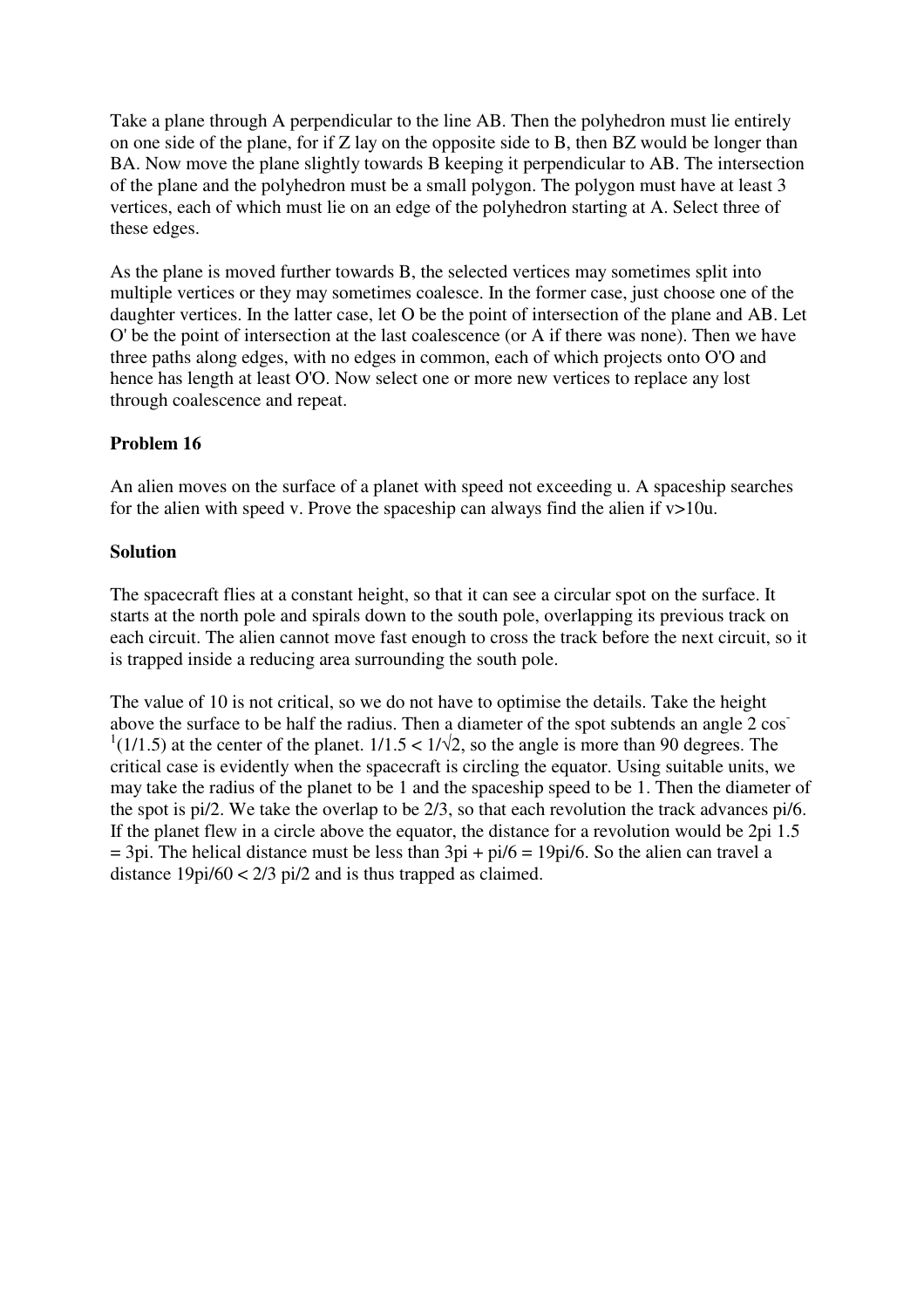Take a plane through A perpendicular to the line AB. Then the polyhedron must lie entirely on one side of the plane, for if Z lay on the opposite side to B, then BZ would be longer than BA. Now move the plane slightly towards B keeping it perpendicular to AB. The intersection of the plane and the polyhedron must be a small polygon. The polygon must have at least 3 vertices, each of which must lie on an edge of the polyhedron starting at A. Select three of these edges.

As the plane is moved further towards B, the selected vertices may sometimes split into multiple vertices or they may sometimes coalesce. In the former case, just choose one of the daughter vertices. In the latter case, let O be the point of intersection of the plane and AB. Let O' be the point of intersection at the last coalescence (or A if there was none). Then we have three paths along edges, with no edges in common, each of which projects onto O'O and hence has length at least O'O. Now select one or more new vertices to replace any lost through coalescence and repeat.

### Problem 16

An alien moves on the surface of a planet with speed not exceeding u. A spaceship searches for the alien with speed v. Prove the spaceship can always find the alien if $v>10u$.

### Solution

The spacecraft flies at a constant height, so that it can see a circular spot on the surface. It starts at the north pole and spirals down to the south pole, overlapping its previous track on each circuit. The alien cannot move fast enough to cross the track before the next circuit, so it is trapped inside a reducing area surrounding the south pole.

The value of 10 is not critical, so we do not have to optimise the details. Take the height above the surface to be half the radius. Then a diameter of the spot subtends an angle $2\cos^{-1}(1/1.5)$ at the center of the planet. $1/1.5 < 1/\sqrt{2}$, so the angle is more than 90 degrees. The critical case is evidently when the spacecraft is circling the equator. Using suitable units, we may take the radius of the planet to be 1 and the spaceship speed to be 1. Then the diameter of the spot is $\pi/2$. We take the overlap to be 2/3, so that each revolution the track advances $\pi/6$. If the planet flew in a circle above the equator, the distance for a revolution would be $2\pi \cdot 1.5 = 3\pi$. The helical distance must be less than $3\pi + \pi/6 = 19\pi/6$. So the alien can travel a distance $19\pi/60 < 2/3 \cdot \pi/2$ and is thus trapped as claimed.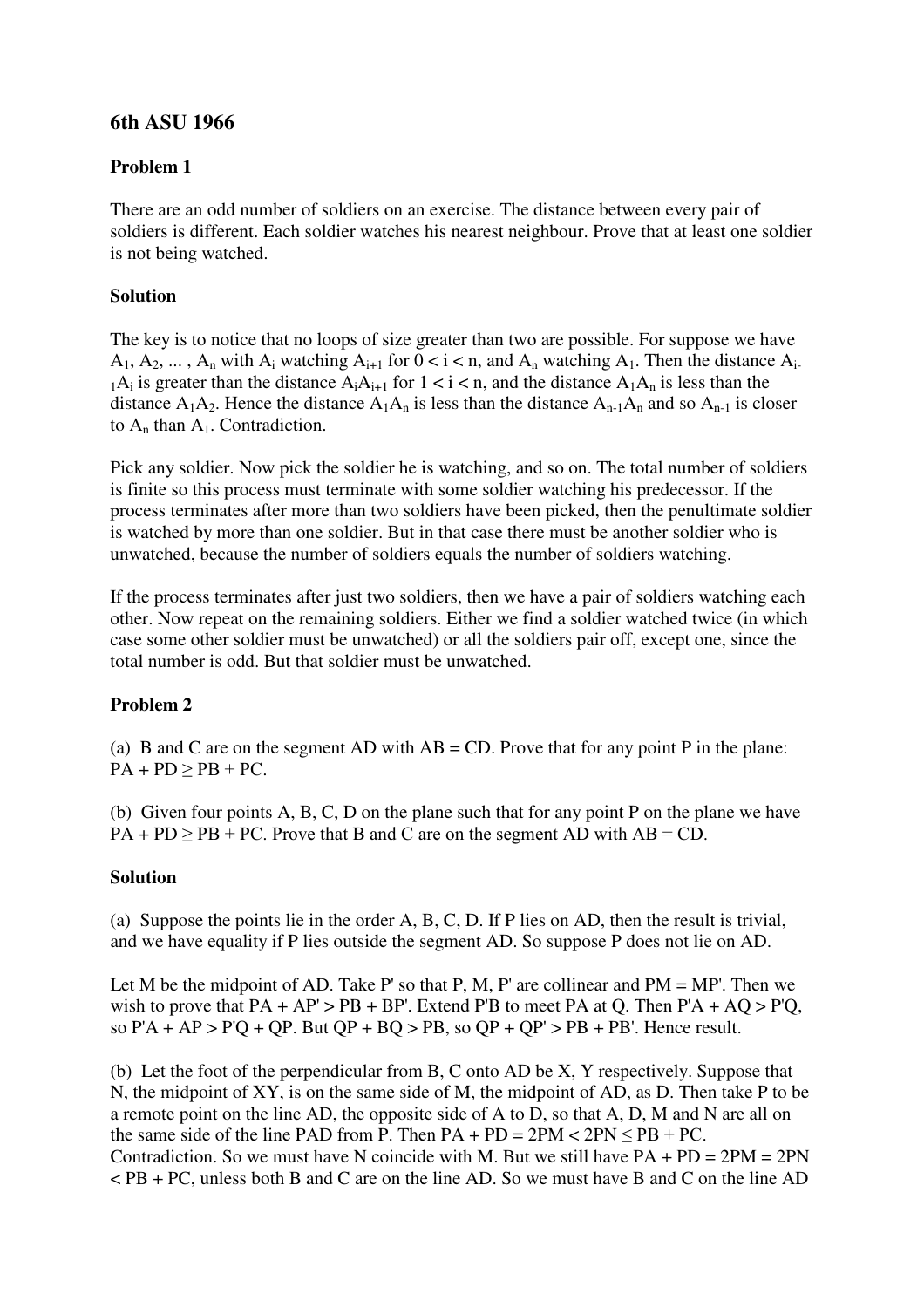## 6th ASU 1966

### Problem 1

There are an odd number of soldiers on an exercise. The distance between every pair of soldiers is different. Each soldier watches his nearest neighbour. Prove that at least one soldier is not being watched.

### Solution

The key is to notice that no loops of size greater than two are possible. For suppose we have $A_1, A_2, \dots, A_n$ with $A_i$ watching $A_{i+1}$ for $0 < i < n$, and $A_n$ watching $A_1$. Then the distance $A_{i-1}A_i$ is greater than the distance $A_iA_{i+1}$ for $1 < i < n$, and the distance $A_1A_n$ is less than the distance $A_1A_2$. Hence the distance $A_1A_n$ is less than the distance $A_{n-1}A_n$ and so $A_{n-1}$ is closer to $A_n$ than $A_1$. Contradiction.

Pick any soldier. Now pick the soldier he is watching, and so on. The total number of soldiers is finite so this process must terminate with some soldier watching his predecessor. If the process terminates after more than two soldiers have been picked, then the penultimate soldier is watched by more than one soldier. But in that case there must be another soldier who is unwatched, because the number of soldiers equals the number of soldiers watching.

If the process terminates after just two soldiers, then we have a pair of soldiers watching each other. Now repeat on the remaining soldiers. Either we find a soldier watched twice (in which case some other soldier must be unwatched) or all the soldiers pair off, except one, since the total number is odd. But that soldier must be unwatched.

### Problem 2

(a) B and C are on the segment AD with AB = CD. Prove that for any point P in the plane: $PA + PD \ge PB + PC$.

(b) Given four points A, B, C, D on the plane such that for any point P on the plane we have $PA + PD \ge PB + PC$. Prove that B and C are on the segment AD with AB = CD.

### Solution

(a) Suppose the points lie in the order A, B, C, D. If P lies on AD, then the result is trivial, and we have equality if P lies outside the segment AD. So suppose P does not lie on AD.

Let M be the midpoint of AD. Take P' so that P, M, P' are collinear and PM = MP'. Then we wish to prove that $PA + AP' > PB + BP'$. Extend P'B to meet PA at Q. Then $P'A + AQ > P'Q$, so $P'A + AP > P'Q + QP$. But $QP + BQ > PB$, so $QP + QP' > PB + PB'$. Hence result.

(b) Let the foot of the perpendicular from B, C onto AD be X, Y respectively. Suppose that N, the midpoint of XY, is on the same side of M, the midpoint of AD, as D. Then take P to be a remote point on the line AD, the opposite side of A to D, so that A, D, M and N are all on the same side of the line PAD from P. Then $PA + PD = 2PM < 2PN \le PB + PC$. Contradiction. So we must have N coincide with M. But we still have $PA + PD = 2PM = 2PN < PB + PC$, unless both B and C are on the line AD. So we must have B and C on the line AD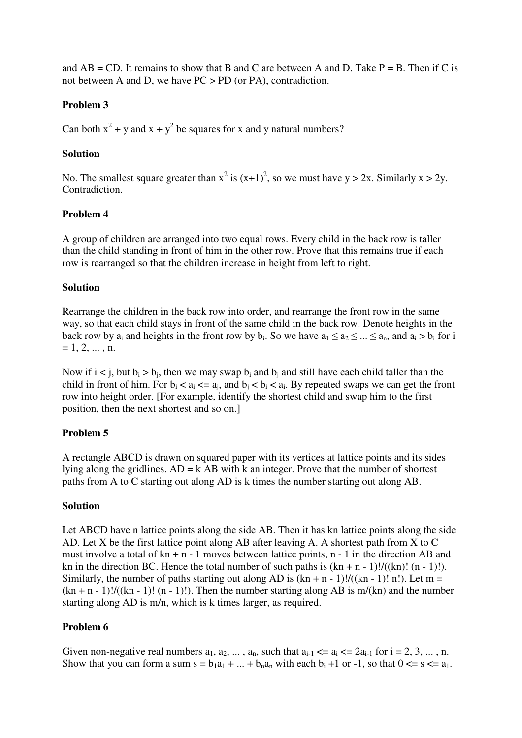and AB = CD. It remains to show that B and C are between A and D. Take P = B. Then if C is not between A and D, we have PC > PD (or PA), contradiction.

**Problem 3**

Can both $x^2 + y$ and $x + y^2$ be squares for x and y natural numbers?

**Solution**

No. The smallest square greater than $x^2$ is $(x+1)^2$, so we must have $y > 2x$. Similarly $x > 2y$. Contradiction.

**Problem 4**

A group of children are arranged into two equal rows. Every child in the back row is taller than the child standing in front of him in the other row. Prove that this remains true if each row is rearranged so that the children increase in height from left to right.

**Solution**

Rearrange the children in the back row into order, and rearrange the front row in the same way, so that each child stays in front of the same child in the back row. Denote heights in the back row by $a_i$ and heights in the front row by $b_i$. So we have $a_1 \leq a_2 \leq ... \leq a_n$, and $a_i > b_i$ for $i = 1, 2, ... , n$.

Now if $i < j$, but $b_i > b_j$, then we may swap $b_i$ and $b_j$ and still have each child taller than the child in front of him. For $b_i < a_i <= a_j$, and $b_j < b_i < a_i$. By repeated swaps we can get the front row into height order. [For example, identify the shortest child and swap him to the first position, then the next shortest and so on.]

**Problem 5**

A rectangle ABCD is drawn on squared paper with its vertices at lattice points and its sides lying along the gridlines. AD = k AB with k an integer. Prove that the number of shortest paths from A to C starting out along AD is k times the number starting out along AB.

**Solution**

Let ABCD have n lattice points along the side AB. Then it has kn lattice points along the side AD. Let X be the first lattice point along AB after leaving A. A shortest path from X to C must involve a total of $kn + n - 1$ moves between lattice points, $n - 1$ in the direction AB and kn in the direction BC. Hence the total number of such paths is $(kn + n - 1)!/((kn)!\ (n - 1)!)$. Similarly, the number of paths starting out along AD is $(kn + n - 1)!/((kn - 1)!\ n!)$. Let $m = (kn + n - 1)!/((kn - 1)!\ (n - 1)!)$. Then the number starting along AB is $m/(kn)$ and the number starting along AD is $m/n$, which is k times larger, as required.

**Problem 6**

Given non-negative real numbers $a_1, a_2, ... , a_n$, such that $a_{i-1} <= a_i <= 2a_{i-1}$ for $i = 2, 3, ... , n$. Show that you can form a sum $s = b_1a_1 + ... + b_na_n$ with each $b_i$ +1 or -1, so that $0 <= s <= a_1$.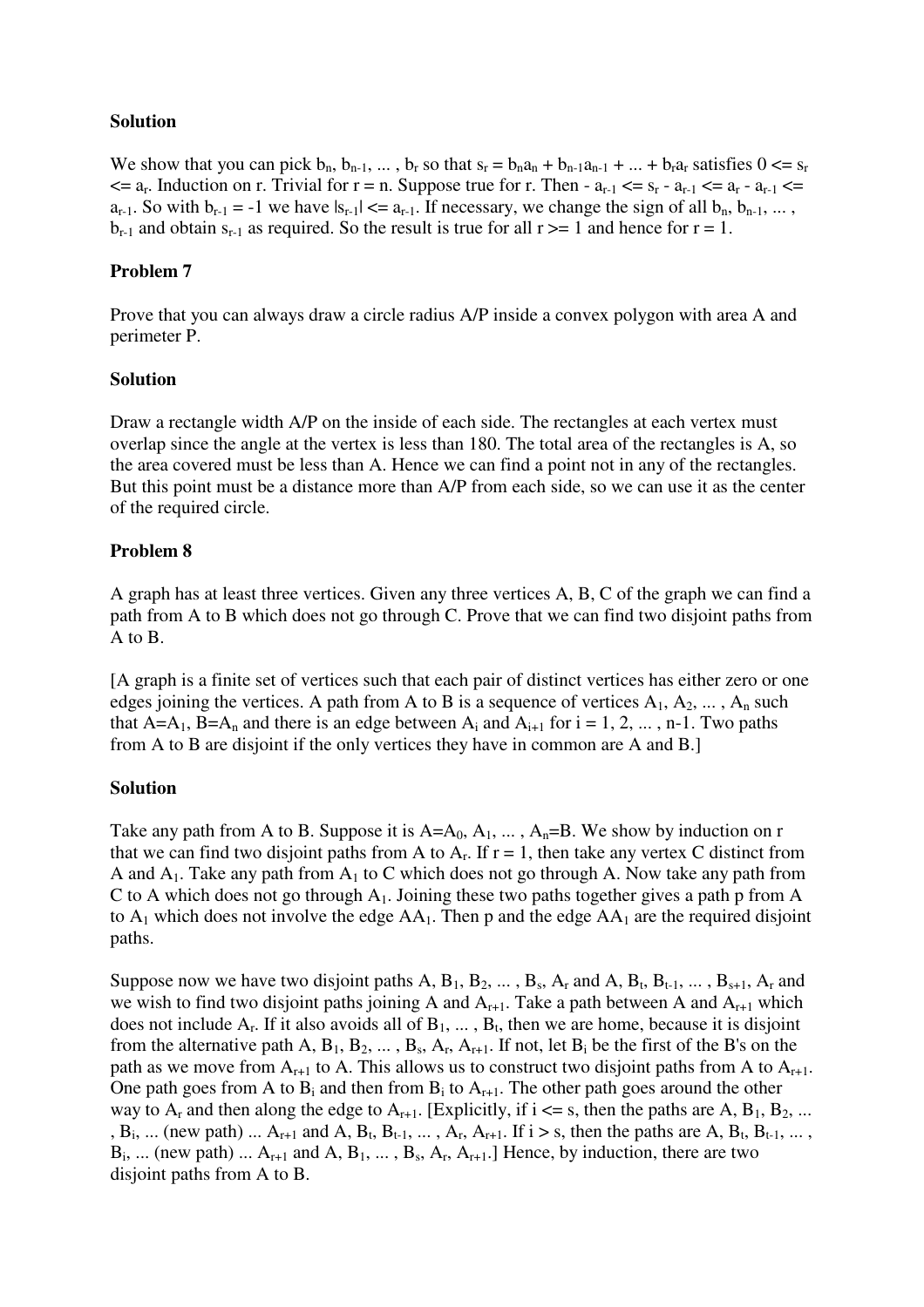**Solution**

We show that you can pick $b_n, b_{n-1}, \dots , b_r$ so that $s_r = b_na_n + b_{n-1}a_{n-1} + \dots + b_ra_r$ satisfies $0 \le s_r \le a_r$. Induction on r. Trivial for r = n. Suppose true for r. Then $- a_{r-1} \le s_r - a_{r-1} \le a_r - a_{r-1} \le a_{r-1}$. So with $b_{r-1} = -1$ we have $|s_{r-1}| \le a_{r-1}$. If necessary, we change the sign of all $b_n, b_{n-1}, \dots , b_{r-1}$ and obtain $s_{r-1}$ as required. So the result is true for all $r \ge 1$ and hence for r = 1.

**Problem 7**

Prove that you can always draw a circle radius A/P inside a convex polygon with area A and perimeter P.

**Solution**

Draw a rectangle width A/P on the inside of each side. The rectangles at each vertex must overlap since the angle at the vertex is less than 180. The total area of the rectangles is A, so the area covered must be less than A. Hence we can find a point not in any of the rectangles. But this point must be a distance more than A/P from each side, so we can use it as the center of the required circle.

**Problem 8**

A graph has at least three vertices. Given any three vertices A, B, C of the graph we can find a path from A to B which does not go through C. Prove that we can find two disjoint paths from A to B.

[A graph is a finite set of vertices such that each pair of distinct vertices has either zero or one edges joining the vertices. A path from A to B is a sequence of vertices $A_1, A_2, \dots , A_n$ such that $A=A_1$, $B=A_n$ and there is an edge between $A_i$ and $A_{i+1}$ for i = 1, 2, ... , n-1. Two paths from A to B are disjoint if the only vertices they have in common are A and B.]

**Solution**

Take any path from A to B. Suppose it is $A=A_0, A_1, \dots , A_n=B$. We show by induction on r that we can find two disjoint paths from A to $A_r$. If r = 1, then take any vertex C distinct from A and $A_1$. Take any path from $A_1$ to C which does not go through A. Now take any path from C to A which does not go through $A_1$. Joining these two paths together gives a path p from A to $A_1$ which does not involve the edge $AA_1$. Then p and the edge $AA_1$ are the required disjoint paths.

Suppose now we have two disjoint paths $A, B_1, B_2, \dots , B_s, A_r$ and $A, B_t, B_{t-1}, \dots , B_{s+1}, A_r$ and we wish to find two disjoint paths joining A and $A_{r+1}$. Take a path between A and $A_{r+1}$ which does not include $A_r$. If it also avoids all of $B_1, \dots , B_t$, then we are home, because it is disjoint from the alternative path $A, B_1, B_2, \dots , B_s, A_r, A_{r+1}$. If not, let $B_i$ be the first of the B's on the path as we move from $A_{r+1}$ to A. This allows us to construct two disjoint paths from A to $A_{r+1}$. One path goes from A to $B_i$ and then from $B_i$ to $A_{r+1}$. The other path goes around the other way to $A_r$ and then along the edge to $A_{r+1}$. [Explicitly, if $i \le s$, then the paths are $A, B_1, B_2, \dots , B_i, \dots$ (new path) $\dots A_{r+1}$ and $A, B_t, B_{t-1}, \dots , A_r, A_{r+1}$. If $i > s$, then the paths are $A, B_t, B_{t-1}, \dots , B_i, \dots$ (new path) $\dots A_{r+1}$ and $A, B_1, \dots , B_s, A_r, A_{r+1}$.] Hence, by induction, there are two disjoint paths from A to B.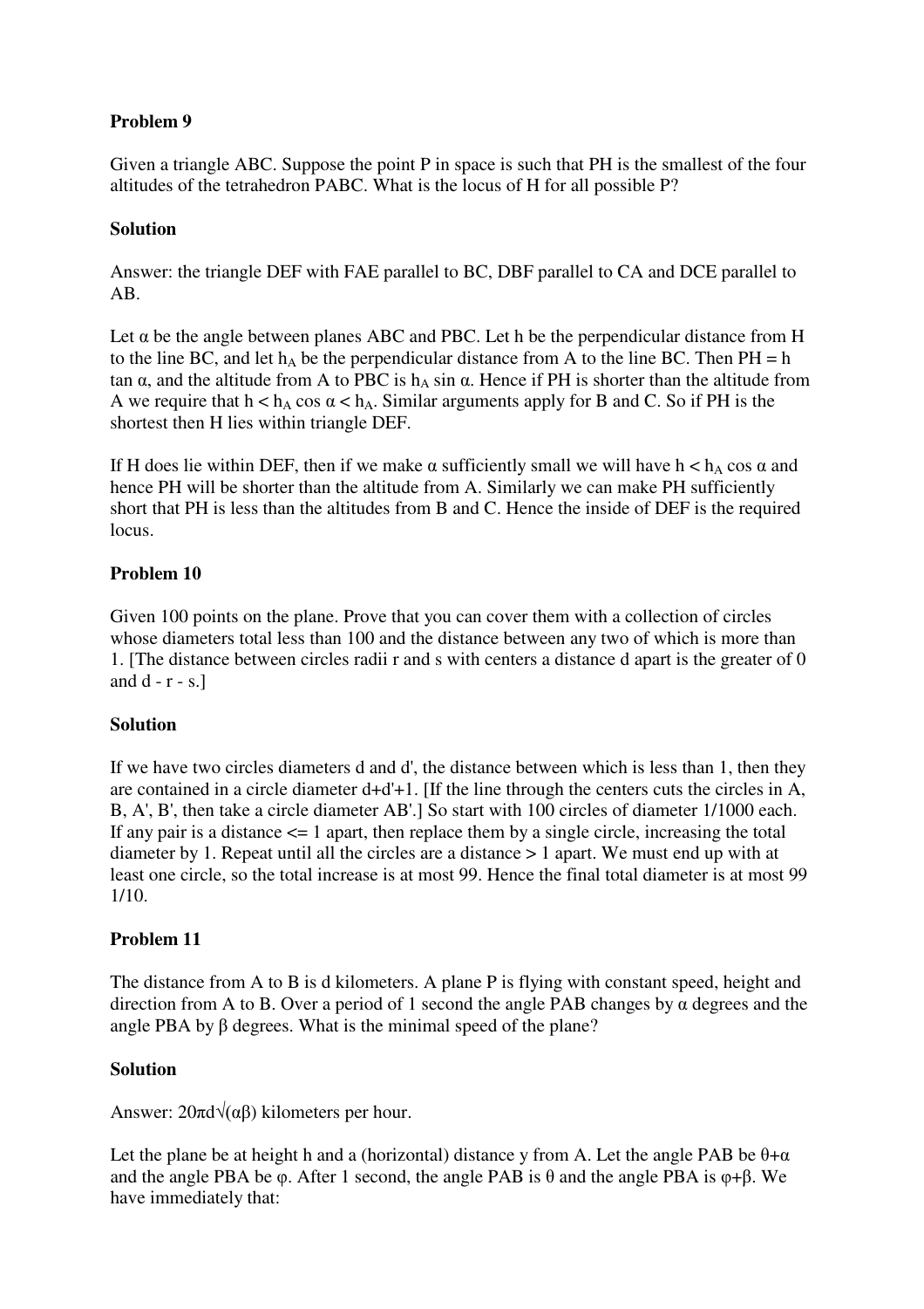**Problem 9**

Given a triangle ABC. Suppose the point P in space is such that PH is the smallest of the four altitudes of the tetrahedron PABC. What is the locus of H for all possible P?

**Solution**

Answer: the triangle DEF with FAE parallel to BC, DBF parallel to CA and DCE parallel to AB.

Let $\alpha$ be the angle between planes ABC and PBC. Let h be the perpendicular distance from H to the line BC, and let $h_A$ be the perpendicular distance from A to the line BC. Then PH = h tan $\alpha$, and the altitude from A to PBC is $h_A \sin \alpha$. Hence if PH is shorter than the altitude from A we require that $h < h_A \cos \alpha < h_A$. Similar arguments apply for B and C. So if PH is the shortest then H lies within triangle DEF.

If H does lie within DEF, then if we make $\alpha$ sufficiently small we will have $h < h_A \cos \alpha$ and hence PH will be shorter than the altitude from A. Similarly we can make PH sufficiently short that PH is less than the altitudes from B and C. Hence the inside of DEF is the required locus.

**Problem 10**

Given 100 points on the plane. Prove that you can cover them with a collection of circles whose diameters total less than 100 and the distance between any two of which is more than 1. [The distance between circles radii r and s with centers a distance d apart is the greater of 0 and d - r - s.]

**Solution**

If we have two circles diameters d and d', the distance between which is less than 1, then they are contained in a circle diameter d+d'+1. [If the line through the centers cuts the circles in A, B, A', B', then take a circle diameter AB'.] So start with 100 circles of diameter 1/1000 each. If any pair is a distance <= 1 apart, then replace them by a single circle, increasing the total diameter by 1. Repeat until all the circles are a distance > 1 apart. We must end up with at least one circle, so the total increase is at most 99. Hence the final total diameter is at most 99 1/10.

**Problem 11**

The distance from A to B is d kilometers. A plane P is flying with constant speed, height and direction from A to B. Over a period of 1 second the angle PAB changes by $\alpha$ degrees and the angle PBA by $\beta$ degrees. What is the minimal speed of the plane?

**Solution**

Answer: $20\pi d\sqrt{\alpha\beta}$ kilometers per hour.

Let the plane be at height h and a (horizontal) distance y from A. Let the angle PAB be $\theta+\alpha$ and the angle PBA be $\varphi$. After 1 second, the angle PAB is $\theta$ and the angle PBA is $\varphi+\beta$. We have immediately that: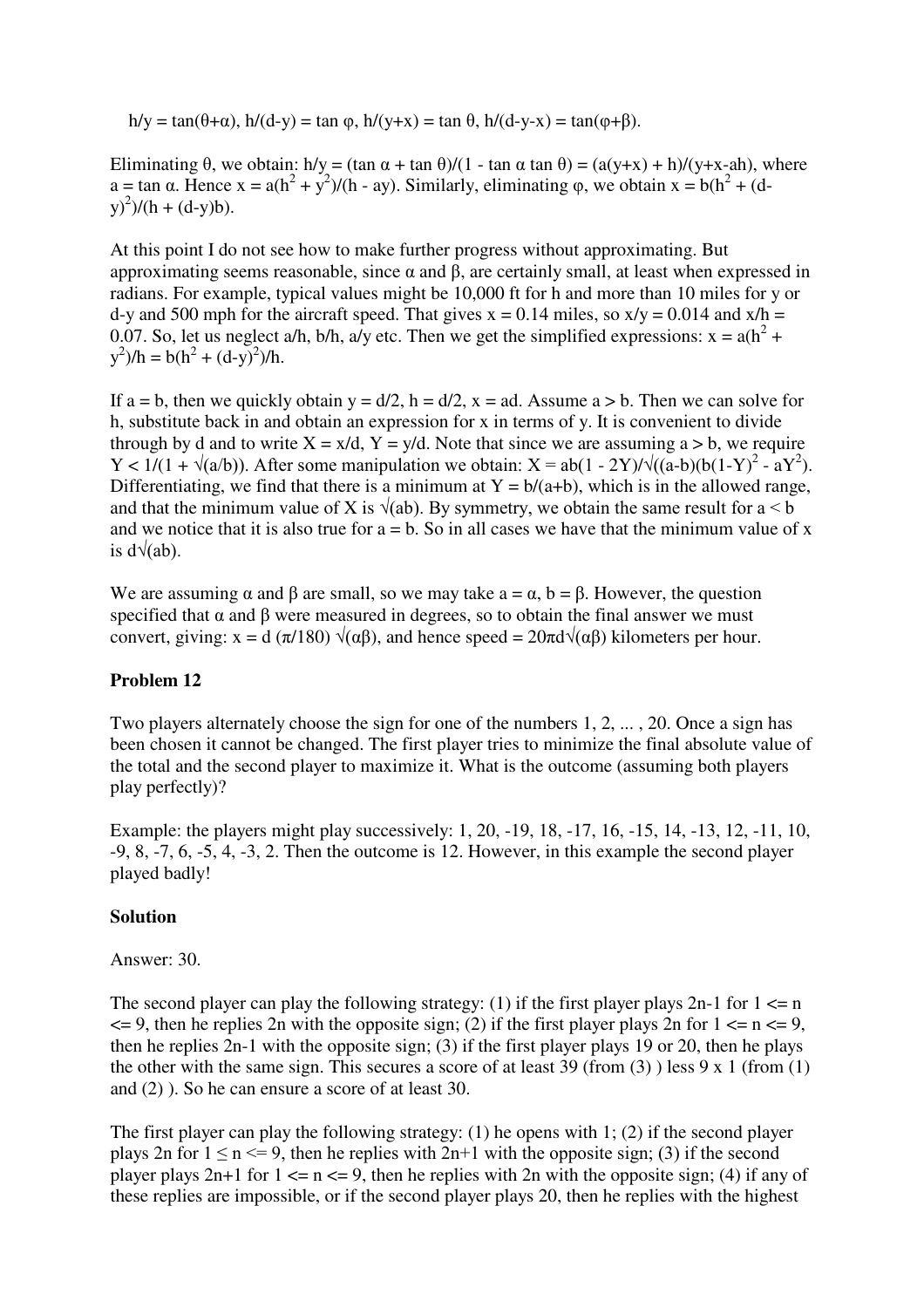$h/y = \tan(\theta+\alpha)$, $h/(d-y) = \tan \varphi$, $h/(y+x) = \tan \theta$, $h/(d-y-x) = \tan(\varphi+\beta)$.

Eliminating $\theta$, we obtain: $h/y = (\tan \alpha + \tan \theta)/(1 - \tan \alpha \tan \theta) = (a(y+x) + h)/(y+x-ah)$, where $a = \tan \alpha$. Hence $x = a(h^2 + y^2)/(h - ay)$. Similarly, eliminating $\varphi$, we obtain $x = b(h^2 + (d-y)^2)/(h + (d-y)b)$.

At this point I do not see how to make further progress without approximating. But approximating seems reasonable, since $\alpha$ and $\beta$, are certainly small, at least when expressed in radians. For example, typical values might be 10,000 ft for h and more than 10 miles for y or d-y and 500 mph for the aircraft speed. That gives x = 0.14 miles, so x/y = 0.014 and x/h = 0.07. So, let us neglect a/h, b/h, a/y etc. Then we get the simplified expressions: $x = a(h^2 + y^2)/h = b(h^2 + (d-y)^2)/h$.

If a = b, then we quickly obtain y = d/2, h = d/2, x = ad. Assume a > b. Then we can solve for h, substitute back in and obtain an expression for x in terms of y. It is convenient to divide through by d and to write X = x/d, Y = y/d. Note that since we are assuming a > b, we require $Y < 1/(1 + \sqrt{a/b})$. After some manipulation we obtain: $X = ab(1 - 2Y)/\sqrt{(a-b)(b(1-Y)^2 - aY^2)}$. Differentiating, we find that there is a minimum at $Y = b/(a+b)$, which is in the allowed range, and that the minimum value of X is $\sqrt{ab}$. By symmetry, we obtain the same result for a < b and we notice that it is also true for a = b. So in all cases we have that the minimum value of x is $d\sqrt{ab}$.

We are assuming $\alpha$ and $\beta$ are small, so we may take $a = \alpha$, $b = \beta$. However, the question specified that $\alpha$ and $\beta$ were measured in degrees, so to obtain the final answer we must convert, giving: $x = d (\pi/180) \sqrt{\alpha\beta}$, and hence speed = $20\pi d\sqrt{\alpha\beta}$ kilometers per hour.

**Problem 12**

Two players alternately choose the sign for one of the numbers 1, 2, ... , 20. Once a sign has been chosen it cannot be changed. The first player tries to minimize the final absolute value of the total and the second player to maximize it. What is the outcome (assuming both players play perfectly)?

Example: the players might play successively: 1, 20, -19, 18, -17, 16, -15, 14, -13, 12, -11, 10, -9, 8, -7, 6, -5, 4, -3, 2. Then the outcome is 12. However, in this example the second player played badly!

**Solution**

Answer: 30.

The second player can play the following strategy: (1) if the first player plays 2n-1 for $1 \le n \le 9$, then he replies 2n with the opposite sign; (2) if the first player plays 2n for $1 \le n \le 9$, then he replies 2n-1 with the opposite sign; (3) if the first player plays 19 or 20, then he plays the other with the same sign. This secures a score of at least 39 (from (3) ) less 9 x 1 (from (1) and (2) ). So he can ensure a score of at least 30.

The first player can play the following strategy: (1) he opens with 1; (2) if the second player plays 2n for $1 \le n \le 9$, then he replies with 2n+1 with the opposite sign; (3) if the second player plays 2n+1 for $1 \le n \le 9$, then he replies with 2n with the opposite sign; (4) if any of these replies are impossible, or if the second player plays 20, then he replies with the highest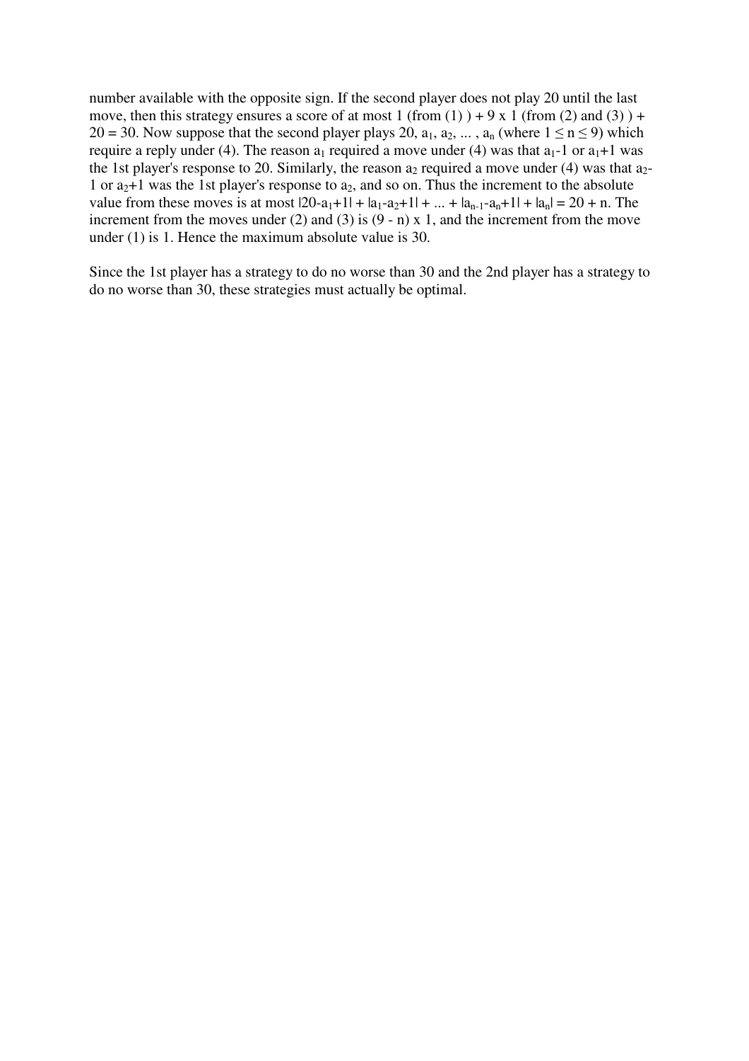number available with the opposite sign. If the second player does not play 20 until the last move, then this strategy ensures a score of at most 1 (from (1) ) + 9 x 1 (from (2) and (3) ) + 20 = 30. Now suppose that the second player plays 20, $a_1$, $a_2$, ... , $a_n$ (where $1 \le n \le 9$) which require a reply under (4). The reason $a_1$ required a move under (4) was that $a_1$-1 or $a_1$+1 was the 1st player's response to 20. Similarly, the reason $a_2$ required a move under (4) was that $a_2$-1 or $a_2$+1 was the 1st player's response to $a_2$, and so on. Thus the increment to the absolute value from these moves is at most $|20-a_1+1| + |a_1-a_2+1| + ... + |a_{n-1}-a_n+1| + |a_n| = 20 + n$. The increment from the moves under (2) and (3) is (9 - n) x 1, and the increment from the move under (1) is 1. Hence the maximum absolute value is 30.

Since the 1st player has a strategy to do no worse than 30 and the 2nd player has a strategy to do no worse than 30, these strategies must actually be optimal.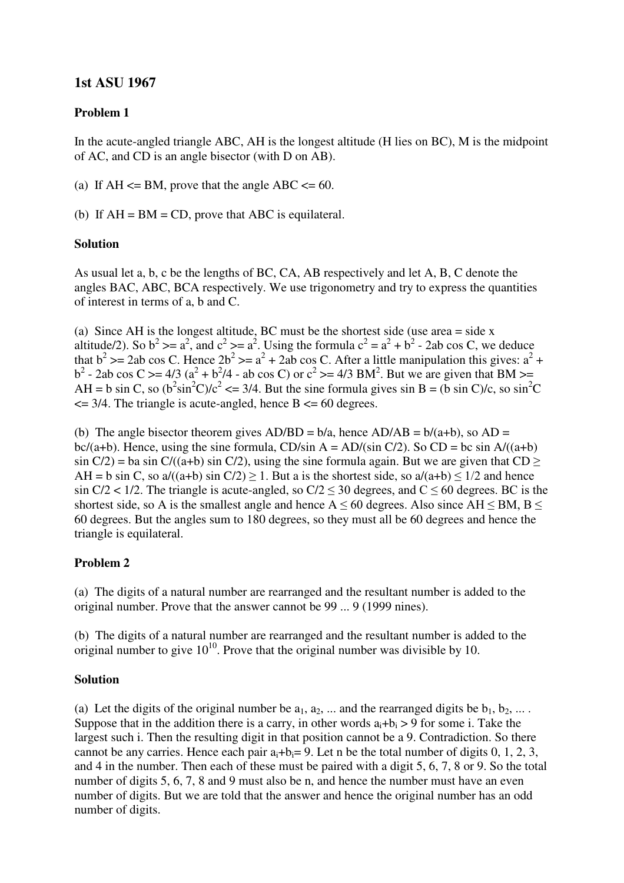## 1st ASU 1967

### Problem 1

In the acute-angled triangle ABC, AH is the longest altitude (H lies on BC), M is the midpoint of AC, and CD is an angle bisector (with D on AB).

(a) If $AH \le BM$, prove that the angle $ABC \le 60$.

(b) If $AH = BM = CD$, prove that ABC is equilateral.

### Solution

As usual let a, b, c be the lengths of BC, CA, AB respectively and let A, B, C denote the angles BAC, ABC, BCA respectively. We use trigonometry and try to express the quantities of interest in terms of a, b and C.

(a) Since AH is the longest altitude, BC must be the shortest side (use area = side x altitude/2). So $b^2 \ge a^2$, and $c^2 \ge a^2$. Using the formula $c^2 = a^2 + b^2 - 2ab \cos C$, we deduce that $b^2 \ge 2ab \cos C$. Hence $2b^2 \ge a^2 + 2ab \cos C$. After a little manipulation this gives: $a^2 + b^2 - 2ab \cos C \ge 4/3 (a^2 + b^2/4 - ab \cos C)$ or $c^2 \ge 4/3\ BM^2$. But we are given that $BM \ge AH = b \sin C$, so $(b^2 \sin^2 C)/c^2 \le 3/4$. But the sine formula gives $\sin B = (b \sin C)/c$, so $\sin^2 C \le 3/4$. The triangle is acute-angled, hence $B \le 60$ degrees.

(b) The angle bisector theorem gives $AD/BD = b/a$, hence $AD/AB = b/(a+b)$, so $AD = bc/(a+b)$. Hence, using the sine formula, $CD/\sin A = AD/(\sin C/2)$. So $CD = bc \sin A/((a+b) \sin C/2) = ba \sin C/((a+b) \sin C/2)$, using the sine formula again. But we are given that $CD \ge AH = b \sin C$, so $a/((a+b) \sin C/2) \ge 1$. But a is the shortest side, so $a/(a+b) \le 1/2$ and hence $\sin C/2 < 1/2$. The triangle is acute-angled, so $C/2 \le 30$ degrees, and $C \le 60$ degrees. BC is the shortest side, so A is the smallest angle and hence $A \le 60$ degrees. Also since $AH \le BM$, $B \le 60$ degrees. But the angles sum to 180 degrees, so they must all be 60 degrees and hence the triangle is equilateral.

### Problem 2

(a) The digits of a natural number are rearranged and the resultant number is added to the original number. Prove that the answer cannot be 99 ... 9 (1999 nines).

(b) The digits of a natural number are rearranged and the resultant number is added to the original number to give $10^{10}$. Prove that the original number was divisible by 10.

### Solution

(a) Let the digits of the original number be $a_1, a_2, \ldots$ and the rearranged digits be $b_1, b_2, \ldots$ . Suppose that in the addition there is a carry, in other words $a_i+b_i > 9$ for some i. Take the largest such i. Then the resulting digit in that position cannot be a 9. Contradiction. So there cannot be any carries. Hence each pair $a_i+b_i= 9$. Let n be the total number of digits 0, 1, 2, 3, and 4 in the number. Then each of these must be paired with a digit 5, 6, 7, 8 or 9. So the total number of digits 5, 6, 7, 8 and 9 must also be n, and hence the number must have an even number of digits. But we are told that the answer and hence the original number has an odd number of digits.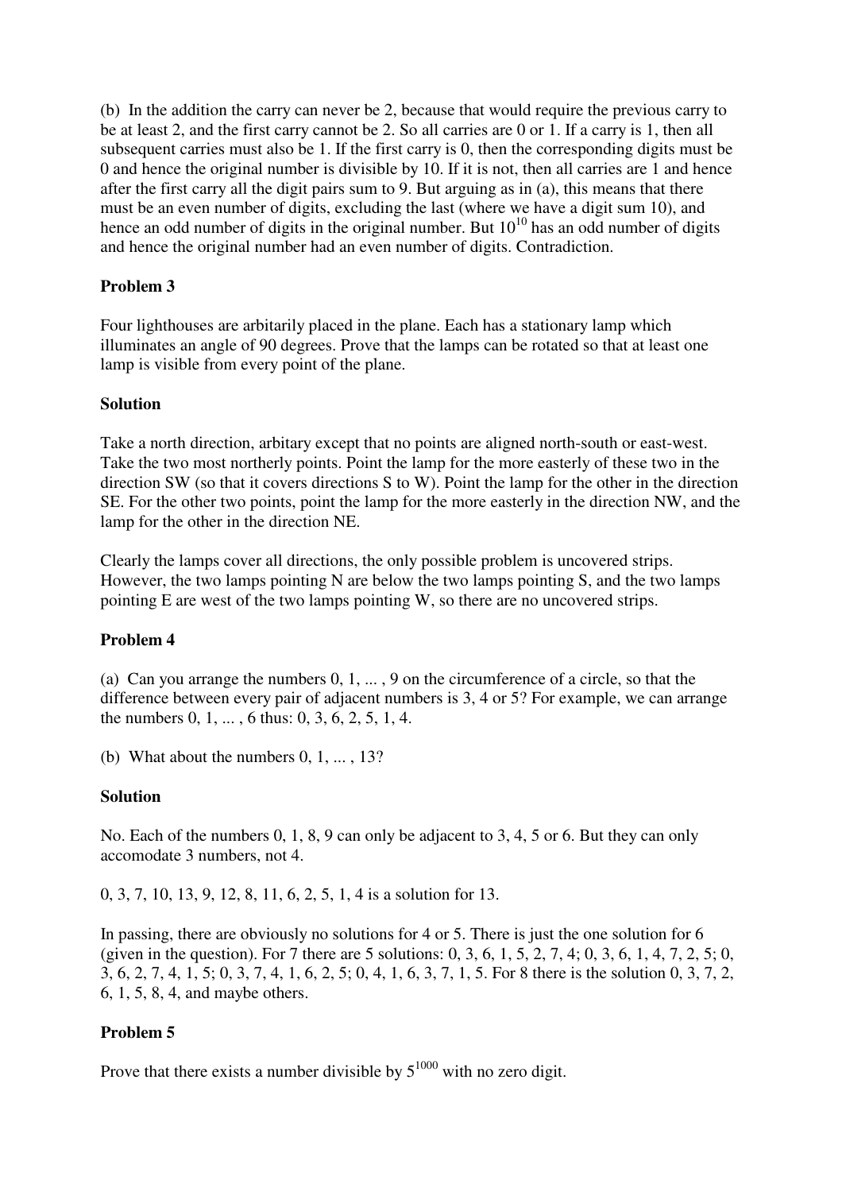(b) In the addition the carry can never be 2, because that would require the previous carry to be at least 2, and the first carry cannot be 2. So all carries are 0 or 1. If a carry is 1, then all subsequent carries must also be 1. If the first carry is 0, then the corresponding digits must be 0 and hence the original number is divisible by 10. If it is not, then all carries are 1 and hence after the first carry all the digit pairs sum to 9. But arguing as in (a), this means that there must be an even number of digits, excluding the last (where we have a digit sum 10), and hence an odd number of digits in the original number. But $10^{10}$ has an odd number of digits and hence the original number had an even number of digits. Contradiction.

### Problem 3

Four lighthouses are arbitarily placed in the plane. Each has a stationary lamp which illuminates an angle of 90 degrees. Prove that the lamps can be rotated so that at least one lamp is visible from every point of the plane.

### Solution

Take a north direction, arbitary except that no points are aligned north-south or east-west. Take the two most northerly points. Point the lamp for the more easterly of these two in the direction SW (so that it covers directions S to W). Point the lamp for the other in the direction SE. For the other two points, point the lamp for the more easterly in the direction NW, and the lamp for the other in the direction NE.

Clearly the lamps cover all directions, the only possible problem is uncovered strips. However, the two lamps pointing N are below the two lamps pointing S, and the two lamps pointing E are west of the two lamps pointing W, so there are no uncovered strips.

### Problem 4

(a) Can you arrange the numbers 0, 1, ... , 9 on the circumference of a circle, so that the difference between every pair of adjacent numbers is 3, 4 or 5? For example, we can arrange the numbers 0, 1, ... , 6 thus: 0, 3, 6, 2, 5, 1, 4.

(b) What about the numbers 0, 1, ... , 13?

### Solution

No. Each of the numbers 0, 1, 8, 9 can only be adjacent to 3, 4, 5 or 6. But they can only accomodate 3 numbers, not 4.

0, 3, 7, 10, 13, 9, 12, 8, 11, 6, 2, 5, 1, 4 is a solution for 13.

In passing, there are obviously no solutions for 4 or 5. There is just the one solution for 6 (given in the question). For 7 there are 5 solutions: 0, 3, 6, 1, 5, 2, 7, 4; 0, 3, 6, 1, 4, 7, 2, 5; 0, 3, 6, 2, 7, 4, 1, 5; 0, 3, 7, 4, 1, 6, 2, 5; 0, 4, 1, 6, 3, 7, 1, 5. For 8 there is the solution 0, 3, 7, 2, 6, 1, 5, 8, 4, and maybe others.

### Problem 5

Prove that there exists a number divisible by $5^{1000}$ with no zero digit.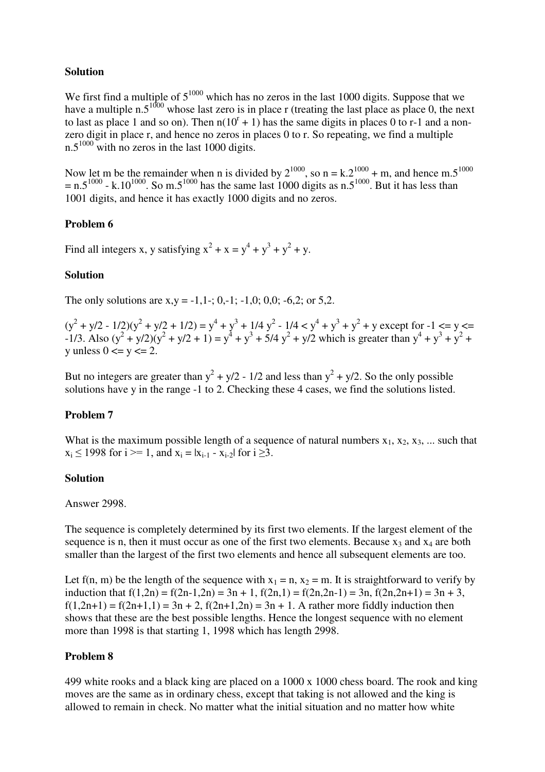**Solution**

We first find a multiple of $5^{1000}$ which has no zeros in the last 1000 digits. Suppose that we have a multiple $n.5^{1000}$ whose last zero is in place r (treating the last place as place 0, the next to last as place 1 and so on). Then $n(10^r + 1)$ has the same digits in places 0 to r-1 and a non-zero digit in place r, and hence no zeros in places 0 to r. So repeating, we find a multiple $n.5^{1000}$ with no zeros in the last 1000 digits.

Now let m be the remainder when n is divided by $2^{1000}$, so $n = k.2^{1000} + m$, and hence $m.5^{1000} = n.5^{1000} - k.10^{1000}$. So $m.5^{1000}$ has the same last 1000 digits as $n.5^{1000}$. But it has less than 1001 digits, and hence it has exactly 1000 digits and no zeros.

**Problem 6**

Find all integers x, y satisfying $x^2 + x = y^4 + y^3 + y^2 + y$.

**Solution**

The only solutions are x,y = -1,1-; 0,-1; -1,0; 0,0; -6,2; or 5,2.

$(y^2 + y/2 - 1/2)(y^2 + y/2 + 1/2) = y^4 + y^3 + 1/4\ y^2 - 1/4 < y^4 + y^3 + y^2 + y$ except for $-1 <= y <= -1/3$. Also $(y^2 + y/2)(y^2 + y/2 + 1) = y^4 + y^3 + 5/4\ y^2 + y/2$ which is greater than $y^4 + y^3 + y^2 + y$ unless $0 <= y <= 2$.

But no integers are greater than $y^2 + y/2 - 1/2$ and less than $y^2 + y/2$. So the only possible solutions have y in the range -1 to 2. Checking these 4 cases, we find the solutions listed.

**Problem 7**

What is the maximum possible length of a sequence of natural numbers $x_1, x_2, x_3, \ldots$ such that $x_i \leq 1998$ for $i >= 1$, and $x_i = |x_{i-1} - x_{i-2}|$ for $i \geq 3$.

**Solution**

Answer 2998.

The sequence is completely determined by its first two elements. If the largest element of the sequence is n, then it must occur as one of the first two elements. Because $x_3$ and $x_4$ are both smaller than the largest of the first two elements and hence all subsequent elements are too.

Let f(n, m) be the length of the sequence with $x_1 = n$, $x_2 = m$. It is straightforward to verify by induction that $f(1,2n) = f(2n-1,2n) = 3n + 1$, $f(2n,1) = f(2n,2n-1) = 3n$, $f(2n,2n+1) = 3n + 3$, $f(1,2n+1) = f(2n+1,1) = 3n + 2$, $f(2n+1,2n) = 3n + 1$. A rather more fiddly induction then shows that these are the best possible lengths. Hence the longest sequence with no element more than 1998 is that starting 1, 1998 which has length 2998.

**Problem 8**

499 white rooks and a black king are placed on a 1000 x 1000 chess board. The rook and king moves are the same as in ordinary chess, except that taking is not allowed and the king is allowed to remain in check. No matter what the initial situation and no matter how white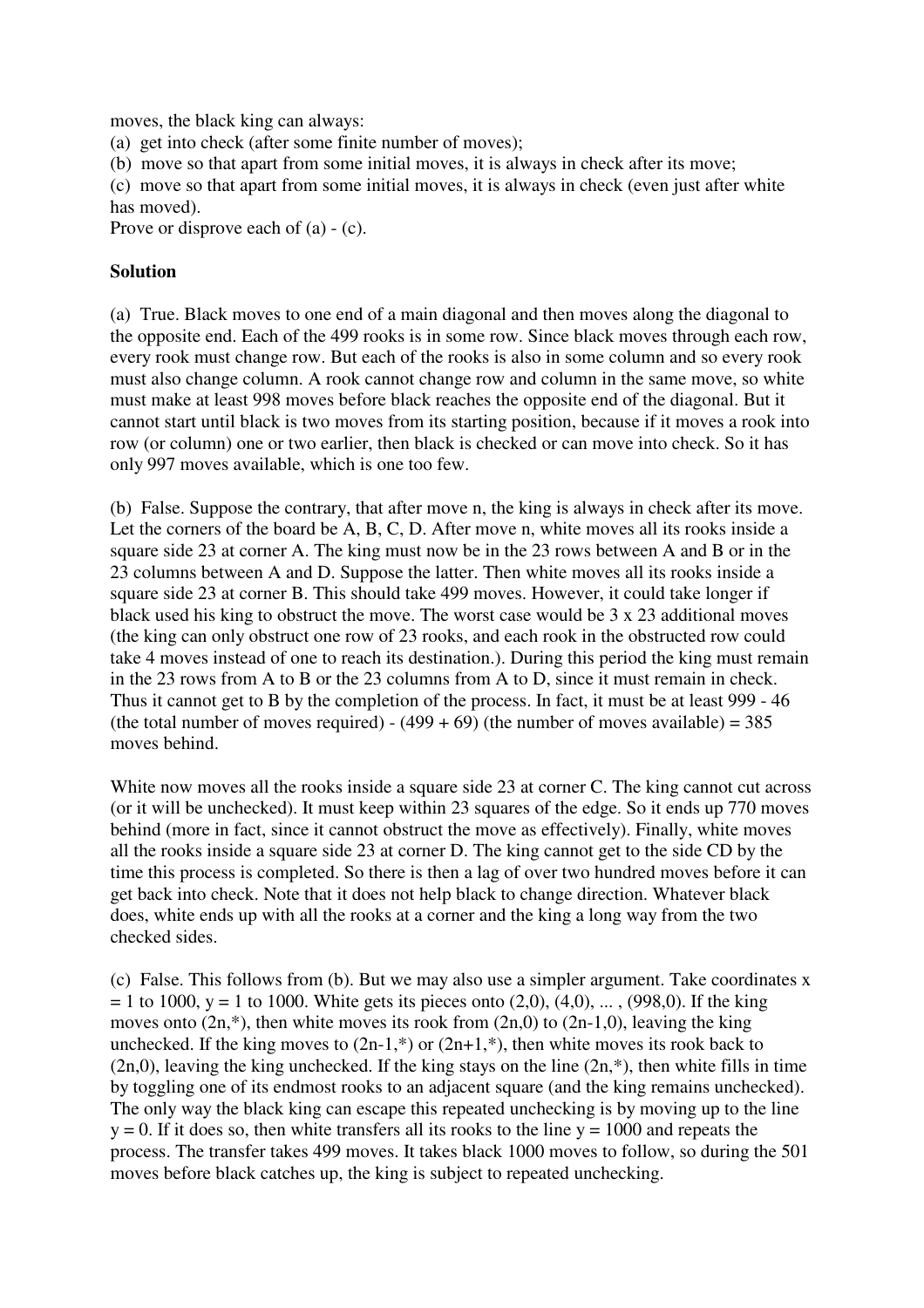moves, the black king can always:

(a) get into check (after some finite number of moves);

(b) move so that apart from some initial moves, it is always in check after its move;

(c) move so that apart from some initial moves, it is always in check (even just after white has moved).

Prove or disprove each of (a) - (c).

**Solution**

(a) True. Black moves to one end of a main diagonal and then moves along the diagonal to the opposite end. Each of the 499 rooks is in some row. Since black moves through each row, every rook must change row. But each of the rooks is also in some column and so every rook must also change column. A rook cannot change row and column in the same move, so white must make at least 998 moves before black reaches the opposite end of the diagonal. But it cannot start until black is two moves from its starting position, because if it moves a rook into row (or column) one or two earlier, then black is checked or can move into check. So it has only 997 moves available, which is one too few.

(b) False. Suppose the contrary, that after move n, the king is always in check after its move. Let the corners of the board be A, B, C, D. After move n, white moves all its rooks inside a square side 23 at corner A. The king must now be in the 23 rows between A and B or in the 23 columns between A and D. Suppose the latter. Then white moves all its rooks inside a square side 23 at corner B. This should take 499 moves. However, it could take longer if black used his king to obstruct the move. The worst case would be 3 x 23 additional moves (the king can only obstruct one row of 23 rooks, and each rook in the obstructed row could take 4 moves instead of one to reach its destination.). During this period the king must remain in the 23 rows from A to B or the 23 columns from A to D, since it must remain in check. Thus it cannot get to B by the completion of the process. In fact, it must be at least 999 - 46 (the total number of moves required) - (499 + 69) (the number of moves available) = 385 moves behind.

White now moves all the rooks inside a square side 23 at corner C. The king cannot cut across (or it will be unchecked). It must keep within 23 squares of the edge. So it ends up 770 moves behind (more in fact, since it cannot obstruct the move as effectively). Finally, white moves all the rooks inside a square side 23 at corner D. The king cannot get to the side CD by the time this process is completed. So there is then a lag of over two hundred moves before it can get back into check. Note that it does not help black to change direction. Whatever black does, white ends up with all the rooks at a corner and the king a long way from the two checked sides.

(c) False. This follows from (b). But we may also use a simpler argument. Take coordinates x = 1 to 1000, y = 1 to 1000. White gets its pieces onto (2,0), (4,0), ... , (998,0). If the king moves onto (2n,*), then white moves its rook from (2n,0) to (2n-1,0), leaving the king unchecked. If the king moves to (2n-1,*) or (2n+1,*), then white moves its rook back to (2n,0), leaving the king unchecked. If the king stays on the line (2n,*), then white fills in time by toggling one of its endmost rooks to an adjacent square (and the king remains unchecked). The only way the black king can escape this repeated unchecking is by moving up to the line y = 0. If it does so, then white transfers all its rooks to the line y = 1000 and repeats the process. The transfer takes 499 moves. It takes black 1000 moves to follow, so during the 501 moves before black catches up, the king is subject to repeated unchecking.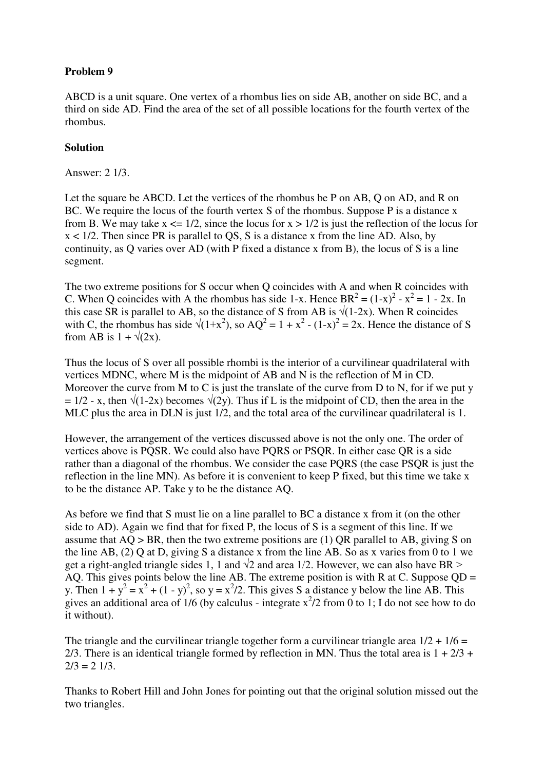**Problem 9**

ABCD is a unit square. One vertex of a rhombus lies on side AB, another on side BC, and a third on side AD. Find the area of the set of all possible locations for the fourth vertex of the rhombus.

**Solution**

Answer: 2 1/3.

Let the square be ABCD. Let the vertices of the rhombus be P on AB, Q on AD, and R on BC. We require the locus of the fourth vertex S of the rhombus. Suppose P is a distance x from B. We may take $x \le 1/2$, since the locus for $x > 1/2$ is just the reflection of the locus for $x < 1/2$. Then since PR is parallel to QS, S is a distance x from the line AD. Also, by continuity, as Q varies over AD (with P fixed a distance x from B), the locus of S is a line segment.

The two extreme positions for S occur when Q coincides with A and when R coincides with C. When Q coincides with A the rhombus has side $1-x$. Hence $BR^2 = (1-x)^2 - x^2 = 1 - 2x$. In this case SR is parallel to AB, so the distance of S from AB is $\sqrt{1-2x}$. When R coincides with C, the rhombus has side $\sqrt{1+x^2}$, so $AQ^2 = 1 + x^2 - (1-x)^2 = 2x$. Hence the distance of S from AB is $1 + \sqrt{2x}$.

Thus the locus of S over all possible rhombi is the interior of a curvilinear quadrilateral with vertices MDNC, where M is the midpoint of AB and N is the reflection of M in CD. Moreover the curve from M to C is just the translate of the curve from D to N, for if we put $y = 1/2 - x$, then $\sqrt{1-2x}$ becomes $\sqrt{2y}$. Thus if L is the midpoint of CD, then the area in the MLC plus the area in DLN is just 1/2, and the total area of the curvilinear quadrilateral is 1.

However, the arrangement of the vertices discussed above is not the only one. The order of vertices above is PQSR. We could also have PQRS or PSQR. In either case QR is a side rather than a diagonal of the rhombus. We consider the case PQRS (the case PSQR is just the reflection in the line MN). As before it is convenient to keep P fixed, but this time we take x to be the distance AP. Take y to be the distance AQ.

As before we find that S must lie on a line parallel to BC a distance x from it (on the other side to AD). Again we find that for fixed P, the locus of S is a segment of this line. If we assume that AQ > BR, then the two extreme positions are (1) QR parallel to AB, giving S on the line AB, (2) Q at D, giving S a distance x from the line AB. So as x varies from 0 to 1 we get a right-angled triangle sides 1, 1 and $\sqrt{2}$ and area 1/2. However, we can also have BR > AQ. This gives points below the line AB. The extreme position is with R at C. Suppose QD = y. Then $1 + y^2 = x^2 + (1 - y)^2$, so $y = x^2/2$. This gives S a distance y below the line AB. This gives an additional area of 1/6 (by calculus - integrate $x^2/2$ from 0 to 1; I do not see how to do it without).

The triangle and the curvilinear triangle together form a curvilinear triangle area $1/2 + 1/6 = 2/3$. There is an identical triangle formed by reflection in MN. Thus the total area is $1 + 2/3 + 2/3 = 2\ 1/3$.

Thanks to Robert Hill and John Jones for pointing out that the original solution missed out the two triangles.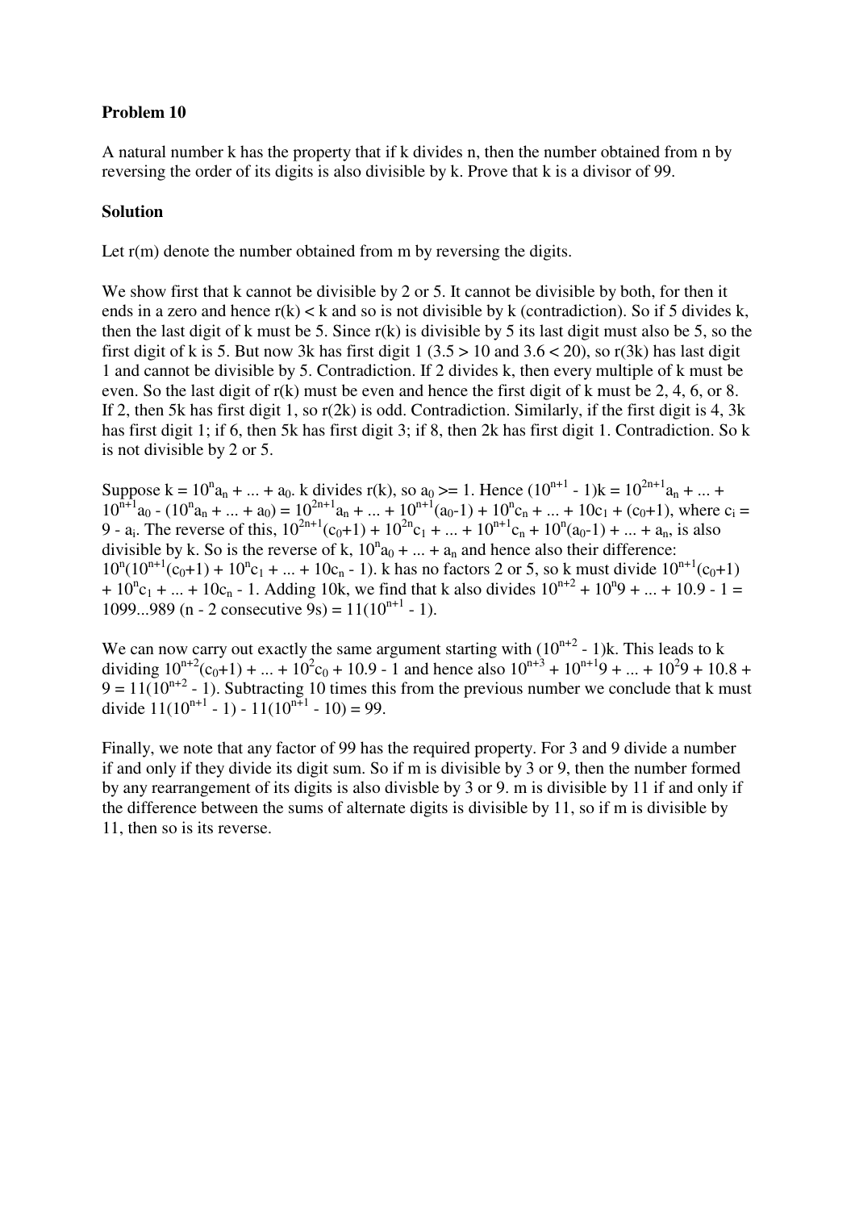**Problem 10**

A natural number k has the property that if k divides n, then the number obtained from n by reversing the order of its digits is also divisible by k. Prove that k is a divisor of 99.

**Solution**

Let r(m) denote the number obtained from m by reversing the digits.

We show first that k cannot be divisible by 2 or 5. It cannot be divisible by both, for then it ends in a zero and hence r(k) < k and so is not divisible by k (contradiction). So if 5 divides k, then the last digit of k must be 5. Since r(k) is divisible by 5 its last digit must also be 5, so the first digit of k is 5. But now 3k has first digit 1 (3.5 > 10 and 3.6 < 20), so r(3k) has last digit 1 and cannot be divisible by 5. Contradiction. If 2 divides k, then every multiple of k must be even. So the last digit of r(k) must be even and hence the first digit of k must be 2, 4, 6, or 8. If 2, then 5k has first digit 1, so r(2k) is odd. Contradiction. Similarly, if the first digit is 4, 3k has first digit 1; if 6, then 5k has first digit 3; if 8, then 2k has first digit 1. Contradiction. So k is not divisible by 2 or 5.

Suppose $k = 10^n a_n + ... + a_0$. k divides r(k), so $a_0 >= 1$. Hence $(10^{n+1} - 1)k = 10^{2n+1}a_n + ... + 10^{n+1}a_0 - (10^n a_n + ... + a_0) = 10^{2n+1}a_n + ... + 10^{n+1}(a_0-1) + 10^n c_n + ... + 10c_1 + (c_0+1)$, where $c_i = 9 - a_i$. The reverse of this, $10^{2n+1}(c_0+1) + 10^{2n}c_1 + ... + 10^{n+1}c_n + 10^n(a_0-1) + ... + a_n$, is also divisible by k. So is the reverse of k, $10^n a_0 + ... + a_n$ and hence also their difference: $10^n(10^{n+1}(c_0+1) + 10^n c_1 + ... + 10c_n - 1)$. k has no factors 2 or 5, so k must divide $10^{n+1}(c_0+1) + 10^n c_1 + ... + 10c_n - 1$. Adding 10k, we find that k also divides $10^{n+2} + 10^n 9 + ... + 10.9 - 1 = 1099...989$ (n - 2 consecutive 9s) $= 11(10^{n+1} - 1)$.

We can now carry out exactly the same argument starting with $(10^{n+2} - 1)k$. This leads to k dividing $10^{n+2}(c_0+1) + ... + 10^2 c_0 + 10.9 - 1$ and hence also $10^{n+3} + 10^{n+1}9 + ... + 10^2 9 + 10.8 + 9 = 11(10^{n+2} - 1)$. Subtracting 10 times this from the previous number we conclude that k must divide $11(10^{n+1} - 1) - 11(10^{n+1} - 10) = 99$.

Finally, we note that any factor of 99 has the required property. For 3 and 9 divide a number if and only if they divide its digit sum. So if m is divisible by 3 or 9, then the number formed by any rearrangement of its digits is also divisble by 3 or 9. m is divisible by 11 if and only if the difference between the sums of alternate digits is divisible by 11, so if m is divisible by 11, then so is its reverse.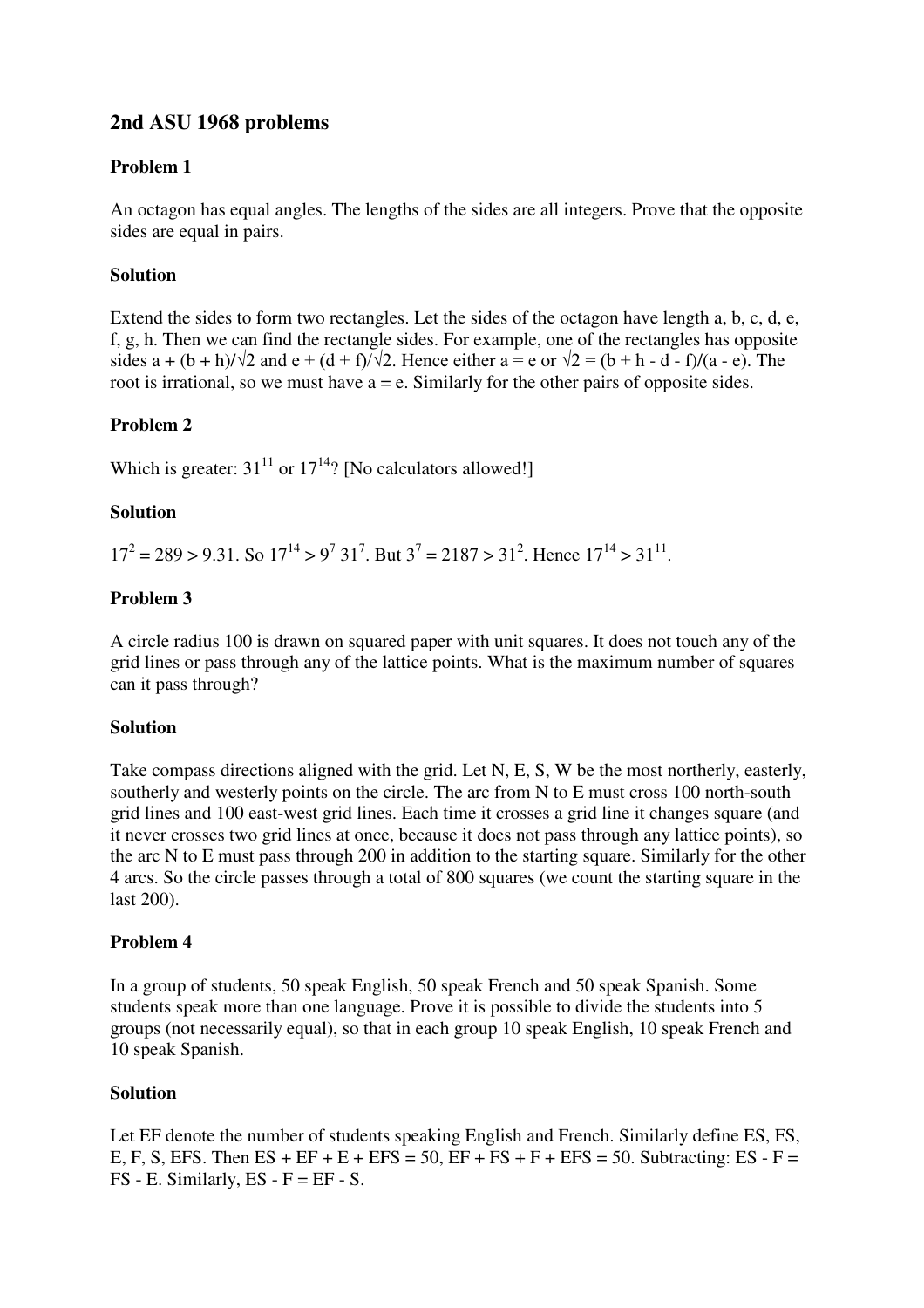## 2nd ASU 1968 problems

### Problem 1

An octagon has equal angles. The lengths of the sides are all integers. Prove that the opposite sides are equal in pairs.

### Solution

Extend the sides to form two rectangles. Let the sides of the octagon have length a, b, c, d, e, f, g, h. Then we can find the rectangle sides. For example, one of the rectangles has opposite sides $a + (b + h)/\sqrt{2}$ and $e + (d + f)/\sqrt{2}$. Hence either $a = e$ or $\sqrt{2} = (b + h - d - f)/(a - e)$. The root is irrational, so we must have $a = e$. Similarly for the other pairs of opposite sides.

### Problem 2

Which is greater: $31^{11}$ or $17^{14}$? [No calculators allowed!]

### Solution

$17^2 = 289 > 9.31$. So $17^{14} > 9^7 31^7$. But $3^7 = 2187 > 31^2$. Hence $17^{14} > 31^{11}$.

### Problem 3

A circle radius 100 is drawn on squared paper with unit squares. It does not touch any of the grid lines or pass through any of the lattice points. What is the maximum number of squares can it pass through?

### Solution

Take compass directions aligned with the grid. Let N, E, S, W be the most northerly, easterly, southerly and westerly points on the circle. The arc from N to E must cross 100 north-south grid lines and 100 east-west grid lines. Each time it crosses a grid line it changes square (and it never crosses two grid lines at once, because it does not pass through any lattice points), so the arc N to E must pass through 200 in addition to the starting square. Similarly for the other 4 arcs. So the circle passes through a total of 800 squares (we count the starting square in the last 200).

### Problem 4

In a group of students, 50 speak English, 50 speak French and 50 speak Spanish. Some students speak more than one language. Prove it is possible to divide the students into 5 groups (not necessarily equal), so that in each group 10 speak English, 10 speak French and 10 speak Spanish.

### Solution

Let EF denote the number of students speaking English and French. Similarly define ES, FS, E, F, S, EFS. Then ES + EF + E + EFS = 50, EF + FS + F + EFS = 50. Subtracting: ES - F = FS - E. Similarly, ES - F = EF - S.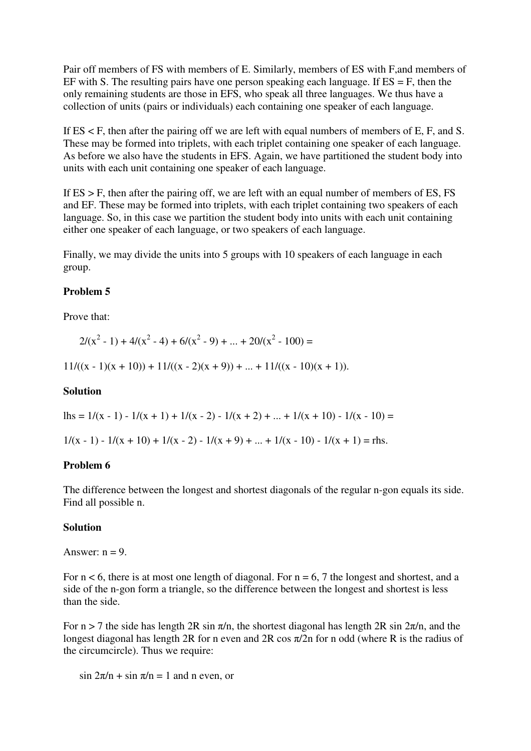Pair off members of FS with members of E. Similarly, members of ES with F,and members of EF with S. The resulting pairs have one person speaking each language. If ES = F, then the only remaining students are those in EFS, who speak all three languages. We thus have a collection of units (pairs or individuals) each containing one speaker of each language.

If ES < F, then after the pairing off we are left with equal numbers of members of E, F, and S. These may be formed into triplets, with each triplet containing one speaker of each language. As before we also have the students in EFS. Again, we have partitioned the student body into units with each unit containing one speaker of each language.

If ES > F, then after the pairing off, we are left with an equal number of members of ES, FS and EF. These may be formed into triplets, with each triplet containing two speakers of each language. So, in this case we partition the student body into units with each unit containing either one speaker of each language, or two speakers of each language.

Finally, we may divide the units into 5 groups with 10 speakers of each language in each group.

**Problem 5**

Prove that:

$$2/(x^2 - 1) + 4/(x^2 - 4) + 6/(x^2 - 9) + \ldots + 20/(x^2 - 100) =$$

$$11/((x - 1)(x + 10)) + 11/((x - 2)(x + 9)) + \ldots + 11/((x - 10)(x + 1)).$$

**Solution**

lhs $= 1/(x - 1) - 1/(x + 1) + 1/(x - 2) - 1/(x + 2) + \ldots + 1/(x + 10) - 1/(x - 10) =$

$1/(x - 1) - 1/(x + 10) + 1/(x - 2) - 1/(x + 9) + \ldots + 1/(x - 10) - 1/(x + 1) =$ rhs.

**Problem 6**

The difference between the longest and shortest diagonals of the regular n-gon equals its side. Find all possible n.

**Solution**

Answer: $n = 9$.

For $n < 6$, there is at most one length of diagonal. For $n = 6, 7$ the longest and shortest, and a side of the n-gon form a triangle, so the difference between the longest and shortest is less than the side.

For $n > 7$ the side has length $2R \sin \pi/n$, the shortest diagonal has length $2R \sin 2\pi/n$, and the longest diagonal has length $2R$ for n even and $2R \cos \pi/2n$ for n odd (where R is the radius of the circumcircle). Thus we require:

$$\sin 2\pi/n + \sin \pi/n = 1 \text{ and n even, or}$$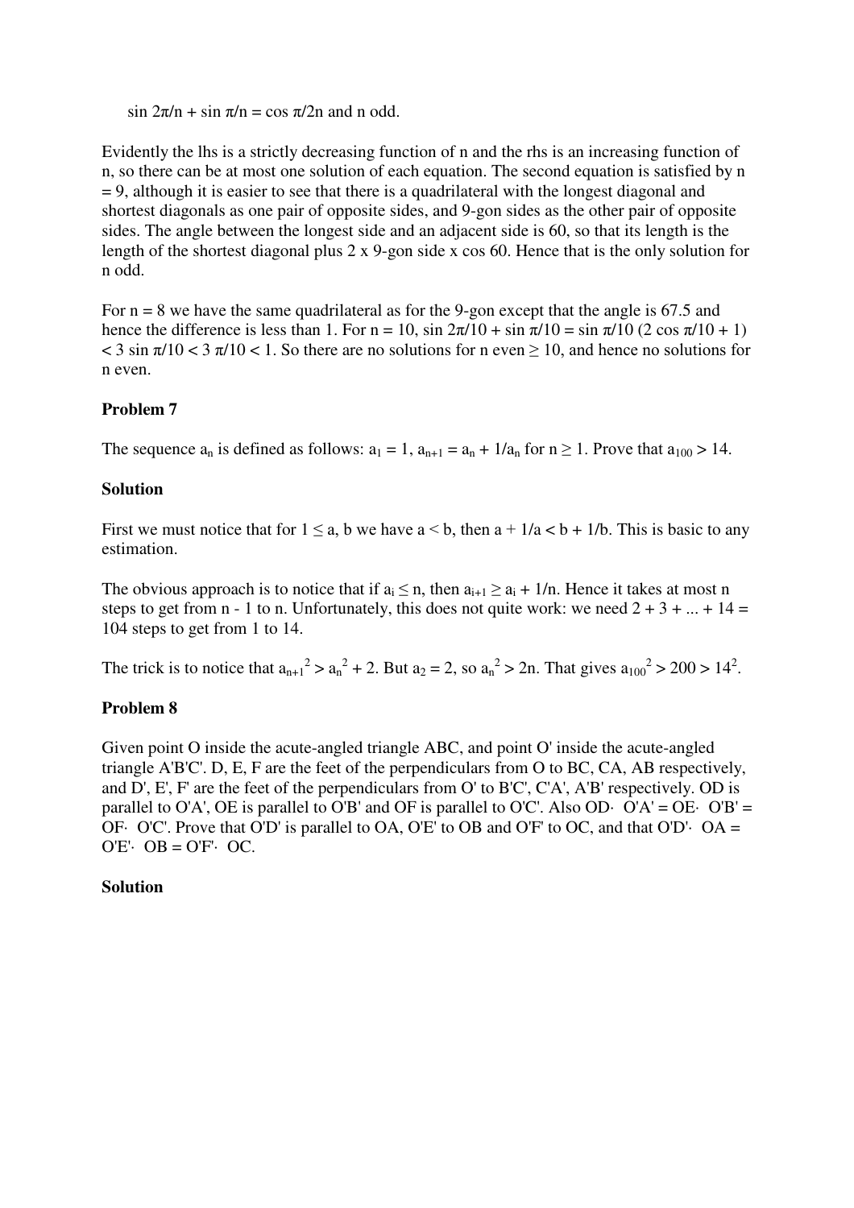$\sin 2\pi/n + \sin \pi/n = \cos \pi/2n$ and n odd.

Evidently the lhs is a strictly decreasing function of n and the rhs is an increasing function of n, so there can be at most one solution of each equation. The second equation is satisfied by n = 9, although it is easier to see that there is a quadrilateral with the longest diagonal and shortest diagonals as one pair of opposite sides, and 9-gon sides as the other pair of opposite sides. The angle between the longest side and an adjacent side is 60, so that its length is the length of the shortest diagonal plus 2 x 9-gon side x cos 60. Hence that is the only solution for n odd.

For n = 8 we have the same quadrilateral as for the 9-gon except that the angle is 67.5 and hence the difference is less than 1. For n = 10, $\sin 2\pi/10 + \sin \pi/10 = \sin \pi/10 (2 \cos \pi/10 + 1) < 3 \sin \pi/10 < 3 \pi/10 < 1$. So there are no solutions for n even $\geq 10$, and hence no solutions for n even.

**Problem 7**

The sequence $a_n$ is defined as follows: $a_1 = 1$, $a_{n+1} = a_n + 1/a_n$ for $n \geq 1$. Prove that $a_{100} > 14$.

**Solution**

First we must notice that for $1 \leq a, b$ we have $a < b$, then $a + 1/a < b + 1/b$. This is basic to any estimation.

The obvious approach is to notice that if $a_i \leq n$, then $a_{i+1} \geq a_i + 1/n$. Hence it takes at most n steps to get from n - 1 to n. Unfortunately, this does not quite work: we need $2 + 3 + ... + 14 = 104$ steps to get from 1 to 14.

The trick is to notice that $a_{n+1}^2 > a_n^2 + 2$. But $a_2 = 2$, so $a_n^2 > 2n$. That gives $a_{100}^2 > 200 > 14^2$.

**Problem 8**

Given point O inside the acute-angled triangle ABC, and point O' inside the acute-angled triangle A'B'C'. D, E, F are the feet of the perpendiculars from O to BC, CA, AB respectively, and D', E', F' are the feet of the perpendiculars from O' to B'C', C'A', A'B' respectively. OD is parallel to O'A', OE is parallel to O'B' and OF is parallel to O'C'. Also $OD \cdot O'A' = OE \cdot O'B' = OF \cdot O'C'$. Prove that O'D' is parallel to OA, O'E' to OB and O'F' to OC, and that $O'D' \cdot OA = O'E' \cdot OB = O'F' \cdot OC$.

**Solution**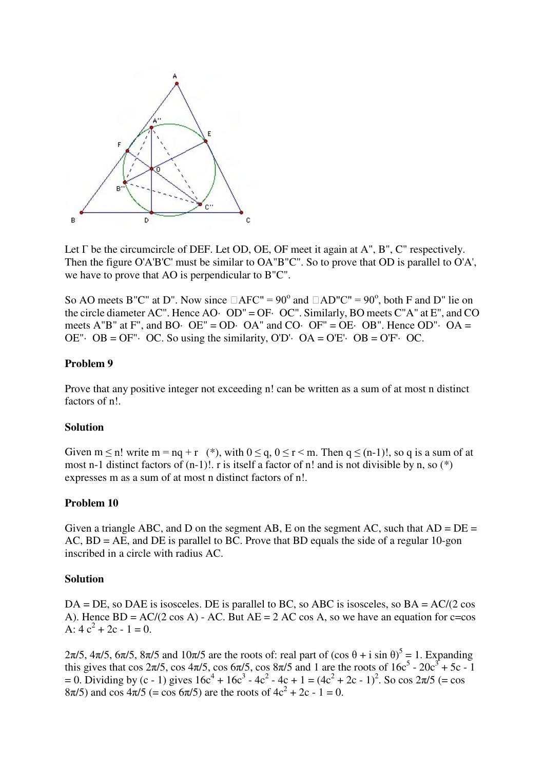Let Γ be the circumcircle of DEF. Let OD, OE, OF meet it again at A", B", C" respectively. Then the figure O'A'B'C' must be similar to OA"B"C". So to prove that OD is parallel to O'A', we have to prove that AO is perpendicular to B"C".

So AO meets B"C" at D". Now since ∠AFC" = 90° and ∠AD"C" = 90°, both F and D" lie on the circle diameter AC". Hence AO· OD" = OF· OC". Similarly, BO meets C"A" at E", and CO meets A"B" at F", and BO· OE" = OD· OA" and CO· OF" = OE· OB". Hence OD"· OA = OE"· OB = OF"· OC. So using the similarity, O'D'· OA = O'E'· OB = O'F'· OC.

**Problem 9**

Prove that any positive integer not exceeding n! can be written as a sum of at most n distinct factors of n!.

**Solution**

Given m ≤ n! write m = nq + r (*), with 0 ≤ q, 0 ≤ r < m. Then q ≤ (n-1)!, so q is a sum of at most n-1 distinct factors of (n-1)!. r is itself a factor of n! and is not divisible by n, so (*) expresses m as a sum of at most n distinct factors of n!.

**Problem 10**

Given a triangle ABC, and D on the segment AB, E on the segment AC, such that AD = DE = AC, BD = AE, and DE is parallel to BC. Prove that BD equals the side of a regular 10-gon inscribed in a circle with radius AC.

**Solution**

DA = DE, so DAE is isosceles. DE is parallel to BC, so ABC is isosceles, so BA = AC/(2 cos A). Hence BD = AC/(2 cos A) - AC. But AE = 2 AC cos A, so we have an equation for c=cos A: $4c^2 + 2c - 1 = 0$.

2π/5, 4π/5, 6π/5, 8π/5 and 10π/5 are the roots of: real part of $(\cos\theta + i \sin\theta)^5 = 1$. Expanding this gives that cos 2π/5, cos 4π/5, cos 6π/5, cos 8π/5 and 1 are the roots of $16c^5 - 20c^3 + 5c - 1 = 0$. Dividing by (c - 1) gives $16c^4 + 16c^3 - 4c^2 - 4c + 1 = (4c^2 + 2c - 1)^2$. So cos 2π/5 (= cos 8π/5) and cos 4π/5 (= cos 6π/5) are the roots of $4c^2 + 2c - 1 = 0$.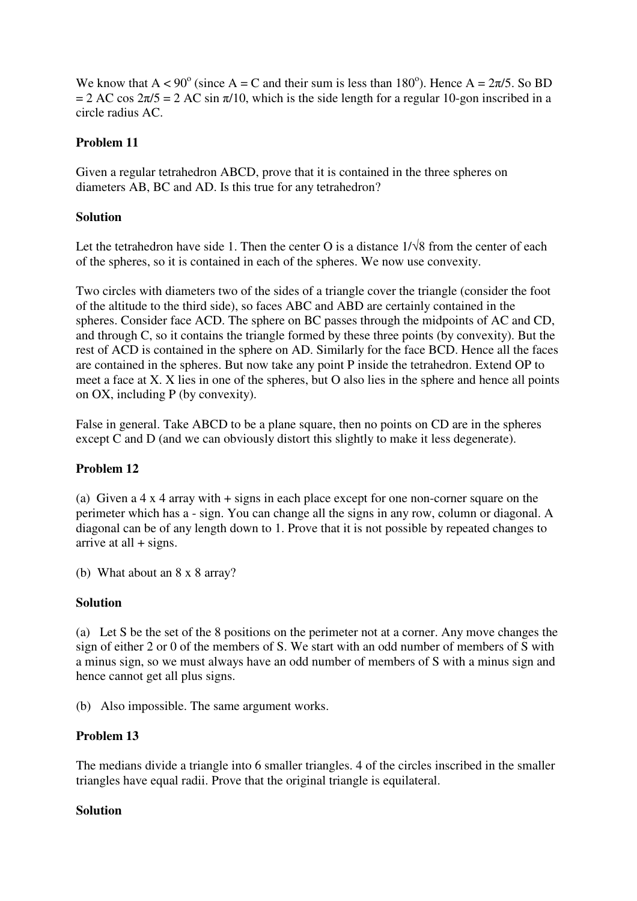We know that $A < 90^o$ (since $A = C$ and their sum is less than $180^o$). Hence $A = 2\pi/5$. So $BD = 2\ AC \cos 2\pi/5 = 2\ AC \sin \pi/10$, which is the side length for a regular 10-gon inscribed in a circle radius AC.

**Problem 11**

Given a regular tetrahedron ABCD, prove that it is contained in the three spheres on diameters AB, BC and AD. Is this true for any tetrahedron?

**Solution**

Let the tetrahedron have side 1. Then the center O is a distance $1/\sqrt{8}$ from the center of each of the spheres, so it is contained in each of the spheres. We now use convexity.

Two circles with diameters two of the sides of a triangle cover the triangle (consider the foot of the altitude to the third side), so faces ABC and ABD are certainly contained in the spheres. Consider face ACD. The sphere on BC passes through the midpoints of AC and CD, and through C, so it contains the triangle formed by these three points (by convexity). But the rest of ACD is contained in the sphere on AD. Similarly for the face BCD. Hence all the faces are contained in the spheres. But now take any point P inside the tetrahedron. Extend OP to meet a face at X. X lies in one of the spheres, but O also lies in the sphere and hence all points on OX, including P (by convexity).

False in general. Take ABCD to be a plane square, then no points on CD are in the spheres except C and D (and we can obviously distort this slightly to make it less degenerate).

**Problem 12**

(a) Given a 4 x 4 array with + signs in each place except for one non-corner square on the perimeter which has a - sign. You can change all the signs in any row, column or diagonal. A diagonal can be of any length down to 1. Prove that it is not possible by repeated changes to arrive at all + signs.

(b) What about an 8 x 8 array?

**Solution**

(a) Let S be the set of the 8 positions on the perimeter not at a corner. Any move changes the sign of either 2 or 0 of the members of S. We start with an odd number of members of S with a minus sign, so we must always have an odd number of members of S with a minus sign and hence cannot get all plus signs.

(b) Also impossible. The same argument works.

**Problem 13**

The medians divide a triangle into 6 smaller triangles. 4 of the circles inscribed in the smaller triangles have equal radii. Prove that the original triangle is equilateral.

**Solution**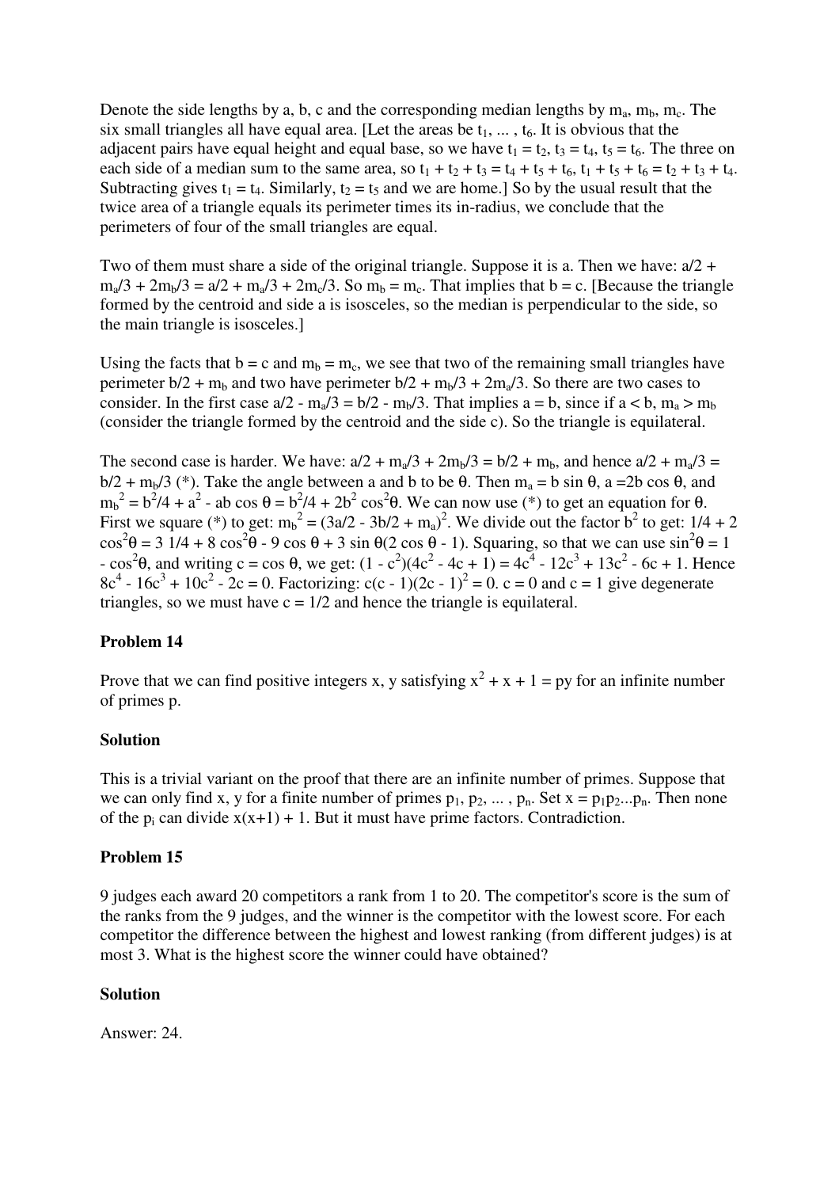Denote the side lengths by a, b, c and the corresponding median lengths by $m_a$, $m_b$, $m_c$. The six small triangles all have equal area. [Let the areas be $t_1, \dots , t_6$. It is obvious that the adjacent pairs have equal height and equal base, so we have $t_1 = t_2$, $t_3 = t_4$, $t_5 = t_6$. The three on each side of a median sum to the same area, so $t_1 + t_2 + t_3 = t_4 + t_5 + t_6$, $t_1 + t_5 + t_6 = t_2 + t_3 + t_4$. Subtracting gives $t_1 = t_4$. Similarly, $t_2 = t_5$ and we are home.] So by the usual result that the twice area of a triangle equals its perimeter times its in-radius, we conclude that the perimeters of four of the small triangles are equal.

Two of them must share a side of the original triangle. Suppose it is a. Then we have: $a/2 + m_a/3 + 2m_b/3 = a/2 + m_a/3 + 2m_c/3$. So $m_b = m_c$. That implies that $b = c$. [Because the triangle formed by the centroid and side a is isosceles, so the median is perpendicular to the side, so the main triangle is isosceles.]

Using the facts that $b = c$ and $m_b = m_c$, we see that two of the remaining small triangles have perimeter $b/2 + m_b$ and two have perimeter $b/2 + m_b/3 + 2m_a/3$. So there are two cases to consider. In the first case $a/2 - m_a/3 = b/2 - m_b/3$. That implies $a = b$, since if $a < b$, $m_a > m_b$ (consider the triangle formed by the centroid and the side c). So the triangle is equilateral.

The second case is harder. We have: $a/2 + m_a/3 + 2m_b/3 = b/2 + m_b$, and hence $a/2 + m_a/3 = b/2 + m_b/3$ (*). Take the angle between a and b to be θ. Then $m_a = b \sin θ$, $a = 2b \cos θ$, and $m_b^2 = b^2/4 + a^2 - ab \cos θ = b^2/4 + 2b^2 \cos^2θ$. We can now use (*) to get an equation for θ. First we square (*) to get: $m_b^2 = (3a/2 - 3b/2 + m_a)^2$. We divide out the factor $b^2$ to get: $1/4 + 2 \cos^2θ = 3\ 1/4 + 8 \cos^2θ - 9 \cos θ + 3 \sin θ(2 \cos θ - 1)$. Squaring, so that we can use $\sin^2θ = 1 - \cos^2θ$, and writing $c = \cos θ$, we get: $(1 - c^2)(4c^2 - 4c + 1) = 4c^4 - 12c^3 + 13c^2 - 6c + 1$. Hence $8c^4 - 16c^3 + 10c^2 - 2c = 0$. Factorizing: $c(c - 1)(2c - 1)^2 = 0$. $c = 0$ and $c = 1$ give degenerate triangles, so we must have $c = 1/2$ and hence the triangle is equilateral.

**Problem 14**

Prove that we can find positive integers x, y satisfying $x^2 + x + 1 = py$ for an infinite number of primes p.

**Solution**

This is a trivial variant on the proof that there are an infinite number of primes. Suppose that we can only find x, y for a finite number of primes $p_1, p_2, \dots , p_n$. Set $x = p_1p_2...p_n$. Then none of the $p_i$ can divide $x(x+1) + 1$. But it must have prime factors. Contradiction.

**Problem 15**

9 judges each award 20 competitors a rank from 1 to 20. The competitor's score is the sum of the ranks from the 9 judges, and the winner is the competitor with the lowest score. For each competitor the difference between the highest and lowest ranking (from different judges) is at most 3. What is the highest score the winner could have obtained?

**Solution**

Answer: 24.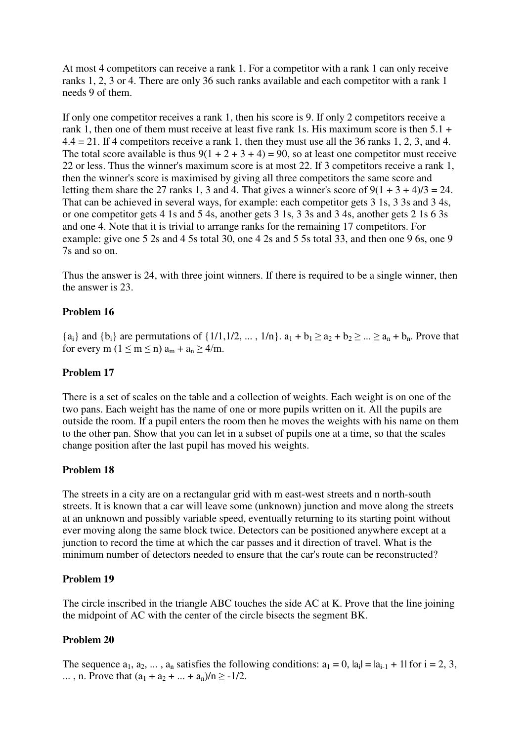At most 4 competitors can receive a rank 1. For a competitor with a rank 1 can only receive ranks 1, 2, 3 or 4. There are only 36 such ranks available and each competitor with a rank 1 needs 9 of them.

If only one competitor receives a rank 1, then his score is 9. If only 2 competitors receive a rank 1, then one of them must receive at least five rank 1s. His maximum score is then $5.1 + 4.4 = 21$. If 4 competitors receive a rank 1, then they must use all the 36 ranks 1, 2, 3, and 4. The total score available is thus $9(1 + 2 + 3 + 4) = 90$, so at least one competitor must receive 22 or less. Thus the winner's maximum score is at most 22. If 3 competitors receive a rank 1, then the winner's score is maximised by giving all three competitors the same score and letting them share the 27 ranks 1, 3 and 4. That gives a winner's score of $9(1 + 3 + 4)/3 = 24$. That can be achieved in several ways, for example: each competitor gets 3 1s, 3 3s and 3 4s, or one competitor gets 4 1s and 5 4s, another gets 3 1s, 3 3s and 3 4s, another gets 2 1s 6 3s and one 4. Note that it is trivial to arrange ranks for the remaining 17 competitors. For example: give one 5 2s and 4 5s total 30, one 4 2s and 5 5s total 33, and then one 9 6s, one 9 7s and so on.

Thus the answer is 24, with three joint winners. If there is required to be a single winner, then the answer is 23.

### Problem 16

$\{a_i\}$ and $\{b_i\}$ are permutations of $\{1/1, 1/2, \dots , 1/n\}$. $a_1 + b_1 \geq a_2 + b_2 \geq \dots \geq a_n + b_n$. Prove that for every m ($1 \leq m \leq n$) $a_m + a_n \geq 4/m$.

### Problem 17

There is a set of scales on the table and a collection of weights. Each weight is on one of the two pans. Each weight has the name of one or more pupils written on it. All the pupils are outside the room. If a pupil enters the room then he moves the weights with his name on them to the other pan. Show that you can let in a subset of pupils one at a time, so that the scales change position after the last pupil has moved his weights.

### Problem 18

The streets in a city are on a rectangular grid with m east-west streets and n north-south streets. It is known that a car will leave some (unknown) junction and move along the streets at an unknown and possibly variable speed, eventually returning to its starting point without ever moving along the same block twice. Detectors can be positioned anywhere except at a junction to record the time at which the car passes and it direction of travel. What is the minimum number of detectors needed to ensure that the car's route can be reconstructed?

### Problem 19

The circle inscribed in the triangle ABC touches the side AC at K. Prove that the line joining the midpoint of AC with the center of the circle bisects the segment BK.

### Problem 20

The sequence $a_1, a_2, \dots , a_n$ satisfies the following conditions: $a_1 = 0$, $|a_i| = |a_{i-1} + 1|$ for $i = 2, 3, \dots , n$. Prove that $(a_1 + a_2 + \dots + a_n)/n \geq -1/2$.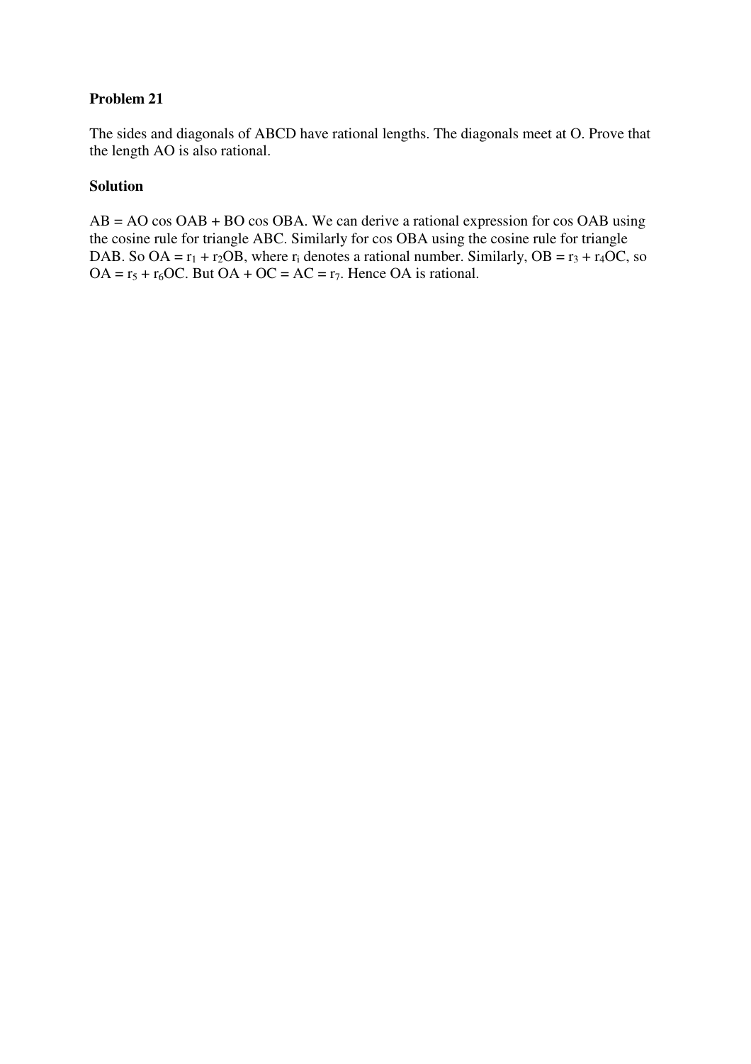**Problem 21**

The sides and diagonals of ABCD have rational lengths. The diagonals meet at O. Prove that the length AO is also rational.

**Solution**

AB = AO cos OAB + BO cos OBA. We can derive a rational expression for cos OAB using the cosine rule for triangle ABC. Similarly for cos OBA using the cosine rule for triangle DAB. So OA = $r_1 + r_2$OB, where $r_i$ denotes a rational number. Similarly, OB = $r_3 + r_4$OC, so OA = $r_5 + r_6$OC. But OA + OC = AC = $r_7$. Hence OA is rational.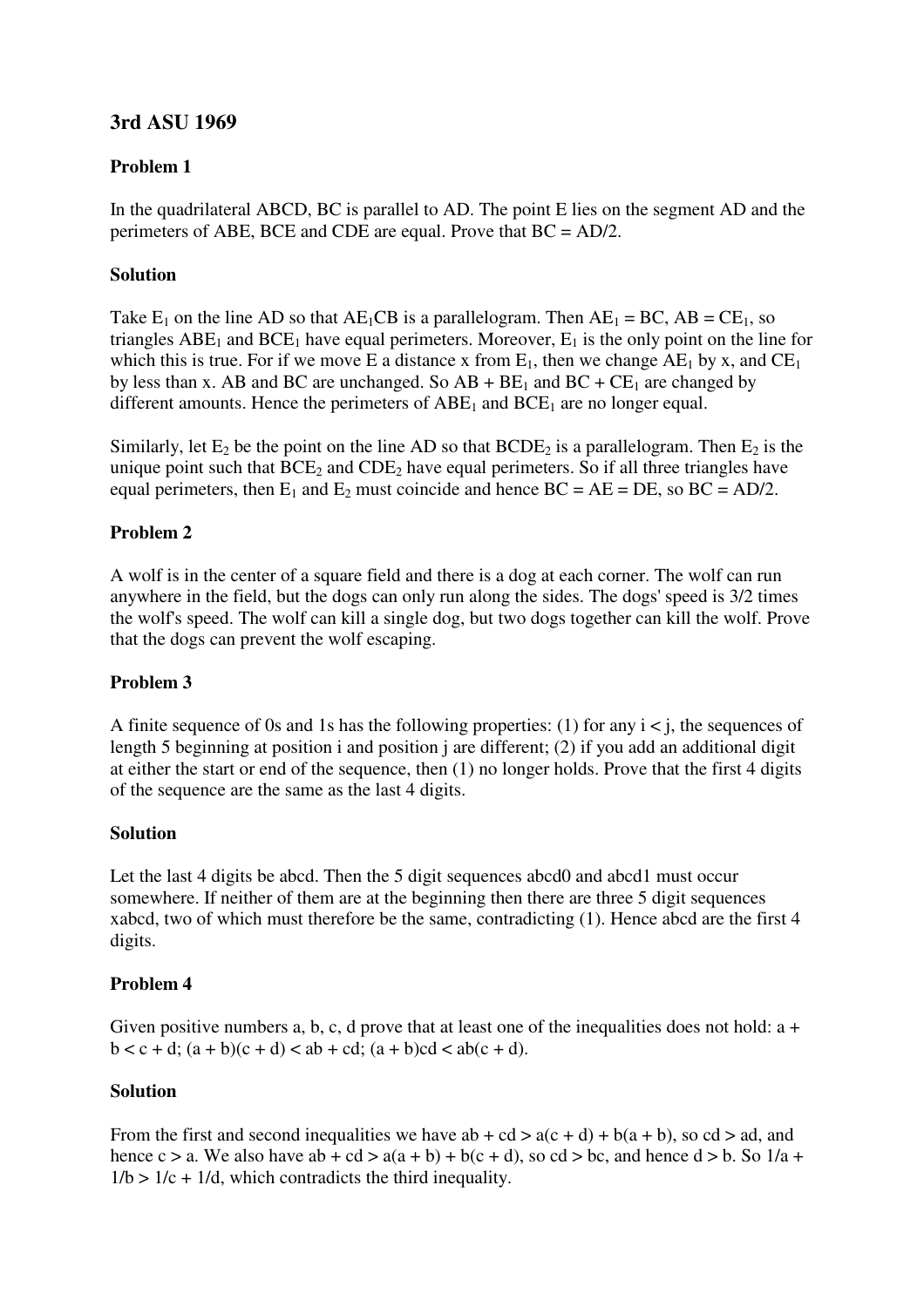## 3rd ASU 1969

### Problem 1

In the quadrilateral ABCD, BC is parallel to AD. The point E lies on the segment AD and the perimeters of ABE, BCE and CDE are equal. Prove that BC = AD/2.

### Solution

Take $E_1$ on the line AD so that $AE_1CB$ is a parallelogram. Then $AE_1 = BC$, $AB = CE_1$, so triangles $ABE_1$ and $BCE_1$ have equal perimeters. Moreover, $E_1$ is the only point on the line for which this is true. For if we move E a distance x from $E_1$, then we change $AE_1$ by x, and $CE_1$ by less than x. AB and BC are unchanged. So $AB + BE_1$ and $BC + CE_1$ are changed by different amounts. Hence the perimeters of $ABE_1$ and $BCE_1$ are no longer equal.

Similarly, let $E_2$ be the point on the line AD so that $BCDE_2$ is a parallelogram. Then $E_2$ is the unique point such that $BCE_2$ and $CDE_2$ have equal perimeters. So if all three triangles have equal perimeters, then $E_1$ and $E_2$ must coincide and hence BC = AE = DE, so BC = AD/2.

### Problem 2

A wolf is in the center of a square field and there is a dog at each corner. The wolf can run anywhere in the field, but the dogs can only run along the sides. The dogs' speed is 3/2 times the wolf's speed. The wolf can kill a single dog, but two dogs together can kill the wolf. Prove that the dogs can prevent the wolf escaping.

### Problem 3

A finite sequence of 0s and 1s has the following properties: (1) for any $i < j$, the sequences of length 5 beginning at position i and position j are different; (2) if you add an additional digit at either the start or end of the sequence, then (1) no longer holds. Prove that the first 4 digits of the sequence are the same as the last 4 digits.

### Solution

Let the last 4 digits be abcd. Then the 5 digit sequences abcd0 and abcd1 must occur somewhere. If neither of them are at the beginning then there are three 5 digit sequences xabcd, two of which must therefore be the same, contradicting (1). Hence abcd are the first 4 digits.

### Problem 4

Given positive numbers a, b, c, d prove that at least one of the inequalities does not hold: $a + b < c + d$; $(a + b)(c + d) < ab + cd$; $(a + b)cd < ab(c + d)$.

### Solution

From the first and second inequalities we have $ab + cd > a(c + d) + b(a + b)$, so $cd > ad$, and hence $c > a$. We also have $ab + cd > a(a + b) + b(c + d)$, so $cd > bc$, and hence $d > b$. So $1/a + 1/b > 1/c + 1/d$, which contradicts the third inequality.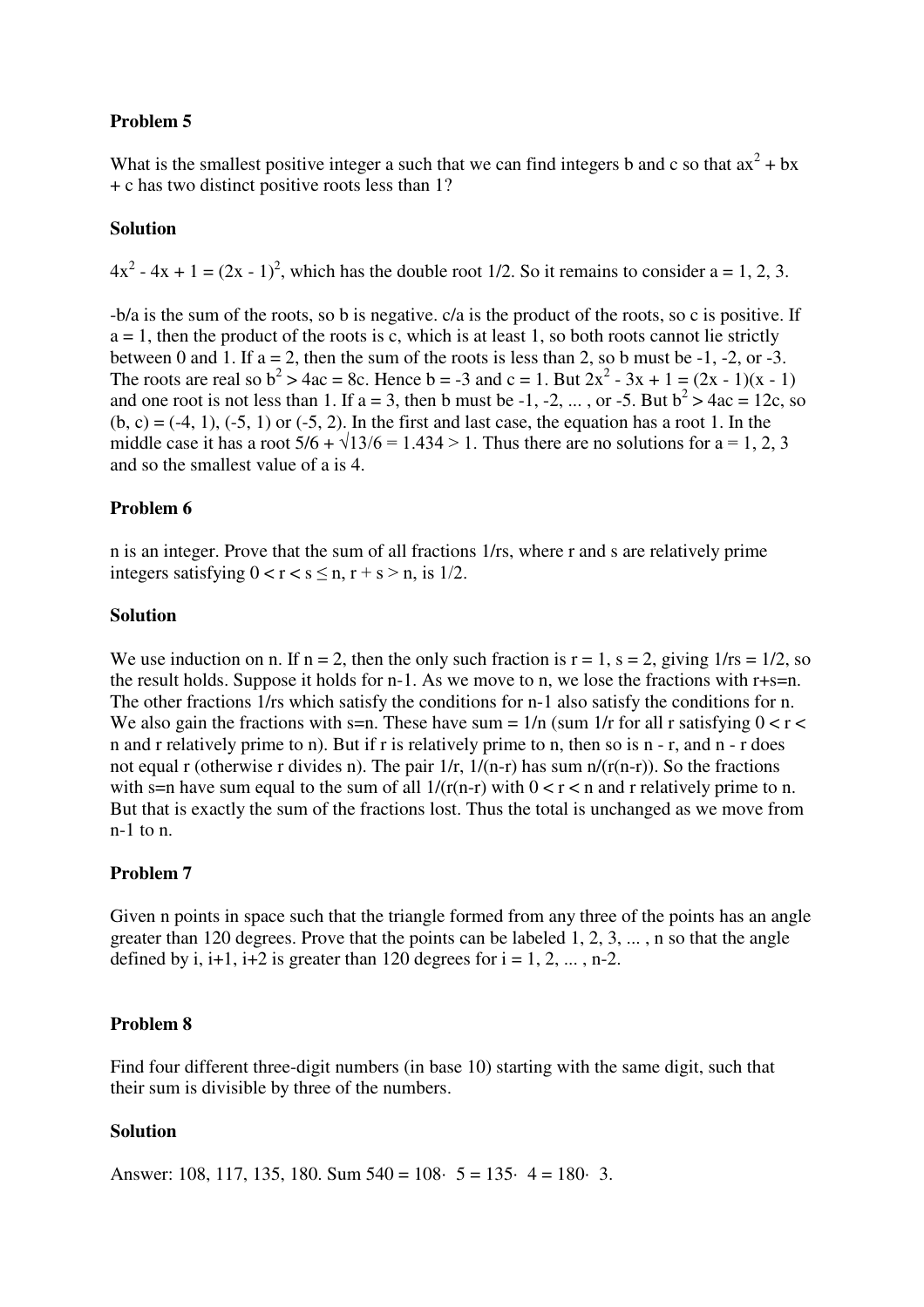**Problem 5**

What is the smallest positive integer a such that we can find integers b and c so that $ax^2 + bx + c$ has two distinct positive roots less than 1?

**Solution**

$4x^2 - 4x + 1 = (2x - 1)^2$, which has the double root 1/2. So it remains to consider a = 1, 2, 3.

-b/a is the sum of the roots, so b is negative. c/a is the product of the roots, so c is positive. If a = 1, then the product of the roots is c, which is at least 1, so both roots cannot lie strictly between 0 and 1. If a = 2, then the sum of the roots is less than 2, so b must be -1, -2, or -3. The roots are real so $b^2 > 4ac = 8c$. Hence b = -3 and c = 1. But $2x^2 - 3x + 1 = (2x - 1)(x - 1)$ and one root is not less than 1. If a = 3, then b must be -1, -2, ... , or -5. But $b^2 > 4ac = 12c$, so (b, c) = (-4, 1), (-5, 1) or (-5, 2). In the first and last case, the equation has a root 1. In the middle case it has a root $5/6 + \sqrt{13}/6 = 1.434 > 1$. Thus there are no solutions for a = 1, 2, 3 and so the smallest value of a is 4.

**Problem 6**

n is an integer. Prove that the sum of all fractions 1/rs, where r and s are relatively prime integers satisfying $0 < r < s \le n$, $r + s > n$, is 1/2.

**Solution**

We use induction on n. If n = 2, then the only such fraction is r = 1, s = 2, giving 1/rs = 1/2, so the result holds. Suppose it holds for n-1. As we move to n, we lose the fractions with r+s=n. The other fractions 1/rs which satisfy the conditions for n-1 also satisfy the conditions for n. We also gain the fractions with s=n. These have sum = 1/n (sum 1/r for all r satisfying 0 < r < n and r relatively prime to n). But if r is relatively prime to n, then so is n - r, and n - r does not equal r (otherwise r divides n). The pair 1/r, 1/(n-r) has sum n/(r(n-r)). So the fractions with s=n have sum equal to the sum of all 1/(r(n-r)) with 0 < r < n and r relatively prime to n. But that is exactly the sum of the fractions lost. Thus the total is unchanged as we move from n-1 to n.

**Problem 7**

Given n points in space such that the triangle formed from any three of the points has an angle greater than 120 degrees. Prove that the points can be labeled 1, 2, 3, ... , n so that the angle defined by i, i+1, i+2 is greater than 120 degrees for i = 1, 2, ... , n-2.

**Problem 8**

Find four different three-digit numbers (in base 10) starting with the same digit, such that their sum is divisible by three of the numbers.

**Solution**

Answer: 108, 117, 135, 180. Sum $540 = 108 \cdot 5 = 135 \cdot 4 = 180 \cdot 3$.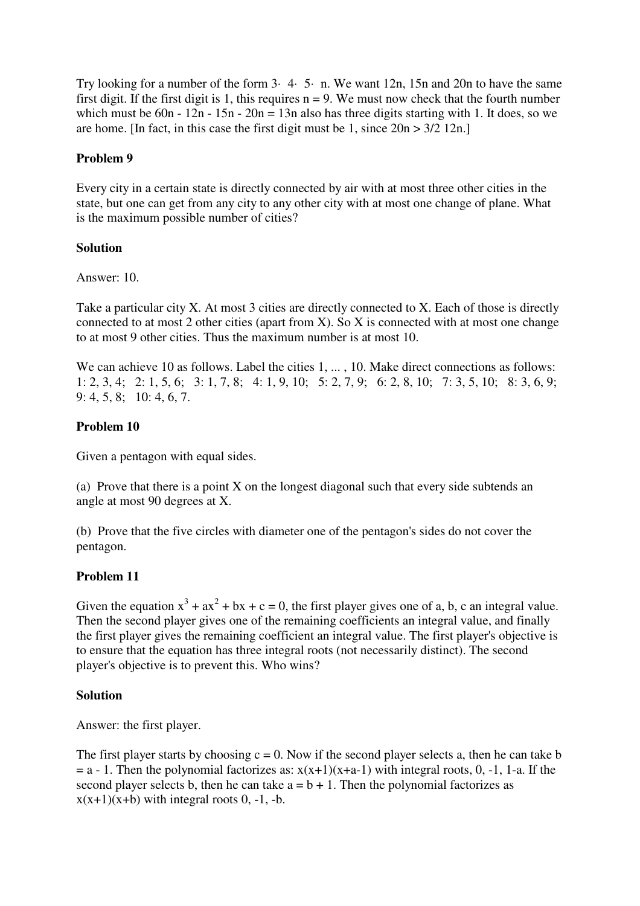Try looking for a number of the form $3 \cdot 4 \cdot 5 \cdot n$. We want $12n$, $15n$ and $20n$ to have the same first digit. If the first digit is 1, this requires $n = 9$. We must now check that the fourth number which must be $60n - 12n - 15n - 20n = 13n$ also has three digits starting with 1. It does, so we are home. [In fact, in this case the first digit must be 1, since $20n > 3/2\ 12n$.]

**Problem 9**

Every city in a certain state is directly connected by air with at most three other cities in the state, but one can get from any city to any other city with at most one change of plane. What is the maximum possible number of cities?

**Solution**

Answer: 10.

Take a particular city X. At most 3 cities are directly connected to X. Each of those is directly connected to at most 2 other cities (apart from X). So X is connected with at most one change to at most 9 other cities. Thus the maximum number is at most 10.

We can achieve 10 as follows. Label the cities 1, ... , 10. Make direct connections as follows: 1: 2, 3, 4; 2: 1, 5, 6; 3: 1, 7, 8; 4: 1, 9, 10; 5: 2, 7, 9; 6: 2, 8, 10; 7: 3, 5, 10; 8: 3, 6, 9; 9: 4, 5, 8; 10: 4, 6, 7.

**Problem 10**

Given a pentagon with equal sides.

(a) Prove that there is a point X on the longest diagonal such that every side subtends an angle at most 90 degrees at X.

(b) Prove that the five circles with diameter one of the pentagon's sides do not cover the pentagon.

**Problem 11**

Given the equation $x^3 + ax^2 + bx + c = 0$, the first player gives one of a, b, c an integral value. Then the second player gives one of the remaining coefficients an integral value, and finally the first player gives the remaining coefficient an integral value. The first player's objective is to ensure that the equation has three integral roots (not necessarily distinct). The second player's objective is to prevent this. Who wins?

**Solution**

Answer: the first player.

The first player starts by choosing $c = 0$. Now if the second player selects a, then he can take $b = a - 1$. Then the polynomial factorizes as: $x(x+1)(x+a-1)$ with integral roots, 0, -1, 1-a. If the second player selects b, then he can take $a = b + 1$. Then the polynomial factorizes as $x(x+1)(x+b)$ with integral roots 0, -1, -b.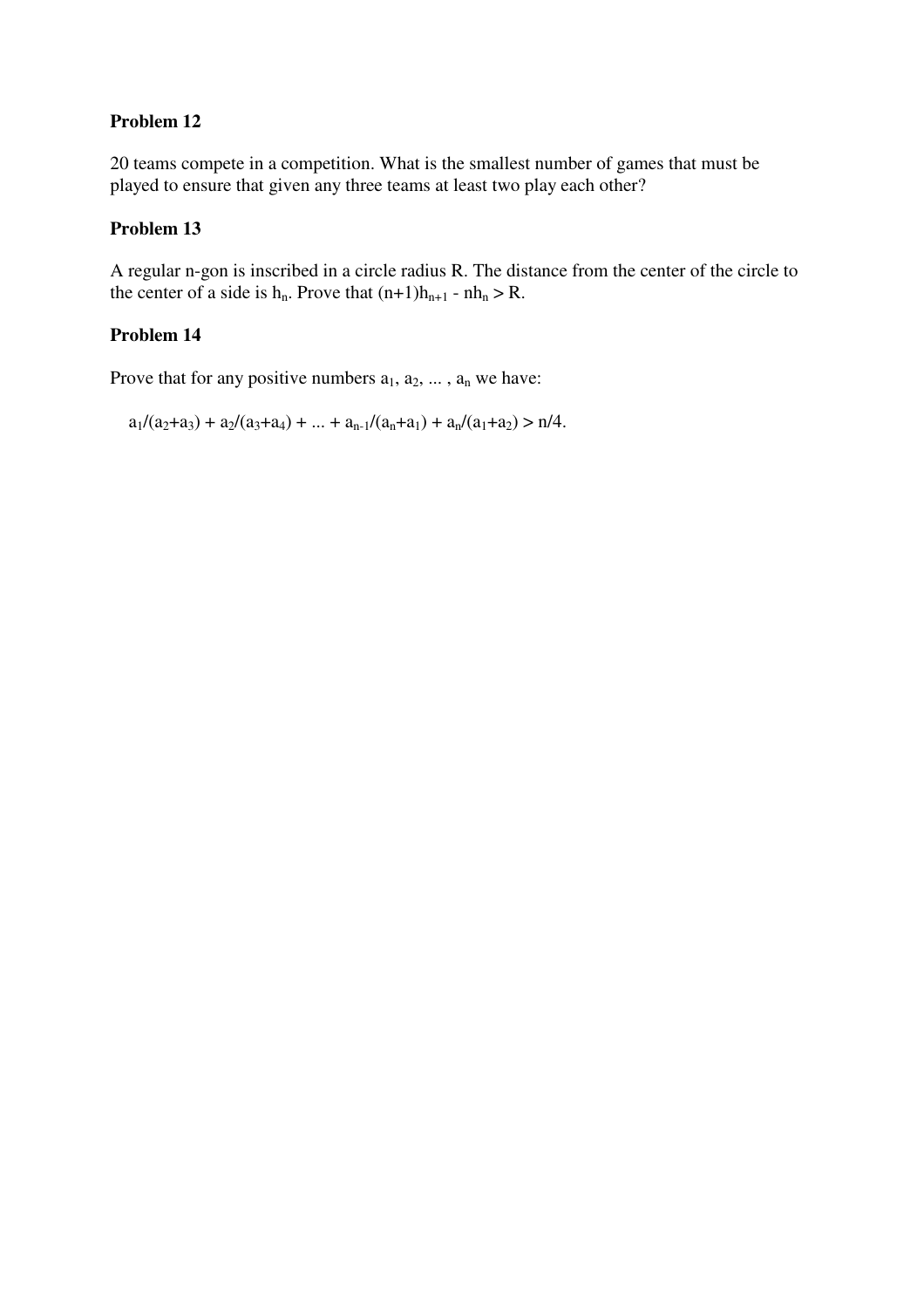**Problem 12**

20 teams compete in a competition. What is the smallest number of games that must be played to ensure that given any three teams at least two play each other?

**Problem 13**

A regular n-gon is inscribed in a circle radius R. The distance from the center of the circle to the center of a side is $h_n$. Prove that $(n+1)h_{n+1} - nh_n > R$.

**Problem 14**

Prove that for any positive numbers $a_1, a_2, \dots, a_n$ we have:

$$a_1/(a_2+a_3) + a_2/(a_3+a_4) + \dots + a_{n-1}/(a_n+a_1) + a_n/(a_1+a_2) > n/4.$$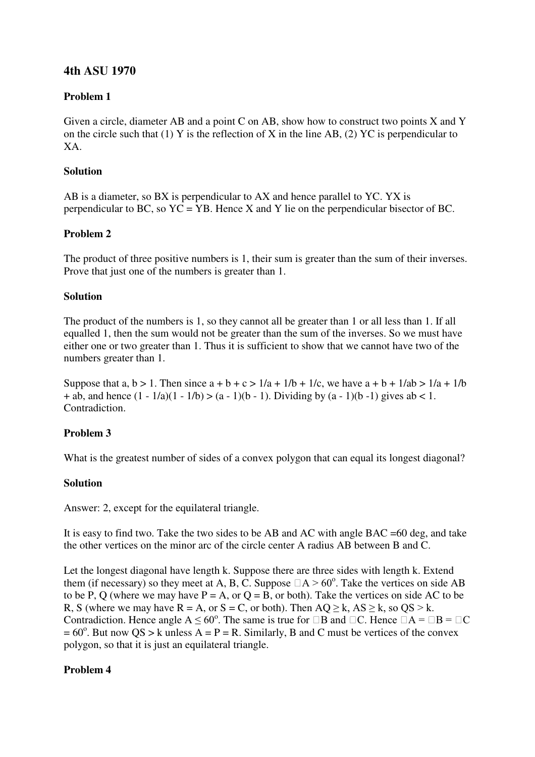## 4th ASU 1970

### Problem 1

Given a circle, diameter AB and a point C on AB, show how to construct two points X and Y on the circle such that (1) Y is the reflection of X in the line AB, (2) YC is perpendicular to XA.

### Solution

AB is a diameter, so BX is perpendicular to AX and hence parallel to YC. YX is perpendicular to BC, so YC = YB. Hence X and Y lie on the perpendicular bisector of BC.

### Problem 2

The product of three positive numbers is 1, their sum is greater than the sum of their inverses. Prove that just one of the numbers is greater than 1.

### Solution

The product of the numbers is 1, so they cannot all be greater than 1 or all less than 1. If all equalled 1, then the sum would not be greater than the sum of the inverses. So we must have either one or two greater than 1. Thus it is sufficient to show that we cannot have two of the numbers greater than 1.

Suppose that $a, b > 1$. Then since $a + b + c > 1/a + 1/b + 1/c$, we have $a + b + 1/ab > 1/a + 1/b + ab$, and hence $(1 - 1/a)(1 - 1/b) > (a - 1)(b - 1)$. Dividing by $(a - 1)(b - 1)$ gives $ab < 1$. Contradiction.

### Problem 3

What is the greatest number of sides of a convex polygon that can equal its longest diagonal?

### Solution

Answer: 2, except for the equilateral triangle.

It is easy to find two. Take the two sides to be AB and AC with angle BAC =60 deg, and take the other vertices on the minor arc of the circle center A radius AB between B and C.

Let the longest diagonal have length k. Suppose there are three sides with length k. Extend them (if necessary) so they meet at A, B, C. Suppose $\angle A > 60^o$. Take the vertices on side AB to be P, Q (where we may have P = A, or Q = B, or both). Take the vertices on side AC to be R, S (where we may have R = A, or S = C, or both). Then $AQ \geq k$, $AS \geq k$, so $QS > k$. Contradiction. Hence angle $A \leq 60^o$. The same is true for $\angle B$ and $\angle C$. Hence $\angle A = \angle B = \angle C = 60^o$. But now $QS > k$ unless A = P = R. Similarly, B and C must be vertices of the convex polygon, so that it is just an equilateral triangle.

### Problem 4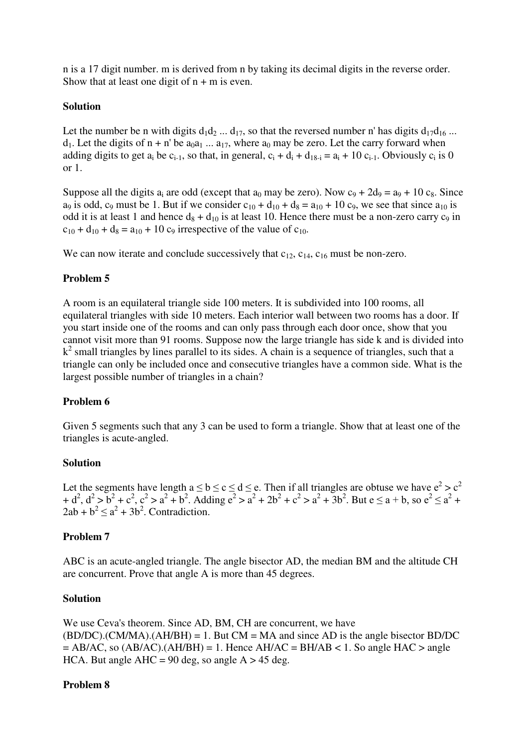n is a 17 digit number. m is derived from n by taking its decimal digits in the reverse order. Show that at least one digit of n + m is even.

**Solution**

Let the number be n with digits $d_1d_2 \ldots d_{17}$, so that the reversed number n' has digits $d_{17}d_{16} \ldots d_1$. Let the digits of n + n' be $a_0a_1 \ldots a_{17}$, where $a_0$ may be zero. Let the carry forward when adding digits to get $a_i$ be $c_{i-1}$, so that, in general, $c_i + d_i + d_{18-i} = a_i + 10\, c_{i-1}$. Obviously $c_i$ is 0 or 1.

Suppose all the digits $a_i$ are odd (except that $a_0$ may be zero). Now $c_9 + 2d_9 = a_9 + 10\, c_8$. Since $a_9$ is odd, $c_9$ must be 1. But if we consider $c_{10} + d_{10} + d_8 = a_{10} + 10\, c_9$, we see that since $a_{10}$ is odd it is at least 1 and hence $d_8 + d_{10}$ is at least 10. Hence there must be a non-zero carry $c_9$ in $c_{10} + d_{10} + d_8 = a_{10} + 10\, c_9$ irrespective of the value of $c_{10}$.

We can now iterate and conclude successively that $c_{12}$, $c_{14}$, $c_{16}$ must be non-zero.

**Problem 5**

A room is an equilateral triangle side 100 meters. It is subdivided into 100 rooms, all equilateral triangles with side 10 meters. Each interior wall between two rooms has a door. If you start inside one of the rooms and can only pass through each door once, show that you cannot visit more than 91 rooms. Suppose now the large triangle has side k and is divided into $k^2$ small triangles by lines parallel to its sides. A chain is a sequence of triangles, such that a triangle can only be included once and consecutive triangles have a common side. What is the largest possible number of triangles in a chain?

**Problem 6**

Given 5 segments such that any 3 can be used to form a triangle. Show that at least one of the triangles is acute-angled.

**Solution**

Let the segments have length $a \le b \le c \le d \le e$. Then if all triangles are obtuse we have $e^2 > c^2 + d^2$, $d^2 > b^2 + c^2$, $c^2 > a^2 + b^2$. Adding $e^2 > a^2 + 2b^2 + c^2 > a^2 + 3b^2$. But $e \le a + b$, so $e^2 \le a^2 + 2ab + b^2 \le a^2 + 3b^2$. Contradiction.

**Problem 7**

ABC is an acute-angled triangle. The angle bisector AD, the median BM and the altitude CH are concurrent. Prove that angle A is more than 45 degrees.

**Solution**

We use Ceva's theorem. Since AD, BM, CH are concurrent, we have (BD/DC).(CM/MA).(AH/BH) = 1. But CM = MA and since AD is the angle bisector BD/DC = AB/AC, so (AB/AC).(AH/BH) = 1. Hence AH/AC = BH/AB < 1. So angle HAC > angle HCA. But angle AHC = 90 deg, so angle A > 45 deg.

**Problem 8**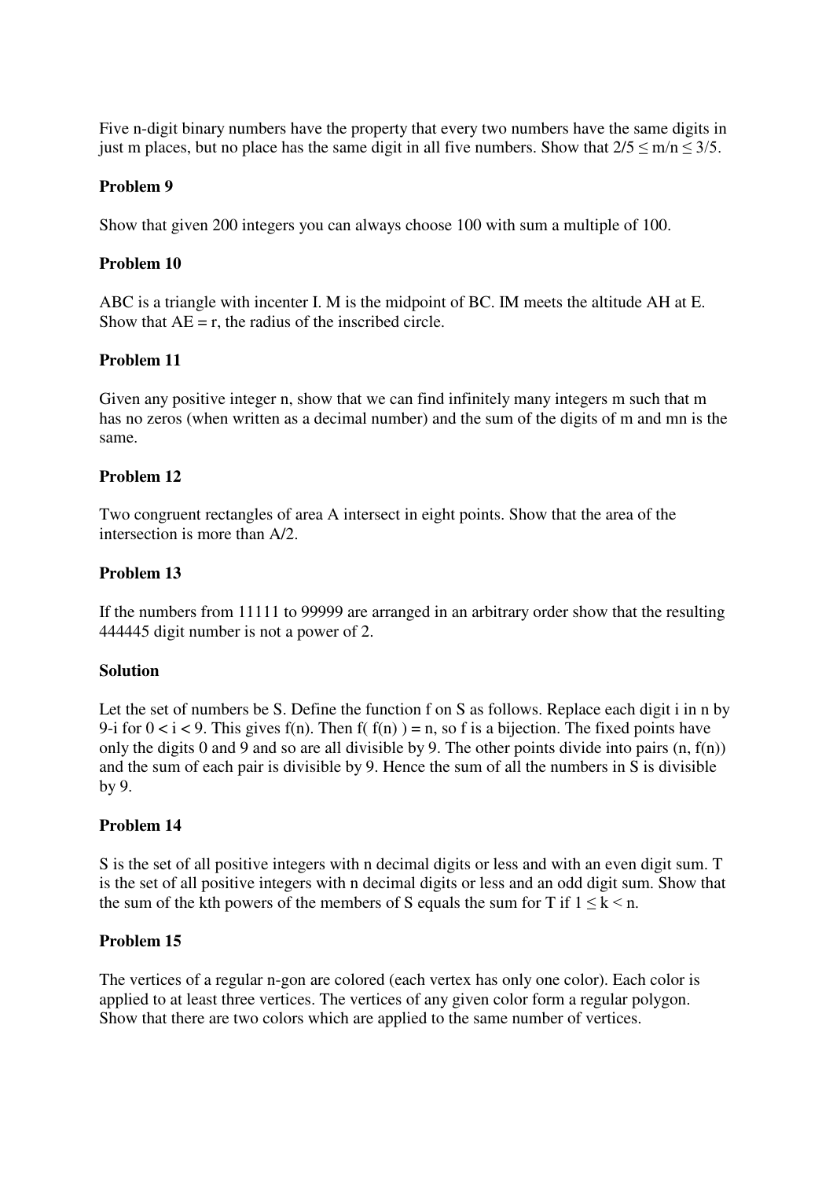Five n-digit binary numbers have the property that every two numbers have the same digits in just m places, but no place has the same digit in all five numbers. Show that $2/5 \leq m/n \leq 3/5$.

**Problem 9**

Show that given 200 integers you can always choose 100 with sum a multiple of 100.

**Problem 10**

ABC is a triangle with incenter I. M is the midpoint of BC. IM meets the altitude AH at E. Show that AE = r, the radius of the inscribed circle.

**Problem 11**

Given any positive integer n, show that we can find infinitely many integers m such that m has no zeros (when written as a decimal number) and the sum of the digits of m and mn is the same.

**Problem 12**

Two congruent rectangles of area A intersect in eight points. Show that the area of the intersection is more than A/2.

**Problem 13**

If the numbers from 11111 to 99999 are arranged in an arbitrary order show that the resulting 444445 digit number is not a power of 2.

**Solution**

Let the set of numbers be S. Define the function f on S as follows. Replace each digit i in n by 9-i for $0 < i < 9$. This gives f(n). Then f( f(n) ) = n, so f is a bijection. The fixed points have only the digits 0 and 9 and so are all divisible by 9. The other points divide into pairs (n, f(n)) and the sum of each pair is divisible by 9. Hence the sum of all the numbers in S is divisible by 9.

**Problem 14**

S is the set of all positive integers with n decimal digits or less and with an even digit sum. T is the set of all positive integers with n decimal digits or less and an odd digit sum. Show that the sum of the kth powers of the members of S equals the sum for T if $1 \leq k < n$.

**Problem 15**

The vertices of a regular n-gon are colored (each vertex has only one color). Each color is applied to at least three vertices. The vertices of any given color form a regular polygon. Show that there are two colors which are applied to the same number of vertices.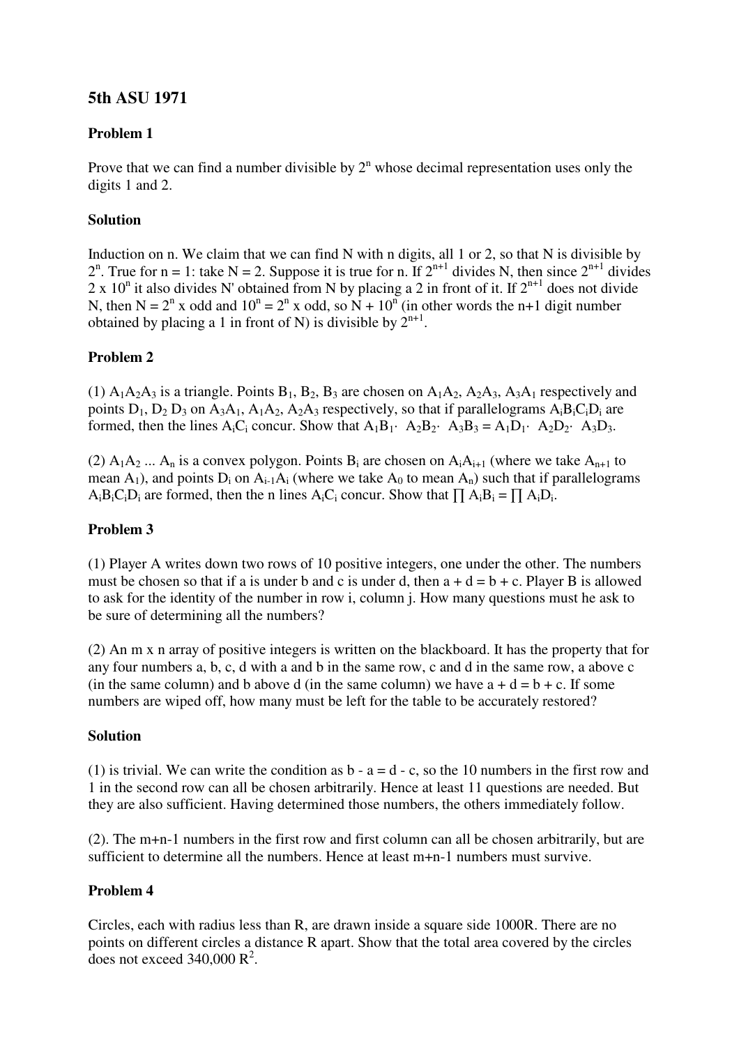# 5th ASU 1971

### Problem 1

Prove that we can find a number divisible by $2^n$ whose decimal representation uses only the digits 1 and 2.

### Solution

Induction on n. We claim that we can find N with n digits, all 1 or 2, so that N is divisible by $2^n$. True for n = 1: take N = 2. Suppose it is true for n. If $2^{n+1}$ divides N, then since $2^{n+1}$ divides $2 \times 10^n$ it also divides N' obtained from N by placing a 2 in front of it. If $2^{n+1}$ does not divide N, then $N = 2^n \times$ odd and $10^n = 2^n \times$ odd, so $N + 10^n$ (in other words the n+1 digit number obtained by placing a 1 in front of N) is divisible by $2^{n+1}$.

### Problem 2

(1) $A_1A_2A_3$ is a triangle. Points $B_1$, $B_2$, $B_3$ are chosen on $A_1A_2$, $A_2A_3$, $A_3A_1$ respectively and points $D_1$, $D_2$ $D_3$ on $A_3A_1$, $A_1A_2$, $A_2A_3$ respectively, so that if parallelograms $A_iB_iC_iD_i$ are formed, then the lines $A_iC_i$ concur. Show that $A_1B_1 \cdot A_2B_2 \cdot A_3B_3 = A_1D_1 \cdot A_2D_2 \cdot A_3D_3$.

(2) $A_1A_2 \ldots A_n$ is a convex polygon. Points $B_i$ are chosen on $A_iA_{i+1}$ (where we take $A_{n+1}$ to mean $A_1$), and points $D_i$ on $A_{i-1}A_i$ (where we take $A_0$ to mean $A_n$) such that if parallelograms $A_iB_iC_iD_i$ are formed, then the n lines $A_iC_i$ concur. Show that $\prod A_iB_i = \prod A_iD_i$.

### Problem 3

(1) Player A writes down two rows of 10 positive integers, one under the other. The numbers must be chosen so that if a is under b and c is under d, then a + d = b + c. Player B is allowed to ask for the identity of the number in row i, column j. How many questions must he ask to be sure of determining all the numbers?

(2) An m x n array of positive integers is written on the blackboard. It has the property that for any four numbers a, b, c, d with a and b in the same row, c and d in the same row, a above c (in the same column) and b above d (in the same column) we have a + d = b + c. If some numbers are wiped off, how many must be left for the table to be accurately restored?

### Solution

(1) is trivial. We can write the condition as b - a = d - c, so the 10 numbers in the first row and 1 in the second row can all be chosen arbitrarily. Hence at least 11 questions are needed. But they are also sufficient. Having determined those numbers, the others immediately follow.

(2). The m+n-1 numbers in the first row and first column can all be chosen arbitrarily, but are sufficient to determine all the numbers. Hence at least m+n-1 numbers must survive.

### Problem 4

Circles, each with radius less than R, are drawn inside a square side 1000R. There are no points on different circles a distance R apart. Show that the total area covered by the circles does not exceed 340,000 $R^2$.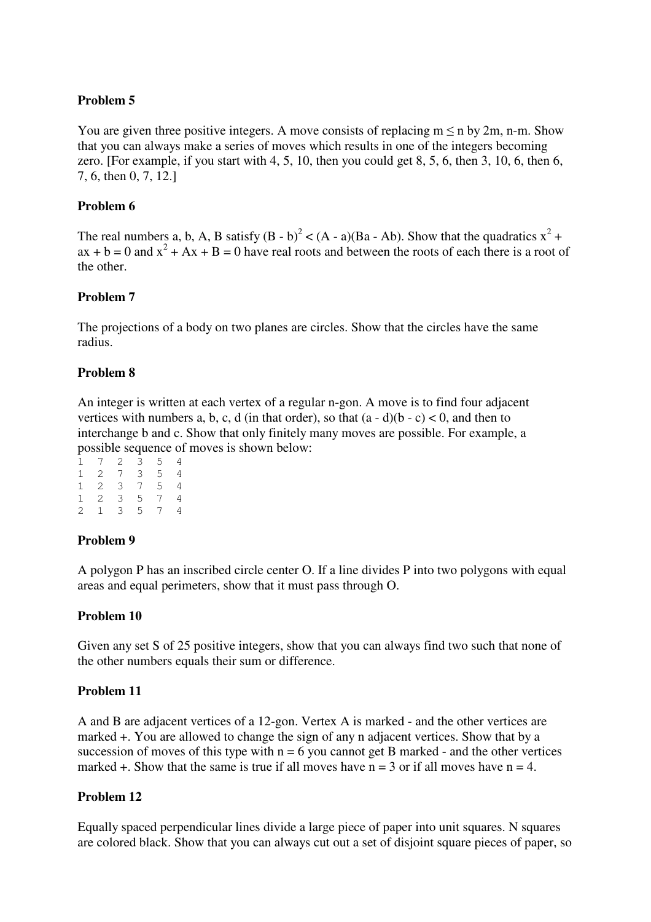**Problem 5**

You are given three positive integers. A move consists of replacing $m \le n$ by $2m$, $n-m$. Show that you can always make a series of moves which results in one of the integers becoming zero. [For example, if you start with 4, 5, 10, then you could get 8, 5, 6, then 3, 10, 6, then 6, 7, 6, then 0, 7, 12.]

**Problem 6**

The real numbers a, b, A, B satisfy $(B - b)^2 < (A - a)(Ba - Ab)$. Show that the quadratics $x^2 + ax + b = 0$ and $x^2 + Ax + B = 0$ have real roots and between the roots of each there is a root of the other.

**Problem 7**

The projections of a body on two planes are circles. Show that the circles have the same radius.

**Problem 8**

An integer is written at each vertex of a regular n-gon. A move is to find four adjacent vertices with numbers a, b, c, d (in that order), so that $(a - d)(b - c) < 0$, and then to interchange b and c. Show that only finitely many moves are possible. For example, a possible sequence of moves is shown below:

```
1  7  2  3  5  4
1  2  7  3  5  4
1  2  3  7  5  4
1  2  3  5  7  4
2  1  3  5  7  4
```

**Problem 9**

A polygon P has an inscribed circle center O. If a line divides P into two polygons with equal areas and equal perimeters, show that it must pass through O.

**Problem 10**

Given any set S of 25 positive integers, show that you can always find two such that none of the other numbers equals their sum or difference.

**Problem 11**

A and B are adjacent vertices of a 12-gon. Vertex A is marked - and the other vertices are marked +. You are allowed to change the sign of any n adjacent vertices. Show that by a succession of moves of this type with n = 6 you cannot get B marked - and the other vertices marked +. Show that the same is true if all moves have n = 3 or if all moves have n = 4.

**Problem 12**

Equally spaced perpendicular lines divide a large piece of paper into unit squares. N squares are colored black. Show that you can always cut out a set of disjoint square pieces of paper, so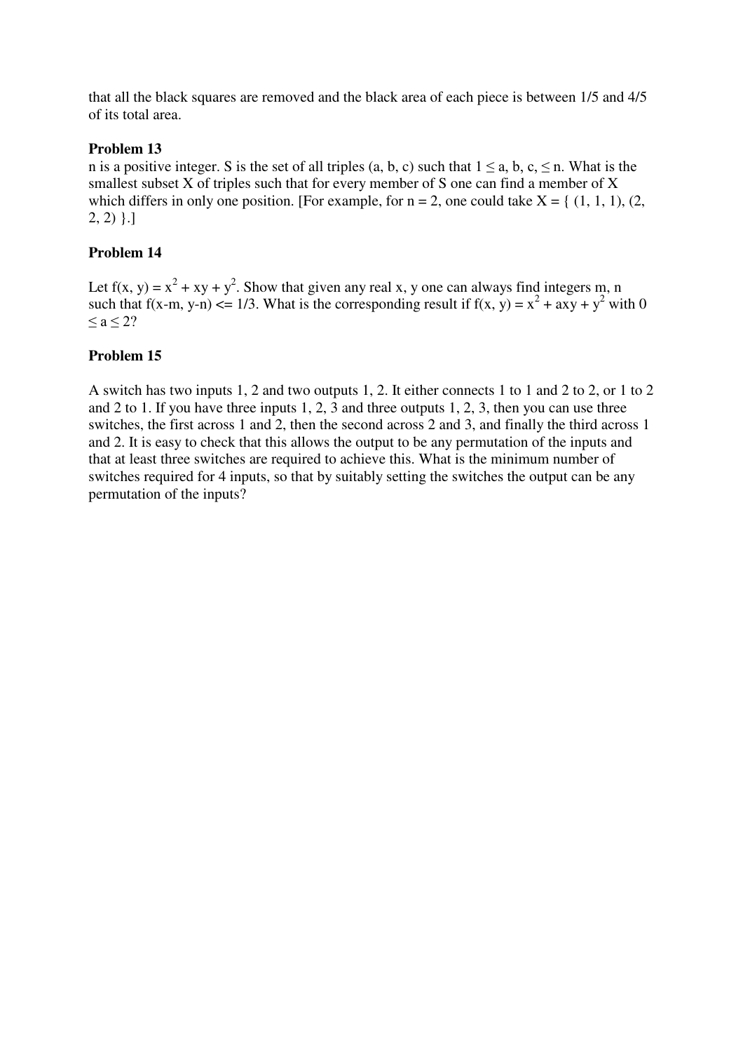that all the black squares are removed and the black area of each piece is between 1/5 and 4/5 of its total area.

**Problem 13**

n is a positive integer. S is the set of all triples (a, b, c) such that $1 \leq a, b, c, \leq n$. What is the smallest subset X of triples such that for every member of S one can find a member of X which differs in only one position. [For example, for n = 2, one could take X = { (1, 1, 1), (2, 2, 2) }.]

**Problem 14**

Let $f(x, y) = x^2 + xy + y^2$. Show that given any real x, y one can always find integers m, n such that $f(x-m, y-n) <= 1/3$. What is the corresponding result if $f(x, y) = x^2 + axy + y^2$ with $0 \leq a \leq 2$?

**Problem 15**

A switch has two inputs 1, 2 and two outputs 1, 2. It either connects 1 to 1 and 2 to 2, or 1 to 2 and 2 to 1. If you have three inputs 1, 2, 3 and three outputs 1, 2, 3, then you can use three switches, the first across 1 and 2, then the second across 2 and 3, and finally the third across 1 and 2. It is easy to check that this allows the output to be any permutation of the inputs and that at least three switches are required to achieve this. What is the minimum number of switches required for 4 inputs, so that by suitably setting the switches the output can be any permutation of the inputs?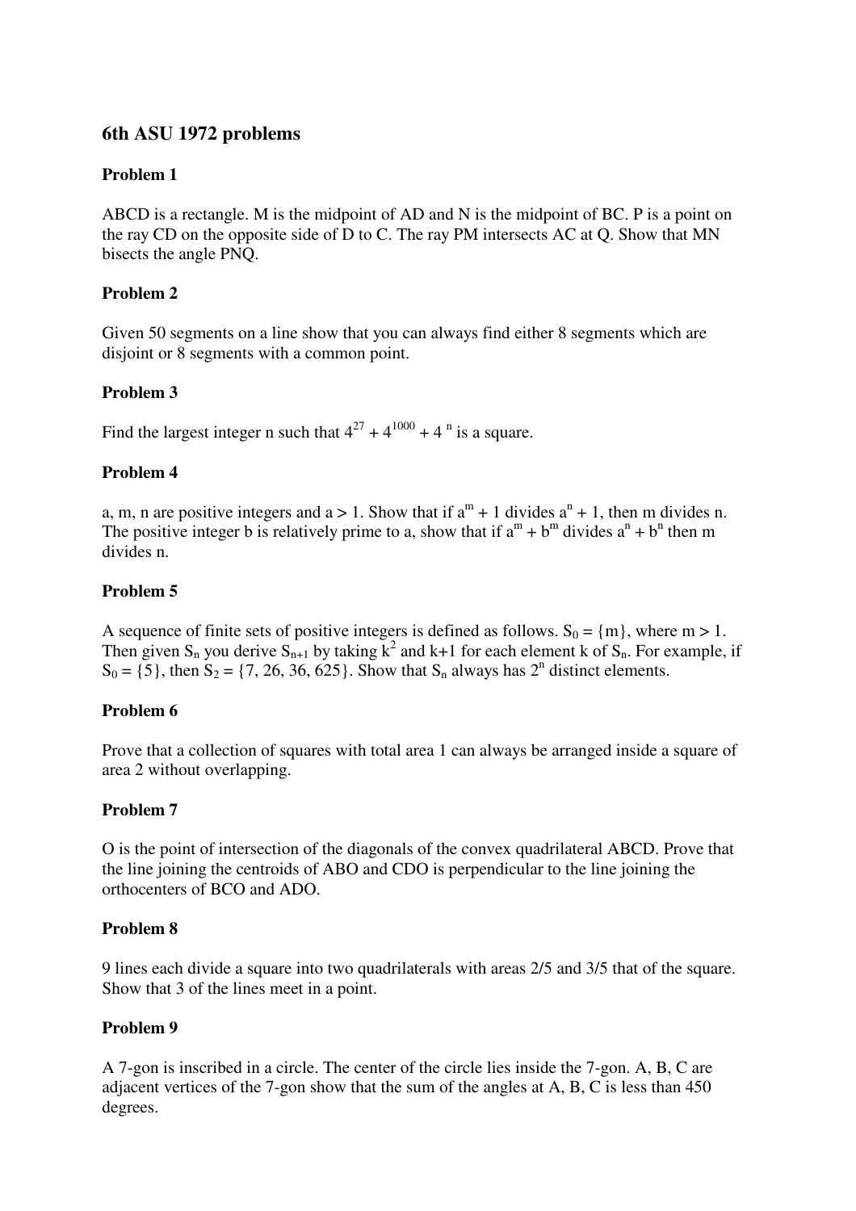## 6th ASU 1972 problems

**Problem 1**

ABCD is a rectangle. M is the midpoint of AD and N is the midpoint of BC. P is a point on the ray CD on the opposite side of D to C. The ray PM intersects AC at Q. Show that MN bisects the angle PNQ.

**Problem 2**

Given 50 segments on a line show that you can always find either 8 segments which are disjoint or 8 segments with a common point.

**Problem 3**

Find the largest integer n such that $4^{27} + 4^{1000} + 4^n$ is a square.

**Problem 4**

a, m, n are positive integers and a > 1. Show that if $a^m + 1$ divides $a^n + 1$, then m divides n. The positive integer b is relatively prime to a, show that if $a^m + b^m$ divides $a^n + b^n$ then m divides n.

**Problem 5**

A sequence of finite sets of positive integers is defined as follows. $S_0 = \{m\}$, where m > 1. Then given $S_n$ you derive $S_{n+1}$ by taking $k^2$ and k+1 for each element k of $S_n$. For example, if $S_0 = \{5\}$, then $S_2 = \{7, 26, 36, 625\}$. Show that $S_n$ always has $2^n$ distinct elements.

**Problem 6**

Prove that a collection of squares with total area 1 can always be arranged inside a square of area 2 without overlapping.

**Problem 7**

O is the point of intersection of the diagonals of the convex quadrilateral ABCD. Prove that the line joining the centroids of ABO and CDO is perpendicular to the line joining the orthocenters of BCO and ADO.

**Problem 8**

9 lines each divide a square into two quadrilaterals with areas 2/5 and 3/5 that of the square. Show that 3 of the lines meet in a point.

**Problem 9**

A 7-gon is inscribed in a circle. The center of the circle lies inside the 7-gon. A, B, C are adjacent vertices of the 7-gon show that the sum of the angles at A, B, C is less than 450 degrees.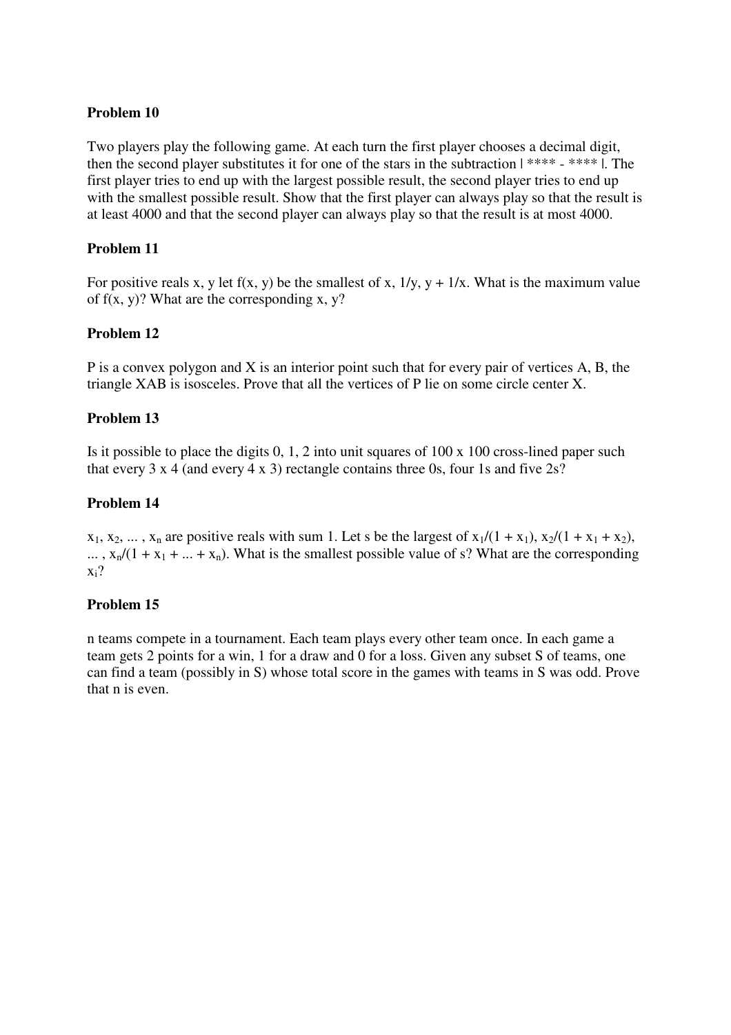**Problem 10**

Two players play the following game. At each turn the first player chooses a decimal digit, then the second player substitutes it for one of the stars in the subtraction | **** - **** |. The first player tries to end up with the largest possible result, the second player tries to end up with the smallest possible result. Show that the first player can always play so that the result is at least 4000 and that the second player can always play so that the result is at most 4000.

**Problem 11**

For positive reals x, y let f(x, y) be the smallest of x, 1/y, y + 1/x. What is the maximum value of f(x, y)? What are the corresponding x, y?

**Problem 12**

P is a convex polygon and X is an interior point such that for every pair of vertices A, B, the triangle XAB is isosceles. Prove that all the vertices of P lie on some circle center X.

**Problem 13**

Is it possible to place the digits 0, 1, 2 into unit squares of 100 x 100 cross-lined paper such that every 3 x 4 (and every 4 x 3) rectangle contains three 0s, four 1s and five 2s?

**Problem 14**

$x_1, x_2, \dots, x_n$ are positive reals with sum 1. Let s be the largest of $x_1/(1 + x_1)$, $x_2/(1 + x_1 + x_2)$, ... , $x_n/(1 + x_1 + \dots + x_n)$. What is the smallest possible value of s? What are the corresponding $x_i$?

**Problem 15**

n teams compete in a tournament. Each team plays every other team once. In each game a team gets 2 points for a win, 1 for a draw and 0 for a loss. Given any subset S of teams, one can find a team (possibly in S) whose total score in the games with teams in S was odd. Prove that n is even.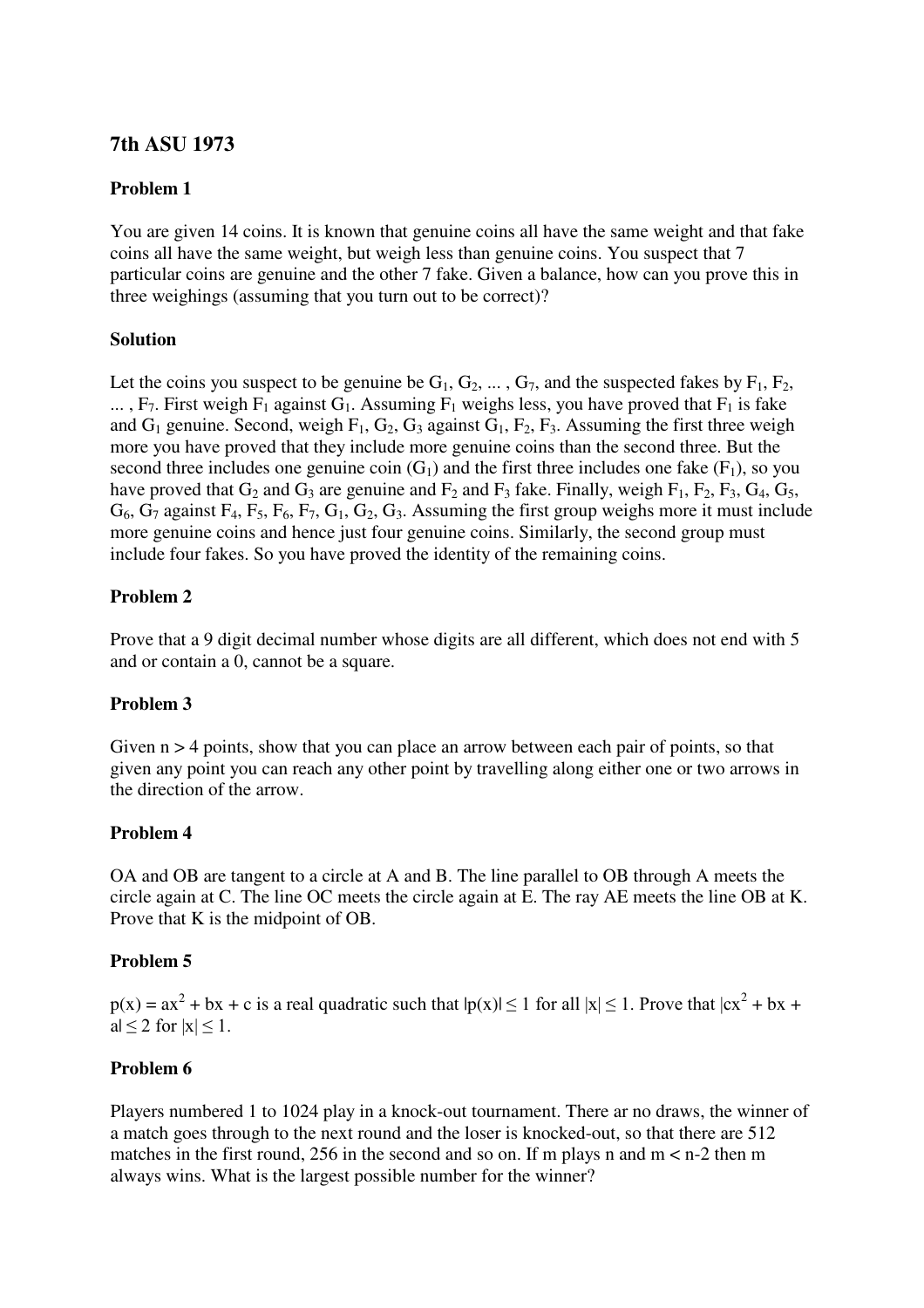## 7th ASU 1973

### Problem 1

You are given 14 coins. It is known that genuine coins all have the same weight and that fake coins all have the same weight, but weigh less than genuine coins. You suspect that 7 particular coins are genuine and the other 7 fake. Given a balance, how can you prove this in three weighings (assuming that you turn out to be correct)?

### Solution

Let the coins you suspect to be genuine be $G_1, G_2, \dots, G_7$, and the suspected fakes by $F_1, F_2, \dots, F_7$. First weigh $F_1$ against $G_1$. Assuming $F_1$ weighs less, you have proved that $F_1$ is fake and $G_1$ genuine. Second, weigh $F_1, G_2, G_3$ against $G_1, F_2, F_3$. Assuming the first three weigh more you have proved that they include more genuine coins than the second three. But the second three includes one genuine coin ($G_1$) and the first three includes one fake ($F_1$), so you have proved that $G_2$ and $G_3$ are genuine and $F_2$ and $F_3$ fake. Finally, weigh $F_1, F_2, F_3, G_4, G_5, G_6, G_7$ against $F_4, F_5, F_6, F_7, G_1, G_2, G_3$. Assuming the first group weighs more it must include more genuine coins and hence just four genuine coins. Similarly, the second group must include four fakes. So you have proved the identity of the remaining coins.

### Problem 2

Prove that a 9 digit decimal number whose digits are all different, which does not end with 5 and or contain a 0, cannot be a square.

### Problem 3

Given $n > 4$ points, show that you can place an arrow between each pair of points, so that given any point you can reach any other point by travelling along either one or two arrows in the direction of the arrow.

### Problem 4

OA and OB are tangent to a circle at A and B. The line parallel to OB through A meets the circle again at C. The line OC meets the circle again at E. The ray AE meets the line OB at K. Prove that K is the midpoint of OB.

### Problem 5

$p(x) = ax^2 + bx + c$ is a real quadratic such that $|p(x)| \le 1$ for all $|x| \le 1$. Prove that $|cx^2 + bx + a| \le 2$ for $|x| \le 1$.

### Problem 6

Players numbered 1 to 1024 play in a knock-out tournament. There ar no draws, the winner of a match goes through to the next round and the loser is knocked-out, so that there are 512 matches in the first round, 256 in the second and so on. If m plays n and $m < n-2$ then m always wins. What is the largest possible number for the winner?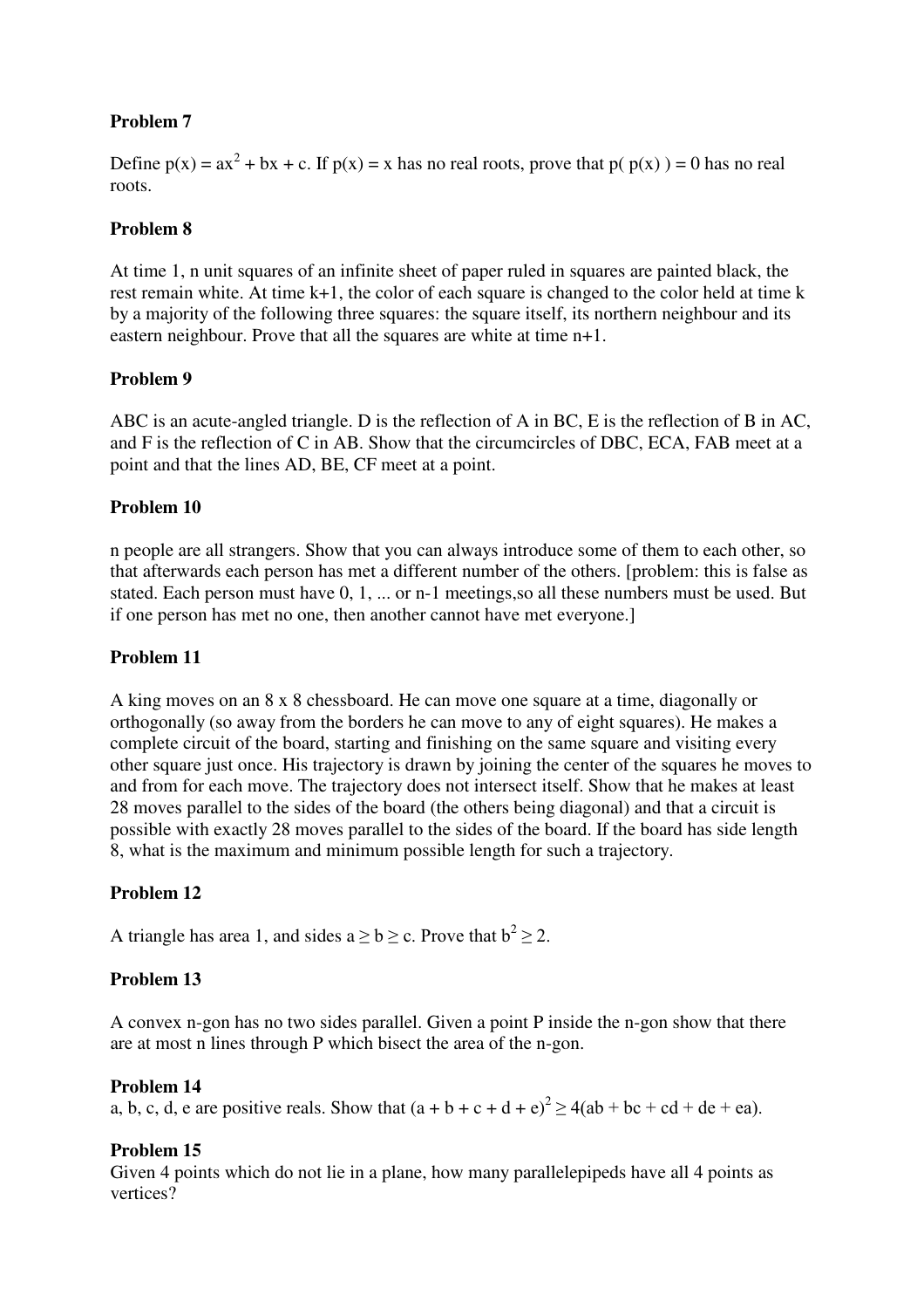**Problem 7**

Define $p(x) = ax^2 + bx + c$. If $p(x) = x$ has no real roots, prove that $p( p(x) ) = 0$ has no real roots.

**Problem 8**

At time 1, n unit squares of an infinite sheet of paper ruled in squares are painted black, the rest remain white. At time k+1, the color of each square is changed to the color held at time k by a majority of the following three squares: the square itself, its northern neighbour and its eastern neighbour. Prove that all the squares are white at time n+1.

**Problem 9**

ABC is an acute-angled triangle. D is the reflection of A in BC, E is the reflection of B in AC, and F is the reflection of C in AB. Show that the circumcircles of DBC, ECA, FAB meet at a point and that the lines AD, BE, CF meet at a point.

**Problem 10**

n people are all strangers. Show that you can always introduce some of them to each other, so that afterwards each person has met a different number of the others. [problem: this is false as stated. Each person must have 0, 1, ... or n-1 meetings,so all these numbers must be used. But if one person has met no one, then another cannot have met everyone.]

**Problem 11**

A king moves on an 8 x 8 chessboard. He can move one square at a time, diagonally or orthogonally (so away from the borders he can move to any of eight squares). He makes a complete circuit of the board, starting and finishing on the same square and visiting every other square just once. His trajectory is drawn by joining the center of the squares he moves to and from for each move. The trajectory does not intersect itself. Show that he makes at least 28 moves parallel to the sides of the board (the others being diagonal) and that a circuit is possible with exactly 28 moves parallel to the sides of the board. If the board has side length 8, what is the maximum and minimum possible length for such a trajectory.

**Problem 12**

A triangle has area 1, and sides $a \geq b \geq c$. Prove that $b^2 \geq 2$.

**Problem 13**

A convex n-gon has no two sides parallel. Given a point P inside the n-gon show that there are at most n lines through P which bisect the area of the n-gon.

**Problem 14**

a, b, c, d, e are positive reals. Show that $(a + b + c + d + e)^2 \geq 4(ab + bc + cd + de + ea)$.

**Problem 15**

Given 4 points which do not lie in a plane, how many parallelepipeds have all 4 points as vertices?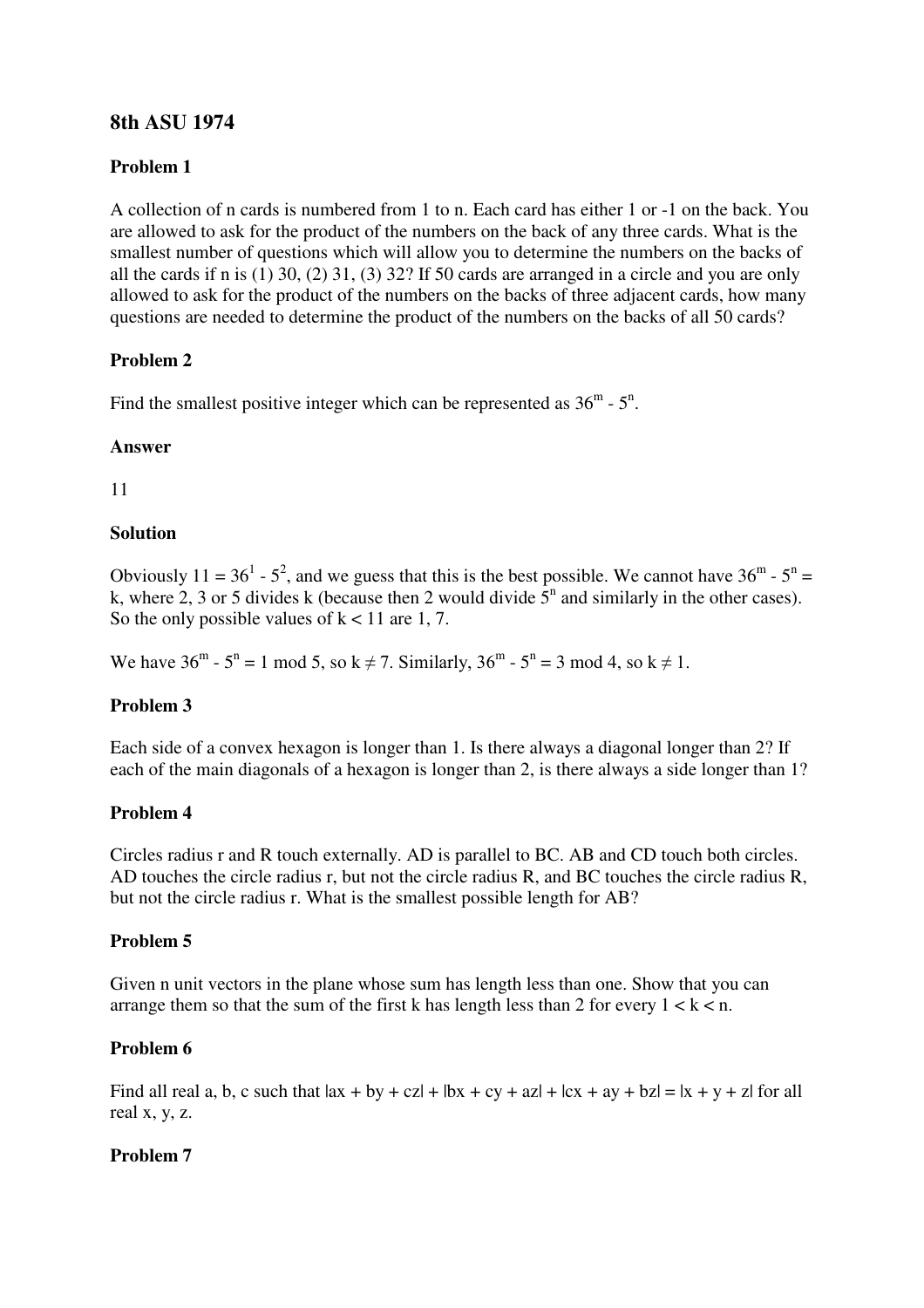## 8th ASU 1974

### Problem 1

A collection of n cards is numbered from 1 to n. Each card has either 1 or -1 on the back. You are allowed to ask for the product of the numbers on the back of any three cards. What is the smallest number of questions which will allow you to determine the numbers on the backs of all the cards if n is (1) 30, (2) 31, (3) 32? If 50 cards are arranged in a circle and you are only allowed to ask for the product of the numbers on the backs of three adjacent cards, how many questions are needed to determine the product of the numbers on the backs of all 50 cards?

### Problem 2

Find the smallest positive integer which can be represented as $36^m - 5^n$.

### Answer

11

### Solution

Obviously $11 = 36^1 - 5^2$, and we guess that this is the best possible. We cannot have $36^m - 5^n = k$, where 2, 3 or 5 divides k (because then 2 would divide $5^n$ and similarly in the other cases). So the only possible values of $k < 11$ are 1, 7.

We have $36^m - 5^n = 1 \bmod 5$, so $k \neq 7$. Similarly, $36^m - 5^n = 3 \bmod 4$, so $k \neq 1$.

### Problem 3

Each side of a convex hexagon is longer than 1. Is there always a diagonal longer than 2? If each of the main diagonals of a hexagon is longer than 2, is there always a side longer than 1?

### Problem 4

Circles radius r and R touch externally. AD is parallel to BC. AB and CD touch both circles. AD touches the circle radius r, but not the circle radius R, and BC touches the circle radius R, but not the circle radius r. What is the smallest possible length for AB?

### Problem 5

Given n unit vectors in the plane whose sum has length less than one. Show that you can arrange them so that the sum of the first k has length less than 2 for every $1 < k < n$.

### Problem 6

Find all real a, b, c such that $|ax + by + cz| + |bx + cy + az| + |cx + ay + bz| = |x + y + z|$ for all real x, y, z.

### Problem 7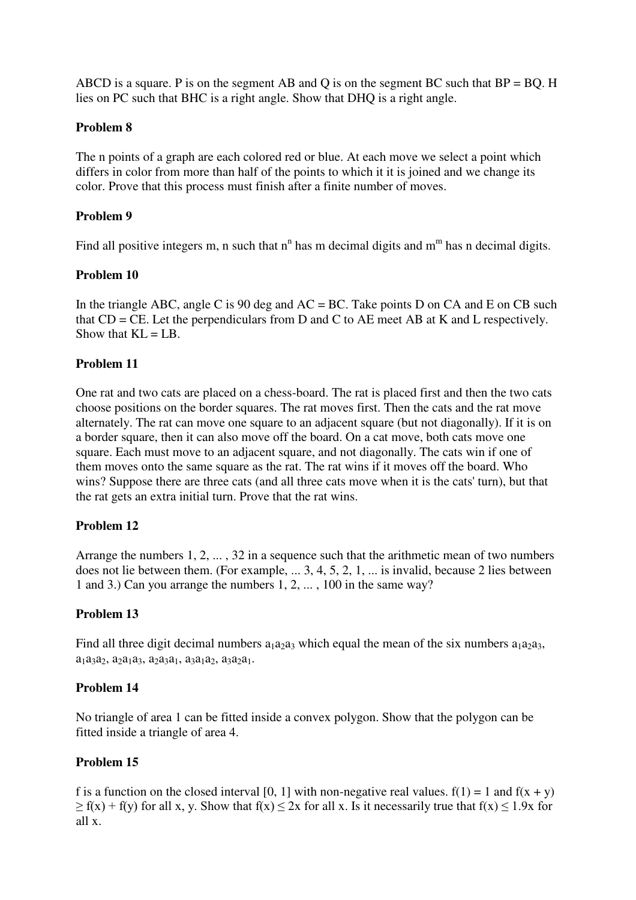ABCD is a square. P is on the segment AB and Q is on the segment BC such that BP = BQ. H lies on PC such that BHC is a right angle. Show that DHQ is a right angle.

**Problem 8**

The n points of a graph are each colored red or blue. At each move we select a point which differs in color from more than half of the points to which it it is joined and we change its color. Prove that this process must finish after a finite number of moves.

**Problem 9**

Find all positive integers m, n such that $n^n$ has m decimal digits and $m^m$ has n decimal digits.

**Problem 10**

In the triangle ABC, angle C is 90 deg and AC = BC. Take points D on CA and E on CB such that CD = CE. Let the perpendiculars from D and C to AE meet AB at K and L respectively. Show that KL = LB.

**Problem 11**

One rat and two cats are placed on a chess-board. The rat is placed first and then the two cats choose positions on the border squares. The rat moves first. Then the cats and the rat move alternately. The rat can move one square to an adjacent square (but not diagonally). If it is on a border square, then it can also move off the board. On a cat move, both cats move one square. Each must move to an adjacent square, and not diagonally. The cats win if one of them moves onto the same square as the rat. The rat wins if it moves off the board. Who wins? Suppose there are three cats (and all three cats move when it is the cats' turn), but that the rat gets an extra initial turn. Prove that the rat wins.

**Problem 12**

Arrange the numbers 1, 2, ... , 32 in a sequence such that the arithmetic mean of two numbers does not lie between them. (For example, ... 3, 4, 5, 2, 1, ... is invalid, because 2 lies between 1 and 3.) Can you arrange the numbers 1, 2, ... , 100 in the same way?

**Problem 13**

Find all three digit decimal numbers $a_1a_2a_3$ which equal the mean of the six numbers $a_1a_2a_3$, $a_1a_3a_2$, $a_2a_1a_3$, $a_2a_3a_1$, $a_3a_1a_2$, $a_3a_2a_1$.

**Problem 14**

No triangle of area 1 can be fitted inside a convex polygon. Show that the polygon can be fitted inside a triangle of area 4.

**Problem 15**

f is a function on the closed interval [0, 1] with non-negative real values. $f(1) = 1$ and $f(x + y) \geq f(x) + f(y)$ for all x, y. Show that $f(x) \leq 2x$ for all x. Is it necessarily true that $f(x) \leq 1.9x$ for all x.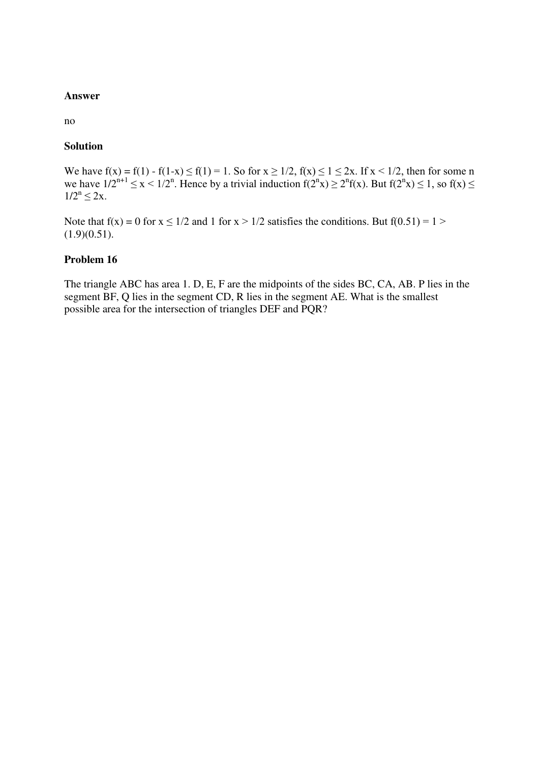**Answer**

no

**Solution**

We have $f(x) = f(1) - f(1-x) \leq f(1) = 1$. So for $x \geq 1/2$, $f(x) \leq 1 \leq 2x$. If $x < 1/2$, then for some n we have $1/2^{n+1} \leq x < 1/2^n$. Hence by a trivial induction $f(2^n x) \geq 2^n f(x)$. But $f(2^n x) \leq 1$, so $f(x) \leq 1/2^n \leq 2x$.

Note that $f(x) = 0$ for $x \leq 1/2$ and 1 for $x > 1/2$ satisfies the conditions. But $f(0.51) = 1 > (1.9)(0.51)$.

**Problem 16**

The triangle ABC has area 1. D, E, F are the midpoints of the sides BC, CA, AB. P lies in the segment BF, Q lies in the segment CD, R lies in the segment AE. What is the smallest possible area for the intersection of triangles DEF and PQR?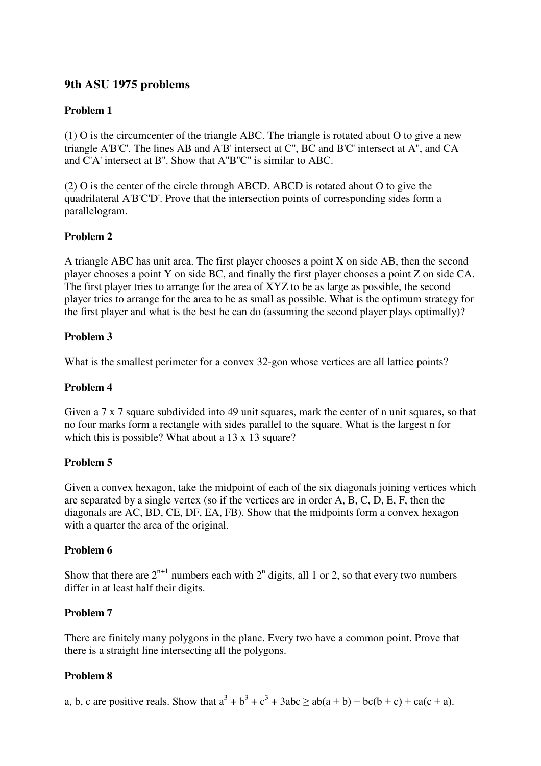## 9th ASU 1975 problems

### Problem 1

(1) O is the circumcenter of the triangle ABC. The triangle is rotated about O to give a new triangle A'B'C'. The lines AB and A'B' intersect at C'', BC and B'C' intersect at A'', and CA and C'A' intersect at B''. Show that A''B''C'' is similar to ABC.

(2) O is the center of the circle through ABCD. ABCD is rotated about O to give the quadrilateral A'B'C'D'. Prove that the intersection points of corresponding sides form a parallelogram.

### Problem 2

A triangle ABC has unit area. The first player chooses a point X on side AB, then the second player chooses a point Y on side BC, and finally the first player chooses a point Z on side CA. The first player tries to arrange for the area of XYZ to be as large as possible, the second player tries to arrange for the area to be as small as possible. What is the optimum strategy for the first player and what is the best he can do (assuming the second player plays optimally)?

### Problem 3

What is the smallest perimeter for a convex 32-gon whose vertices are all lattice points?

### Problem 4

Given a 7 x 7 square subdivided into 49 unit squares, mark the center of n unit squares, so that no four marks form a rectangle with sides parallel to the square. What is the largest n for which this is possible? What about a 13 x 13 square?

### Problem 5

Given a convex hexagon, take the midpoint of each of the six diagonals joining vertices which are separated by a single vertex (so if the vertices are in order A, B, C, D, E, F, then the diagonals are AC, BD, CE, DF, EA, FB). Show that the midpoints form a convex hexagon with a quarter the area of the original.

### Problem 6

Show that there are $2^{n+1}$ numbers each with $2^n$ digits, all 1 or 2, so that every two numbers differ in at least half their digits.

### Problem 7

There are finitely many polygons in the plane. Every two have a common point. Prove that there is a straight line intersecting all the polygons.

### Problem 8

a, b, c are positive reals. Show that $a^3 + b^3 + c^3 + 3abc \geq ab(a + b) + bc(b + c) + ca(c + a)$.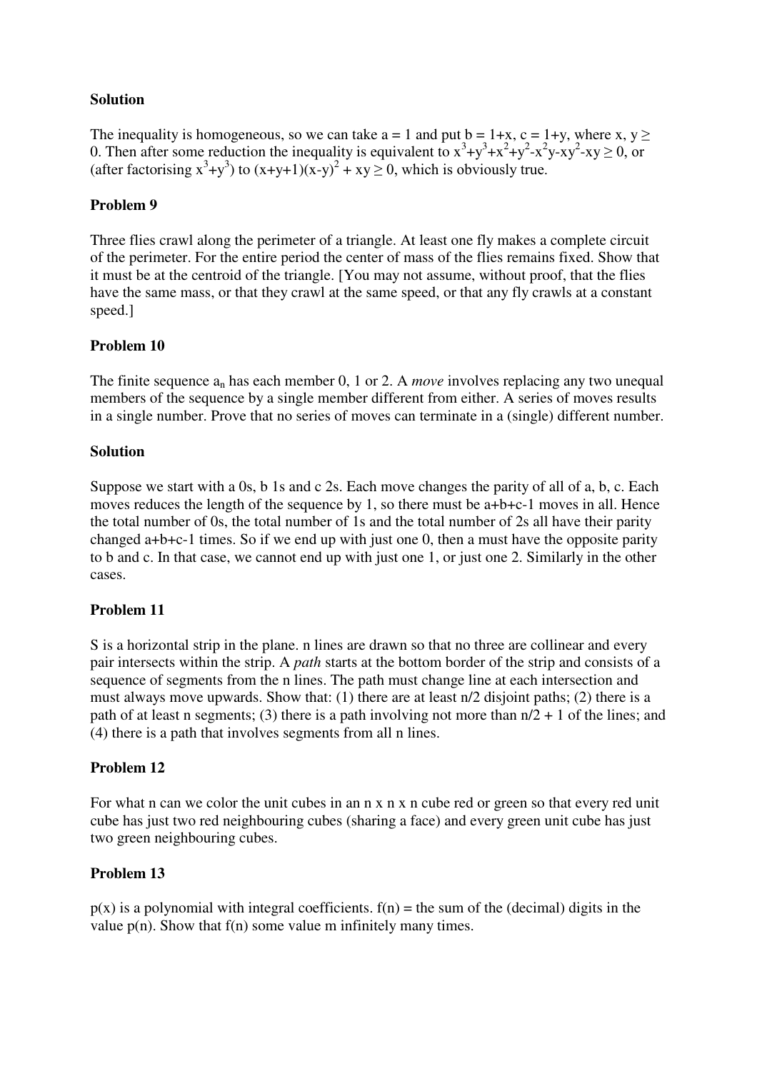**Solution**

The inequality is homogeneous, so we can take $a = 1$ and put $b = 1+x$, $c = 1+y$, where $x, y \geq 0$. Then after some reduction the inequality is equivalent to $x^3+y^3+x^2+y^2-x^2y-xy^2-xy \geq 0$, or (after factorising $x^3+y^3$) to $(x+y+1)(x-y)^2 + xy \geq 0$, which is obviously true.

**Problem 9**

Three flies crawl along the perimeter of a triangle. At least one fly makes a complete circuit of the perimeter. For the entire period the center of mass of the flies remains fixed. Show that it must be at the centroid of the triangle. [You may not assume, without proof, that the flies have the same mass, or that they crawl at the same speed, or that any fly crawls at a constant speed.]

**Problem 10**

The finite sequence $a_n$ has each member 0, 1 or 2. A *move* involves replacing any two unequal members of the sequence by a single member different from either. A series of moves results in a single number. Prove that no series of moves can terminate in a (single) different number.

**Solution**

Suppose we start with a 0s, b 1s and c 2s. Each move changes the parity of all of a, b, c. Each moves reduces the length of the sequence by 1, so there must be $a+b+c-1$ moves in all. Hence the total number of 0s, the total number of 1s and the total number of 2s all have their parity changed $a+b+c-1$ times. So if we end up with just one 0, then a must have the opposite parity to b and c. In that case, we cannot end up with just one 1, or just one 2. Similarly in the other cases.

**Problem 11**

S is a horizontal strip in the plane. n lines are drawn so that no three are collinear and every pair intersects within the strip. A *path* starts at the bottom border of the strip and consists of a sequence of segments from the n lines. The path must change line at each intersection and must always move upwards. Show that: (1) there are at least $n/2$ disjoint paths; (2) there is a path of at least n segments; (3) there is a path involving not more than $n/2 + 1$ of the lines; and (4) there is a path that involves segments from all n lines.

**Problem 12**

For what n can we color the unit cubes in an n x n x n cube red or green so that every red unit cube has just two red neighbouring cubes (sharing a face) and every green unit cube has just two green neighbouring cubes.

**Problem 13**

$p(x)$ is a polynomial with integral coefficients. $f(n)$ = the sum of the (decimal) digits in the value $p(n)$. Show that $f(n)$ some value m infinitely many times.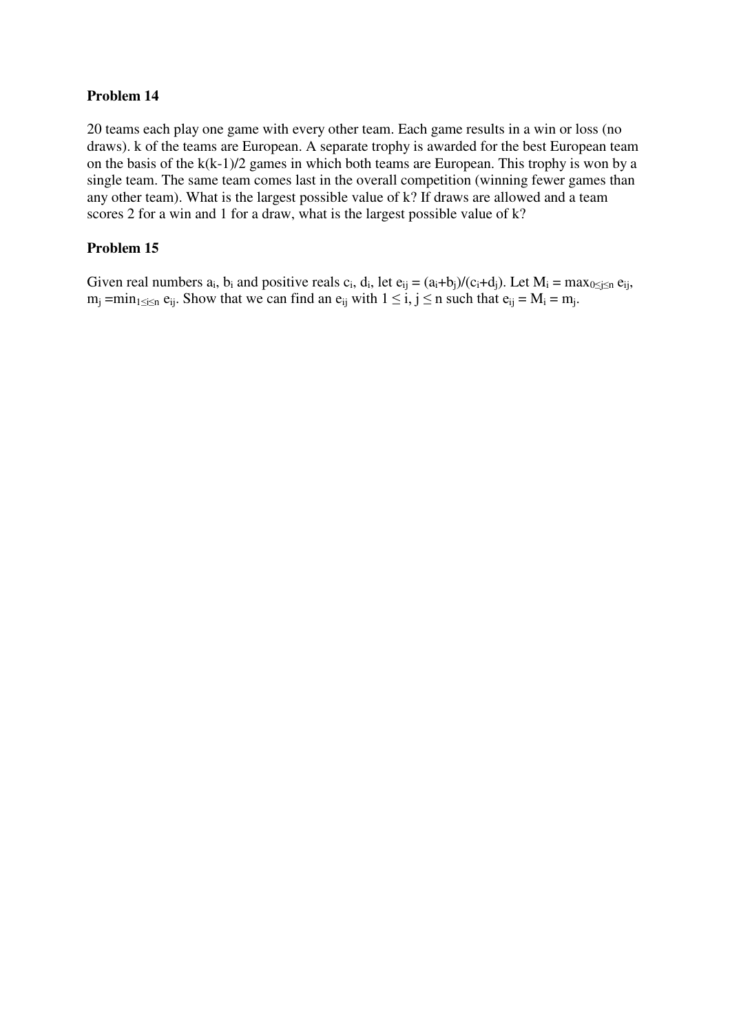**Problem 14**

20 teams each play one game with every other team. Each game results in a win or loss (no draws). k of the teams are European. A separate trophy is awarded for the best European team on the basis of the k(k-1)/2 games in which both teams are European. This trophy is won by a single team. The same team comes last in the overall competition (winning fewer games than any other team). What is the largest possible value of k? If draws are allowed and a team scores 2 for a win and 1 for a draw, what is the largest possible value of k?

**Problem 15**

Given real numbers $a_i$, $b_i$ and positive reals $c_i$, $d_i$, let $e_{ij} = (a_i+b_j)/(c_i+d_j)$. Let $M_i = \max_{0 \le j \le n} e_{ij}$, $m_j = \min_{1 \le i \le n} e_{ij}$. Show that we can find an $e_{ij}$ with $1 \le i, j \le n$ such that $e_{ij} = M_i = m_j$.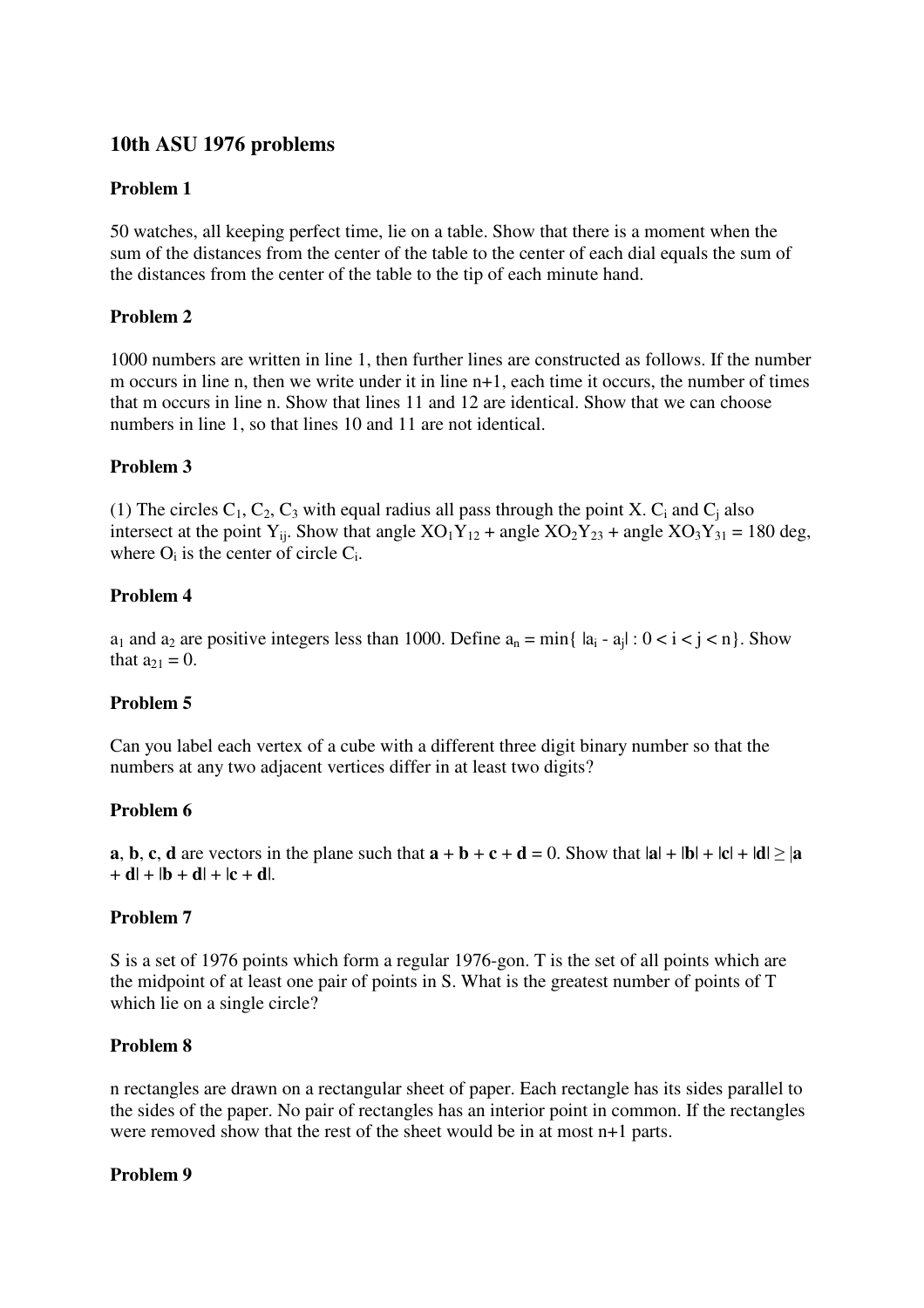## 10th ASU 1976 problems

### Problem 1

50 watches, all keeping perfect time, lie on a table. Show that there is a moment when the sum of the distances from the center of the table to the center of each dial equals the sum of the distances from the center of the table to the tip of each minute hand.

### Problem 2

1000 numbers are written in line 1, then further lines are constructed as follows. If the number m occurs in line n, then we write under it in line n+1, each time it occurs, the number of times that m occurs in line n. Show that lines 11 and 12 are identical. Show that we can choose numbers in line 1, so that lines 10 and 11 are not identical.

### Problem 3

(1) The circles $C_1$, $C_2$, $C_3$ with equal radius all pass through the point X. $C_i$ and $C_j$ also intersect at the point $Y_{ij}$. Show that angle $XO_1Y_{12}$ + angle $XO_2Y_{23}$ + angle $XO_3Y_{31}$ = 180 deg, where $O_i$ is the center of circle $C_i$.

### Problem 4

$a_1$ and $a_2$ are positive integers less than 1000. Define $a_n = \min\{ |a_i - a_j| : 0 < i < j < n\}$. Show that $a_{21} = 0$.

### Problem 5

Can you label each vertex of a cube with a different three digit binary number so that the numbers at any two adjacent vertices differ in at least two digits?

### Problem 6

**a**, **b**, **c**, **d** are vectors in the plane such that **a** + **b** + **c** + **d** = 0. Show that |**a**| + |**b**| + |**c**| + |**d**| ≥ |**a** + **d**| + |**b** + **d**| + |**c** + **d**|.

### Problem 7

S is a set of 1976 points which form a regular 1976-gon. T is the set of all points which are the midpoint of at least one pair of points in S. What is the greatest number of points of T which lie on a single circle?

### Problem 8

n rectangles are drawn on a rectangular sheet of paper. Each rectangle has its sides parallel to the sides of the paper. No pair of rectangles has an interior point in common. If the rectangles were removed show that the rest of the sheet would be in at most n+1 parts.

### Problem 9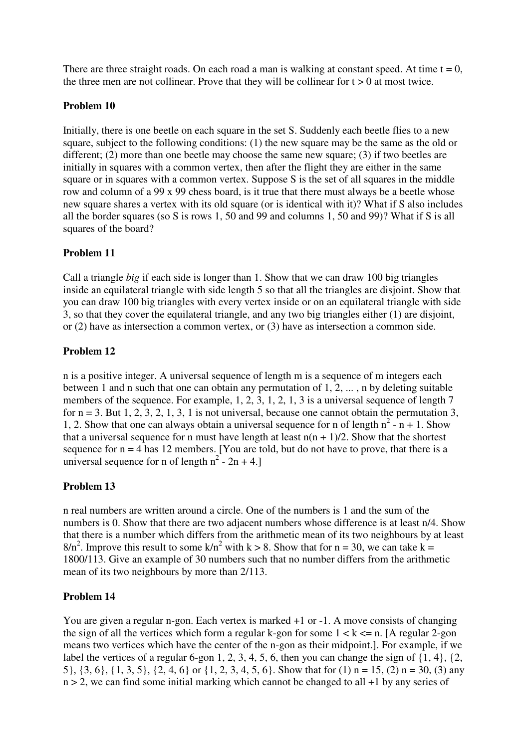There are three straight roads. On each road a man is walking at constant speed. At time $t = 0$, the three men are not collinear. Prove that they will be collinear for $t > 0$ at most twice.

### Problem 10

Initially, there is one beetle on each square in the set S. Suddenly each beetle flies to a new square, subject to the following conditions: (1) the new square may be the same as the old or different; (2) more than one beetle may choose the same new square; (3) if two beetles are initially in squares with a common vertex, then after the flight they are either in the same square or in squares with a common vertex. Suppose S is the set of all squares in the middle row and column of a 99 x 99 chess board, is it true that there must always be a beetle whose new square shares a vertex with its old square (or is identical with it)? What if S also includes all the border squares (so S is rows 1, 50 and 99 and columns 1, 50 and 99)? What if S is all squares of the board?

### Problem 11

Call a triangle *big* if each side is longer than 1. Show that we can draw 100 big triangles inside an equilateral triangle with side length 5 so that all the triangles are disjoint. Show that you can draw 100 big triangles with every vertex inside or on an equilateral triangle with side 3, so that they cover the equilateral triangle, and any two big triangles either (1) are disjoint, or (2) have as intersection a common vertex, or (3) have as intersection a common side.

### Problem 12

n is a positive integer. A universal sequence of length m is a sequence of m integers each between 1 and n such that one can obtain any permutation of 1, 2, ... , n by deleting suitable members of the sequence. For example, 1, 2, 3, 1, 2, 1, 3 is a universal sequence of length 7 for $n = 3$. But 1, 2, 3, 2, 1, 3, 1 is not universal, because one cannot obtain the permutation 3, 1, 2. Show that one can always obtain a universal sequence for n of length $n^2 - n + 1$. Show that a universal sequence for n must have length at least $n(n + 1)/2$. Show that the shortest sequence for $n = 4$ has 12 members. [You are told, but do not have to prove, that there is a universal sequence for n of length $n^2 - 2n + 4$.]

### Problem 13

n real numbers are written around a circle. One of the numbers is 1 and the sum of the numbers is 0. Show that there are two adjacent numbers whose difference is at least $n/4$. Show that there is a number which differs from the arithmetic mean of its two neighbours by at least $8/n^2$. Improve this result to some $k/n^2$ with $k > 8$. Show that for $n = 30$, we can take $k = 1800/113$. Give an example of 30 numbers such that no number differs from the arithmetic mean of its two neighbours by more than $2/113$.

### Problem 14

You are given a regular n-gon. Each vertex is marked +1 or -1. A move consists of changing the sign of all the vertices which form a regular k-gon for some $1 < k \le n$. [A regular 2-gon means two vertices which have the center of the n-gon as their midpoint.]. For example, if we label the vertices of a regular 6-gon 1, 2, 3, 4, 5, 6, then you can change the sign of {1, 4}, {2, 5}, {3, 6}, {1, 3, 5}, {2, 4, 6} or {1, 2, 3, 4, 5, 6}. Show that for (1) $n = 15$, (2) $n = 30$, (3) any $n > 2$, we can find some initial marking which cannot be changed to all +1 by any series of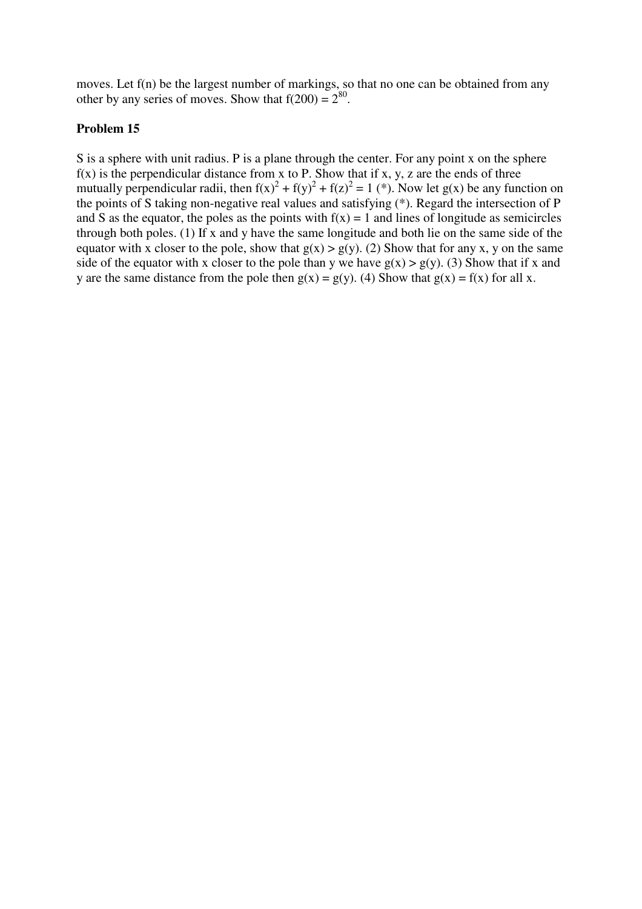moves. Let $f(n)$ be the largest number of markings, so that no one can be obtained from any other by any series of moves. Show that $f(200) = 2^{80}$.

**Problem 15**

S is a sphere with unit radius. P is a plane through the center. For any point x on the sphere $f(x)$ is the perpendicular distance from x to P. Show that if x, y, z are the ends of three mutually perpendicular radii, then $f(x)^2 + f(y)^2 + f(z)^2 = 1$ (*). Now let $g(x)$ be any function on the points of S taking non-negative real values and satisfying (*). Regard the intersection of P and S as the equator, the poles as the points with $f(x) = 1$ and lines of longitude as semicircles through both poles. (1) If x and y have the same longitude and both lie on the same side of the equator with x closer to the pole, show that $g(x) > g(y)$. (2) Show that for any x, y on the same side of the equator with x closer to the pole than y we have $g(x) > g(y)$. (3) Show that if x and y are the same distance from the pole then $g(x) = g(y)$. (4) Show that $g(x) = f(x)$ for all x.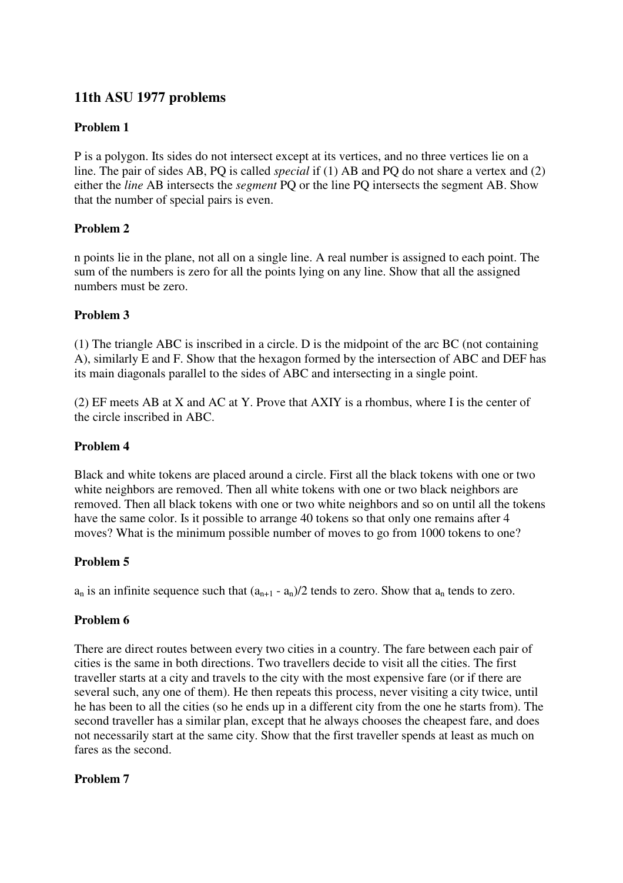## 11th ASU 1977 problems

### Problem 1

P is a polygon. Its sides do not intersect except at its vertices, and no three vertices lie on a line. The pair of sides AB, PQ is called *special* if (1) AB and PQ do not share a vertex and (2) either the *line* AB intersects the *segment* PQ or the line PQ intersects the segment AB. Show that the number of special pairs is even.

### Problem 2

n points lie in the plane, not all on a single line. A real number is assigned to each point. The sum of the numbers is zero for all the points lying on any line. Show that all the assigned numbers must be zero.

### Problem 3

(1) The triangle ABC is inscribed in a circle. D is the midpoint of the arc BC (not containing A), similarly E and F. Show that the hexagon formed by the intersection of ABC and DEF has its main diagonals parallel to the sides of ABC and intersecting in a single point.

(2) EF meets AB at X and AC at Y. Prove that AXIY is a rhombus, where I is the center of the circle inscribed in ABC.

### Problem 4

Black and white tokens are placed around a circle. First all the black tokens with one or two white neighbors are removed. Then all white tokens with one or two black neighbors are removed. Then all black tokens with one or two white neighbors and so on until all the tokens have the same color. Is it possible to arrange 40 tokens so that only one remains after 4 moves? What is the minimum possible number of moves to go from 1000 tokens to one?

### Problem 5

$a_n$ is an infinite sequence such that $(a_{n+1} - a_n)/2$ tends to zero. Show that $a_n$ tends to zero.

### Problem 6

There are direct routes between every two cities in a country. The fare between each pair of cities is the same in both directions. Two travellers decide to visit all the cities. The first traveller starts at a city and travels to the city with the most expensive fare (or if there are several such, any one of them). He then repeats this process, never visiting a city twice, until he has been to all the cities (so he ends up in a different city from the one he starts from). The second traveller has a similar plan, except that he always chooses the cheapest fare, and does not necessarily start at the same city. Show that the first traveller spends at least as much on fares as the second.

### Problem 7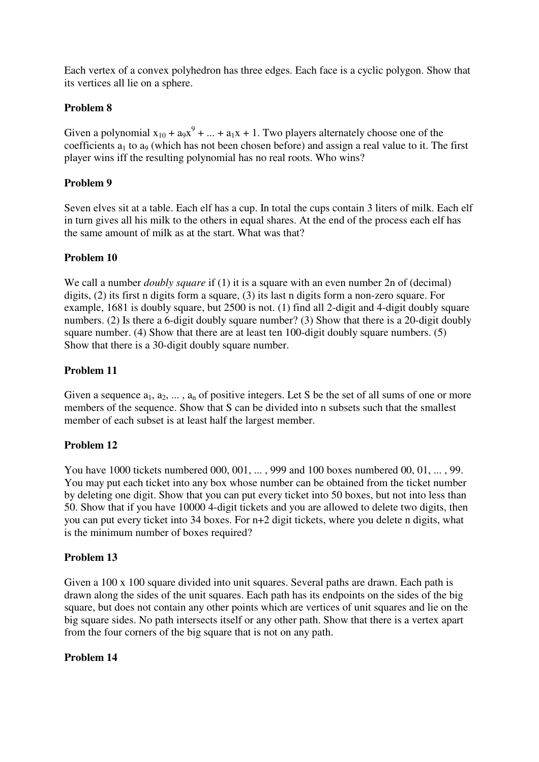Each vertex of a convex polyhedron has three edges. Each face is a cyclic polygon. Show that its vertices all lie on a sphere.

**Problem 8**

Given a polynomial $x_{10} + a_9x^9 + ... + a_1x + 1$. Two players alternately choose one of the coefficients $a_1$ to $a_9$ (which has not been chosen before) and assign a real value to it. The first player wins iff the resulting polynomial has no real roots. Who wins?

**Problem 9**

Seven elves sit at a table. Each elf has a cup. In total the cups contain 3 liters of milk. Each elf in turn gives all his milk to the others in equal shares. At the end of the process each elf has the same amount of milk as at the start. What was that?

**Problem 10**

We call a number *doubly square* if (1) it is a square with an even number 2n of (decimal) digits, (2) its first n digits form a square, (3) its last n digits form a non-zero square. For example, 1681 is doubly square, but 2500 is not. (1) find all 2-digit and 4-digit doubly square numbers. (2) Is there a 6-digit doubly square number? (3) Show that there is a 20-digit doubly square number. (4) Show that there are at least ten 100-digit doubly square numbers. (5) Show that there is a 30-digit doubly square number.

**Problem 11**

Given a sequence $a_1, a_2, ... , a_n$ of positive integers. Let S be the set of all sums of one or more members of the sequence. Show that S can be divided into n subsets such that the smallest member of each subset is at least half the largest member.

**Problem 12**

You have 1000 tickets numbered 000, 001, ... , 999 and 100 boxes numbered 00, 01, ... , 99. You may put each ticket into any box whose number can be obtained from the ticket number by deleting one digit. Show that you can put every ticket into 50 boxes, but not into less than 50. Show that if you have 10000 4-digit tickets and you are allowed to delete two digits, then you can put every ticket into 34 boxes. For n+2 digit tickets, where you delete n digits, what is the minimum number of boxes required?

**Problem 13**

Given a 100 x 100 square divided into unit squares. Several paths are drawn. Each path is drawn along the sides of the unit squares. Each path has its endpoints on the sides of the big square, but does not contain any other points which are vertices of unit squares and lie on the big square sides. No path intersects itself or any other path. Show that there is a vertex apart from the four corners of the big square that is not on any path.

**Problem 14**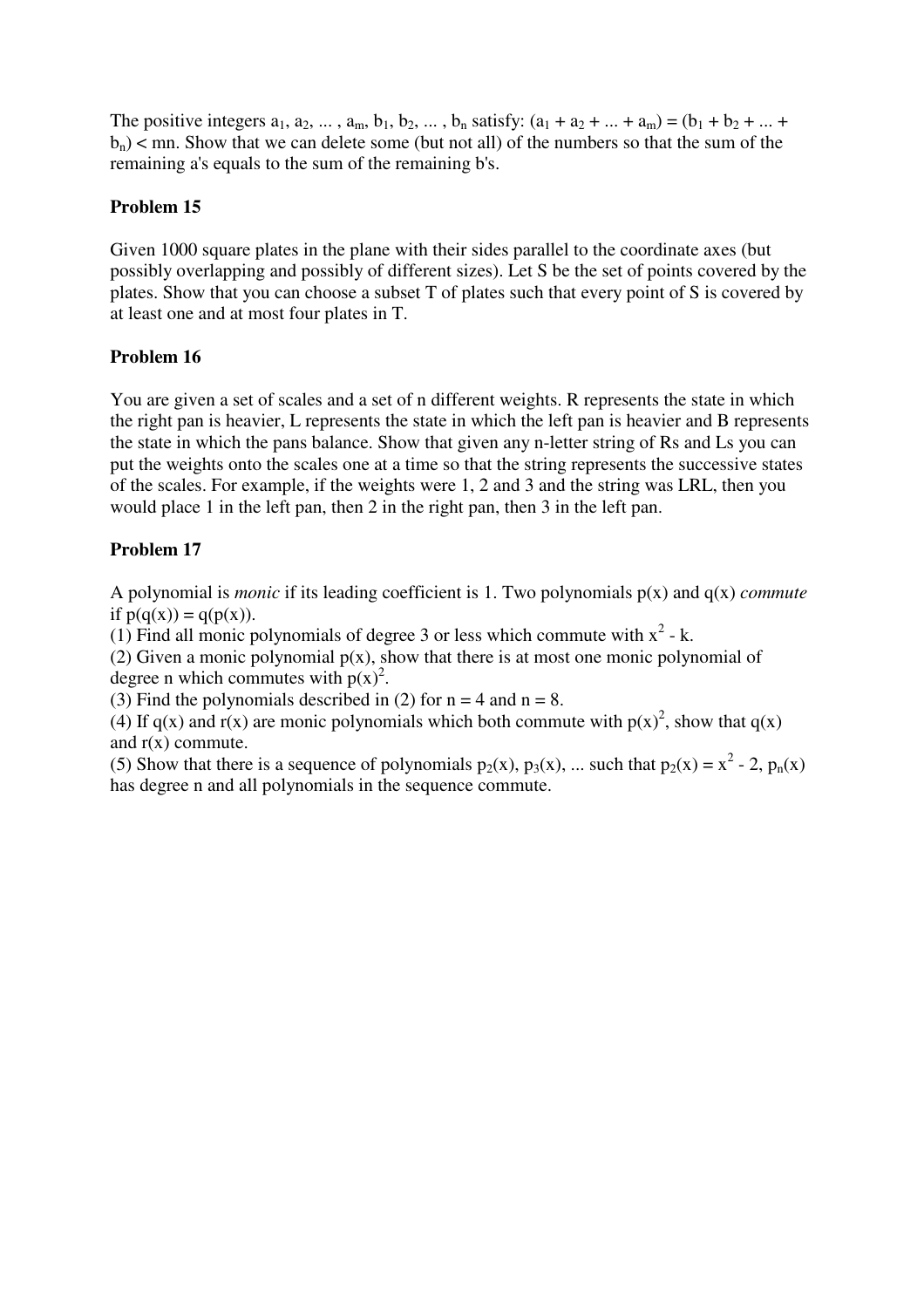The positive integers $a_1, a_2, \ldots, a_m, b_1, b_2, \ldots, b_n$ satisfy: $(a_1 + a_2 + \ldots + a_m) = (b_1 + b_2 + \ldots + b_n) < mn$. Show that we can delete some (but not all) of the numbers so that the sum of the remaining a's equals to the sum of the remaining b's.

**Problem 15**

Given 1000 square plates in the plane with their sides parallel to the coordinate axes (but possibly overlapping and possibly of different sizes). Let S be the set of points covered by the plates. Show that you can choose a subset T of plates such that every point of S is covered by at least one and at most four plates in T.

**Problem 16**

You are given a set of scales and a set of n different weights. R represents the state in which the right pan is heavier, L represents the state in which the left pan is heavier and B represents the state in which the pans balance. Show that given any n-letter string of Rs and Ls you can put the weights onto the scales one at a time so that the string represents the successive states of the scales. For example, if the weights were 1, 2 and 3 and the string was LRL, then you would place 1 in the left pan, then 2 in the right pan, then 3 in the left pan.

**Problem 17**

A polynomial is *monic* if its leading coefficient is 1. Two polynomials $p(x)$ and $q(x)$ *commute* if $p(q(x)) = q(p(x))$.

(1) Find all monic polynomials of degree 3 or less which commute with $x^2 - k$.

(2) Given a monic polynomial $p(x)$, show that there is at most one monic polynomial of degree n which commutes with $p(x)^2$.

(3) Find the polynomials described in (2) for $n = 4$ and $n = 8$.

(4) If $q(x)$ and $r(x)$ are monic polynomials which both commute with $p(x)^2$, show that $q(x)$ and $r(x)$ commute.

(5) Show that there is a sequence of polynomials $p_2(x), p_3(x), \ldots$ such that $p_2(x) = x^2 - 2$, $p_n(x)$ has degree n and all polynomials in the sequence commute.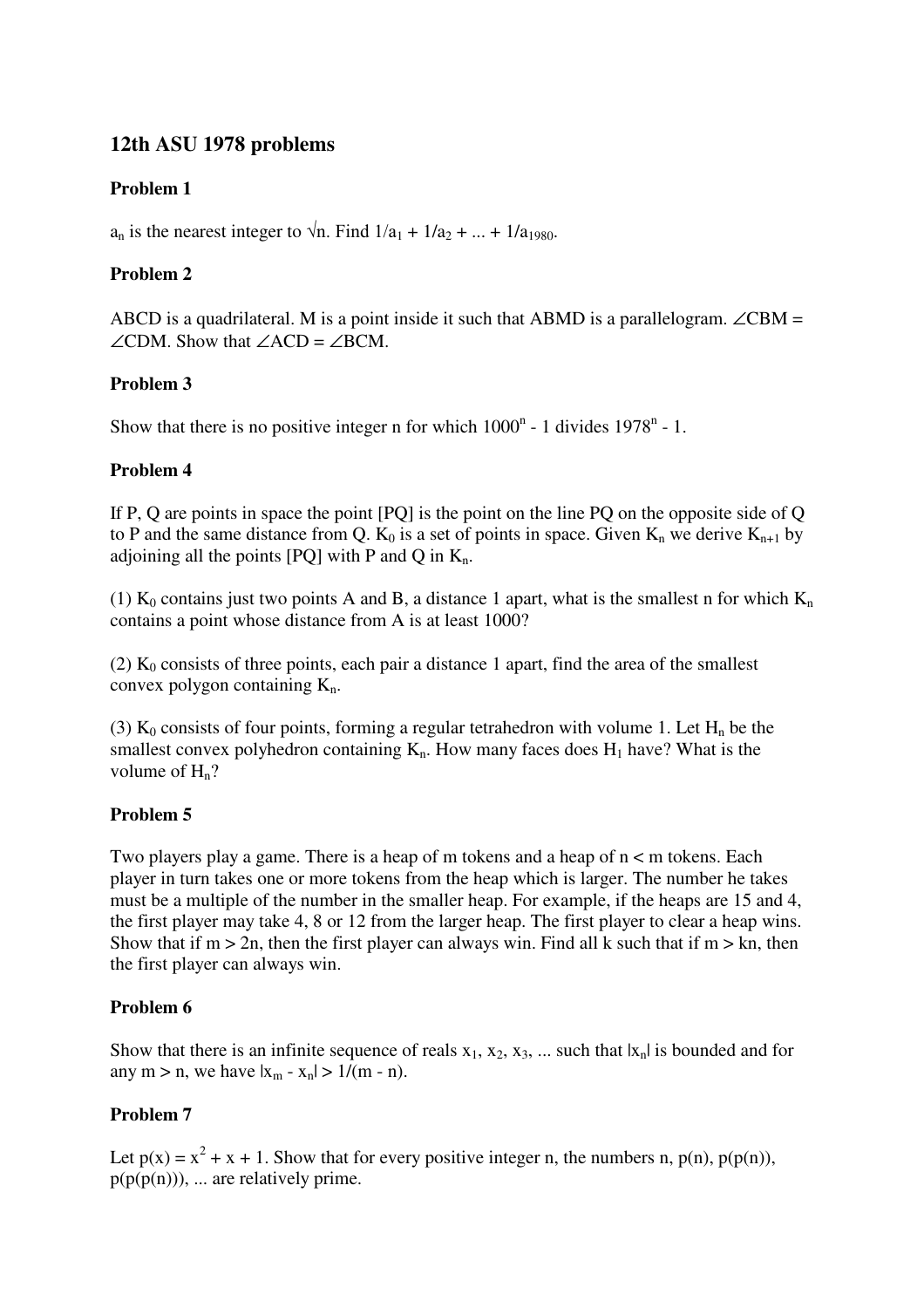## 12th ASU 1978 problems

### Problem 1

$a_n$ is the nearest integer to $\sqrt{n}$. Find $1/a_1 + 1/a_2 + ... + 1/a_{1980}$.

### Problem 2

ABCD is a quadrilateral. M is a point inside it such that ABMD is a parallelogram. $\angle CBM = \angle CDM$. Show that $\angle ACD = \angle BCM$.

### Problem 3

Show that there is no positive integer n for which $1000^n - 1$ divides $1978^n - 1$.

### Problem 4

If P, Q are points in space the point [PQ] is the point on the line PQ on the opposite side of Q to P and the same distance from Q. $K_0$ is a set of points in space. Given $K_n$ we derive $K_{n+1}$ by adjoining all the points [PQ] with P and Q in $K_n$.

(1) $K_0$ contains just two points A and B, a distance 1 apart, what is the smallest n for which $K_n$ contains a point whose distance from A is at least 1000?

(2) $K_0$ consists of three points, each pair a distance 1 apart, find the area of the smallest convex polygon containing $K_n$.

(3) $K_0$ consists of four points, forming a regular tetrahedron with volume 1. Let $H_n$ be the smallest convex polyhedron containing $K_n$. How many faces does $H_1$ have? What is the volume of $H_n$?

### Problem 5

Two players play a game. There is a heap of m tokens and a heap of n < m tokens. Each player in turn takes one or more tokens from the heap which is larger. The number he takes must be a multiple of the number in the smaller heap. For example, if the heaps are 15 and 4, the first player may take 4, 8 or 12 from the larger heap. The first player to clear a heap wins. Show that if m > 2n, then the first player can always win. Find all k such that if m > kn, then the first player can always win.

### Problem 6

Show that there is an infinite sequence of reals $x_1, x_2, x_3, ...$ such that $|x_n|$ is bounded and for any m > n, we have $|x_m - x_n| > 1/(m - n)$.

### Problem 7

Let $p(x) = x^2 + x + 1$. Show that for every positive integer n, the numbers n, p(n), p(p(n)), p(p(p(n))), ... are relatively prime.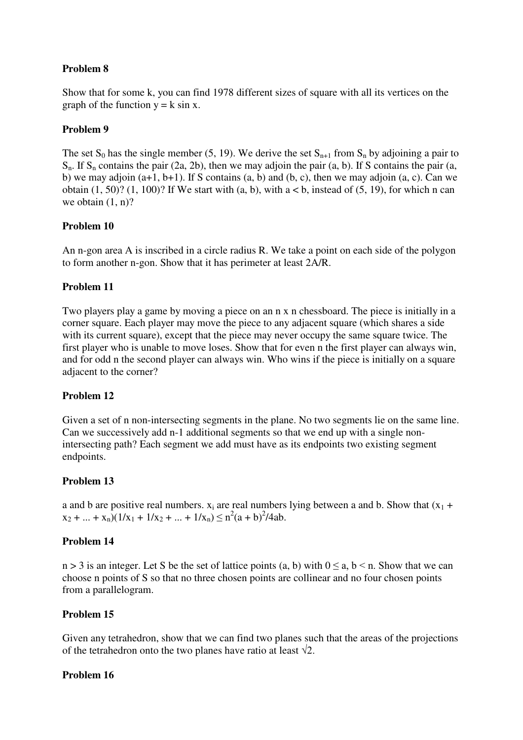**Problem 8**

Show that for some k, you can find 1978 different sizes of square with all its vertices on the graph of the function $y = k \sin x$.

**Problem 9**

The set $S_0$ has the single member (5, 19). We derive the set $S_{n+1}$ from $S_n$ by adjoining a pair to $S_n$. If $S_n$ contains the pair (2a, 2b), then we may adjoin the pair (a, b). If S contains the pair (a, b) we may adjoin (a+1, b+1). If S contains (a, b) and (b, c), then we may adjoin (a, c). Can we obtain (1, 50)? (1, 100)? If We start with (a, b), with $a < b$, instead of (5, 19), for which n can we obtain (1, n)?

**Problem 10**

An n-gon area A is inscribed in a circle radius R. We take a point on each side of the polygon to form another n-gon. Show that it has perimeter at least 2A/R.

**Problem 11**

Two players play a game by moving a piece on an n x n chessboard. The piece is initially in a corner square. Each player may move the piece to any adjacent square (which shares a side with its current square), except that the piece may never occupy the same square twice. The first player who is unable to move loses. Show that for even n the first player can always win, and for odd n the second player can always win. Who wins if the piece is initially on a square adjacent to the corner?

**Problem 12**

Given a set of n non-intersecting segments in the plane. No two segments lie on the same line. Can we successively add n-1 additional segments so that we end up with a single non-intersecting path? Each segment we add must have as its endpoints two existing segment endpoints.

**Problem 13**

a and b are positive real numbers. $x_i$ are real numbers lying between a and b. Show that $(x_1 + x_2 + ... + x_n)(1/x_1 + 1/x_2 + ... + 1/x_n) \le n^2(a + b)^2/4ab$.

**Problem 14**

$n > 3$ is an integer. Let S be the set of lattice points (a, b) with $0 \le a, b < n$. Show that we can choose n points of S so that no three chosen points are collinear and no four chosen points from a parallelogram.

**Problem 15**

Given any tetrahedron, show that we can find two planes such that the areas of the projections of the tetrahedron onto the two planes have ratio at least $\sqrt{2}$.

**Problem 16**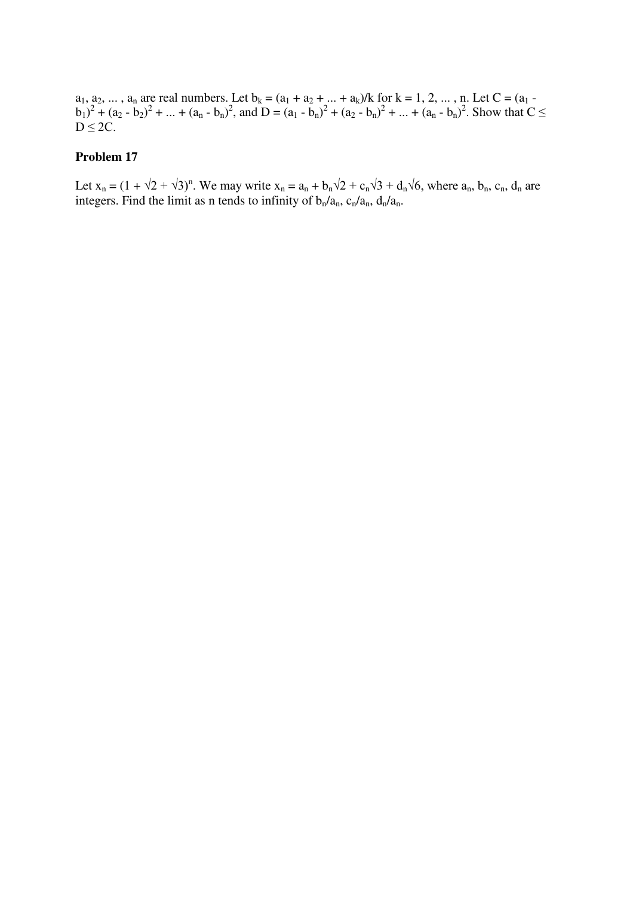$a_1, a_2, \dots, a_n$ are real numbers. Let $b_k = (a_1 + a_2 + \dots + a_k)/k$ for $k = 1, 2, \dots, n$. Let $C = (a_1 - b_1)^2 + (a_2 - b_2)^2 + \dots + (a_n - b_n)^2$, and $D = (a_1 - b_n)^2 + (a_2 - b_n)^2 + \dots + (a_n - b_n)^2$. Show that $C \le D \le 2C$.

## Problem 17

Let $x_n = (1 + \sqrt{2} + \sqrt{3})^n$. We may write $x_n = a_n + b_n\sqrt{2} + c_n\sqrt{3} + d_n\sqrt{6}$, where $a_n, b_n, c_n, d_n$ are integers. Find the limit as n tends to infinity of $b_n/a_n$, $c_n/a_n$, $d_n/a_n$.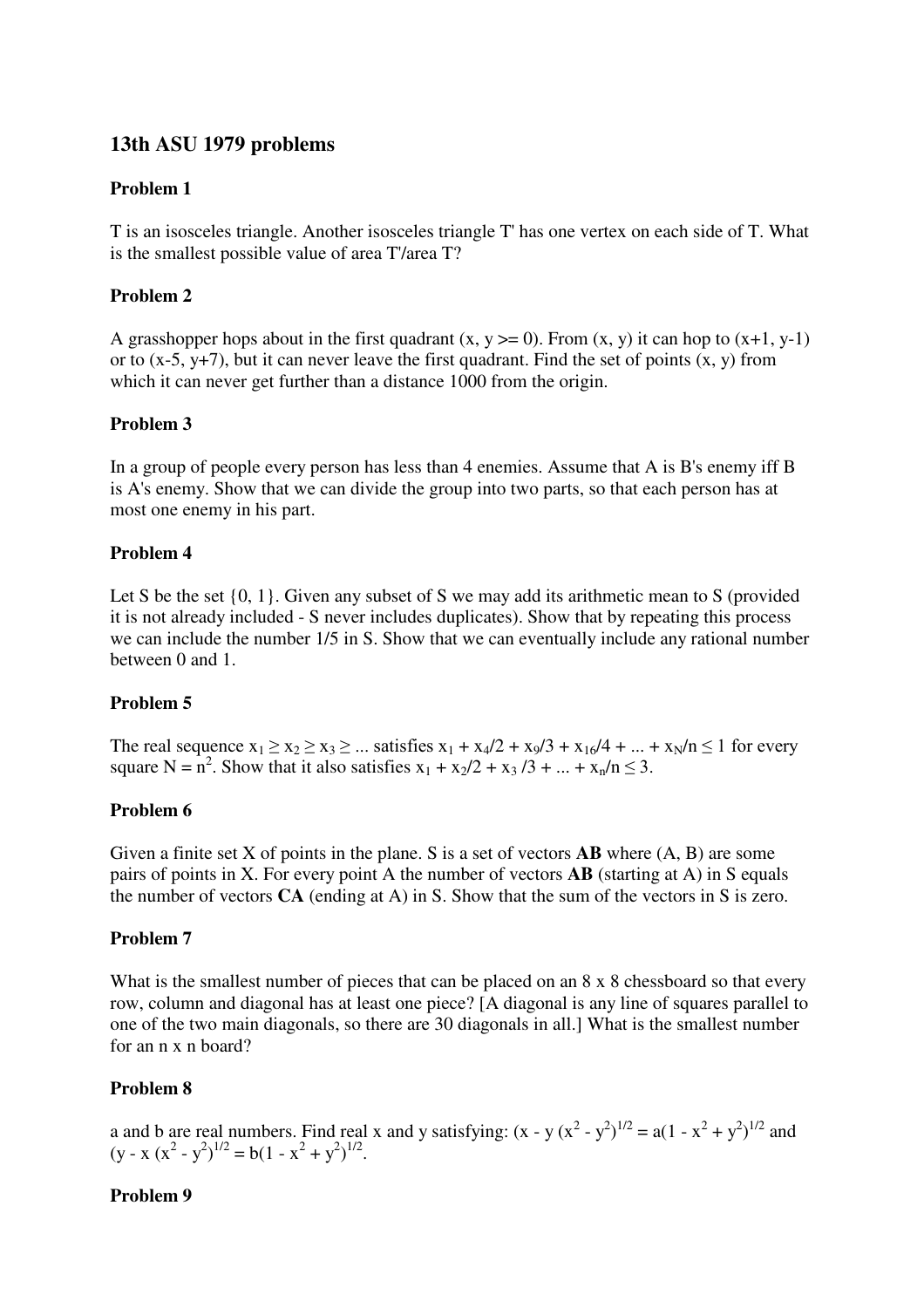## 13th ASU 1979 problems

### Problem 1

T is an isosceles triangle. Another isosceles triangle T' has one vertex on each side of T. What is the smallest possible value of area T'/area T?

### Problem 2

A grasshopper hops about in the first quadrant ($x, y >= 0$). From $(x, y)$ it can hop to $(x+1, y-1)$ or to $(x-5, y+7)$, but it can never leave the first quadrant. Find the set of points $(x, y)$ from which it can never get further than a distance 1000 from the origin.

### Problem 3

In a group of people every person has less than 4 enemies. Assume that A is B's enemy iff B is A's enemy. Show that we can divide the group into two parts, so that each person has at most one enemy in his part.

### Problem 4

Let S be the set $\{0, 1\}$. Given any subset of S we may add its arithmetic mean to S (provided it is not already included - S never includes duplicates). Show that by repeating this process we can include the number 1/5 in S. Show that we can eventually include any rational number between 0 and 1.

### Problem 5

The real sequence $x_1 \geq x_2 \geq x_3 \geq \ldots$ satisfies $x_1 + x_4/2 + x_9/3 + x_{16}/4 + \ldots + x_N/n \leq 1$ for every square $N = n^2$. Show that it also satisfies $x_1 + x_2/2 + x_3/3 + \ldots + x_n/n \leq 3$.

### Problem 6

Given a finite set X of points in the plane. S is a set of vectors **AB** where (A, B) are some pairs of points in X. For every point A the number of vectors **AB** (starting at A) in S equals the number of vectors **CA** (ending at A) in S. Show that the sum of the vectors in S is zero.

### Problem 7

What is the smallest number of pieces that can be placed on an 8 x 8 chessboard so that every row, column and diagonal has at least one piece? [A diagonal is any line of squares parallel to one of the two main diagonals, so there are 30 diagonals in all.] What is the smallest number for an n x n board?

### Problem 8

a and b are real numbers. Find real x and y satisfying: $(x - y (x^2 - y^2)^{1/2} = a(1 - x^2 + y^2)^{1/2}$ and $(y - x (x^2 - y^2)^{1/2} = b(1 - x^2 + y^2)^{1/2}$.

### Problem 9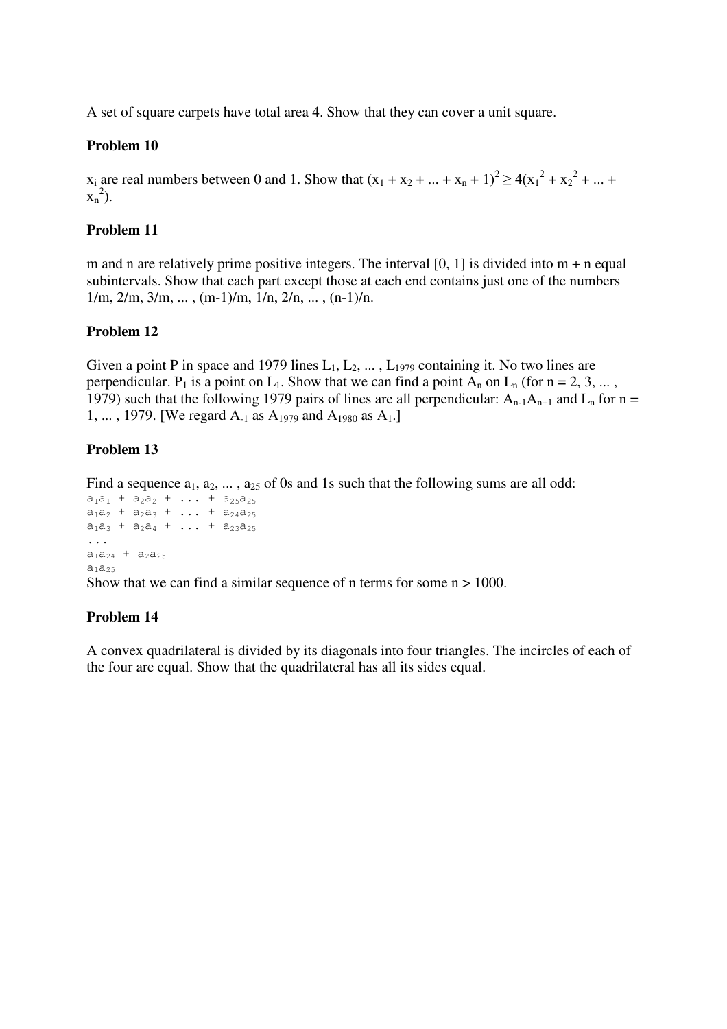A set of square carpets have total area 4. Show that they can cover a unit square.

**Problem 10**

$x_i$ are real numbers between 0 and 1. Show that $(x_1 + x_2 + ... + x_n + 1)^2 \geq 4(x_1^2 + x_2^2 + ... + x_n^2)$.

**Problem 11**

m and n are relatively prime positive integers. The interval [0, 1] is divided into m + n equal subintervals. Show that each part except those at each end contains just one of the numbers 1/m, 2/m, 3/m, ... , (m-1)/m, 1/n, 2/n, ... , (n-1)/n.

**Problem 12**

Given a point P in space and 1979 lines $L_1, L_2, ... , L_{1979}$ containing it. No two lines are perpendicular. $P_1$ is a point on $L_1$. Show that we can find a point $A_n$ on $L_n$ (for n = 2, 3, ... , 1979) such that the following 1979 pairs of lines are all perpendicular: $A_{n-1}A_{n+1}$ and $L_n$ for n = 1, ... , 1979. [We regard $A_{-1}$ as $A_{1979}$ and $A_{1980}$ as $A_1$.]

**Problem 13**

Find a sequence $a_1, a_2, ... , a_{25}$ of 0s and 1s such that the following sums are all odd:

$a_1a_1 + a_2a_2 + ... + a_{25}a_{25}$
$a_1a_2 + a_2a_3 + ... + a_{24}a_{25}$
$a_1a_3 + a_2a_4 + ... + a_{23}a_{25}$
...
$a_1a_{24} + a_2a_{25}$
$a_1a_{25}$

Show that we can find a similar sequence of n terms for some n > 1000.

**Problem 14**

A convex quadrilateral is divided by its diagonals into four triangles. The incircles of each of the four are equal. Show that the quadrilateral has all its sides equal.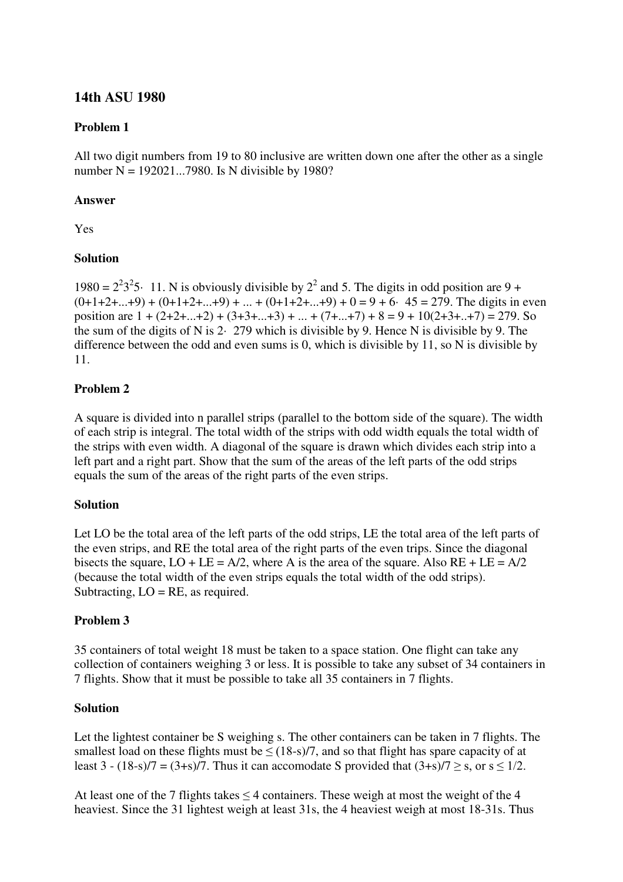## 14th ASU 1980

### Problem 1

All two digit numbers from 19 to 80 inclusive are written down one after the other as a single number N = 192021...7980. Is N divisible by 1980?

### Answer

Yes

### Solution

$1980 = 2^2 3^2 5 \cdot 11$. N is obviously divisible by $2^2$ and 5. The digits in odd position are $9 + (0+1+2+...+9) + (0+1+2+...+9) + ... + (0+1+2+...+9) + 0 = 9 + 6 \cdot 45 = 279$. The digits in even position are $1 + (2+2+...+2) + (3+3+...+3) + ... + (7+...+7) + 8 = 9 + 10(2+3+..+7) = 279$. So the sum of the digits of N is $2 \cdot 279$ which is divisible by 9. Hence N is divisible by 9. The difference between the odd and even sums is 0, which is divisible by 11, so N is divisible by 11.

### Problem 2

A square is divided into n parallel strips (parallel to the bottom side of the square). The width of each strip is integral. The total width of the strips with odd width equals the total width of the strips with even width. A diagonal of the square is drawn which divides each strip into a left part and a right part. Show that the sum of the areas of the left parts of the odd strips equals the sum of the areas of the right parts of the even strips.

### Solution

Let LO be the total area of the left parts of the odd strips, LE the total area of the left parts of the even strips, and RE the total area of the right parts of the even trips. Since the diagonal bisects the square, LO + LE = A/2, where A is the area of the square. Also RE + LE = A/2 (because the total width of the even strips equals the total width of the odd strips). Subtracting, LO = RE, as required.

### Problem 3

35 containers of total weight 18 must be taken to a space station. One flight can take any collection of containers weighing 3 or less. It is possible to take any subset of 34 containers in 7 flights. Show that it must be possible to take all 35 containers in 7 flights.

### Solution

Let the lightest container be S weighing s. The other containers can be taken in 7 flights. The smallest load on these flights must be $\le (18-s)/7$, and so that flight has spare capacity of at least $3 - (18-s)/7 = (3+s)/7$. Thus it can accomodate S provided that $(3+s)/7 \ge s$, or $s \le 1/2$.

At least one of the 7 flights takes $\le 4$ containers. These weigh at most the weight of the 4 heaviest. Since the 31 lightest weigh at least 31s, the 4 heaviest weigh at most 18-31s. Thus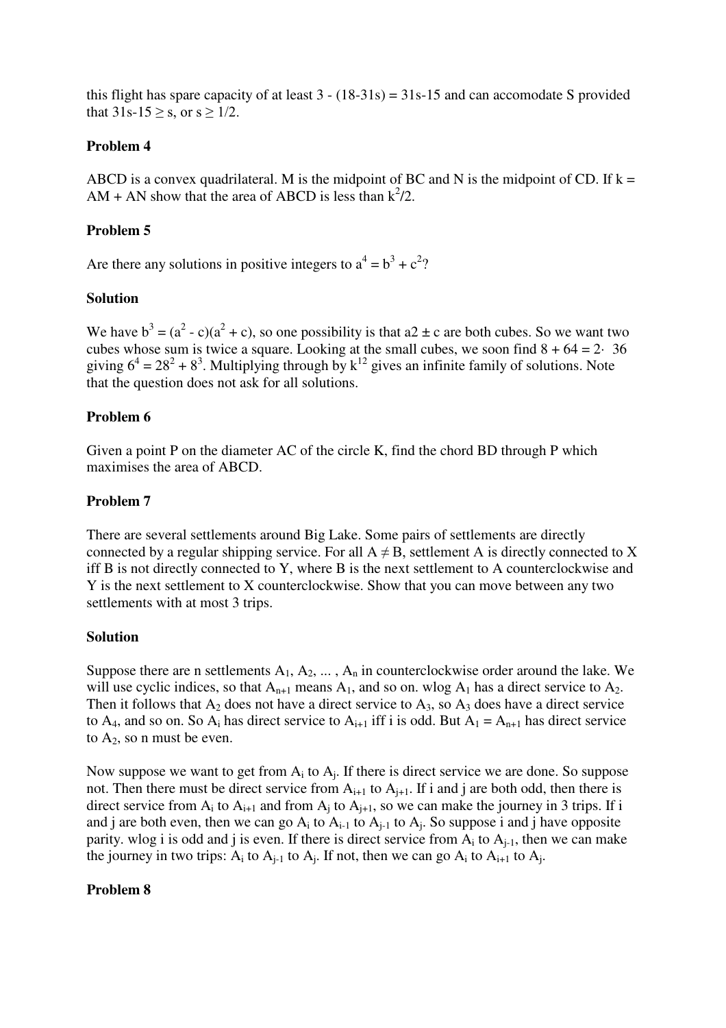this flight has spare capacity of at least $3 - (18-31s) = 31s-15$ and can accomodate S provided that $31s-15 \geq s$, or $s \geq 1/2$.

**Problem 4**

ABCD is a convex quadrilateral. M is the midpoint of BC and N is the midpoint of CD. If $k = AM + AN$ show that the area of ABCD is less than $k^2/2$.

**Problem 5**

Are there any solutions in positive integers to $a^4 = b^3 + c^2$?

**Solution**

We have $b^3 = (a^2 - c)(a^2 + c)$, so one possibility is that $a2 \pm c$ are both cubes. So we want two cubes whose sum is twice a square. Looking at the small cubes, we soon find $8 + 64 = 2 \cdot 36$ giving $6^4 = 28^2 + 8^3$. Multiplying through by $k^{12}$ gives an infinite family of solutions. Note that the question does not ask for all solutions.

**Problem 6**

Given a point P on the diameter AC of the circle K, find the chord BD through P which maximises the area of ABCD.

**Problem 7**

There are several settlements around Big Lake. Some pairs of settlements are directly connected by a regular shipping service. For all $A \neq B$, settlement A is directly connected to X iff B is not directly connected to Y, where B is the next settlement to A counterclockwise and Y is the next settlement to X counterclockwise. Show that you can move between any two settlements with at most 3 trips.

**Solution**

Suppose there are n settlements $A_1, A_2, \ldots, A_n$ in counterclockwise order around the lake. We will use cyclic indices, so that $A_{n+1}$ means $A_1$, and so on. wlog $A_1$ has a direct service to $A_2$. Then it follows that $A_2$ does not have a direct service to $A_3$, so $A_3$ does have a direct service to $A_4$, and so on. So $A_i$ has direct service to $A_{i+1}$ iff i is odd. But $A_1 = A_{n+1}$ has direct service to $A_2$, so n must be even.

Now suppose we want to get from $A_i$ to $A_j$. If there is direct service we are done. So suppose not. Then there must be direct service from $A_{i+1}$ to $A_{j+1}$. If i and j are both odd, then there is direct service from $A_i$ to $A_{i+1}$ and from $A_j$ to $A_{j+1}$, so we can make the journey in 3 trips. If i and j are both even, then we can go $A_i$ to $A_{i-1}$ to $A_{j-1}$ to $A_j$. So suppose i and j have opposite parity. wlog i is odd and j is even. If there is direct service from $A_i$ to $A_{j-1}$, then we can make the journey in two trips: $A_i$ to $A_{j-1}$ to $A_j$. If not, then we can go $A_i$ to $A_{i+1}$ to $A_j$.

**Problem 8**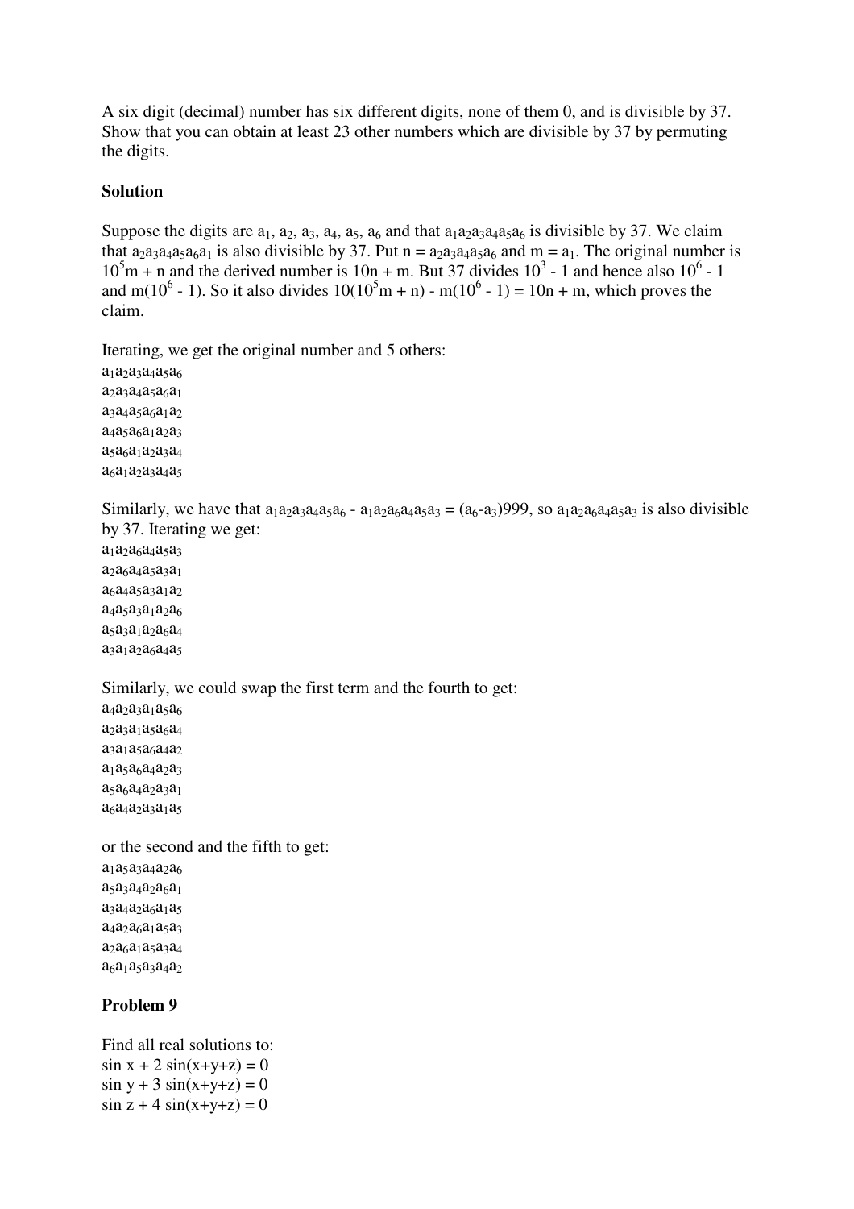A six digit (decimal) number has six different digits, none of them 0, and is divisible by 37. Show that you can obtain at least 23 other numbers which are divisible by 37 by permuting the digits.

**Solution**

Suppose the digits are $a_1$, $a_2$, $a_3$, $a_4$, $a_5$, $a_6$ and that $a_1a_2a_3a_4a_5a_6$ is divisible by 37. We claim that $a_2a_3a_4a_5a_6a_1$ is also divisible by 37. Put $n = a_2a_3a_4a_5a_6$ and $m = a_1$. The original number is $10^5m + n$ and the derived number is $10n + m$. But 37 divides $10^3 - 1$ and hence also $10^6 - 1$ and $m(10^6 - 1)$. So it also divides $10(10^5m + n) - m(10^6 - 1) = 10n + m$, which proves the claim.

Iterating, we get the original number and 5 others:
$a_1a_2a_3a_4a_5a_6$
$a_2a_3a_4a_5a_6a_1$
$a_3a_4a_5a_6a_1a_2$
$a_4a_5a_6a_1a_2a_3$
$a_5a_6a_1a_2a_3a_4$
$a_6a_1a_2a_3a_4a_5$

Similarly, we have that $a_1a_2a_3a_4a_5a_6 - a_1a_2a_6a_4a_5a_3 = (a_6-a_3)999$, so $a_1a_2a_6a_4a_5a_3$ is also divisible by 37. Iterating we get:
$a_1a_2a_6a_4a_5a_3$
$a_2a_6a_4a_5a_3a_1$
$a_6a_4a_5a_3a_1a_2$
$a_4a_5a_3a_1a_2a_6$
$a_5a_3a_1a_2a_6a_4$
$a_3a_1a_2a_6a_4a_5$

Similarly, we could swap the first term and the fourth to get:
$a_4a_2a_3a_1a_5a_6$
$a_2a_3a_1a_5a_6a_4$
$a_3a_1a_5a_6a_4a_2$
$a_1a_5a_6a_4a_2a_3$
$a_5a_6a_4a_2a_3a_1$
$a_6a_4a_2a_3a_1a_5$

or the second and the fifth to get:
$a_1a_5a_3a_4a_2a_6$
$a_5a_3a_4a_2a_6a_1$
$a_3a_4a_2a_6a_1a_5$
$a_4a_2a_6a_1a_5a_3$
$a_2a_6a_1a_5a_3a_4$
$a_6a_1a_5a_3a_4a_2$

**Problem 9**

Find all real solutions to:
$\sin x + 2 \sin(x+y+z) = 0$
$\sin y + 3 \sin(x+y+z) = 0$
$\sin z + 4 \sin(x+y+z) = 0$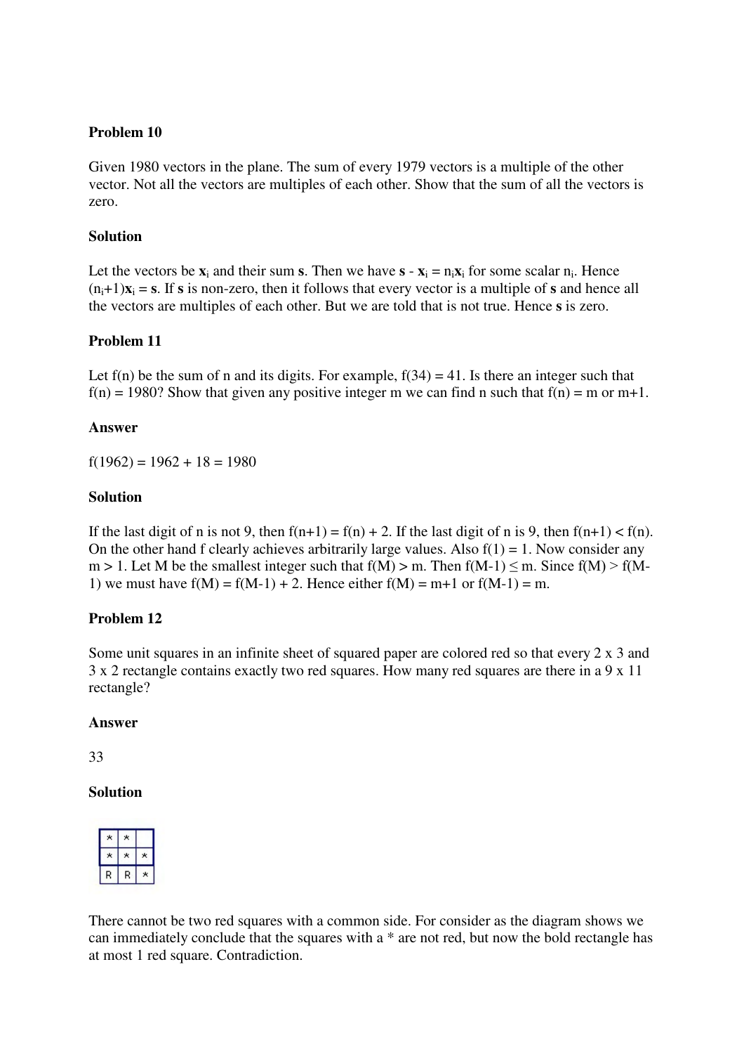**Problem 10**

Given 1980 vectors in the plane. The sum of every 1979 vectors is a multiple of the other vector. Not all the vectors are multiples of each other. Show that the sum of all the vectors is zero.

**Solution**

Let the vectors be $\mathbf{x}_i$ and their sum $\mathbf{s}$. Then we have $\mathbf{s} - \mathbf{x}_i = n_i\mathbf{x}_i$ for some scalar $n_i$. Hence $(n_i+1)\mathbf{x}_i = \mathbf{s}$. If $\mathbf{s}$ is non-zero, then it follows that every vector is a multiple of $\mathbf{s}$ and hence all the vectors are multiples of each other. But we are told that is not true. Hence $\mathbf{s}$ is zero.

**Problem 11**

Let f(n) be the sum of n and its digits. For example, f(34) = 41. Is there an integer such that f(n) = 1980? Show that given any positive integer m we can find n such that f(n) = m or m+1.

**Answer**

f(1962) = 1962 + 18 = 1980

**Solution**

If the last digit of n is not 9, then f(n+1) = f(n) + 2. If the last digit of n is 9, then f(n+1) < f(n). On the other hand f clearly achieves arbitrarily large values. Also f(1) = 1. Now consider any m > 1. Let M be the smallest integer such that f(M) > m. Then f(M-1) ≤ m. Since f(M) > f(M-1) we must have f(M) = f(M-1) + 2. Hence either f(M) = m+1 or f(M-1) = m.

**Problem 12**

Some unit squares in an infinite sheet of squared paper are colored red so that every 2 x 3 and 3 x 2 rectangle contains exactly two red squares. How many red squares are there in a 9 x 11 rectangle?

**Answer**

33

**Solution**

| * | * |   |
|---|---|---|
| * | * | * |
| R | R | * |

There cannot be two red squares with a common side. For consider as the diagram shows we can immediately conclude that the squares with a * are not red, but now the bold rectangle has at most 1 red square. Contradiction.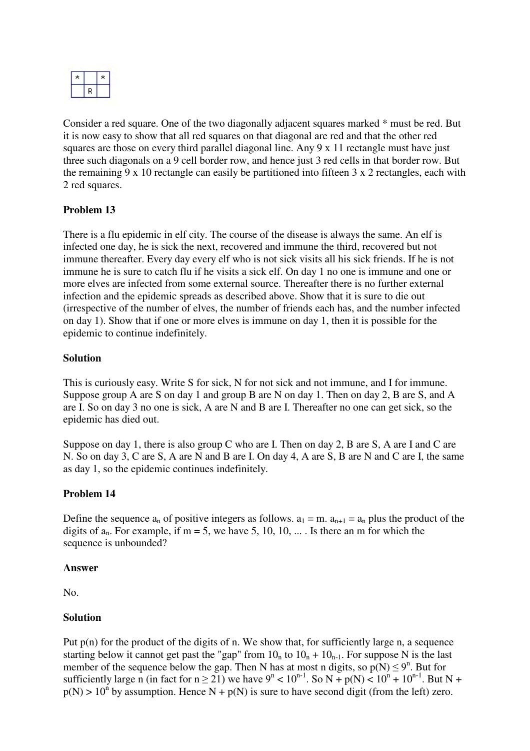| * |   | * |
|---|---|---|
|   | R |   |

Consider a red square. One of the two diagonally adjacent squares marked * must be red. But it is now easy to show that all red squares on that diagonal are red and that the other red squares are those on every third parallel diagonal line. Any 9 x 11 rectangle must have just three such diagonals on a 9 cell border row, and hence just 3 red cells in that border row. But the remaining 9 x 10 rectangle can easily be partitioned into fifteen 3 x 2 rectangles, each with 2 red squares.

**Problem 13**

There is a flu epidemic in elf city. The course of the disease is always the same. An elf is infected one day, he is sick the next, recovered and immune the third, recovered but not immune thereafter. Every day every elf who is not sick visits all his sick friends. If he is not immune he is sure to catch flu if he visits a sick elf. On day 1 no one is immune and one or more elves are infected from some external source. Thereafter there is no further external infection and the epidemic spreads as described above. Show that it is sure to die out (irrespective of the number of elves, the number of friends each has, and the number infected on day 1). Show that if one or more elves is immune on day 1, then it is possible for the epidemic to continue indefinitely.

**Solution**

This is curiously easy. Write S for sick, N for not sick and not immune, and I for immune. Suppose group A are S on day 1 and group B are N on day 1. Then on day 2, B are S, and A are I. So on day 3 no one is sick, A are N and B are I. Thereafter no one can get sick, so the epidemic has died out.

Suppose on day 1, there is also group C who are I. Then on day 2, B are S, A are I and C are N. So on day 3, C are S, A are N and B are I. On day 4, A are S, B are N and C are I, the same as day 1, so the epidemic continues indefinitely.

**Problem 14**

Define the sequence $a_n$ of positive integers as follows. $a_1 = m$. $a_{n+1} = a_n$ plus the product of the digits of $a_n$. For example, if m = 5, we have 5, 10, 10, ... . Is there an m for which the sequence is unbounded?

**Answer**

No.

**Solution**

Put p(n) for the product of the digits of n. We show that, for sufficiently large n, a sequence starting below it cannot get past the "gap" from $10_n$ to $10_n + 10_{n-1}$. For suppose N is the last member of the sequence below the gap. Then N has at most n digits, so $p(N) \leq 9^n$. But for sufficiently large n (in fact for $n \geq 21$) we have $9^n < 10^{n-1}$. So $N + p(N) < 10^n + 10^{n-1}$. But $N + p(N) > 10^n$ by assumption. Hence $N + p(N)$ is sure to have second digit (from the left) zero.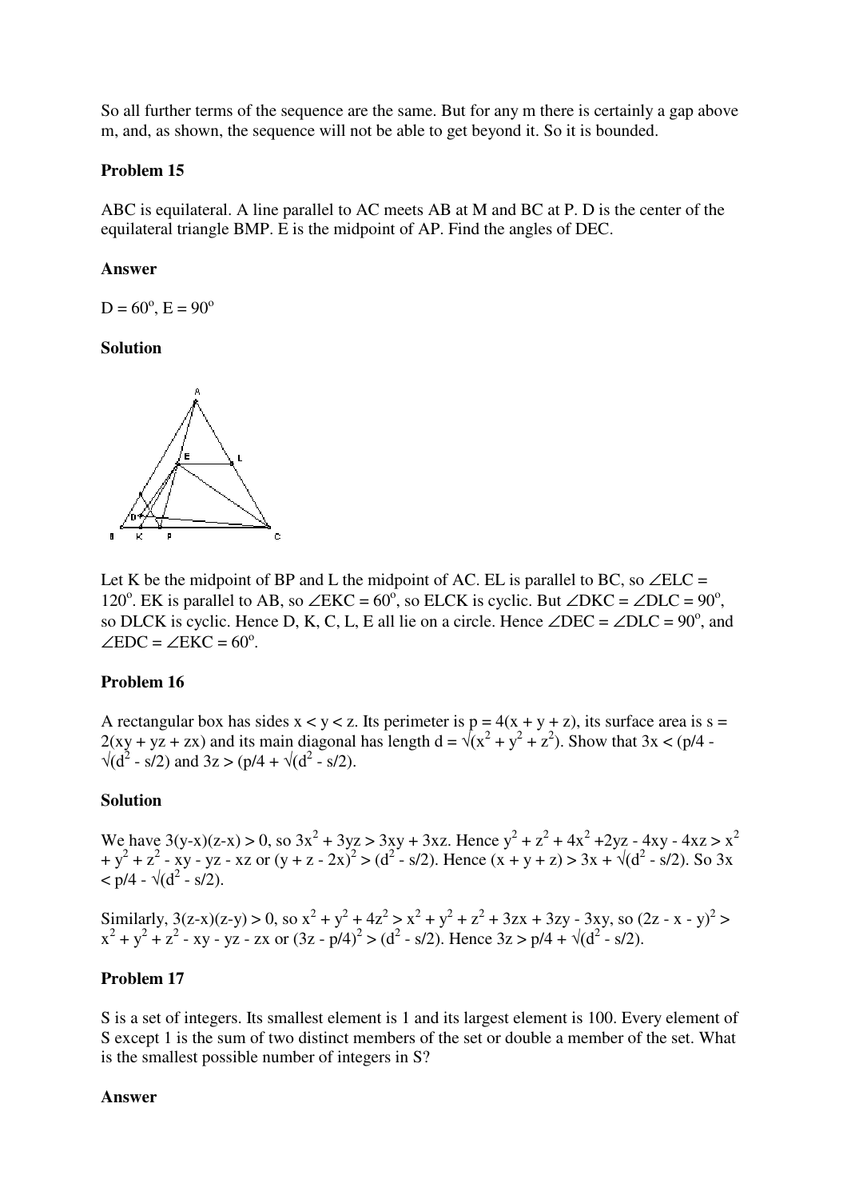So all further terms of the sequence are the same. But for any m there is certainly a gap above m, and, as shown, the sequence will not be able to get beyond it. So it is bounded.

**Problem 15**

ABC is equilateral. A line parallel to AC meets AB at M and BC at P. D is the center of the equilateral triangle BMP. E is the midpoint of AP. Find the angles of DEC.

**Answer**

$D = 60^o$, $E = 90^o$

**Solution**

Let K be the midpoint of BP and L the midpoint of AC. EL is parallel to BC, so $\angle ELC = 120^o$. EK is parallel to AB, so $\angle EKC = 60^o$, so ELCK is cyclic. But $\angle DKC = \angle DLC = 90^o$, so DLCK is cyclic. Hence D, K, C, L, E all lie on a circle. Hence $\angle DEC = \angle DLC = 90^o$, and $\angle EDC = \angle EKC = 60^o$.

**Problem 16**

A rectangular box has sides $x < y < z$. Its perimeter is $p = 4(x + y + z)$, its surface area is $s = 2(xy + yz + zx)$ and its main diagonal has length $d = \sqrt{(x^2 + y^2 + z^2)}$. Show that $3x < (p/4 - \sqrt{(d^2 - s/2)}$ and $3z > (p/4 + \sqrt{(d^2 - s/2)}$.

**Solution**

We have $3(y-x)(z-x) > 0$, so $3x^2 + 3yz > 3xy + 3xz$. Hence $y^2 + z^2 + 4x^2 + 2yz - 4xy - 4xz > x^2 + y^2 + z^2 - xy - yz - xz$ or $(y + z - 2x)^2 > (d^2 - s/2)$. Hence $(x + y + z) > 3x + \sqrt{(d^2 - s/2)}$. So $3x < p/4 - \sqrt{(d^2 - s/2)}$.

Similarly, $3(z-x)(z-y) > 0$, so $x^2 + y^2 + 4z^2 > x^2 + y^2 + z^2 + 3zx + 3zy - 3xy$, so $(2z - x - y)^2 > x^2 + y^2 + z^2 - xy - yz - zx$ or $(3z - p/4)^2 > (d^2 - s/2)$. Hence $3z > p/4 + \sqrt{(d^2 - s/2)}$.

**Problem 17**

S is a set of integers. Its smallest element is 1 and its largest element is 100. Every element of S except 1 is the sum of two distinct members of the set or double a member of the set. What is the smallest possible number of integers in S?

**Answer**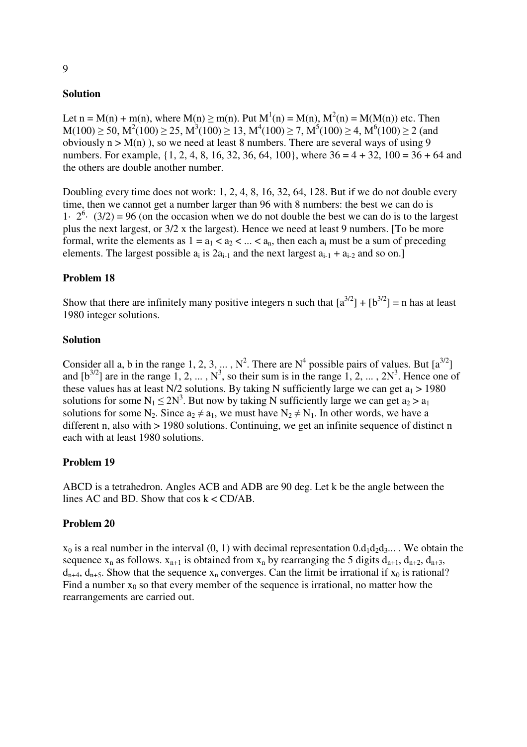**Solution**

Let $n = M(n) + m(n)$, where $M(n) \geq m(n)$. Put $M^1(n) = M(n)$, $M^2(n) = M(M(n))$ etc. Then $M(100) \geq 50$, $M^2(100) \geq 25$, $M^3(100) \geq 13$, $M^4(100) \geq 7$, $M^5(100) \geq 4$, $M^6(100) \geq 2$ (and obviously $n > M(n)$ ), so we need at least 8 numbers. There are several ways of using 9 numbers. For example, {1, 2, 4, 8, 16, 32, 36, 64, 100}, where $36 = 4 + 32$, $100 = 36 + 64$ and the others are double another number.

Doubling every time does not work: 1, 2, 4, 8, 16, 32, 64, 128. But if we do not double every time, then we cannot get a number larger than 96 with 8 numbers: the best we can do is $1 \cdot 2^6 \cdot (3/2) = 96$ (on the occasion when we do not double the best we can do is to the largest plus the next largest, or 3/2 x the largest). Hence we need at least 9 numbers. [To be more formal, write the elements as $1 = a_1 < a_2 < ... < a_n$, then each $a_i$ must be a sum of preceding elements. The largest possible $a_i$ is $2a_{i-1}$ and the next largest $a_{i-1} + a_{i-2}$ and so on.]

**Problem 18**

Show that there are infinitely many positive integers n such that $[a^{3/2}] + [b^{3/2}] = n$ has at least 1980 integer solutions.

**Solution**

Consider all a, b in the range 1, 2, 3, ... , $N^2$. There are $N^4$ possible pairs of values. But $[a^{3/2}]$ and $[b^{3/2}]$ are in the range 1, 2, ... , $N^3$, so their sum is in the range 1, 2, ... , $2N^3$. Hence one of these values has at least N/2 solutions. By taking N sufficiently large we can get $a_1 > 1980$ solutions for some $N_1 \leq 2N^3$. But now by taking N sufficiently large we can get $a_2 > a_1$ solutions for some $N_2$. Since $a_2 \neq a_1$, we must have $N_2 \neq N_1$. In other words, we have a different n, also with > 1980 solutions. Continuing, we get an infinite sequence of distinct n each with at least 1980 solutions.

**Problem 19**

ABCD is a tetrahedron. Angles ACB and ADB are 90 deg. Let k be the angle between the lines AC and BD. Show that cos k < CD/AB.

**Problem 20**

$x_0$ is a real number in the interval (0, 1) with decimal representation $0.d_1d_2d_3...$ . We obtain the sequence $x_n$ as follows. $x_{n+1}$ is obtained from $x_n$ by rearranging the 5 digits $d_{n+1}$, $d_{n+2}$, $d_{n+3}$, $d_{n+4}$, $d_{n+5}$. Show that the sequence $x_n$ converges. Can the limit be irrational if $x_0$ is rational? Find a number $x_0$ so that every member of the sequence is irrational, no matter how the rearrangements are carried out.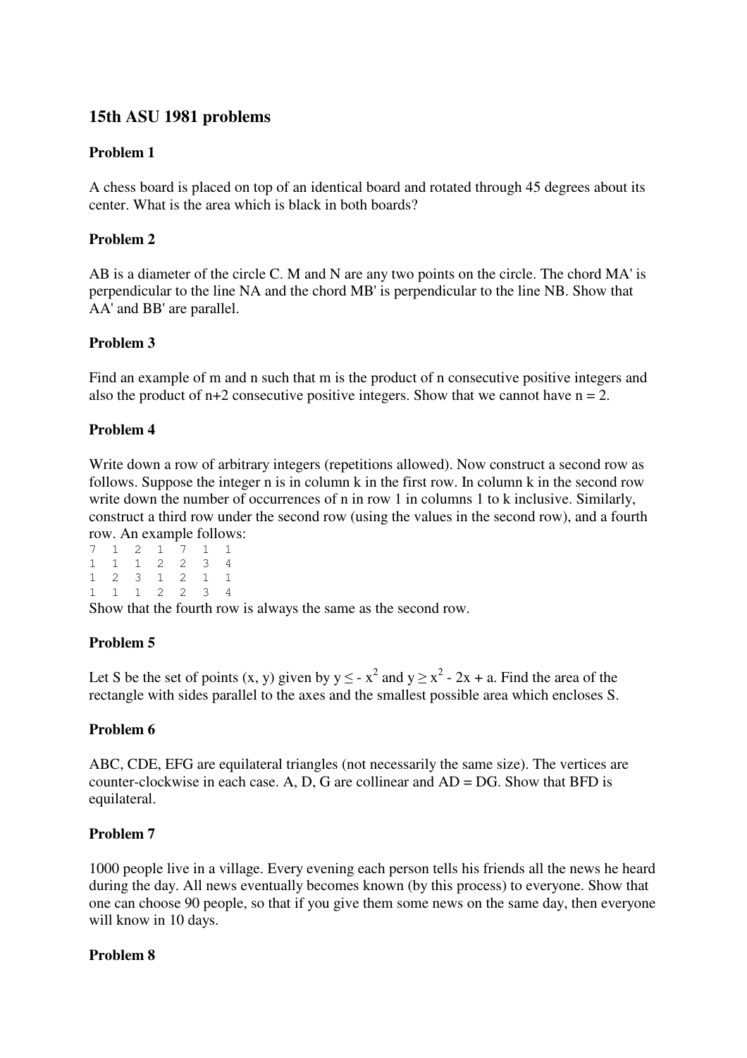## 15th ASU 1981 problems

### Problem 1

A chess board is placed on top of an identical board and rotated through 45 degrees about its center. What is the area which is black in both boards?

### Problem 2

AB is a diameter of the circle C. M and N are any two points on the circle. The chord MA' is perpendicular to the line NA and the chord MB' is perpendicular to the line NB. Show that AA' and BB' are parallel.

### Problem 3

Find an example of m and n such that m is the product of n consecutive positive integers and also the product of n+2 consecutive positive integers. Show that we cannot have n = 2.

### Problem 4

Write down a row of arbitrary integers (repetitions allowed). Now construct a second row as follows. Suppose the integer n is in column k in the first row. In column k in the second row write down the number of occurrences of n in row 1 in columns 1 to k inclusive. Similarly, construct a third row under the second row (using the values in the second row), and a fourth row. An example follows:

```
7  1  2  1  7  1  1
1  1  1  2  2  3  4
1  2  3  1  2  1  1
1  1  1  2  2  3  4
```

Show that the fourth row is always the same as the second row.

### Problem 5

Let S be the set of points (x, y) given by $y \le -x^2$ and $y \ge x^2 - 2x + a$. Find the area of the rectangle with sides parallel to the axes and the smallest possible area which encloses S.

### Problem 6

ABC, CDE, EFG are equilateral triangles (not necessarily the same size). The vertices are counter-clockwise in each case. A, D, G are collinear and AD = DG. Show that BFD is equilateral.

### Problem 7

1000 people live in a village. Every evening each person tells his friends all the news he heard during the day. All news eventually becomes known (by this process) to everyone. Show that one can choose 90 people, so that if you give them some news on the same day, then everyone will know in 10 days.

### Problem 8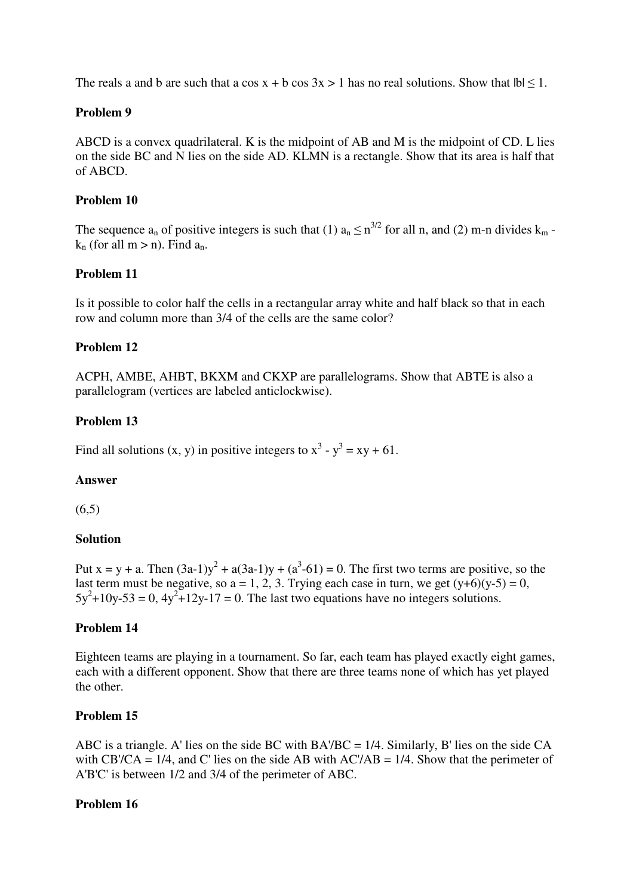The reals a and b are such that $a \cos x + b \cos 3x > 1$ has no real solutions. Show that $|b| \leq 1$.

**Problem 9**

ABCD is a convex quadrilateral. K is the midpoint of AB and M is the midpoint of CD. L lies on the side BC and N lies on the side AD. KLMN is a rectangle. Show that its area is half that of ABCD.

**Problem 10**

The sequence $a_n$ of positive integers is such that (1) $a_n \leq n^{3/2}$ for all n, and (2) m-n divides $k_m - k_n$ (for all $m > n$). Find $a_n$.

**Problem 11**

Is it possible to color half the cells in a rectangular array white and half black so that in each row and column more than 3/4 of the cells are the same color?

**Problem 12**

ACPH, AMBE, AHBT, BKXM and CKXP are parallelograms. Show that ABTE is also a parallelogram (vertices are labeled anticlockwise).

**Problem 13**

Find all solutions (x, y) in positive integers to $x^3 - y^3 = xy + 61$.

**Answer**

(6,5)

**Solution**

Put $x = y + a$. Then $(3a-1)y^2 + a(3a-1)y + (a^3-61) = 0$. The first two terms are positive, so the last term must be negative, so a = 1, 2, 3. Trying each case in turn, we get $(y+6)(y-5) = 0$, $5y^2+10y-53 = 0$, $4y^2+12y-17 = 0$. The last two equations have no integers solutions.

**Problem 14**

Eighteen teams are playing in a tournament. So far, each team has played exactly eight games, each with a different opponent. Show that there are three teams none of which has yet played the other.

**Problem 15**

ABC is a triangle. A' lies on the side BC with BA'/BC = 1/4. Similarly, B' lies on the side CA with CB'/CA = 1/4, and C' lies on the side AB with AC'/AB = 1/4. Show that the perimeter of A'B'C' is between 1/2 and 3/4 of the perimeter of ABC.

**Problem 16**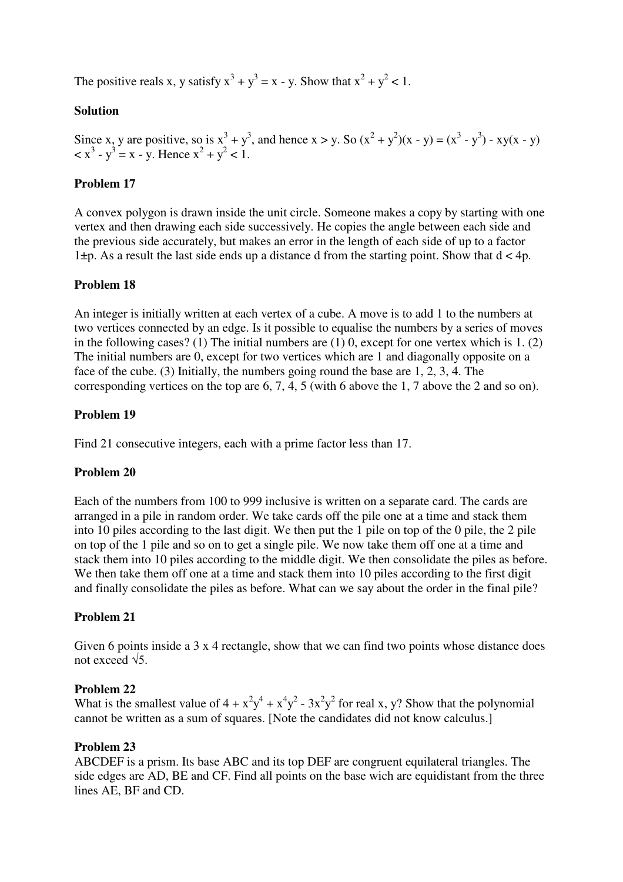The positive reals x, y satisfy $x^3 + y^3 = x - y$. Show that $x^2 + y^2 < 1$.

**Solution**

Since x, y are positive, so is $x^3 + y^3$, and hence $x > y$. So $(x^2 + y^2)(x - y) = (x^3 - y^3) - xy(x - y) < x^3 - y^3 = x - y$. Hence $x^2 + y^2 < 1$.

**Problem 17**

A convex polygon is drawn inside the unit circle. Someone makes a copy by starting with one vertex and then drawing each side successively. He copies the angle between each side and the previous side accurately, but makes an error in the length of each side of up to a factor $1 \pm p$. As a result the last side ends up a distance d from the starting point. Show that $d < 4p$.

**Problem 18**

An integer is initially written at each vertex of a cube. A move is to add 1 to the numbers at two vertices connected by an edge. Is it possible to equalise the numbers by a series of moves in the following cases? (1) The initial numbers are (1) 0, except for one vertex which is 1. (2) The initial numbers are 0, except for two vertices which are 1 and diagonally opposite on a face of the cube. (3) Initially, the numbers going round the base are 1, 2, 3, 4. The corresponding vertices on the top are 6, 7, 4, 5 (with 6 above the 1, 7 above the 2 and so on).

**Problem 19**

Find 21 consecutive integers, each with a prime factor less than 17.

**Problem 20**

Each of the numbers from 100 to 999 inclusive is written on a separate card. The cards are arranged in a pile in random order. We take cards off the pile one at a time and stack them into 10 piles according to the last digit. We then put the 1 pile on top of the 0 pile, the 2 pile on top of the 1 pile and so on to get a single pile. We now take them off one at a time and stack them into 10 piles according to the middle digit. We then consolidate the piles as before. We then take them off one at a time and stack them into 10 piles according to the first digit and finally consolidate the piles as before. What can we say about the order in the final pile?

**Problem 21**

Given 6 points inside a 3 x 4 rectangle, show that we can find two points whose distance does not exceed $\sqrt{5}$.

**Problem 22**

What is the smallest value of $4 + x^2y^4 + x^4y^2 - 3x^2y^2$ for real x, y? Show that the polynomial cannot be written as a sum of squares. [Note the candidates did not know calculus.]

**Problem 23**

ABCDEF is a prism. Its base ABC and its top DEF are congruent equilateral triangles. The side edges are AD, BE and CF. Find all points on the base wich are equidistant from the three lines AE, BF and CD.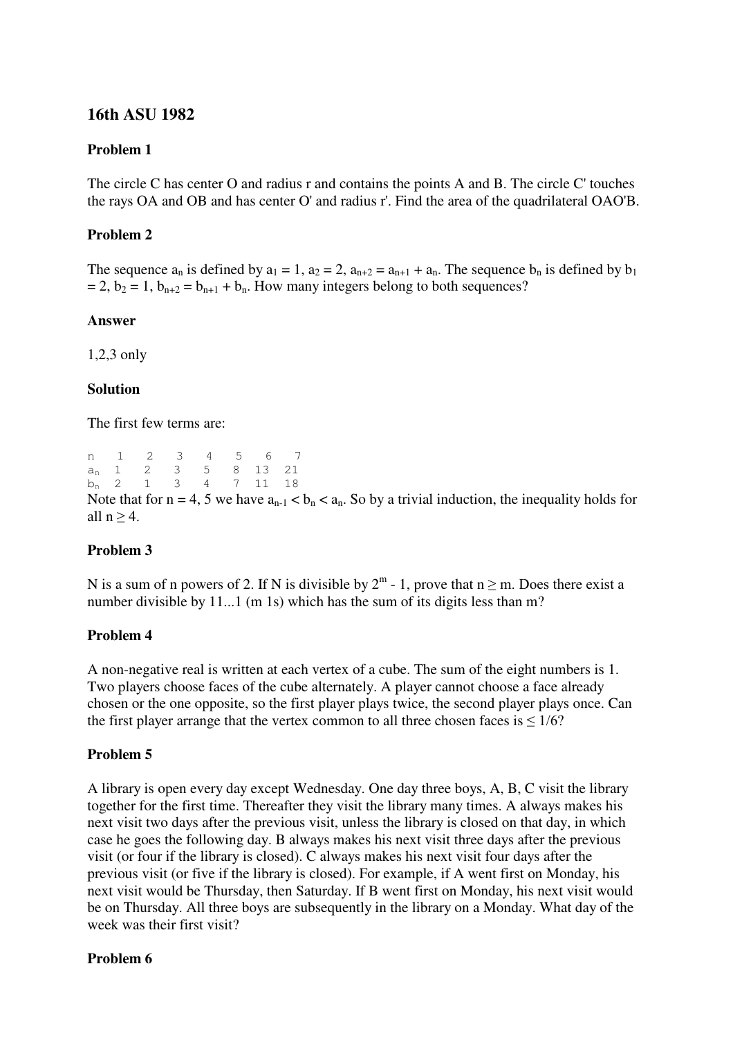## 16th ASU 1982

### Problem 1

The circle C has center O and radius r and contains the points A and B. The circle C' touches the rays OA and OB and has center O' and radius r'. Find the area of the quadrilateral OAO'B.

### Problem 2

The sequence $a_n$ is defined by $a_1 = 1$, $a_2 = 2$, $a_{n+2} = a_{n+1} + a_n$. The sequence $b_n$ is defined by $b_1 = 2$, $b_2 = 1$, $b_{n+2} = b_{n+1} + b_n$. How many integers belong to both sequences?

### Answer

1,2,3 only

### Solution

The first few terms are:

| n | 1 | 2 | 3 | 4 | 5 | 6 | 7 |
|---|---|---|---|---|---|---|---|
| $a_n$ | 1 | 2 | 3 | 5 | 8 | 13 | 21 |
| $b_n$ | 2 | 1 | 3 | 4 | 7 | 11 | 18 |

Note that for n = 4, 5 we have $a_{n-1} < b_n < a_n$. So by a trivial induction, the inequality holds for all $n \geq 4$.

### Problem 3

N is a sum of n powers of 2. If N is divisible by $2^m - 1$, prove that $n \geq m$. Does there exist a number divisible by 11...1 (m 1s) which has the sum of its digits less than m?

### Problem 4

A non-negative real is written at each vertex of a cube. The sum of the eight numbers is 1. Two players choose faces of the cube alternately. A player cannot choose a face already chosen or the one opposite, so the first player plays twice, the second player plays once. Can the first player arrange that the vertex common to all three chosen faces is $\leq 1/6$?

### Problem 5

A library is open every day except Wednesday. One day three boys, A, B, C visit the library together for the first time. Thereafter they visit the library many times. A always makes his next visit two days after the previous visit, unless the library is closed on that day, in which case he goes the following day. B always makes his next visit three days after the previous visit (or four if the library is closed). C always makes his next visit four days after the previous visit (or five if the library is closed). For example, if A went first on Monday, his next visit would be Thursday, then Saturday. If B went first on Monday, his next visit would be on Thursday. All three boys are subsequently in the library on a Monday. What day of the week was their first visit?

### Problem 6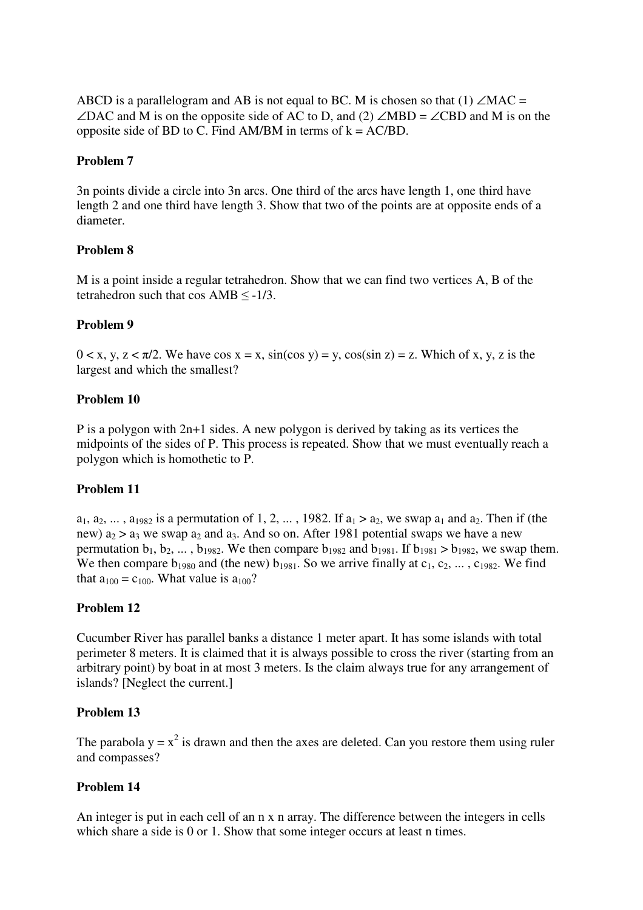ABCD is a parallelogram and AB is not equal to BC. M is chosen so that (1) ∠MAC = ∠DAC and M is on the opposite side of AC to D, and (2) ∠MBD = ∠CBD and M is on the opposite side of BD to C. Find AM/BM in terms of k = AC/BD.

**Problem 7**

3n points divide a circle into 3n arcs. One third of the arcs have length 1, one third have length 2 and one third have length 3. Show that two of the points are at opposite ends of a diameter.

**Problem 8**

M is a point inside a regular tetrahedron. Show that we can find two vertices A, B of the tetrahedron such that cos AMB ≤ -1/3.

**Problem 9**

$0 < x, y, z < \pi/2$. We have cos x = x, sin(cos y) = y, cos(sin z) = z. Which of x, y, z is the largest and which the smallest?

**Problem 10**

P is a polygon with 2n+1 sides. A new polygon is derived by taking as its vertices the midpoints of the sides of P. This process is repeated. Show that we must eventually reach a polygon which is homothetic to P.

**Problem 11**

$a_1, a_2, \dots, a_{1982}$ is a permutation of 1, 2, ... , 1982. If $a_1 > a_2$, we swap $a_1$ and $a_2$. Then if (the new) $a_2 > a_3$ we swap $a_2$ and $a_3$. And so on. After 1981 potential swaps we have a new permutation $b_1, b_2, \dots, b_{1982}$. We then compare $b_{1982}$ and $b_{1981}$. If $b_{1981} > b_{1982}$, we swap them. We then compare $b_{1980}$ and (the new) $b_{1981}$. So we arrive finally at $c_1, c_2, \dots, c_{1982}$. We find that $a_{100} = c_{100}$. What value is $a_{100}$?

**Problem 12**

Cucumber River has parallel banks a distance 1 meter apart. It has some islands with total perimeter 8 meters. It is claimed that it is always possible to cross the river (starting from an arbitrary point) by boat in at most 3 meters. Is the claim always true for any arrangement of islands? [Neglect the current.]

**Problem 13**

The parabola $y = x^2$ is drawn and then the axes are deleted. Can you restore them using ruler and compasses?

**Problem 14**

An integer is put in each cell of an n x n array. The difference between the integers in cells which share a side is 0 or 1. Show that some integer occurs at least n times.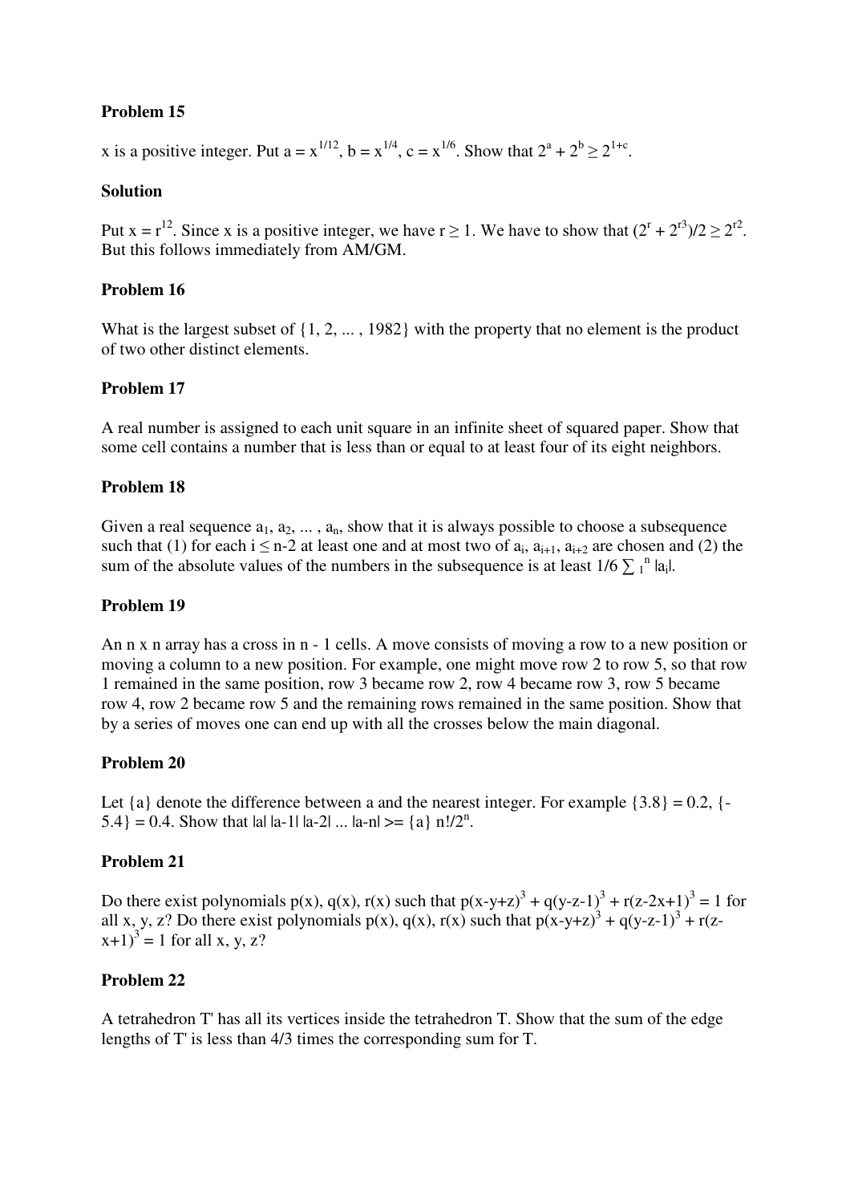**Problem 15**

x is a positive integer. Put $a = x^{1/12}$, $b = x^{1/4}$, $c = x^{1/6}$. Show that $2^a + 2^b \geq 2^{1+c}$.

**Solution**

Put $x = r^{12}$. Since x is a positive integer, we have $r \geq 1$. We have to show that $(2^r + 2^{r^3})/2 \geq 2^{r^2}$. But this follows immediately from AM/GM.

**Problem 16**

What is the largest subset of {1, 2, ... , 1982} with the property that no element is the product of two other distinct elements.

**Problem 17**

A real number is assigned to each unit square in an infinite sheet of squared paper. Show that some cell contains a number that is less than or equal to at least four of its eight neighbors.

**Problem 18**

Given a real sequence $a_1, a_2, \dots , a_n$, show that it is always possible to choose a subsequence such that (1) for each $i \leq n-2$ at least one and at most two of $a_i$, $a_{i+1}$, $a_{i+2}$ are chosen and (2) the sum of the absolute values of the numbers in the subsequence is at least $1/6 \sum_1^n |a_i|$.

**Problem 19**

An n x n array has a cross in n - 1 cells. A move consists of moving a row to a new position or moving a column to a new position. For example, one might move row 2 to row 5, so that row 1 remained in the same position, row 3 became row 2, row 4 became row 3, row 5 became row 4, row 2 became row 5 and the remaining rows remained in the same position. Show that by a series of moves one can end up with all the crosses below the main diagonal.

**Problem 20**

Let {a} denote the difference between a and the nearest integer. For example {3.8} = 0.2, {-5.4} = 0.4. Show that $|a| |a-1| |a-2| \dots |a-n| \geq \{a\}\, n!/2^n$.

**Problem 21**

Do there exist polynomials p(x), q(x), r(x) such that $p(x-y+z)^3 + q(y-z-1)^3 + r(z-2x+1)^3 = 1$ for all x, y, z? Do there exist polynomials p(x), q(x), r(x) such that $p(x-y+z)^3 + q(y-z-1)^3 + r(z-x+1)^3 = 1$ for all x, y, z?

**Problem 22**

A tetrahedron T' has all its vertices inside the tetrahedron T. Show that the sum of the edge lengths of T' is less than 4/3 times the corresponding sum for T.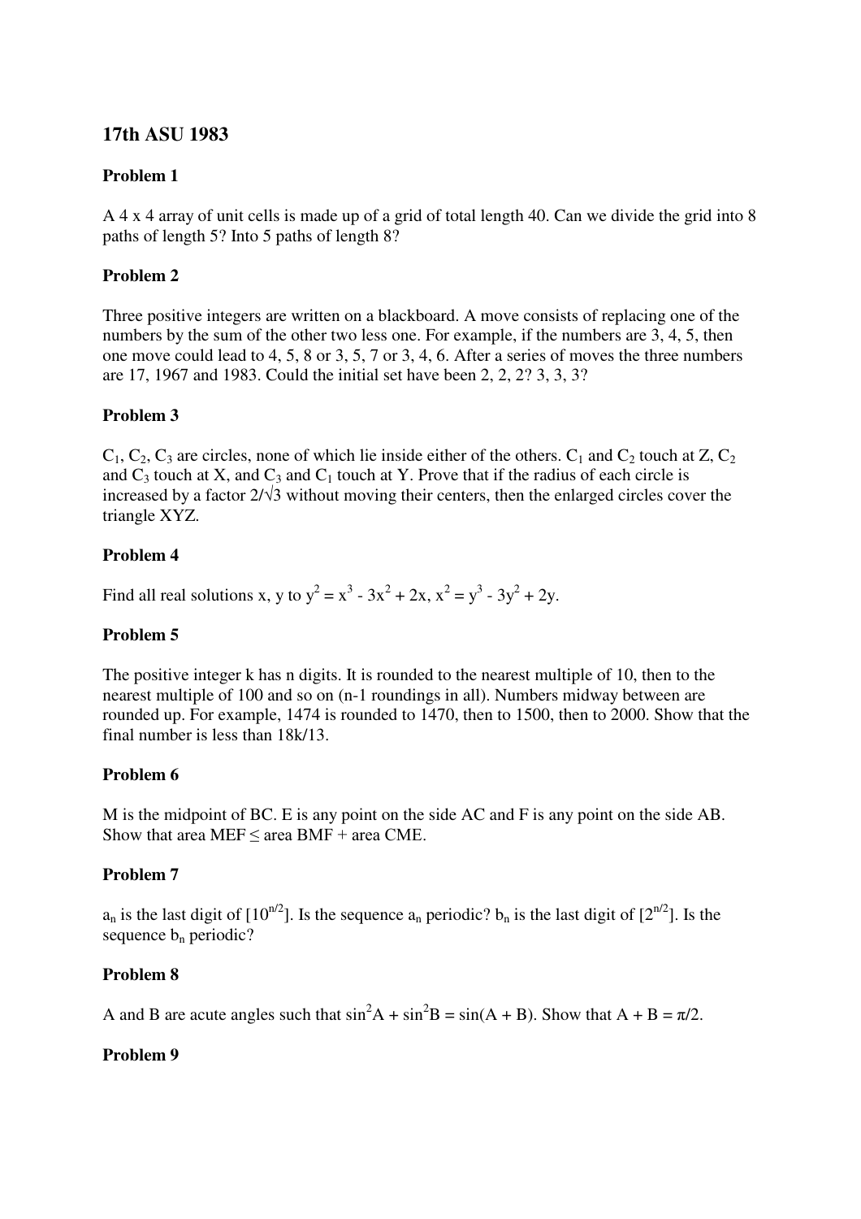## 17th ASU 1983

### Problem 1

A 4 x 4 array of unit cells is made up of a grid of total length 40. Can we divide the grid into 8 paths of length 5? Into 5 paths of length 8?

### Problem 2

Three positive integers are written on a blackboard. A move consists of replacing one of the numbers by the sum of the other two less one. For example, if the numbers are 3, 4, 5, then one move could lead to 4, 5, 8 or 3, 5, 7 or 3, 4, 6. After a series of moves the three numbers are 17, 1967 and 1983. Could the initial set have been 2, 2, 2? 3, 3, 3?

### Problem 3

$C_1$, $C_2$, $C_3$ are circles, none of which lie inside either of the others. $C_1$ and $C_2$ touch at Z, $C_2$ and $C_3$ touch at X, and $C_3$ and $C_1$ touch at Y. Prove that if the radius of each circle is increased by a factor $2/\sqrt{3}$ without moving their centers, then the enlarged circles cover the triangle XYZ.

### Problem 4

Find all real solutions x, y to $y^2 = x^3 - 3x^2 + 2x$, $x^2 = y^3 - 3y^2 + 2y$.

### Problem 5

The positive integer k has n digits. It is rounded to the nearest multiple of 10, then to the nearest multiple of 100 and so on (n-1 roundings in all). Numbers midway between are rounded up. For example, 1474 is rounded to 1470, then to 1500, then to 2000. Show that the final number is less than 18k/13.

### Problem 6

M is the midpoint of BC. E is any point on the side AC and F is any point on the side AB. Show that area MEF ≤ area BMF + area CME.

### Problem 7

$a_n$ is the last digit of $[10^{n/2}]$. Is the sequence $a_n$ periodic? $b_n$ is the last digit of $[2^{n/2}]$. Is the sequence $b_n$ periodic?

### Problem 8

A and B are acute angles such that $\sin^2 A + \sin^2 B = \sin(A + B)$. Show that $A + B = \pi/2$.

### Problem 9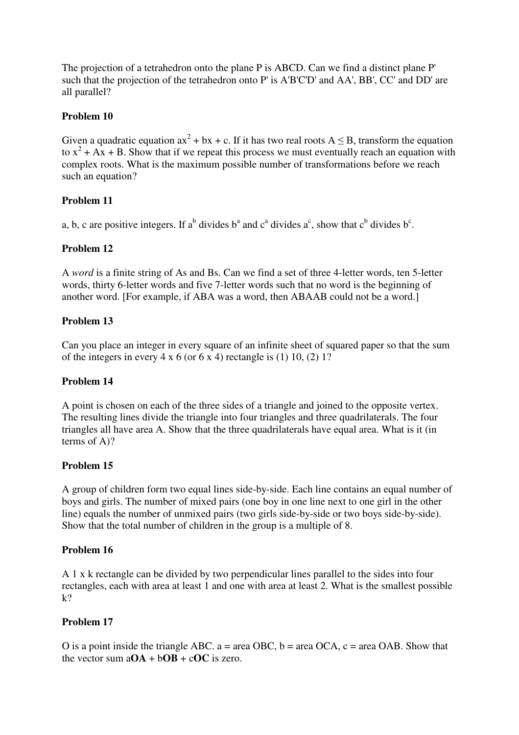The projection of a tetrahedron onto the plane P is ABCD. Can we find a distinct plane P' such that the projection of the tetrahedron onto P' is A'B'C'D' and AA', BB', CC' and DD' are all parallel?

### Problem 10

Given a quadratic equation $ax^2 + bx + c$. If it has two real roots $A \le B$, transform the equation to $x^2 + Ax + B$. Show that if we repeat this process we must eventually reach an equation with complex roots. What is the maximum possible number of transformations before we reach such an equation?

### Problem 11

a, b, c are positive integers. If $a^b$ divides $b^a$ and $c^a$ divides $a^c$, show that $c^b$ divides $b^c$.

### Problem 12

A *word* is a finite string of As and Bs. Can we find a set of three 4-letter words, ten 5-letter words, thirty 6-letter words and five 7-letter words such that no word is the beginning of another word. [For example, if ABA was a word, then ABAAB could not be a word.]

### Problem 13

Can you place an integer in every square of an infinite sheet of squared paper so that the sum of the integers in every 4 x 6 (or 6 x 4) rectangle is (1) 10, (2) 1?

### Problem 14

A point is chosen on each of the three sides of a triangle and joined to the opposite vertex. The resulting lines divide the triangle into four triangles and three quadrilaterals. The four triangles all have area A. Show that the three quadrilaterals have equal area. What is it (in terms of A)?

### Problem 15

A group of children form two equal lines side-by-side. Each line contains an equal number of boys and girls. The number of mixed pairs (one boy in one line next to one girl in the other line) equals the number of unmixed pairs (two girls side-by-side or two boys side-by-side). Show that the total number of children in the group is a multiple of 8.

### Problem 16

A 1 x k rectangle can be divided by two perpendicular lines parallel to the sides into four rectangles, each with area at least 1 and one with area at least 2. What is the smallest possible k?

### Problem 17

O is a point inside the triangle ABC. a = area OBC, b = area OCA, c = area OAB. Show that the vector sum a**OA** + b**OB** + c**OC** is zero.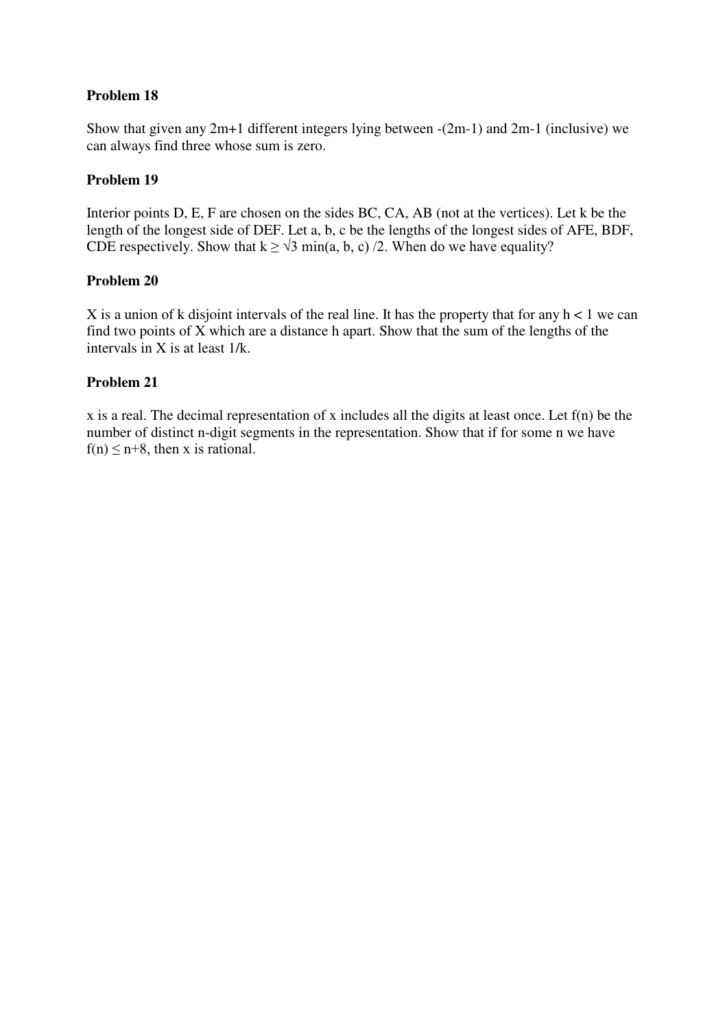**Problem 18**

Show that given any $2m+1$ different integers lying between $-(2m-1)$ and $2m-1$ (inclusive) we can always find three whose sum is zero.

**Problem 19**

Interior points D, E, F are chosen on the sides BC, CA, AB (not at the vertices). Let k be the length of the longest side of DEF. Let a, b, c be the lengths of the longest sides of AFE, BDF, CDE respectively. Show that $k \geq \sqrt{3} \min(a, b, c) /2$. When do we have equality?

**Problem 20**

X is a union of k disjoint intervals of the real line. It has the property that for any $h < 1$ we can find two points of X which are a distance h apart. Show that the sum of the lengths of the intervals in X is at least $1/k$.

**Problem 21**

x is a real. The decimal representation of x includes all the digits at least once. Let $f(n)$ be the number of distinct n-digit segments in the representation. Show that if for some n we have $f(n) \leq n+8$, then x is rational.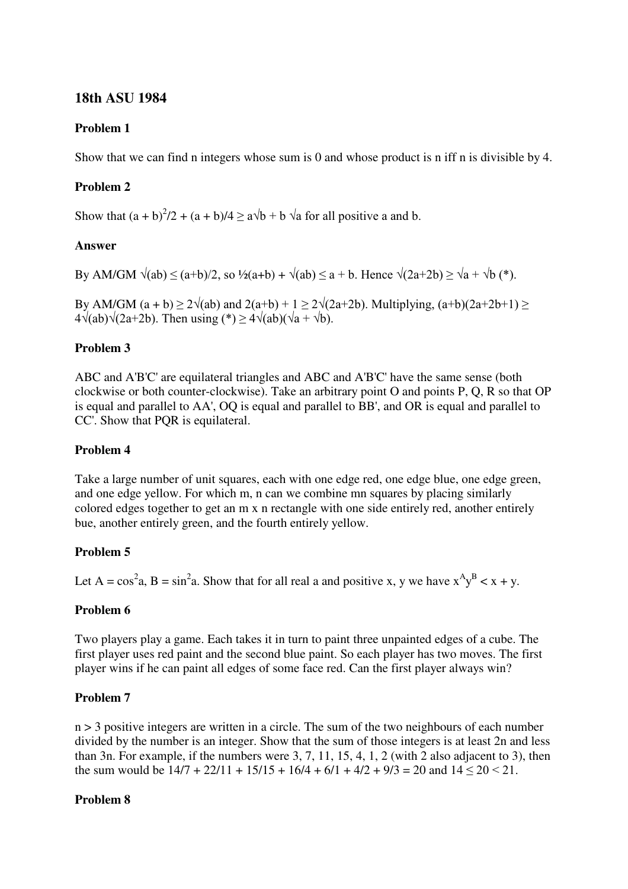## 18th ASU 1984

### Problem 1

Show that we can find n integers whose sum is 0 and whose product is n iff n is divisible by 4.

### Problem 2

Show that $(a + b)^2/2 + (a + b)/4 \geq a\sqrt{b} + b\sqrt{a}$ for all positive a and b.

### Answer

By AM/GM $\sqrt{ab} \leq (a+b)/2$, so $\frac{1}{2}(a+b) + \sqrt{ab} \leq a + b$. Hence $\sqrt{2a+2b} \geq \sqrt{a} + \sqrt{b}$ (*).

By AM/GM $(a + b) \geq 2\sqrt{ab}$ and $2(a+b) + 1 \geq 2\sqrt{2a+2b}$. Multiplying, $(a+b)(2a+2b+1) \geq 4\sqrt{ab}\sqrt{2a+2b}$. Then using (*) $\geq 4\sqrt{ab}(\sqrt{a} + \sqrt{b})$.

### Problem 3

ABC and A'B'C' are equilateral triangles and ABC and A'B'C' have the same sense (both clockwise or both counter-clockwise). Take an arbitrary point O and points P, Q, R so that OP is equal and parallel to AA', OQ is equal and parallel to BB', and OR is equal and parallel to CC'. Show that PQR is equilateral.

### Problem 4

Take a large number of unit squares, each with one edge red, one edge blue, one edge green, and one edge yellow. For which m, n can we combine mn squares by placing similarly colored edges together to get an m x n rectangle with one side entirely red, another entirely bue, another entirely green, and the fourth entirely yellow.

### Problem 5

Let $A = \cos^2 a$, $B = \sin^2 a$. Show that for all real a and positive x, y we have $x^A y^B < x + y$.

### Problem 6

Two players play a game. Each takes it in turn to paint three unpainted edges of a cube. The first player uses red paint and the second blue paint. So each player has two moves. The first player wins if he can paint all edges of some face red. Can the first player always win?

### Problem 7

$n > 3$ positive integers are written in a circle. The sum of the two neighbours of each number divided by the number is an integer. Show that the sum of those integers is at least 2n and less than 3n. For example, if the numbers were 3, 7, 11, 15, 4, 1, 2 (with 2 also adjacent to 3), then the sum would be $14/7 + 22/11 + 15/15 + 16/4 + 6/1 + 4/2 + 9/3 = 20$ and $14 \leq 20 < 21$.

### Problem 8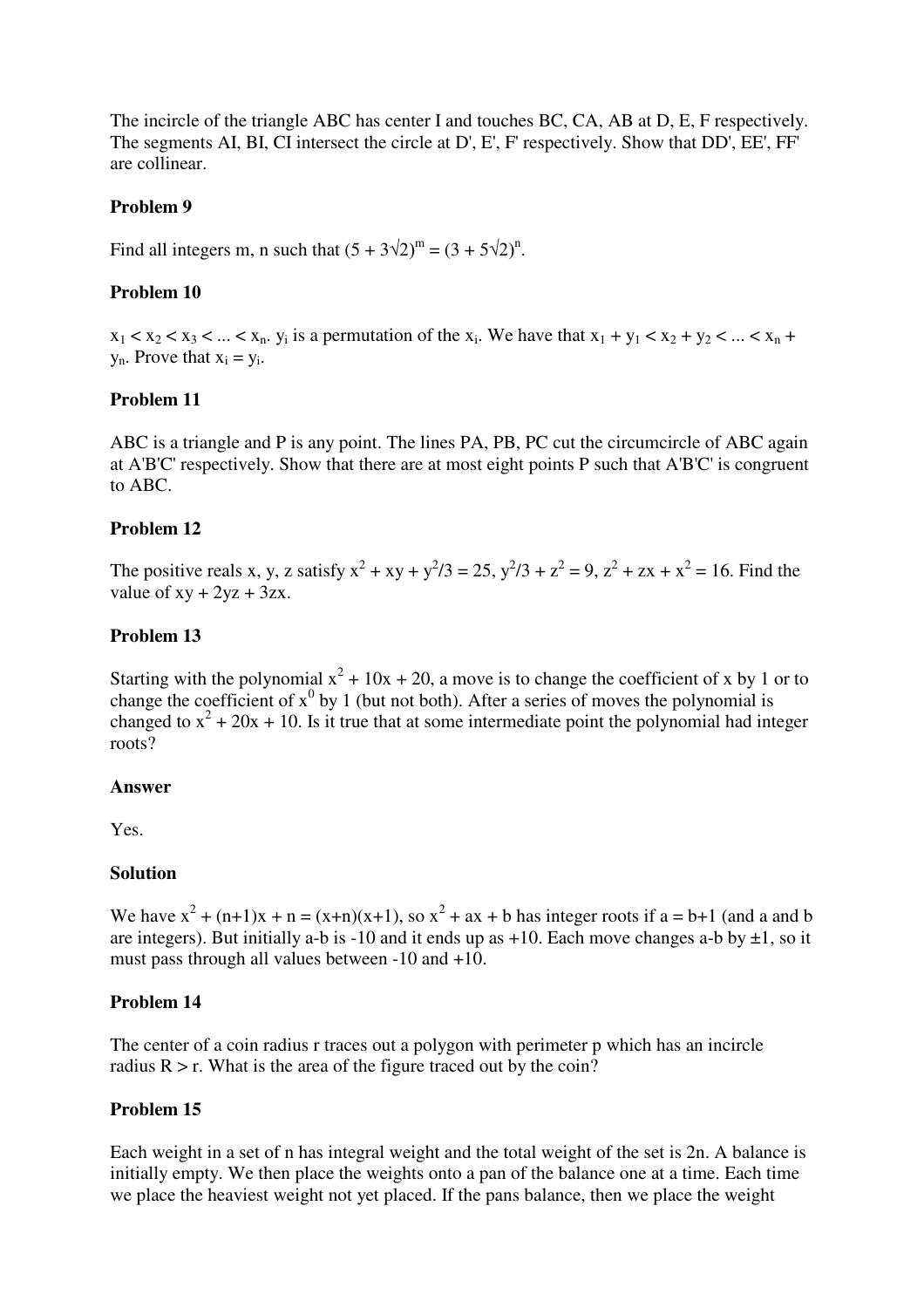The incircle of the triangle ABC has center I and touches BC, CA, AB at D, E, F respectively. The segments AI, BI, CI intersect the circle at D', E', F' respectively. Show that DD', EE', FF' are collinear.

**Problem 9**

Find all integers m, n such that $(5 + 3\sqrt{2})^m = (3 + 5\sqrt{2})^n$.

**Problem 10**

$x_1 < x_2 < x_3 < ... < x_n$. $y_i$ is a permutation of the $x_i$. We have that $x_1 + y_1 < x_2 + y_2 < ... < x_n + y_n$. Prove that $x_i = y_i$.

**Problem 11**

ABC is a triangle and P is any point. The lines PA, PB, PC cut the circumcircle of ABC again at A'B'C' respectively. Show that there are at most eight points P such that A'B'C' is congruent to ABC.

**Problem 12**

The positive reals x, y, z satisfy $x^2 + xy + y^2/3 = 25$, $y^2/3 + z^2 = 9$, $z^2 + zx + x^2 = 16$. Find the value of $xy + 2yz + 3zx$.

**Problem 13**

Starting with the polynomial $x^2 + 10x + 20$, a move is to change the coefficient of x by 1 or to change the coefficient of $x^0$ by 1 (but not both). After a series of moves the polynomial is changed to $x^2 + 20x + 10$. Is it true that at some intermediate point the polynomial had integer roots?

**Answer**

Yes.

**Solution**

We have $x^2 + (n+1)x + n = (x+n)(x+1)$, so $x^2 + ax + b$ has integer roots if $a = b+1$ (and a and b are integers). But initially a-b is -10 and it ends up as +10. Each move changes a-b by ±1, so it must pass through all values between -10 and +10.

**Problem 14**

The center of a coin radius r traces out a polygon with perimeter p which has an incircle radius R > r. What is the area of the figure traced out by the coin?

**Problem 15**

Each weight in a set of n has integral weight and the total weight of the set is 2n. A balance is initially empty. We then place the weights onto a pan of the balance one at a time. Each time we place the heaviest weight not yet placed. If the pans balance, then we place the weight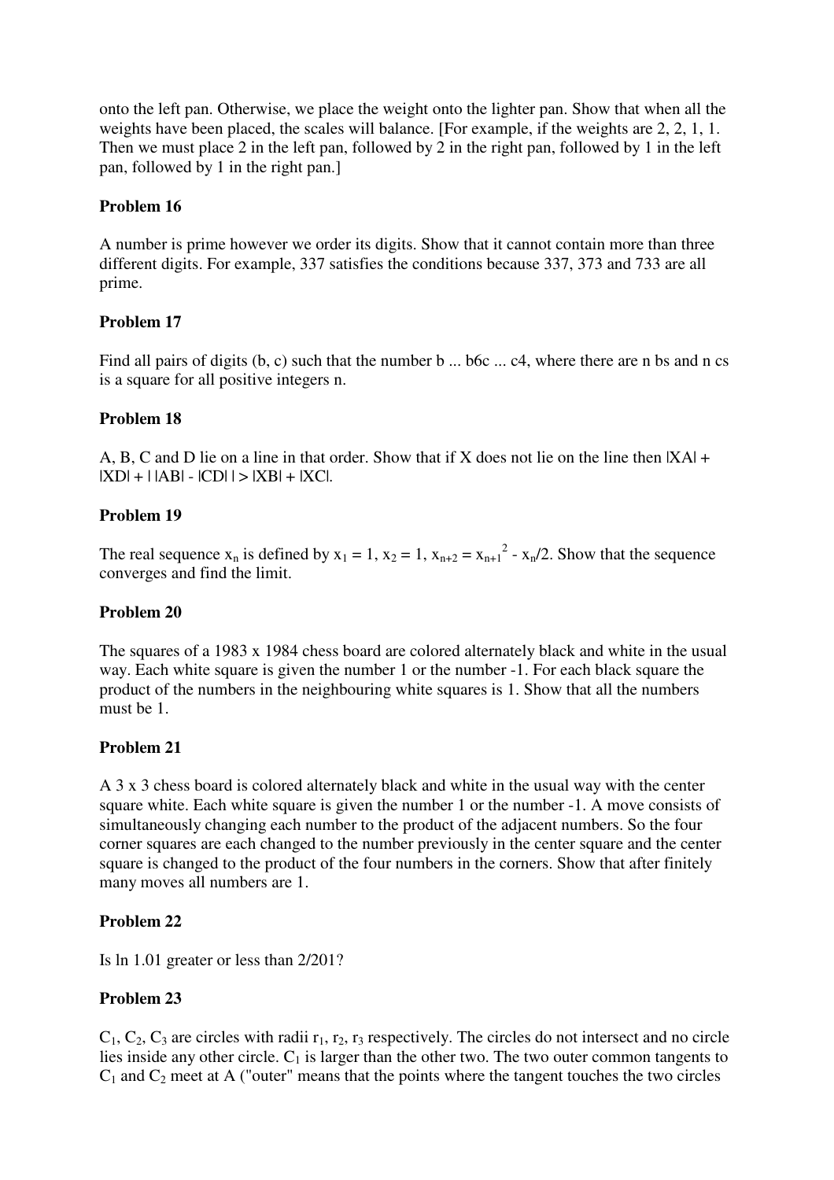onto the left pan. Otherwise, we place the weight onto the lighter pan. Show that when all the weights have been placed, the scales will balance. [For example, if the weights are 2, 2, 1, 1. Then we must place 2 in the left pan, followed by 2 in the right pan, followed by 1 in the left pan, followed by 1 in the right pan.]

**Problem 16**

A number is prime however we order its digits. Show that it cannot contain more than three different digits. For example, 337 satisfies the conditions because 337, 373 and 733 are all prime.

**Problem 17**

Find all pairs of digits (b, c) such that the number b ... b6c ... c4, where there are n bs and n cs is a square for all positive integers n.

**Problem 18**

A, B, C and D lie on a line in that order. Show that if X does not lie on the line then $|XA| + |XD| + | |AB| - |CD| | > |XB| + |XC|$.

**Problem 19**

The real sequence $x_n$ is defined by $x_1 = 1$, $x_2 = 1$, $x_{n+2} = x_{n+1}^2 - x_n/2$. Show that the sequence converges and find the limit.

**Problem 20**

The squares of a 1983 x 1984 chess board are colored alternately black and white in the usual way. Each white square is given the number 1 or the number -1. For each black square the product of the numbers in the neighbouring white squares is 1. Show that all the numbers must be 1.

**Problem 21**

A 3 x 3 chess board is colored alternately black and white in the usual way with the center square white. Each white square is given the number 1 or the number -1. A move consists of simultaneously changing each number to the product of the adjacent numbers. So the four corner squares are each changed to the number previously in the center square and the center square is changed to the product of the four numbers in the corners. Show that after finitely many moves all numbers are 1.

**Problem 22**

Is ln 1.01 greater or less than 2/201?

**Problem 23**

$C_1$, $C_2$, $C_3$ are circles with radii $r_1$, $r_2$, $r_3$ respectively. The circles do not intersect and no circle lies inside any other circle. $C_1$ is larger than the other two. The two outer common tangents to $C_1$ and $C_2$ meet at A ("outer" means that the points where the tangent touches the two circles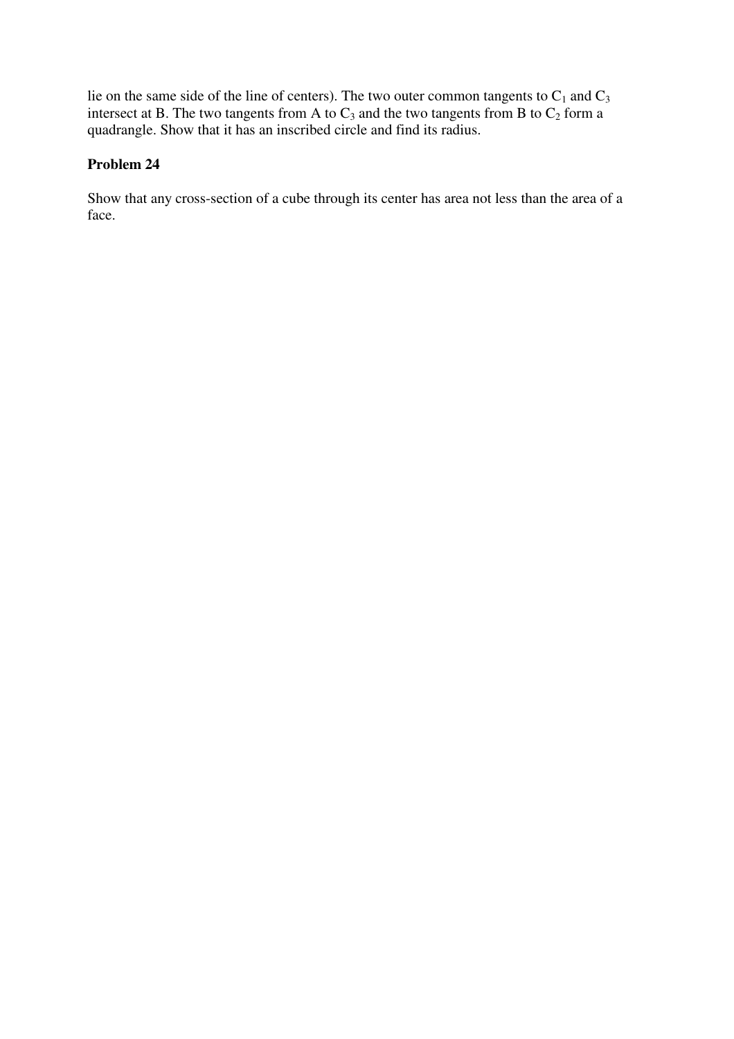lie on the same side of the line of centers). The two outer common tangents to $C_1$ and $C_3$ intersect at B. The two tangents from A to $C_3$ and the two tangents from B to $C_2$ form a quadrangle. Show that it has an inscribed circle and find its radius.

**Problem 24**

Show that any cross-section of a cube through its center has area not less than the area of a face.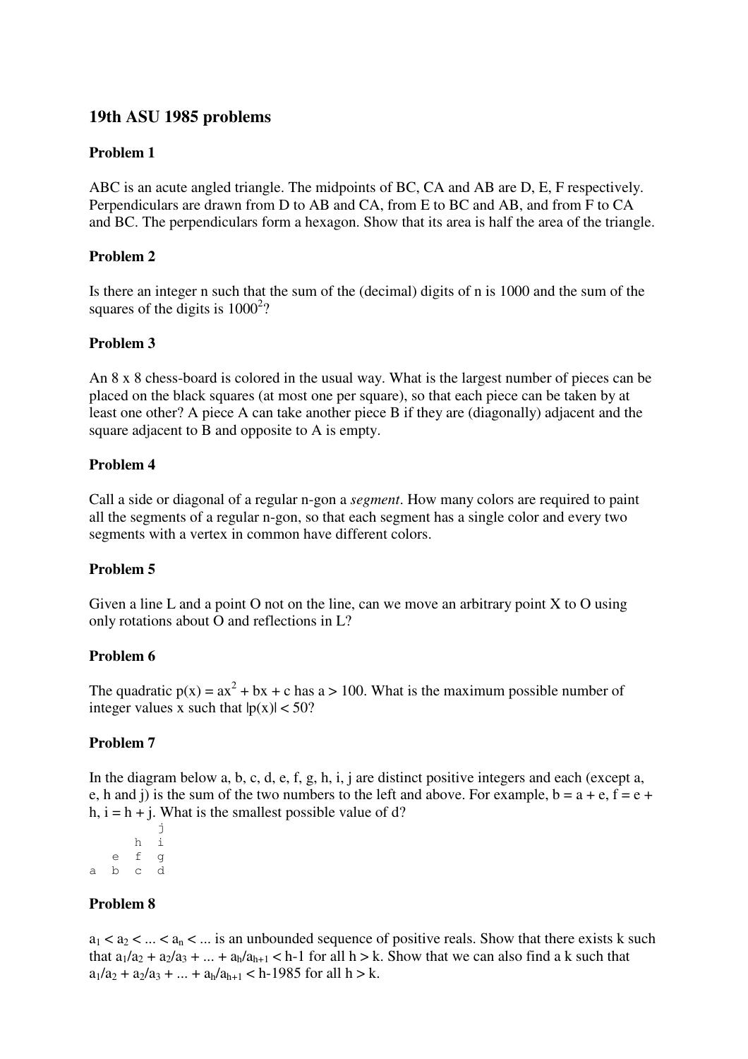## 19th ASU 1985 problems

### Problem 1

ABC is an acute angled triangle. The midpoints of BC, CA and AB are D, E, F respectively. Perpendiculars are drawn from D to AB and CA, from E to BC and AB, and from F to CA and BC. The perpendiculars form a hexagon. Show that its area is half the area of the triangle.

### Problem 2

Is there an integer n such that the sum of the (decimal) digits of n is 1000 and the sum of the squares of the digits is $1000^2$?

### Problem 3

An 8 x 8 chess-board is colored in the usual way. What is the largest number of pieces can be placed on the black squares (at most one per square), so that each piece can be taken by at least one other? A piece A can take another piece B if they are (diagonally) adjacent and the square adjacent to B and opposite to A is empty.

### Problem 4

Call a side or diagonal of a regular n-gon a *segment*. How many colors are required to paint all the segments of a regular n-gon, so that each segment has a single color and every two segments with a vertex in common have different colors.

### Problem 5

Given a line L and a point O not on the line, can we move an arbitrary point X to O using only rotations about O and reflections in L?

### Problem 6

The quadratic $p(x) = ax^2 + bx + c$ has $a > 100$. What is the maximum possible number of integer values x such that $|p(x)| < 50$?

### Problem 7

In the diagram below a, b, c, d, e, f, g, h, i, j are distinct positive integers and each (except a, e, h and j) is the sum of the two numbers to the left and above. For example, b = a + e, f = e + h, i = h + j. What is the smallest possible value of d?

```
            j
        h   i
    e   f   g
a   b   c   d
```

### Problem 8

$a_1 < a_2 < \dots < a_n < \dots$ is an unbounded sequence of positive reals. Show that there exists k such that $a_1/a_2 + a_2/a_3 + \dots + a_h/a_{h+1} < h-1$ for all $h > k$. Show that we can also find a k such that $a_1/a_2 + a_2/a_3 + \dots + a_h/a_{h+1} < h-1985$ for all $h > k$.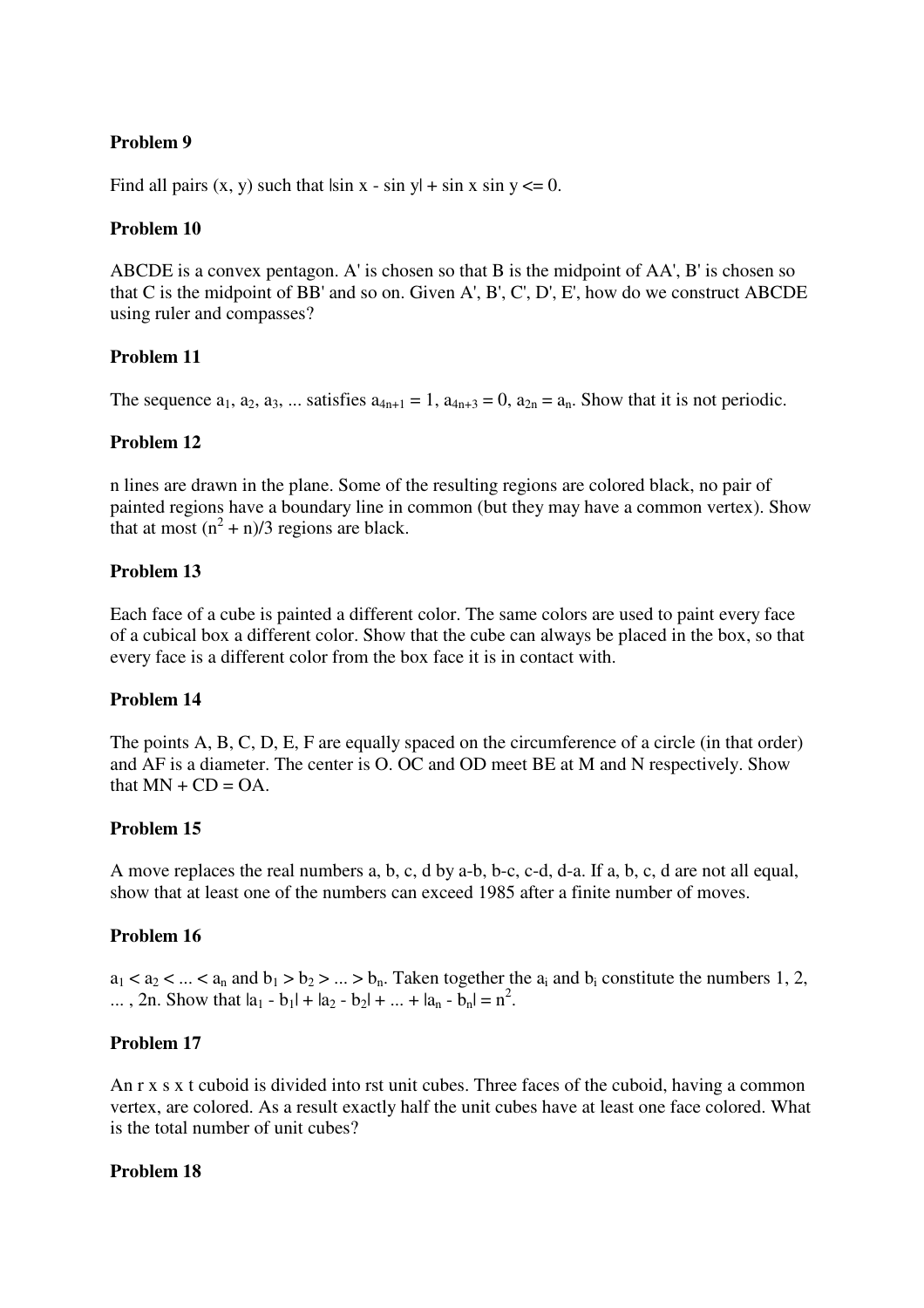**Problem 9**

Find all pairs (x, y) such that $|\sin x - \sin y| + \sin x \sin y <= 0$.

**Problem 10**

ABCDE is a convex pentagon. A' is chosen so that B is the midpoint of AA', B' is chosen so that C is the midpoint of BB' and so on. Given A', B', C', D', E', how do we construct ABCDE using ruler and compasses?

**Problem 11**

The sequence $a_1, a_2, a_3, \ldots$ satisfies $a_{4n+1} = 1$, $a_{4n+3} = 0$, $a_{2n} = a_n$. Show that it is not periodic.

**Problem 12**

n lines are drawn in the plane. Some of the resulting regions are colored black, no pair of painted regions have a boundary line in common (but they may have a common vertex). Show that at most $(n^2 + n)/3$ regions are black.

**Problem 13**

Each face of a cube is painted a different color. The same colors are used to paint every face of a cubical box a different color. Show that the cube can always be placed in the box, so that every face is a different color from the box face it is in contact with.

**Problem 14**

The points A, B, C, D, E, F are equally spaced on the circumference of a circle (in that order) and AF is a diameter. The center is O. OC and OD meet BE at M and N respectively. Show that MN + CD = OA.

**Problem 15**

A move replaces the real numbers a, b, c, d by a-b, b-c, c-d, d-a. If a, b, c, d are not all equal, show that at least one of the numbers can exceed 1985 after a finite number of moves.

**Problem 16**

$a_1 < a_2 < \ldots < a_n$ and $b_1 > b_2 > \ldots > b_n$. Taken together the $a_i$ and $b_i$ constitute the numbers 1, 2, ... , 2n. Show that $|a_1 - b_1| + |a_2 - b_2| + \ldots + |a_n - b_n| = n^2$.

**Problem 17**

An r x s x t cuboid is divided into rst unit cubes. Three faces of the cuboid, having a common vertex, are colored. As a result exactly half the unit cubes have at least one face colored. What is the total number of unit cubes?

**Problem 18**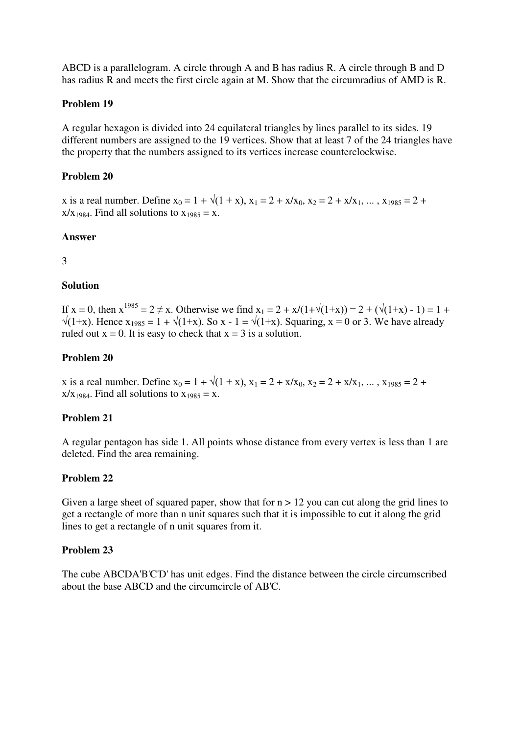ABCD is a parallelogram. A circle through A and B has radius R. A circle through B and D has radius R and meets the first circle again at M. Show that the circumradius of AMD is R.

**Problem 19**

A regular hexagon is divided into 24 equilateral triangles by lines parallel to its sides. 19 different numbers are assigned to the 19 vertices. Show that at least 7 of the 24 triangles have the property that the numbers assigned to its vertices increase counterclockwise.

**Problem 20**

x is a real number. Define $x_0 = 1 + \sqrt{(1 + x)}$, $x_1 = 2 + x/x_0$, $x_2 = 2 + x/x_1$, ... , $x_{1985} = 2 + x/x_{1984}$. Find all solutions to $x_{1985} = x$.

**Answer**

3

**Solution**

If x = 0, then $x^{1985} = 2 \neq x$. Otherwise we find $x_1 = 2 + x/(1+\sqrt{(1+x)}) = 2 + (\sqrt{(1+x)} - 1) = 1 + \sqrt{(1+x)}$. Hence $x_{1985} = 1 + \sqrt{(1+x)}$. So $x - 1 = \sqrt{(1+x)}$. Squaring, x = 0 or 3. We have already ruled out x = 0. It is easy to check that x = 3 is a solution.

**Problem 20**

x is a real number. Define $x_0 = 1 + \sqrt{(1 + x)}$, $x_1 = 2 + x/x_0$, $x_2 = 2 + x/x_1$, ... , $x_{1985} = 2 + x/x_{1984}$. Find all solutions to $x_{1985} = x$.

**Problem 21**

A regular pentagon has side 1. All points whose distance from every vertex is less than 1 are deleted. Find the area remaining.

**Problem 22**

Given a large sheet of squared paper, show that for n > 12 you can cut along the grid lines to get a rectangle of more than n unit squares such that it is impossible to cut it along the grid lines to get a rectangle of n unit squares from it.

**Problem 23**

The cube ABCDA'B'C'D' has unit edges. Find the distance between the circle circumscribed about the base ABCD and the circumcircle of AB'C.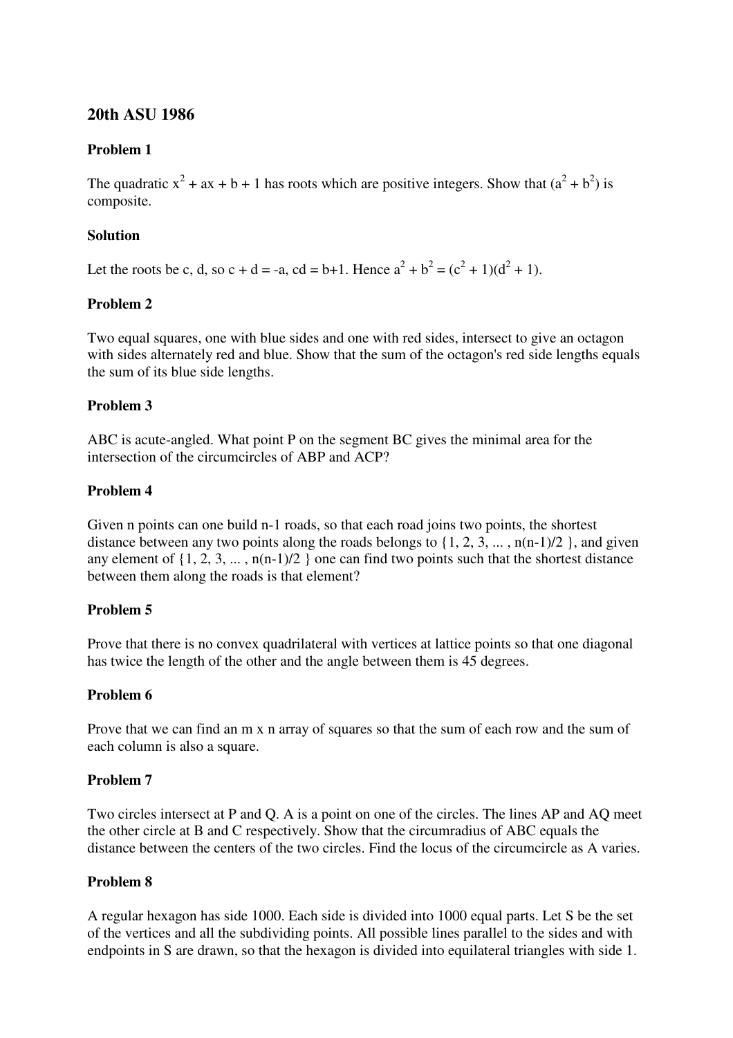## 20th ASU 1986

### Problem 1

The quadratic $x^2 + ax + b + 1$ has roots which are positive integers. Show that $(a^2 + b^2)$ is composite.

### Solution

Let the roots be c, d, so $c + d = -a$, $cd = b+1$. Hence $a^2 + b^2 = (c^2 + 1)(d^2 + 1)$.

### Problem 2

Two equal squares, one with blue sides and one with red sides, intersect to give an octagon with sides alternately red and blue. Show that the sum of the octagon's red side lengths equals the sum of its blue side lengths.

### Problem 3

ABC is acute-angled. What point P on the segment BC gives the minimal area for the intersection of the circumcircles of ABP and ACP?

### Problem 4

Given n points can one build n-1 roads, so that each road joins two points, the shortest distance between any two points along the roads belongs to $\{1, 2, 3, \dots , n(n-1)/2\}$, and given any element of $\{1, 2, 3, \dots , n(n-1)/2\}$ one can find two points such that the shortest distance between them along the roads is that element?

### Problem 5

Prove that there is no convex quadrilateral with vertices at lattice points so that one diagonal has twice the length of the other and the angle between them is 45 degrees.

### Problem 6

Prove that we can find an m x n array of squares so that the sum of each row and the sum of each column is also a square.

### Problem 7

Two circles intersect at P and Q. A is a point on one of the circles. The lines AP and AQ meet the other circle at B and C respectively. Show that the circumradius of ABC equals the distance between the centers of the two circles. Find the locus of the circumcircle as A varies.

### Problem 8

A regular hexagon has side 1000. Each side is divided into 1000 equal parts. Let S be the set of the vertices and all the subdividing points. All possible lines parallel to the sides and with endpoints in S are drawn, so that the hexagon is divided into equilateral triangles with side 1.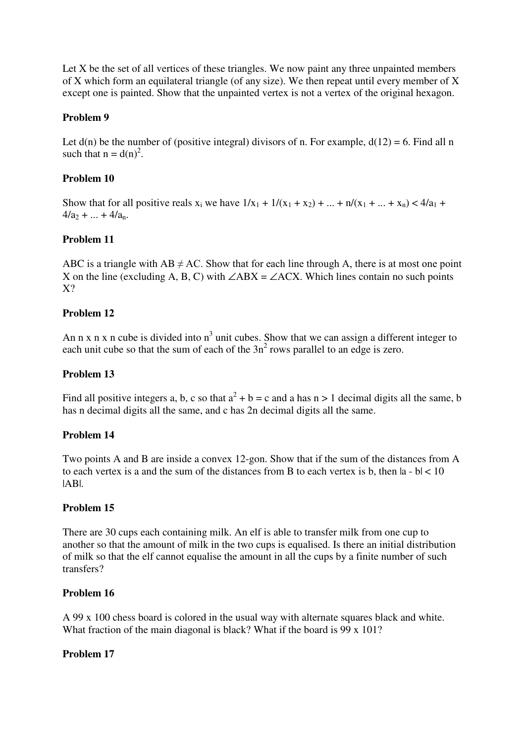Let X be the set of all vertices of these triangles. We now paint any three unpainted members of X which form an equilateral triangle (of any size). We then repeat until every member of X except one is painted. Show that the unpainted vertex is not a vertex of the original hexagon.

**Problem 9**

Let $d(n)$ be the number of (positive integral) divisors of n. For example, $d(12) = 6$. Find all n such that $n = d(n)^2$.

**Problem 10**

Show that for all positive reals $x_i$ we have $1/x_1 + 1/(x_1 + x_2) + ... + n/(x_1 + ... + x_n) < 4/a_1 + 4/a_2 + ... + 4/a_n$.

**Problem 11**

ABC is a triangle with $AB \neq AC$. Show that for each line through A, there is at most one point X on the line (excluding A, B, C) with $\angle ABX = \angle ACX$. Which lines contain no such points X?

**Problem 12**

An n x n x n cube is divided into $n^3$ unit cubes. Show that we can assign a different integer to each unit cube so that the sum of each of the $3n^2$ rows parallel to an edge is zero.

**Problem 13**

Find all positive integers a, b, c so that $a^2 + b = c$ and a has $n > 1$ decimal digits all the same, b has n decimal digits all the same, and c has 2n decimal digits all the same.

**Problem 14**

Two points A and B are inside a convex 12-gon. Show that if the sum of the distances from A to each vertex is a and the sum of the distances from B to each vertex is b, then $|a - b| < 10 |AB|$.

**Problem 15**

There are 30 cups each containing milk. An elf is able to transfer milk from one cup to another so that the amount of milk in the two cups is equalised. Is there an initial distribution of milk so that the elf cannot equalise the amount in all the cups by a finite number of such transfers?

**Problem 16**

A 99 x 100 chess board is colored in the usual way with alternate squares black and white. What fraction of the main diagonal is black? What if the board is 99 x 101?

**Problem 17**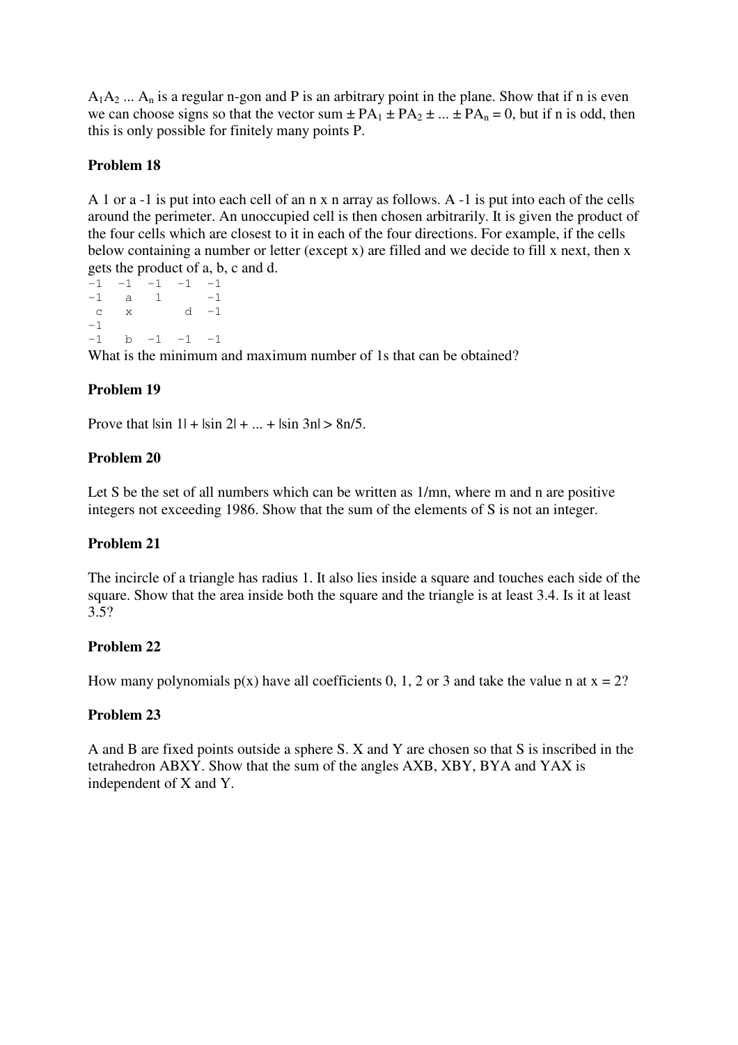$A_1A_2 \dots A_n$ is a regular n-gon and P is an arbitrary point in the plane. Show that if n is even we can choose signs so that the vector sum $\pm PA_1 \pm PA_2 \pm \dots \pm PA_n = 0$, but if n is odd, then this is only possible for finitely many points P.

**Problem 18**

A 1 or a -1 is put into each cell of an n x n array as follows. A -1 is put into each of the cells around the perimeter. An unoccupied cell is then chosen arbitrarily. It is given the product of the four cells which are closest to it in each of the four directions. For example, if the cells below containing a number or letter (except x) are filled and we decide to fill x next, then x gets the product of a, b, c and d.

```
-1  -1  -1  -1  -1
-1   a   1      -1
 c   x       d  -1
-1
-1   b  -1  -1  -1
```

What is the minimum and maximum number of 1s that can be obtained?

**Problem 19**

Prove that $|\sin 1| + |\sin 2| + \dots + |\sin 3n| > 8n/5$.

**Problem 20**

Let S be the set of all numbers which can be written as $1/mn$, where m and n are positive integers not exceeding 1986. Show that the sum of the elements of S is not an integer.

**Problem 21**

The incircle of a triangle has radius 1. It also lies inside a square and touches each side of the square. Show that the area inside both the square and the triangle is at least 3.4. Is it at least 3.5?

**Problem 22**

How many polynomials $p(x)$ have all coefficients 0, 1, 2 or 3 and take the value n at $x = 2$?

**Problem 23**

A and B are fixed points outside a sphere S. X and Y are chosen so that S is inscribed in the tetrahedron ABXY. Show that the sum of the angles AXB, XBY, BYA and YAX is independent of X and Y.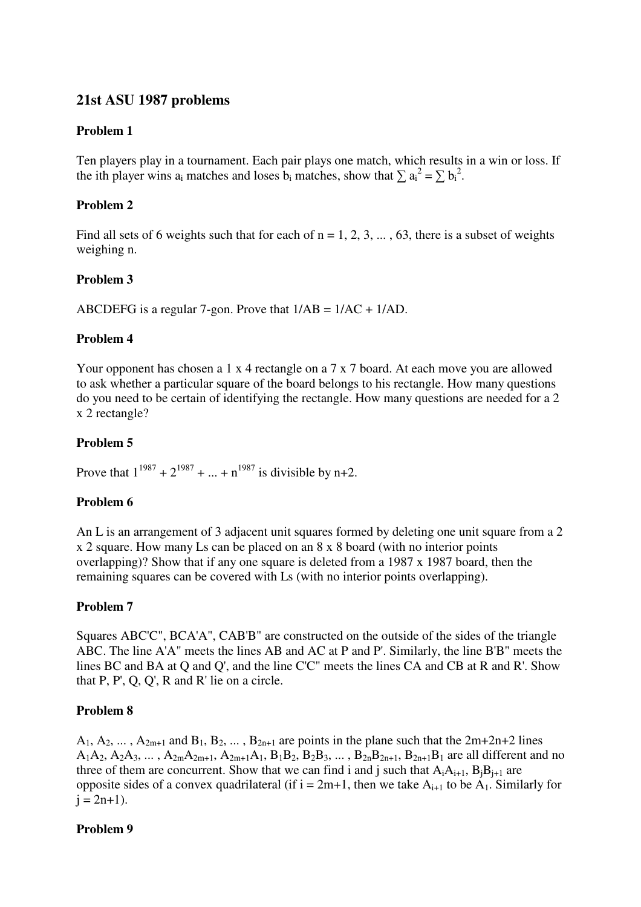## 21st ASU 1987 problems

### Problem 1

Ten players play in a tournament. Each pair plays one match, which results in a win or loss. If the ith player wins $a_i$ matches and loses $b_i$ matches, show that $\sum a_i^2 = \sum b_i^2$.

### Problem 2

Find all sets of 6 weights such that for each of n = 1, 2, 3, ... , 63, there is a subset of weights weighing n.

### Problem 3

ABCDEFG is a regular 7-gon. Prove that 1/AB = 1/AC + 1/AD.

### Problem 4

Your opponent has chosen a 1 x 4 rectangle on a 7 x 7 board. At each move you are allowed to ask whether a particular square of the board belongs to his rectangle. How many questions do you need to be certain of identifying the rectangle. How many questions are needed for a 2 x 2 rectangle?

### Problem 5

Prove that $1^{1987} + 2^{1987} + ... + n^{1987}$ is divisible by n+2.

### Problem 6

An L is an arrangement of 3 adjacent unit squares formed by deleting one unit square from a 2 x 2 square. How many Ls can be placed on an 8 x 8 board (with no interior points overlapping)? Show that if any one square is deleted from a 1987 x 1987 board, then the remaining squares can be covered with Ls (with no interior points overlapping).

### Problem 7

Squares ABC'C", BCA'A", CAB'B" are constructed on the outside of the sides of the triangle ABC. The line A'A" meets the lines AB and AC at P and P'. Similarly, the line B'B" meets the lines BC and BA at Q and Q', and the line C'C" meets the lines CA and CB at R and R'. Show that P, P', Q, Q', R and R' lie on a circle.

### Problem 8

$A_1, A_2, ... , A_{2m+1}$ and $B_1, B_2, ... , B_{2n+1}$ are points in the plane such that the 2m+2n+2 lines $A_1A_2, A_2A_3, ... , A_{2m}A_{2m+1}, A_{2m+1}A_1, B_1B_2, B_2B_3, ... , B_{2n}B_{2n+1}, B_{2n+1}B_1$ are all different and no three of them are concurrent. Show that we can find i and j such that $A_iA_{i+1}$, $B_jB_{j+1}$ are opposite sides of a convex quadrilateral (if i = 2m+1, then we take $A_{i+1}$ to be $A_1$. Similarly for j = 2n+1).

### Problem 9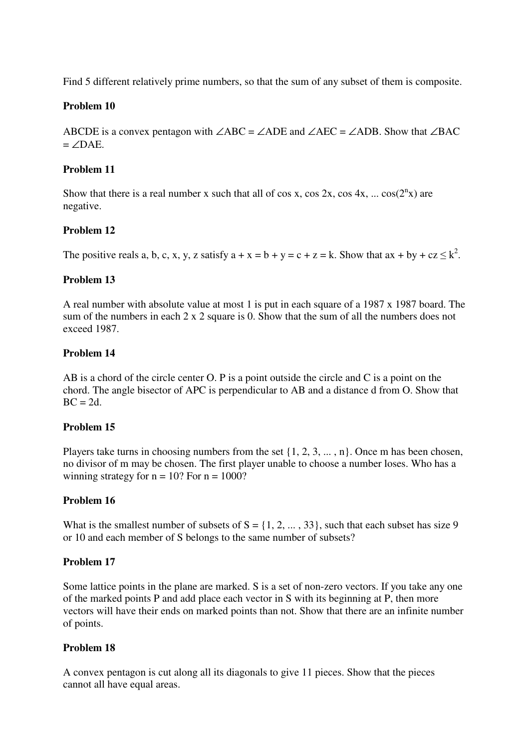Find 5 different relatively prime numbers, so that the sum of any subset of them is composite.

**Problem 10**

ABCDE is a convex pentagon with ∠ABC = ∠ADE and ∠AEC = ∠ADB. Show that ∠BAC = ∠DAE.

**Problem 11**

Show that there is a real number x such that all of cos x, cos 2x, cos 4x, ... cos($2^n$x) are negative.

**Problem 12**

The positive reals a, b, c, x, y, z satisfy a + x = b + y = c + z = k. Show that ax + by + cz ≤ $k^2$.

**Problem 13**

A real number with absolute value at most 1 is put in each square of a 1987 x 1987 board. The sum of the numbers in each 2 x 2 square is 0. Show that the sum of all the numbers does not exceed 1987.

**Problem 14**

AB is a chord of the circle center O. P is a point outside the circle and C is a point on the chord. The angle bisector of APC is perpendicular to AB and a distance d from O. Show that BC = 2d.

**Problem 15**

Players take turns in choosing numbers from the set {1, 2, 3, ... , n}. Once m has been chosen, no divisor of m may be chosen. The first player unable to choose a number loses. Who has a winning strategy for n = 10? For n = 1000?

**Problem 16**

What is the smallest number of subsets of S = {1, 2, ... , 33}, such that each subset has size 9 or 10 and each member of S belongs to the same number of subsets?

**Problem 17**

Some lattice points in the plane are marked. S is a set of non-zero vectors. If you take any one of the marked points P and add place each vector in S with its beginning at P, then more vectors will have their ends on marked points than not. Show that there are an infinite number of points.

**Problem 18**

A convex pentagon is cut along all its diagonals to give 11 pieces. Show that the pieces cannot all have equal areas.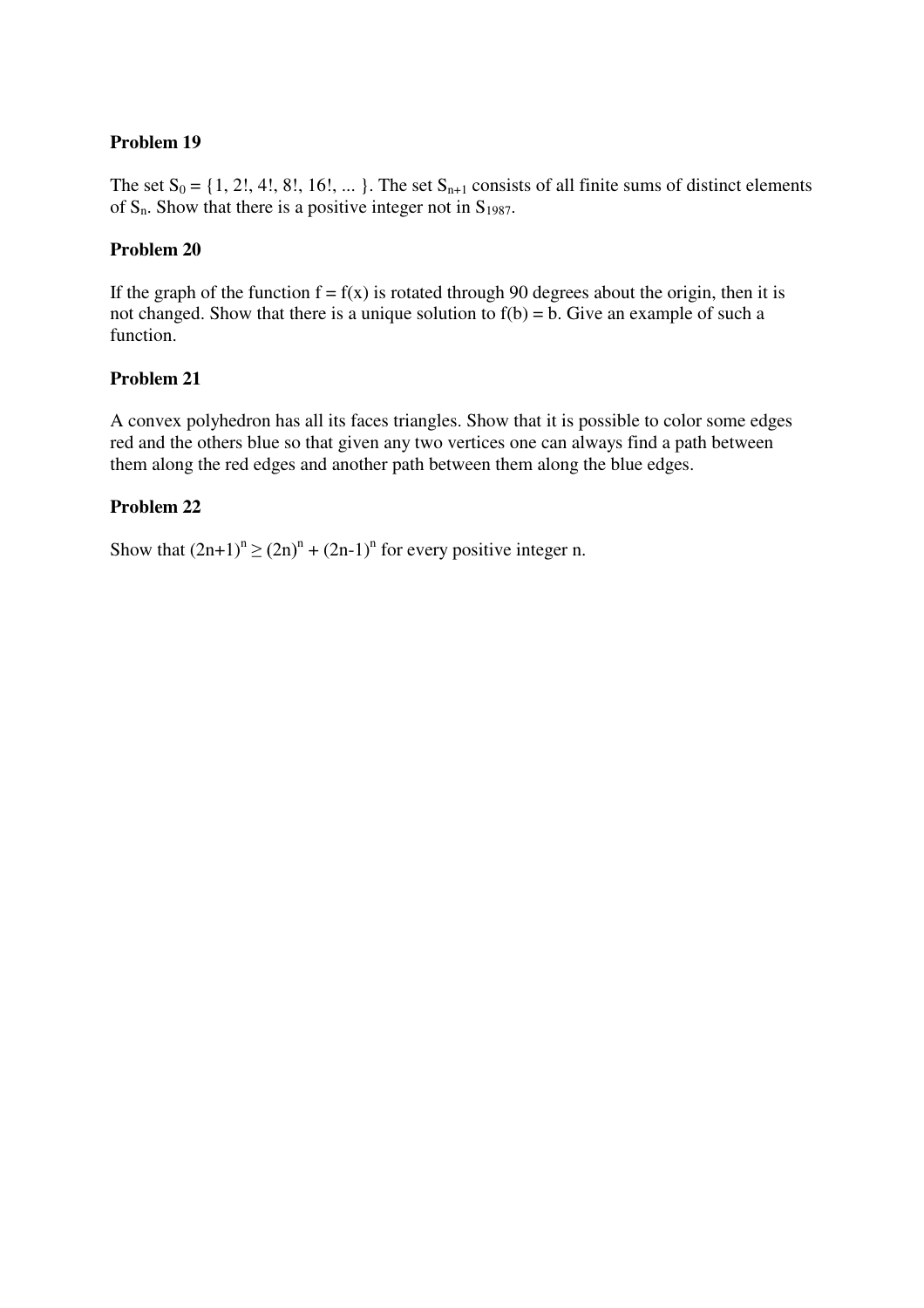**Problem 19**

The set $S_0 = \{1, 2!, 4!, 8!, 16!, \dots\}$. The set $S_{n+1}$ consists of all finite sums of distinct elements of $S_n$. Show that there is a positive integer not in $S_{1987}$.

**Problem 20**

If the graph of the function $f = f(x)$ is rotated through 90 degrees about the origin, then it is not changed. Show that there is a unique solution to $f(b) = b$. Give an example of such a function.

**Problem 21**

A convex polyhedron has all its faces triangles. Show that it is possible to color some edges red and the others blue so that given any two vertices one can always find a path between them along the red edges and another path between them along the blue edges.

**Problem 22**

Show that $(2n+1)^n \geq (2n)^n + (2n-1)^n$ for every positive integer n.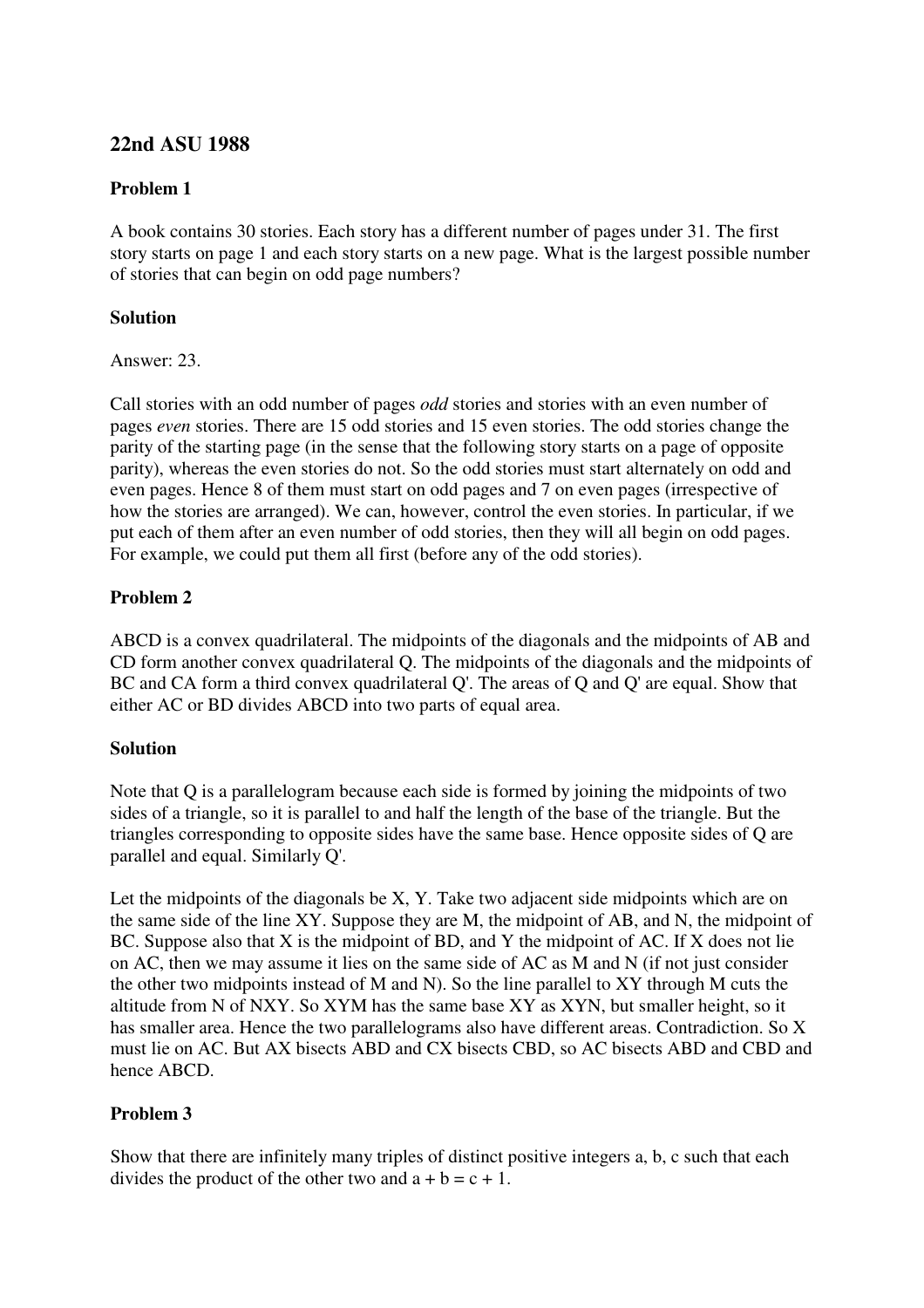## 22nd ASU 1988

### Problem 1

A book contains 30 stories. Each story has a different number of pages under 31. The first story starts on page 1 and each story starts on a new page. What is the largest possible number of stories that can begin on odd page numbers?

### Solution

Answer: 23.

Call stories with an odd number of pages *odd* stories and stories with an even number of pages *even* stories. There are 15 odd stories and 15 even stories. The odd stories change the parity of the starting page (in the sense that the following story starts on a page of opposite parity), whereas the even stories do not. So the odd stories must start alternately on odd and even pages. Hence 8 of them must start on odd pages and 7 on even pages (irrespective of how the stories are arranged). We can, however, control the even stories. In particular, if we put each of them after an even number of odd stories, then they will all begin on odd pages. For example, we could put them all first (before any of the odd stories).

### Problem 2

ABCD is a convex quadrilateral. The midpoints of the diagonals and the midpoints of AB and CD form another convex quadrilateral Q. The midpoints of the diagonals and the midpoints of BC and CA form a third convex quadrilateral Q'. The areas of Q and Q' are equal. Show that either AC or BD divides ABCD into two parts of equal area.

### Solution

Note that Q is a parallelogram because each side is formed by joining the midpoints of two sides of a triangle, so it is parallel to and half the length of the base of the triangle. But the triangles corresponding to opposite sides have the same base. Hence opposite sides of Q are parallel and equal. Similarly Q'.

Let the midpoints of the diagonals be X, Y. Take two adjacent side midpoints which are on the same side of the line XY. Suppose they are M, the midpoint of AB, and N, the midpoint of BC. Suppose also that X is the midpoint of BD, and Y the midpoint of AC. If X does not lie on AC, then we may assume it lies on the same side of AC as M and N (if not just consider the other two midpoints instead of M and N). So the line parallel to XY through M cuts the altitude from N of NXY. So XYM has the same base XY as XYN, but smaller height, so it has smaller area. Hence the two parallelograms also have different areas. Contradiction. So X must lie on AC. But AX bisects ABD and CX bisects CBD, so AC bisects ABD and CBD and hence ABCD.

### Problem 3

Show that there are infinitely many triples of distinct positive integers a, b, c such that each divides the product of the other two and $a + b = c + 1$.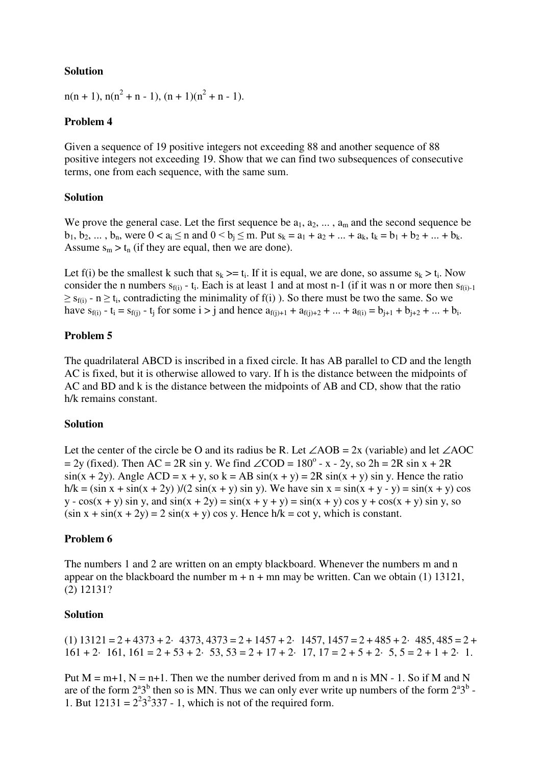**Solution**

$n(n + 1)$, $n(n^2 + n - 1)$, $(n + 1)(n^2 + n - 1)$.

**Problem 4**

Given a sequence of 19 positive integers not exceeding 88 and another sequence of 88 positive integers not exceeding 19. Show that we can find two subsequences of consecutive terms, one from each sequence, with the same sum.

**Solution**

We prove the general case. Let the first sequence be $a_1, a_2, ... , a_m$ and the second sequence be $b_1, b_2, ... , b_n$, were $0 < a_i \le n$ and $0 < b_j \le m$. Put $s_k = a_1 + a_2 + ... + a_k$, $t_k = b_1 + b_2 + ... + b_k$. Assume $s_m > t_n$ (if they are equal, then we are done).

Let f(i) be the smallest k such that $s_k >= t_i$. If it is equal, we are done, so assume $s_k > t_i$. Now consider the n numbers $s_{f(i)} - t_i$. Each is at least 1 and at most n-1 (if it was n or more then $s_{f(i)-1} \ge s_{f(i)} - n \ge t_i$, contradicting the minimality of f(i) ). So there must be two the same. So we have $s_{f(i)} - t_i = s_{f(j)} - t_j$ for some $i > j$ and hence $a_{f(j)+1} + a_{f(j)+2} + ... + a_{f(i)} = b_{j+1} + b_{j+2} + ... + b_i$.

**Problem 5**

The quadrilateral ABCD is inscribed in a fixed circle. It has AB parallel to CD and the length AC is fixed, but it is otherwise allowed to vary. If h is the distance between the midpoints of AC and BD and k is the distance between the midpoints of AB and CD, show that the ratio h/k remains constant.

**Solution**

Let the center of the circle be O and its radius be R. Let $\angle AOB = 2x$ (variable) and let $\angle AOC = 2y$ (fixed). Then $AC = 2R \sin y$. We find $\angle COD = 180^o - x - 2y$, so $2h = 2R \sin x + 2R \sin(x + 2y)$. Angle $ACD = x + y$, so $k = AB \sin(x + y) = 2R \sin(x + y) \sin y$. Hence the ratio $h/k = (\sin x + \sin(x + 2y) )/(2 \sin(x + y) \sin y)$. We have $\sin x = \sin(x + y - y) = \sin(x + y) \cos y - \cos(x + y) \sin y$, and $\sin(x + 2y) = \sin(x + y + y) = \sin(x + y) \cos y + \cos(x + y) \sin y$, so $(\sin x + \sin(x + 2y) = 2 \sin(x + y) \cos y$. Hence $h/k = \cot y$, which is constant.

**Problem 6**

The numbers 1 and 2 are written on an empty blackboard. Whenever the numbers m and n appear on the blackboard the number $m + n + mn$ may be written. Can we obtain (1) 13121, (2) 12131?

**Solution**

(1) $13121 = 2 + 4373 + 2\cdot 4373$, $4373 = 2 + 1457 + 2\cdot 1457$, $1457 = 2 + 485 + 2\cdot 485$, $485 = 2 + 161 + 2\cdot 161$, $161 = 2 + 53 + 2\cdot 53$, $53 = 2 + 17 + 2\cdot 17$, $17 = 2 + 5 + 2\cdot 5$, $5 = 2 + 1 + 2\cdot 1$.

Put $M = m+1$, $N = n+1$. Then we the number derived from m and n is $MN - 1$. So if M and N are of the form $2^a3^b$ then so is MN. Thus we can only ever write up numbers of the form $2^a3^b - 1$. But $12131 = 2^2 3^2 337 - 1$, which is not of the required form.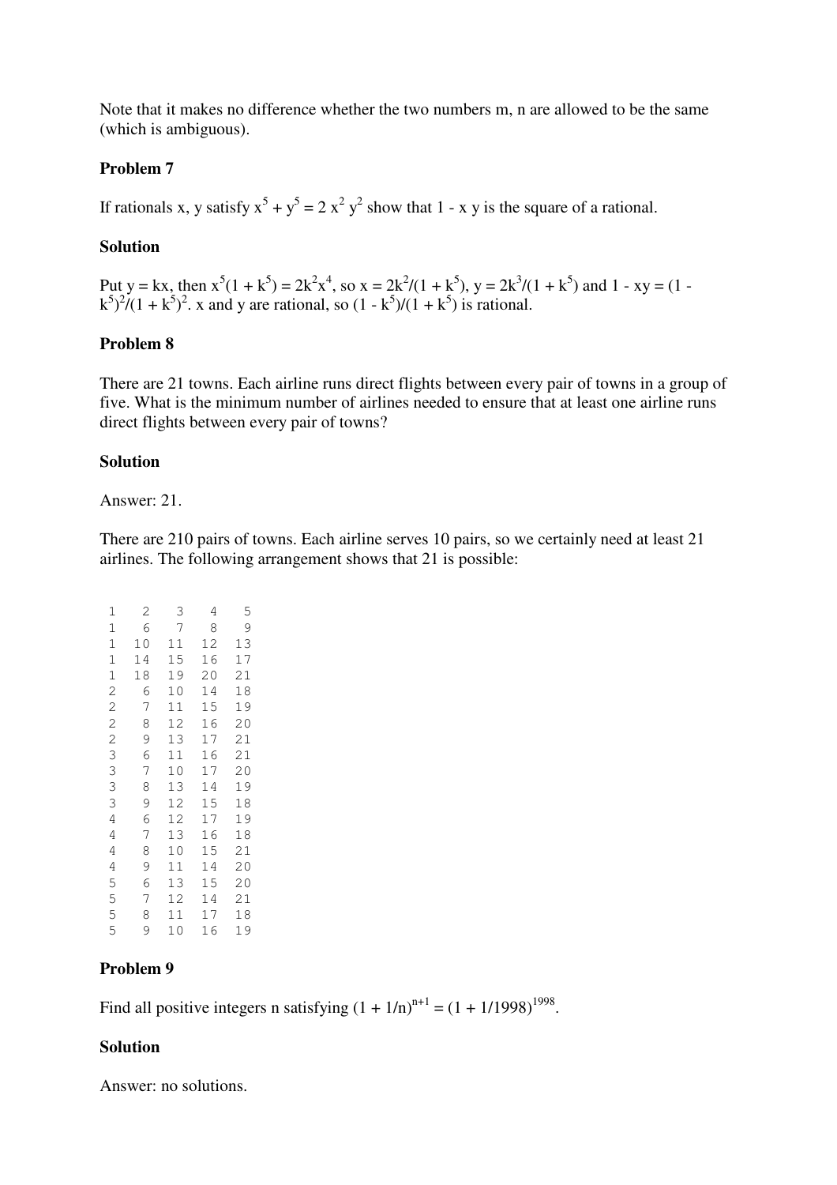Note that it makes no difference whether the two numbers m, n are allowed to be the same (which is ambiguous).

**Problem 7**

If rationals x, y satisfy $x^5 + y^5 = 2 x^2 y^2$ show that $1 - x y$ is the square of a rational.

**Solution**

Put $y = kx$, then $x^5(1 + k^5) = 2k^2x^4$, so $x = 2k^2/(1 + k^5)$, $y = 2k^3/(1 + k^5)$ and $1 - xy = (1 - k^5)^2/(1 + k^5)^2$. x and y are rational, so $(1 - k^5)/(1 + k^5)$ is rational.

**Problem 8**

There are 21 towns. Each airline runs direct flights between every pair of towns in a group of five. What is the minimum number of airlines needed to ensure that at least one airline runs direct flights between every pair of towns?

**Solution**

Answer: 21.

There are 210 pairs of towns. Each airline serves 10 pairs, so we certainly need at least 21 airlines. The following arrangement shows that 21 is possible:

```
1   2   3   4   5
1   6   7   8   9
1  10  11  12  13
1  14  15  16  17
1  18  19  20  21
2   6  10  14  18
2   7  11  15  19
2   8  12  16  20
2   9  13  17  21
3   6  11  16  21
3   7  10  17  20
3   8  13  14  19
3   9  12  15  18
4   6  12  17  19
4   7  13  16  18
4   8  10  15  21
4   9  11  14  20
5   6  13  15  20
5   7  12  14  21
5   8  11  17  18
5   9  10  16  19
```

**Problem 9**

Find all positive integers n satisfying $(1 + 1/n)^{n+1} = (1 + 1/1998)^{1998}$.

**Solution**

Answer: no solutions.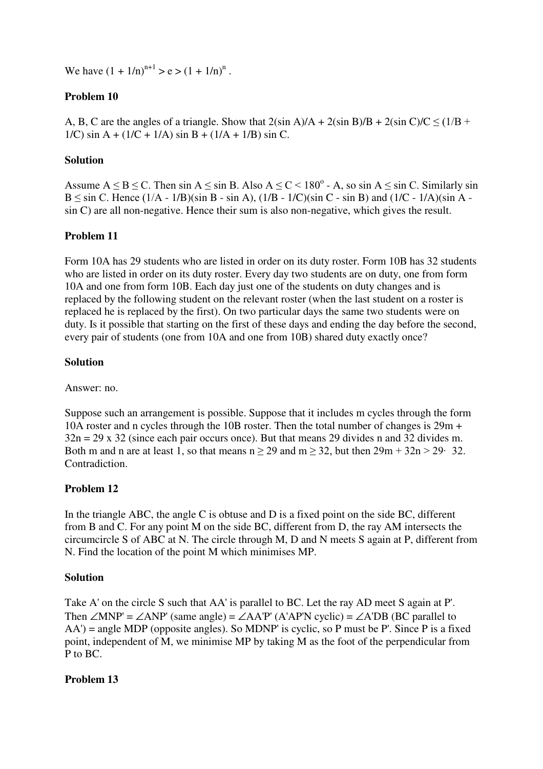We have $(1 + 1/n)^{n+1} > e > (1 + 1/n)^n$ .

**Problem 10**

A, B, C are the angles of a triangle. Show that $2(\sin A)/A + 2(\sin B)/B + 2(\sin C)/C \le (1/B + 1/C) \sin A + (1/C + 1/A) \sin B + (1/A + 1/B) \sin C$.

**Solution**

Assume $A \le B \le C$. Then $\sin A \le \sin B$. Also $A \le C < 180^\circ - A$, so $\sin A \le \sin C$. Similarly $\sin B \le \sin C$. Hence $(1/A - 1/B)(\sin B - \sin A)$, $(1/B - 1/C)(\sin C - \sin B)$ and $(1/C - 1/A)(\sin A - \sin C)$ are all non-negative. Hence their sum is also non-negative, which gives the result.

**Problem 11**

Form 10A has 29 students who are listed in order on its duty roster. Form 10B has 32 students who are listed in order on its duty roster. Every day two students are on duty, one from form 10A and one from form 10B. Each day just one of the students on duty changes and is replaced by the following student on the relevant roster (when the last student on a roster is replaced he is replaced by the first). On two particular days the same two students were on duty. Is it possible that starting on the first of these days and ending the day before the second, every pair of students (one from 10A and one from 10B) shared duty exactly once?

**Solution**

Answer: no.

Suppose such an arrangement is possible. Suppose that it includes m cycles through the form 10A roster and n cycles through the 10B roster. Then the total number of changes is $29m + 32n = 29 \times 32$ (since each pair occurs once). But that means 29 divides n and 32 divides m. Both m and n are at least 1, so that means $n \ge 29$ and $m \ge 32$, but then $29m + 32n > 29 \cdot 32$. Contradiction.

**Problem 12**

In the triangle ABC, the angle C is obtuse and D is a fixed point on the side BC, different from B and C. For any point M on the side BC, different from D, the ray AM intersects the circumcircle S of ABC at N. The circle through M, D and N meets S again at P, different from N. Find the location of the point M which minimises MP.

**Solution**

Take A' on the circle S such that AA' is parallel to BC. Let the ray AD meet S again at P'. Then $\angle MNP' = \angle ANP'$ (same angle) $= \angle AA'P'$ (A'AP'N cyclic) $= \angle A'DB$ (BC parallel to AA') = angle MDP (opposite angles). So MDNP' is cyclic, so P must be P'. Since P is a fixed point, independent of M, we minimise MP by taking M as the foot of the perpendicular from P to BC.

**Problem 13**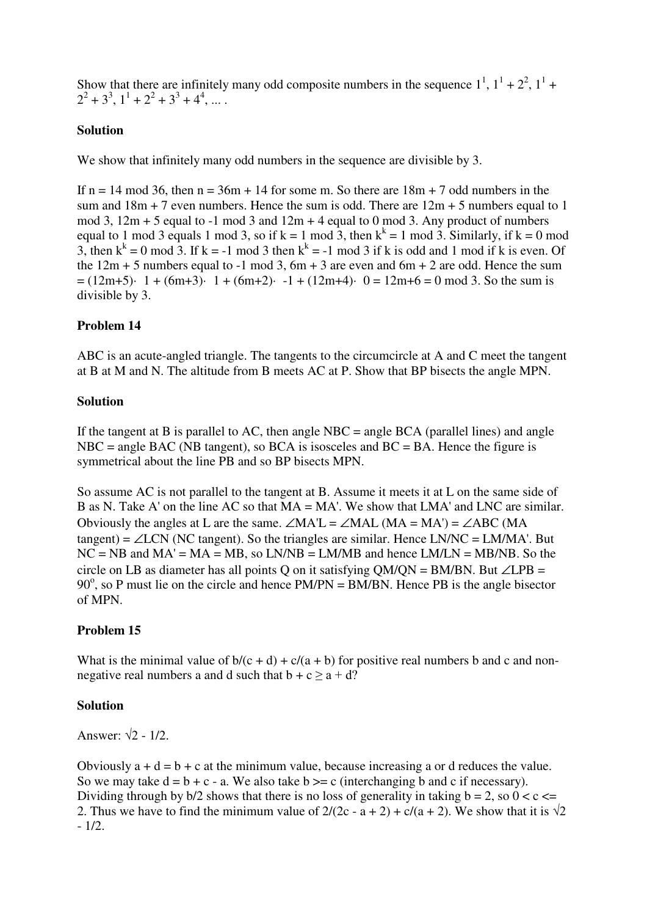Show that there are infinitely many odd composite numbers in the sequence $1^1$, $1^1 + 2^2$, $1^1 + 2^2 + 3^3$, $1^1 + 2^2 + 3^3 + 4^4$, ... .

**Solution**

We show that infinitely many odd numbers in the sequence are divisible by 3.

If n = 14 mod 36, then n = 36m + 14 for some m. So there are 18m + 7 odd numbers in the sum and 18m + 7 even numbers. Hence the sum is odd. There are 12m + 5 numbers equal to 1 mod 3, 12m + 5 equal to -1 mod 3 and 12m + 4 equal to 0 mod 3. Any product of numbers equal to 1 mod 3 equals 1 mod 3, so if k = 1 mod 3, then $k^k = 1$ mod 3. Similarly, if k = 0 mod 3, then $k^k = 0$ mod 3. If k = -1 mod 3 then $k^k = -1$ mod 3 if k is odd and 1 mod if k is even. Of the 12m + 5 numbers equal to -1 mod 3, 6m + 3 are even and 6m + 2 are odd. Hence the sum = (12m+5)· 1 + (6m+3)· 1 + (6m+2)· -1 + (12m+4)· 0 = 12m+6 = 0 mod 3. So the sum is divisible by 3.

**Problem 14**

ABC is an acute-angled triangle. The tangents to the circumcircle at A and C meet the tangent at B at M and N. The altitude from B meets AC at P. Show that BP bisects the angle MPN.

**Solution**

If the tangent at B is parallel to AC, then angle NBC = angle BCA (parallel lines) and angle NBC = angle BAC (NB tangent), so BCA is isosceles and BC = BA. Hence the figure is symmetrical about the line PB and so BP bisects MPN.

So assume AC is not parallel to the tangent at B. Assume it meets it at L on the same side of B as N. Take A' on the line AC so that MA = MA'. We show that LMA' and LNC are similar. Obviously the angles at L are the same. ∠MA'L = ∠MAL (MA = MA') = ∠ABC (MA tangent) = ∠LCN (NC tangent). So the triangles are similar. Hence LN/NC = LM/MA'. But NC = NB and MA' = MA = MB, so LN/NB = LM/MB and hence LM/LN = MB/NB. So the circle on LB as diameter has all points Q on it satisfying QM/QN = BM/BN. But ∠LPB = $90^o$, so P must lie on the circle and hence PM/PN = BM/BN. Hence PB is the angle bisector of MPN.

**Problem 15**

What is the minimal value of b/(c + d) + c/(a + b) for positive real numbers b and c and non-negative real numbers a and d such that b + c ≥ a + d?

**Solution**

Answer: √2 - 1/2.

Obviously a + d = b + c at the minimum value, because increasing a or d reduces the value. So we may take d = b + c - a. We also take b >= c (interchanging b and c if necessary). Dividing through by b/2 shows that there is no loss of generality in taking b = 2, so 0 < c <= 2. Thus we have to find the minimum value of 2/(2c - a + 2) + c/(a + 2). We show that it is √2 - 1/2.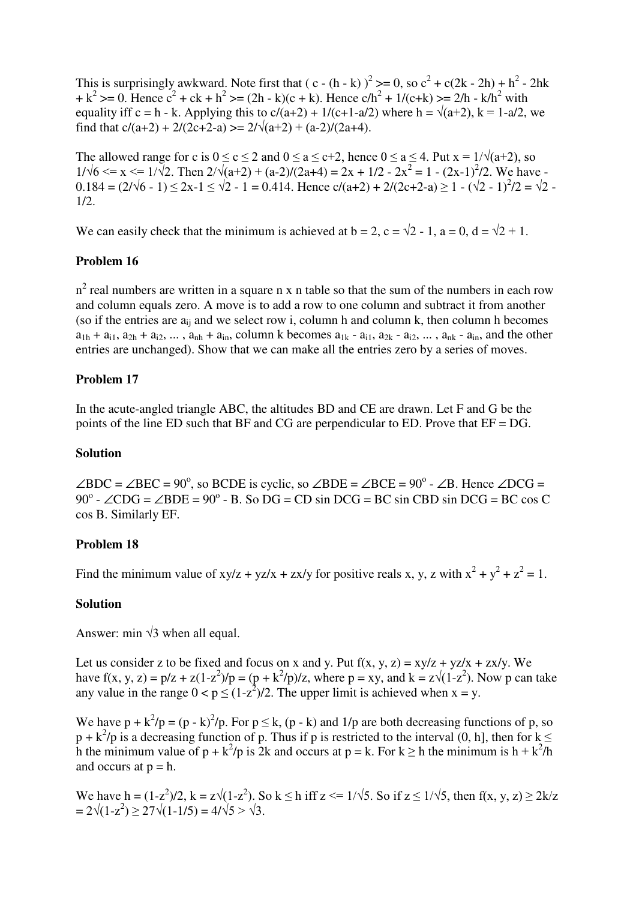This is surprisingly awkward. Note first that $( c - (h - k) )^2 >= 0$, so $c^2 + c(2k - 2h) + h^2 - 2hk + k^2 >= 0$. Hence $c^2 + ck + h^2 >= (2h - k)(c + k)$. Hence $c/h^2 + 1/(c+k) >= 2/h - k/h^2$ with equality iff $c = h - k$. Applying this to $c/(a+2) + 1/(c+1-a/2)$ where $h = \sqrt{(a+2)}$, $k = 1-a/2$, we find that $c/(a+2) + 2/(2c+2-a) >= 2/\sqrt{(a+2)} + (a-2)/(2a+4)$.

The allowed range for c is $0 \le c \le 2$ and $0 \le a \le c+2$, hence $0 \le a \le 4$. Put $x = 1/\sqrt{(a+2)}$, so $1/\sqrt{6} <= x <= 1/\sqrt{2}$. Then $2/\sqrt{(a+2)} + (a-2)/(2a+4) = 2x + 1/2 - 2x^2 = 1 - (2x-1)^2/2$. We have $-0.184 = (2/\sqrt{6} - 1) \le 2x-1 \le \sqrt{2} - 1 = 0.414$. Hence $c/(a+2) + 2/(2c+2-a) \ge 1 - (\sqrt{2} - 1)^2/2 = \sqrt{2} - 1/2$.

We can easily check that the minimum is achieved at $b = 2$, $c = \sqrt{2} - 1$, $a = 0$, $d = \sqrt{2} + 1$.

### Problem 16

$n^2$ real numbers are written in a square n x n table so that the sum of the numbers in each row and column equals zero. A move is to add a row to one column and subtract it from another (so if the entries are $a_{ij}$ and we select row i, column h and column k, then column h becomes $a_{1h} + a_{i1}, a_{2h} + a_{i2}, \dots , a_{nh} + a_{in}$, column k becomes $a_{1k} - a_{i1}, a_{2k} - a_{i2}, \dots , a_{nk} - a_{in}$, and the other entries are unchanged). Show that we can make all the entries zero by a series of moves.

### Problem 17

In the acute-angled triangle ABC, the altitudes BD and CE are drawn. Let F and G be the points of the line ED such that BF and CG are perpendicular to ED. Prove that EF = DG.

### Solution

$\angle BDC = \angle BEC = 90^o$, so BCDE is cyclic, so $\angle BDE = \angle BCE = 90^o - \angle B$. Hence $\angle DCG = 90^o - \angle CDG = \angle BDE = 90^o - B$. So $DG = CD \sin DCG = BC \sin CBD \sin DCG = BC \cos C \cos B$. Similarly EF.

### Problem 18

Find the minimum value of $xy/z + yz/x + zx/y$ for positive reals x, y, z with $x^2 + y^2 + z^2 = 1$.

### Solution

Answer: min $\sqrt{3}$ when all equal.

Let us consider z to be fixed and focus on x and y. Put $f(x, y, z) = xy/z + yz/x + zx/y$. We have $f(x, y, z) = p/z + z(1-z^2)/p = (p + k^2/p)/z$, where $p = xy$, and $k = z\sqrt{(1-z^2)}$. Now p can take any value in the range $0 < p \le (1-z^2)/2$. The upper limit is achieved when $x = y$.

We have $p + k^2/p = (p - k)^2/p$. For $p \le k$, $(p - k)$ and $1/p$ are both decreasing functions of p, so $p + k^2/p$ is a decreasing function of p. Thus if p is restricted to the interval (0, h], then for $k \le h$ the minimum value of $p + k^2/p$ is 2k and occurs at $p = k$. For $k \ge h$ the minimum is $h + k^2/h$ and occurs at $p = h$.

We have $h = (1-z^2)/2$, $k = z\sqrt{(1-z^2)}$. So $k \le h$ iff $z <= 1/\sqrt{5}$. So if $z \le 1/\sqrt{5}$, then $f(x, y, z) \ge 2k/z = 2\sqrt{(1-z^2)} \ge 27\sqrt{(1-1/5)} = 4/\sqrt{5} > \sqrt{3}$.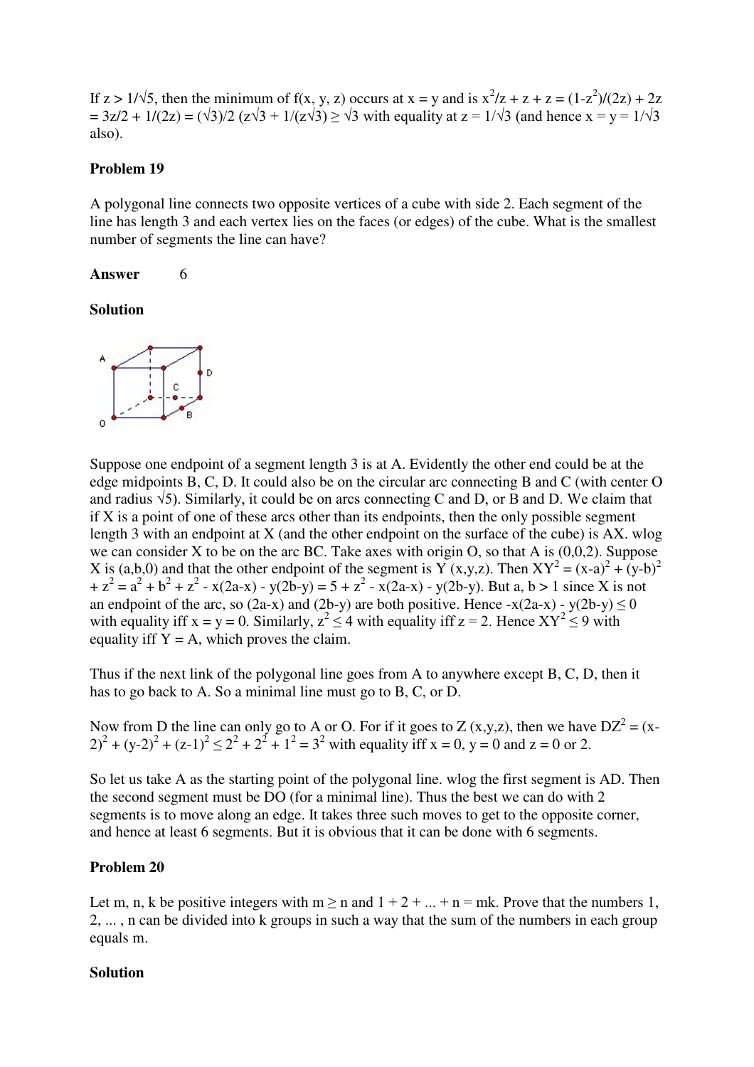If $z > 1/\sqrt{5}$, then the minimum of $f(x, y, z)$ occurs at $x = y$ and is $x^2/z + z + z = (1-z^2)/(2z) + 2z = 3z/2 + 1/(2z) = (\sqrt{3})/2\ (z\sqrt{3} + 1/(z\sqrt{3}) \geq \sqrt{3}$ with equality at $z = 1/\sqrt{3}$ (and hence $x = y = 1/\sqrt{3}$ also).

**Problem 19**

A polygonal line connects two opposite vertices of a cube with side 2. Each segment of the line has length 3 and each vertex lies on the faces (or edges) of the cube. What is the smallest number of segments the line can have?

**Answer** 6

**Solution**

Suppose one endpoint of a segment length 3 is at A. Evidently the other end could be at the edge midpoints B, C, D. It could also be on the circular arc connecting B and C (with center O and radius $\sqrt{5}$). Similarly, it could be on arcs connecting C and D, or B and D. We claim that if X is a point of one of these arcs other than its endpoints, then the only possible segment length 3 with an endpoint at X (and the other endpoint on the surface of the cube) is AX. wlog we can consider X to be on the arc BC. Take axes with origin O, so that A is $(0,0,2)$. Suppose X is $(a,b,0)$ and that the other endpoint of the segment is Y $(x,y,z)$. Then $XY^2 = (x-a)^2 + (y-b)^2 + z^2 = a^2 + b^2 + z^2 - x(2a-x) - y(2b-y) = 5 + z^2 - x(2a-x) - y(2b-y)$. But $a, b > 1$ since X is not an endpoint of the arc, so $(2a-x)$ and $(2b-y)$ are both positive. Hence $-x(2a-x) - y(2b-y) \leq 0$ with equality iff $x = y = 0$. Similarly, $z^2 \leq 4$ with equality iff $z = 2$. Hence $XY^2 \leq 9$ with equality iff $Y = A$, which proves the claim.

Thus if the next link of the polygonal line goes from A to anywhere except B, C, D, then it has to go back to A. So a minimal line must go to B, C, or D.

Now from D the line can only go to A or O. For if it goes to Z $(x,y,z)$, then we have $DZ^2 = (x-2)^2 + (y-2)^2 + (z-1)^2 \leq 2^2 + 2^2 + 1^2 = 3^2$ with equality iff $x = 0$, $y = 0$ and $z = 0$ or $2$.

So let us take A as the starting point of the polygonal line. wlog the first segment is AD. Then the second segment must be DO (for a minimal line). Thus the best we can do with 2 segments is to move along an edge. It takes three such moves to get to the opposite corner, and hence at least 6 segments. But it is obvious that it can be done with 6 segments.

**Problem 20**

Let m, n, k be positive integers with $m \geq n$ and $1 + 2 + \ldots + n = mk$. Prove that the numbers $1, 2, \ldots, n$ can be divided into k groups in such a way that the sum of the numbers in each group equals m.

**Solution**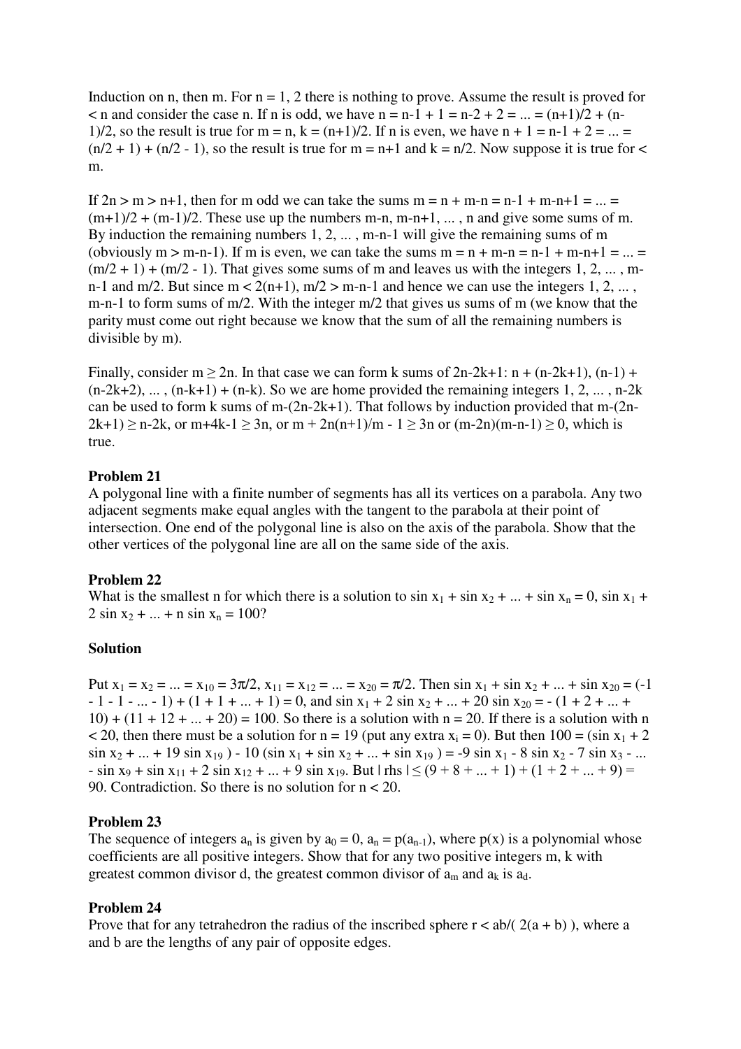Induction on n, then m. For $n = 1, 2$ there is nothing to prove. Assume the result is proved for $< n$ and consider the case n. If n is odd, we have $n = n-1 + 1 = n-2 + 2 = ... = (n+1)/2 + (n-1)/2$, so the result is true for $m = n$, $k = (n+1)/2$. If n is even, we have $n + 1 = n-1 + 2 = ... = (n/2 + 1) + (n/2 - 1)$, so the result is true for $m = n+1$ and $k = n/2$. Now suppose it is true for $< m$.

If $2n > m > n+1$, then for m odd we can take the sums $m = n + m-n = n-1 + m-n+1 = ... = (m+1)/2 + (m-1)/2$. These use up the numbers $m-n, m-n+1, ... , n$ and give some sums of m. By induction the remaining numbers $1, 2, ... , m-n-1$ will give the remaining sums of m (obviously $m > m-n-1$). If m is even, we can take the sums $m = n + m-n = n-1 + m-n+1 = ... = (m/2 + 1) + (m/2 - 1)$. That gives some sums of m and leaves us with the integers $1, 2, ... , m-n-1$ and $m/2$. But since $m < 2(n+1)$, $m/2 > m-n-1$ and hence we can use the integers $1, 2, ... , m-n-1$ to form sums of $m/2$. With the integer $m/2$ that gives us sums of m (we know that the parity must come out right because we know that the sum of all the remaining numbers is divisible by m).

Finally, consider $m \geq 2n$. In that case we can form k sums of $2n-2k+1$: $n + (n-2k+1)$, $(n-1) + (n-2k+2)$, ... , $(n-k+1) + (n-k)$. So we are home provided the remaining integers $1, 2, ... , n-2k$ can be used to form k sums of $m-(2n-2k+1)$. That follows by induction provided that $m-(2n-2k+1) \geq n-2k$, or $m+4k-1 \geq 3n$, or $m + 2n(n+1)/m - 1 \geq 3n$ or $(m-2n)(m-n-1) \geq 0$, which is true.

**Problem 21**
A polygonal line with a finite number of segments has all its vertices on a parabola. Any two adjacent segments make equal angles with the tangent to the parabola at their point of intersection. One end of the polygonal line is also on the axis of the parabola. Show that the other vertices of the polygonal line are all on the same side of the axis.

**Problem 22**
What is the smallest n for which there is a solution to $\sin x_1 + \sin x_2 + ... + \sin x_n = 0$, $\sin x_1 + 2 \sin x_2 + ... + n \sin x_n = 100$?

**Solution**

Put $x_1 = x_2 = ... = x_{10} = 3\pi/2$, $x_{11} = x_{12} = ... = x_{20} = \pi/2$. Then $\sin x_1 + \sin x_2 + ... + \sin x_{20} = (-1 - 1 - 1 - ... - 1) + (1 + 1 + ... + 1) = 0$, and $\sin x_1 + 2 \sin x_2 + ... + 20 \sin x_{20} = - (1 + 2 + ... + 10) + (11 + 12 + ... + 20) = 100$. So there is a solution with $n = 20$. If there is a solution with $n < 20$, then there must be a solution for $n = 19$ (put any extra $x_i = 0$). But then $100 = (\sin x_1 + 2 \sin x_2 + ... + 19 \sin x_{19}) - 10 (\sin x_1 + \sin x_2 + ... + \sin x_{19}) = -9 \sin x_1 - 8 \sin x_2 - 7 \sin x_3 - ... - \sin x_9 + \sin x_{11} + 2 \sin x_{12} + ... + 9 \sin x_{19}$. But $|\text{rhs}| \leq (9 + 8 + ... + 1) + (1 + 2 + ... + 9) = 90$. Contradiction. So there is no solution for $n < 20$.

**Problem 23**
The sequence of integers $a_n$ is given by $a_0 = 0$, $a_n = p(a_{n-1})$, where $p(x)$ is a polynomial whose coefficients are all positive integers. Show that for any two positive integers m, k with greatest common divisor d, the greatest common divisor of $a_m$ and $a_k$ is $a_d$.

**Problem 24**
Prove that for any tetrahedron the radius of the inscribed sphere $r < ab/( 2(a + b) )$, where a and b are the lengths of any pair of opposite edges.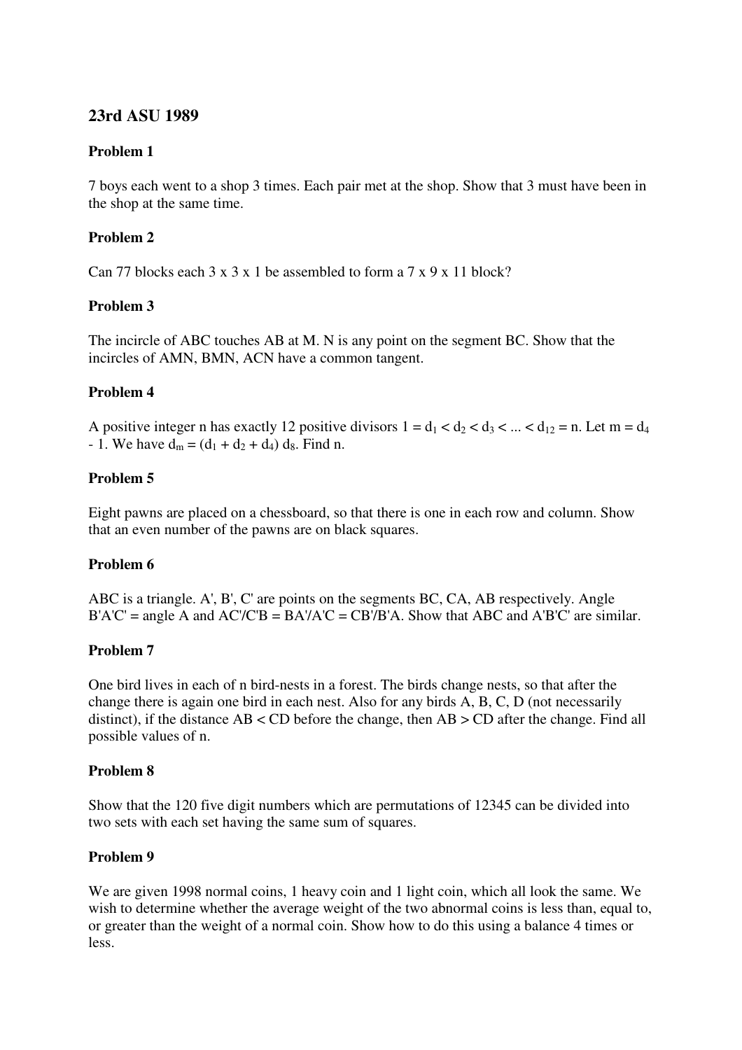## 23rd ASU 1989

### Problem 1

7 boys each went to a shop 3 times. Each pair met at the shop. Show that 3 must have been in the shop at the same time.

### Problem 2

Can 77 blocks each 3 x 3 x 1 be assembled to form a 7 x 9 x 11 block?

### Problem 3

The incircle of ABC touches AB at M. N is any point on the segment BC. Show that the incircles of AMN, BMN, ACN have a common tangent.

### Problem 4

A positive integer n has exactly 12 positive divisors $1 = d_1 < d_2 < d_3 < ... < d_{12} = n$. Let $m = d_4 - 1$. We have $d_m = (d_1 + d_2 + d_4) d_8$. Find n.

### Problem 5

Eight pawns are placed on a chessboard, so that there is one in each row and column. Show that an even number of the pawns are on black squares.

### Problem 6

ABC is a triangle. A', B', C' are points on the segments BC, CA, AB respectively. Angle B'A'C' = angle A and AC'/C'B = BA'/A'C = CB'/B'A. Show that ABC and A'B'C' are similar.

### Problem 7

One bird lives in each of n bird-nests in a forest. The birds change nests, so that after the change there is again one bird in each nest. Also for any birds A, B, C, D (not necessarily distinct), if the distance AB < CD before the change, then AB > CD after the change. Find all possible values of n.

### Problem 8

Show that the 120 five digit numbers which are permutations of 12345 can be divided into two sets with each set having the same sum of squares.

### Problem 9

We are given 1998 normal coins, 1 heavy coin and 1 light coin, which all look the same. We wish to determine whether the average weight of the two abnormal coins is less than, equal to, or greater than the weight of a normal coin. Show how to do this using a balance 4 times or less.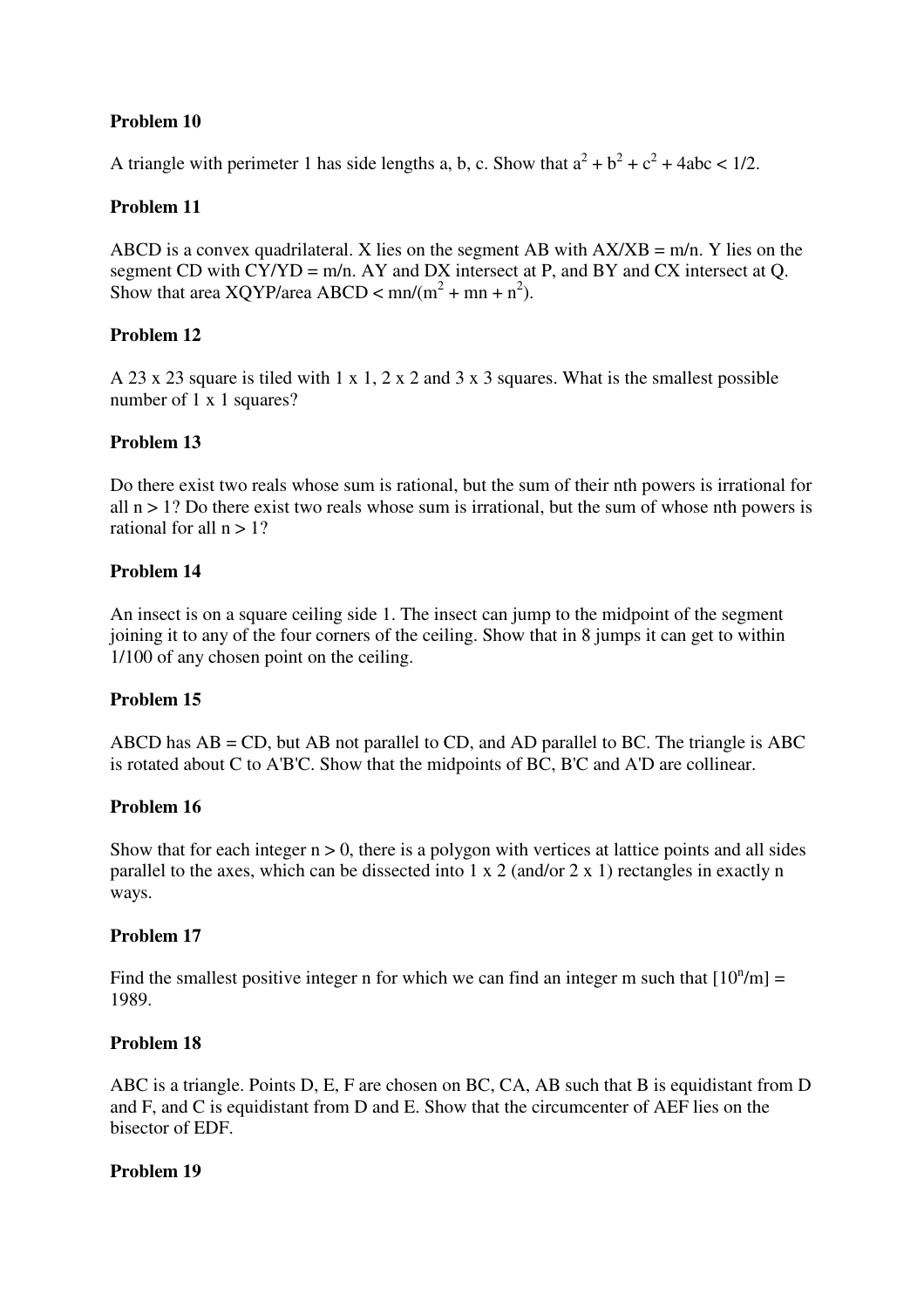**Problem 10**

A triangle with perimeter 1 has side lengths a, b, c. Show that $a^2 + b^2 + c^2 + 4abc < 1/2$.

**Problem 11**

ABCD is a convex quadrilateral. X lies on the segment AB with AX/XB = m/n. Y lies on the segment CD with CY/YD = m/n. AY and DX intersect at P, and BY and CX intersect at Q. Show that area XQYP/area ABCD < $mn/(m^2 + mn + n^2)$.

**Problem 12**

A 23 x 23 square is tiled with 1 x 1, 2 x 2 and 3 x 3 squares. What is the smallest possible number of 1 x 1 squares?

**Problem 13**

Do there exist two reals whose sum is rational, but the sum of their nth powers is irrational for all n > 1? Do there exist two reals whose sum is irrational, but the sum of whose nth powers is rational for all n > 1?

**Problem 14**

An insect is on a square ceiling side 1. The insect can jump to the midpoint of the segment joining it to any of the four corners of the ceiling. Show that in 8 jumps it can get to within 1/100 of any chosen point on the ceiling.

**Problem 15**

ABCD has AB = CD, but AB not parallel to CD, and AD parallel to BC. The triangle is ABC is rotated about C to A'B'C. Show that the midpoints of BC, B'C and A'D are collinear.

**Problem 16**

Show that for each integer n > 0, there is a polygon with vertices at lattice points and all sides parallel to the axes, which can be dissected into 1 x 2 (and/or 2 x 1) rectangles in exactly n ways.

**Problem 17**

Find the smallest positive integer n for which we can find an integer m such that $[10^n/m] = 1989$.

**Problem 18**

ABC is a triangle. Points D, E, F are chosen on BC, CA, AB such that B is equidistant from D and F, and C is equidistant from D and E. Show that the circumcenter of AEF lies on the bisector of EDF.

**Problem 19**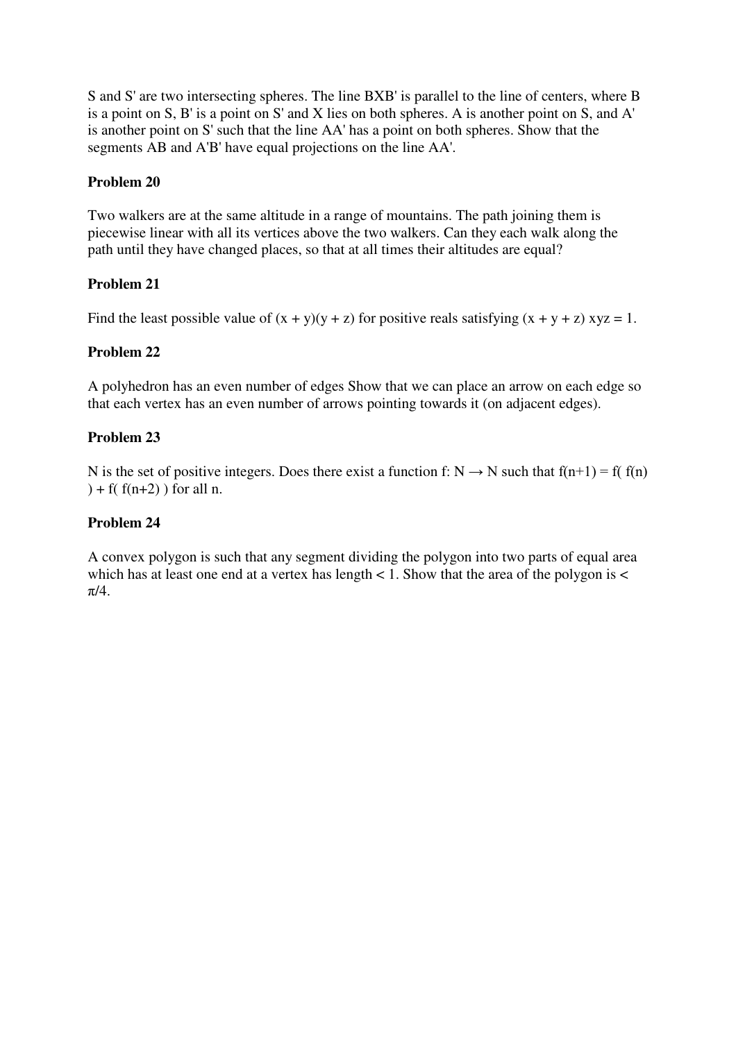S and S' are two intersecting spheres. The line BXB' is parallel to the line of centers, where B is a point on S, B' is a point on S' and X lies on both spheres. A is another point on S, and A' is another point on S' such that the line AA' has a point on both spheres. Show that the segments AB and A'B' have equal projections on the line AA'.

**Problem 20**

Two walkers are at the same altitude in a range of mountains. The path joining them is piecewise linear with all its vertices above the two walkers. Can they each walk along the path until they have changed places, so that at all times their altitudes are equal?

**Problem 21**

Find the least possible value of $(x + y)(y + z)$ for positive reals satisfying $(x + y + z) xyz = 1$.

**Problem 22**

A polyhedron has an even number of edges Show that we can place an arrow on each edge so that each vertex has an even number of arrows pointing towards it (on adjacent edges).

**Problem 23**

N is the set of positive integers. Does there exist a function $f: N \to N$ such that $f(n+1) = f( f(n) ) + f( f(n+2) )$ for all n.

**Problem 24**

A convex polygon is such that any segment dividing the polygon into two parts of equal area which has at least one end at a vertex has length $< 1$. Show that the area of the polygon is $< \pi/4$.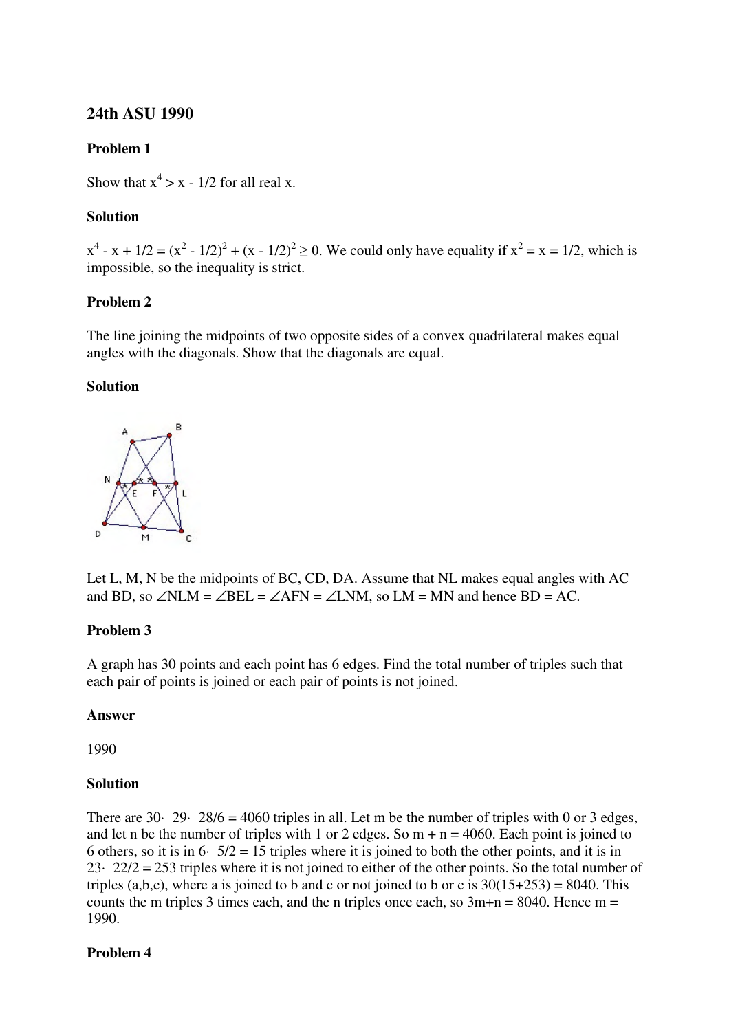## 24th ASU 1990

### Problem 1

Show that $x^4 > x - 1/2$ for all real x.

### Solution

$x^4 - x + 1/2 = (x^2 - 1/2)^2 + (x - 1/2)^2 \geq 0$. We could only have equality if $x^2 = x = 1/2$, which is impossible, so the inequality is strict.

### Problem 2

The line joining the midpoints of two opposite sides of a convex quadrilateral makes equal angles with the diagonals. Show that the diagonals are equal.

### Solution

Let L, M, N be the midpoints of BC, CD, DA. Assume that NL makes equal angles with AC and BD, so $\angle NLM = \angle BEL = \angle AFN = \angle LNM$, so LM = MN and hence BD = AC.

### Problem 3

A graph has 30 points and each point has 6 edges. Find the total number of triples such that each pair of points is joined or each pair of points is not joined.

### Answer

1990

### Solution

There are $30 \cdot 29 \cdot 28/6 = 4060$ triples in all. Let m be the number of triples with 0 or 3 edges, and let n be the number of triples with 1 or 2 edges. So m + n = 4060. Each point is joined to 6 others, so it is in $6 \cdot 5/2 = 15$ triples where it is joined to both the other points, and it is in $23 \cdot 22/2 = 253$ triples where it is not joined to either of the other points. So the total number of triples (a,b,c), where a is joined to b and c or not joined to b or c is $30(15+253) = 8040$. This counts the m triples 3 times each, and the n triples once each, so $3m+n = 8040$. Hence m = 1990.

### Problem 4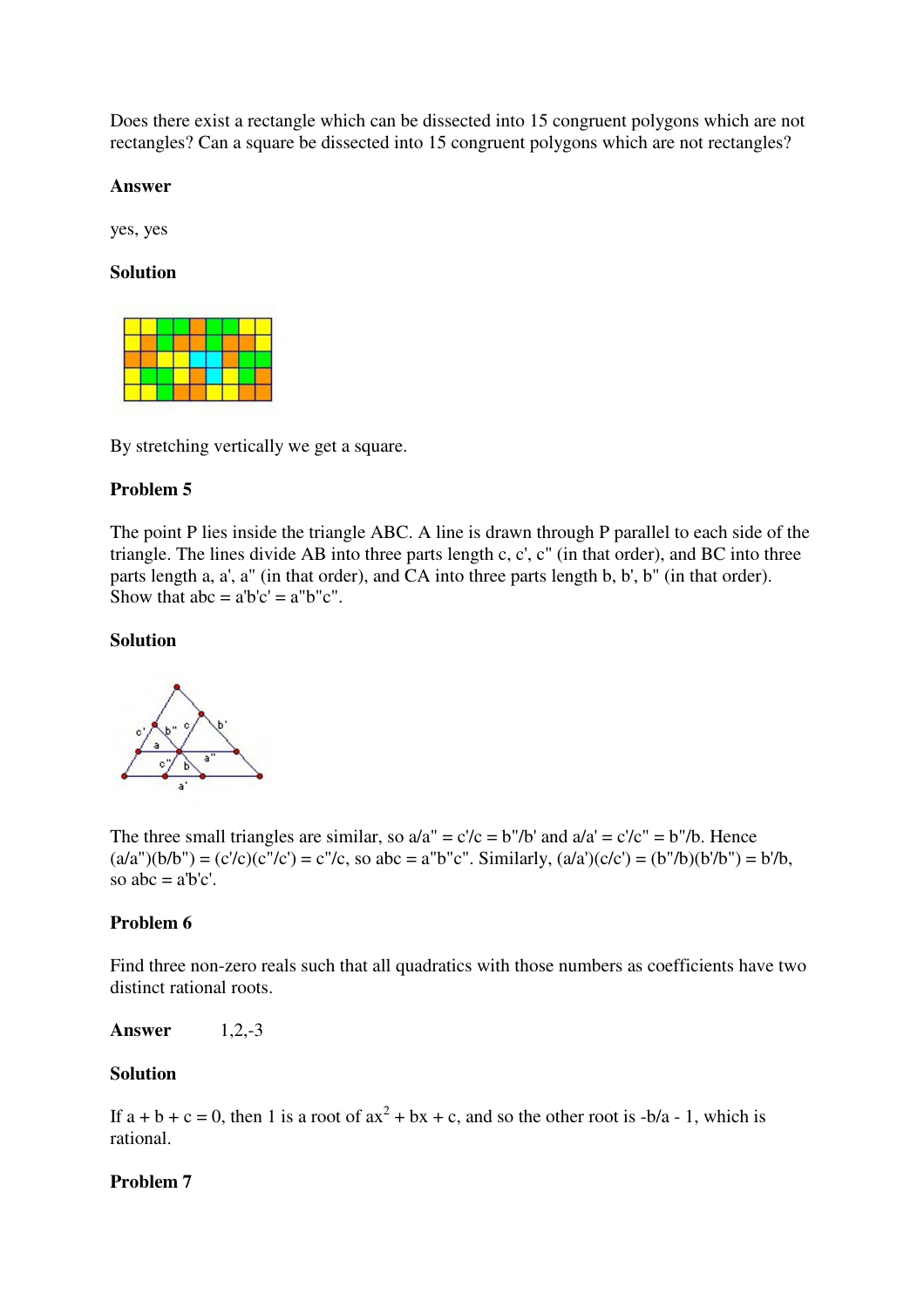Does there exist a rectangle which can be dissected into 15 congruent polygons which are not rectangles? Can a square be dissected into 15 congruent polygons which are not rectangles?

**Answer**

yes, yes

**Solution**

By stretching vertically we get a square.

**Problem 5**

The point P lies inside the triangle ABC. A line is drawn through P parallel to each side of the triangle. The lines divide AB into three parts length c, c', c" (in that order), and BC into three parts length a, a', a" (in that order), and CA into three parts length b, b', b" (in that order). Show that abc = a'b'c' = a"b"c".

**Solution**

The three small triangles are similar, so a/a" = c'/c = b"/b' and a/a' = c'/c" = b"/b. Hence (a/a")(b/b") = (c'/c)(c"/c') = c"/c, so abc = a"b"c". Similarly, (a/a')(c/c') = (b"/b)(b'/b") = b'/b, so abc = a'b'c'.

**Problem 6**

Find three non-zero reals such that all quadratics with those numbers as coefficients have two distinct rational roots.

**Answer** 1,2,-3

**Solution**

If a + b + c = 0, then 1 is a root of $ax^2 + bx + c$, and so the other root is -b/a - 1, which is rational.

**Problem 7**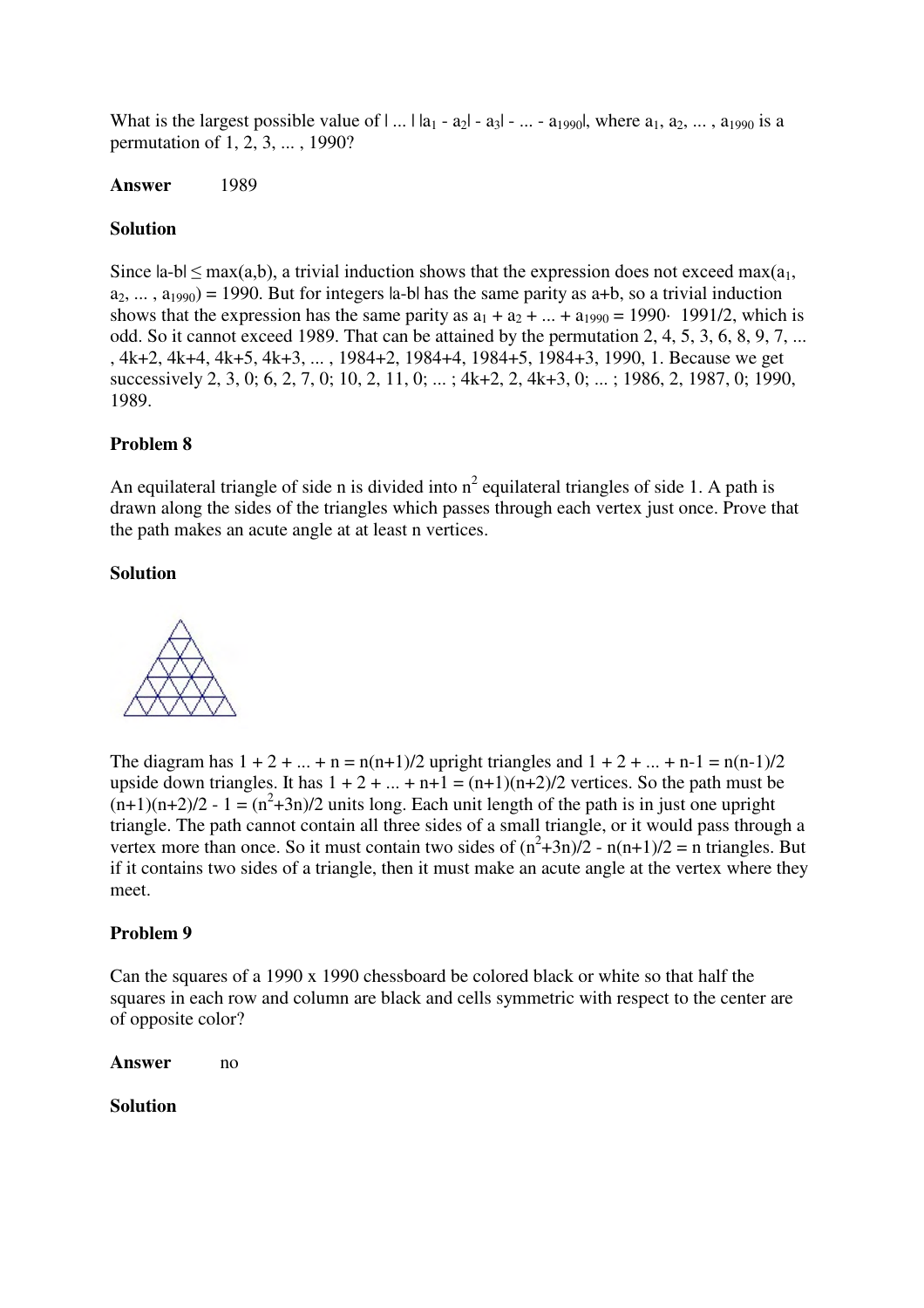What is the largest possible value of $| \ldots | |a_1 - a_2| - a_3| - \ldots - a_{1990}|$, where $a_1, a_2, \ldots, a_{1990}$ is a permutation of 1, 2, 3, ... , 1990?

**Answer** 1989

**Solution**

Since $|a-b| \le \max(a,b)$, a trivial induction shows that the expression does not exceed $\max(a_1, a_2, \ldots, a_{1990}) = 1990$. But for integers $|a-b|$ has the same parity as $a+b$, so a trivial induction shows that the expression has the same parity as $a_1 + a_2 + \ldots + a_{1990} = 1990 \cdot 1991/2$, which is odd. So it cannot exceed 1989. That can be attained by the permutation 2, 4, 5, 3, 6, 8, 9, 7, ... , 4k+2, 4k+4, 4k+5, 4k+3, ... , 1984+2, 1984+4, 1984+5, 1984+3, 1990, 1. Because we get successively 2, 3, 0; 6, 2, 7, 0; 10, 2, 11, 0; ... ; 4k+2, 2, 4k+3, 0; ... ; 1986, 2, 1987, 0; 1990, 1989.

**Problem 8**

An equilateral triangle of side n is divided into $n^2$ equilateral triangles of side 1. A path is drawn along the sides of the triangles which passes through each vertex just once. Prove that the path makes an acute angle at at least n vertices.

**Solution**

The diagram has $1 + 2 + \ldots + n = n(n+1)/2$ upright triangles and $1 + 2 + \ldots + n-1 = n(n-1)/2$ upside down triangles. It has $1 + 2 + \ldots + n+1 = (n+1)(n+2)/2$ vertices. So the path must be $(n+1)(n+2)/2 - 1 = (n^2+3n)/2$ units long. Each unit length of the path is in just one upright triangle. The path cannot contain all three sides of a small triangle, or it would pass through a vertex more than once. So it must contain two sides of $(n^2+3n)/2 - n(n+1)/2 = n$ triangles. But if it contains two sides of a triangle, then it must make an acute angle at the vertex where they meet.

**Problem 9**

Can the squares of a 1990 x 1990 chessboard be colored black or white so that half the squares in each row and column are black and cells symmetric with respect to the center are of opposite color?

**Answer** no

**Solution**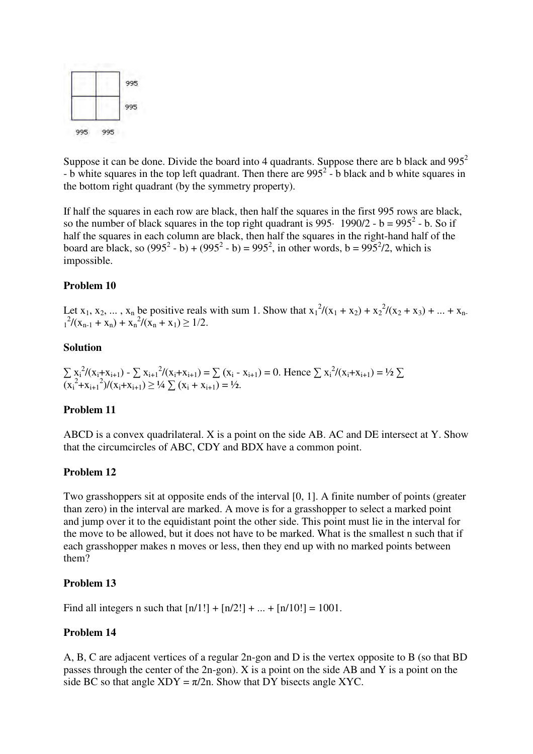Suppose it can be done. Divide the board into 4 quadrants. Suppose there are b black and $995^2$ - b white squares in the top left quadrant. Then there are $995^2$ - b black and b white squares in the bottom right quadrant (by the symmetry property).

If half the squares in each row are black, then half the squares in the first 995 rows are black, so the number of black squares in the top right quadrant is $995 \cdot 1990/2 - b = 995^2 - b$. So if half the squares in each column are black, then half the squares in the right-hand half of the board are black, so $(995^2 - b) + (995^2 - b) = 995^2$, in other words, $b = 995^2/2$, which is impossible.

**Problem 10**

Let $x_1, x_2, \dots , x_n$ be positive reals with sum 1. Show that $x_1^2/(x_1 + x_2) + x_2^2/(x_2 + x_3) + \dots + x_{n-1}^2/(x_{n-1} + x_n) + x_n^2/(x_n + x_1) \ge 1/2$.

**Solution**

$\sum x_i^2/(x_i+x_{i+1}) - \sum x_{i+1}^2/(x_i+x_{i+1}) = \sum (x_i - x_{i+1}) = 0$. Hence $\sum x_i^2/(x_i+x_{i+1}) = ½ \sum (x_i^2+x_{i+1}^2)/(x_i+x_{i+1}) \ge ¼ \sum (x_i + x_{i+1}) = ½$.

**Problem 11**

ABCD is a convex quadrilateral. X is a point on the side AB. AC and DE intersect at Y. Show that the circumcircles of ABC, CDY and BDX have a common point.

**Problem 12**

Two grasshoppers sit at opposite ends of the interval [0, 1]. A finite number of points (greater than zero) in the interval are marked. A move is for a grasshopper to select a marked point and jump over it to the equidistant point the other side. This point must lie in the interval for the move to be allowed, but it does not have to be marked. What is the smallest n such that if each grasshopper makes n moves or less, then they end up with no marked points between them?

**Problem 13**

Find all integers n such that $[n/1!] + [n/2!] + \dots + [n/10!] = 1001$.

**Problem 14**

A, B, C are adjacent vertices of a regular 2n-gon and D is the vertex opposite to B (so that BD passes through the center of the 2n-gon). X is a point on the side AB and Y is a point on the side BC so that angle XDY = $\pi/2n$. Show that DY bisects angle XYC.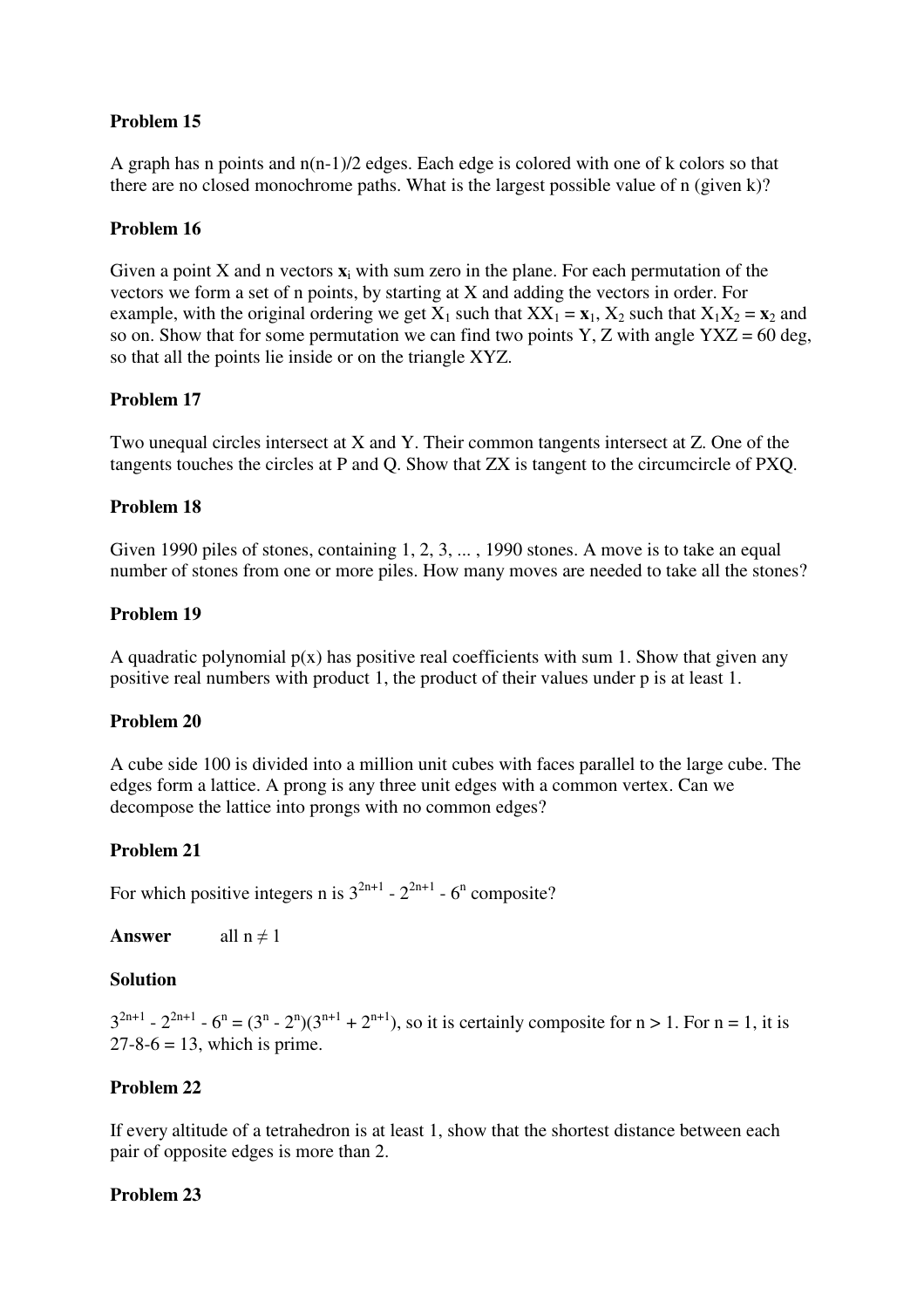**Problem 15**

A graph has n points and n(n-1)/2 edges. Each edge is colored with one of k colors so that there are no closed monochrome paths. What is the largest possible value of n (given k)?

**Problem 16**

Given a point X and n vectors $\mathbf{x}_i$ with sum zero in the plane. For each permutation of the vectors we form a set of n points, by starting at X and adding the vectors in order. For example, with the original ordering we get $X_1$ such that $XX_1 = \mathbf{x}_1$, $X_2$ such that $X_1X_2 = \mathbf{x}_2$ and so on. Show that for some permutation we can find two points Y, Z with angle YXZ = 60 deg, so that all the points lie inside or on the triangle XYZ.

**Problem 17**

Two unequal circles intersect at X and Y. Their common tangents intersect at Z. One of the tangents touches the circles at P and Q. Show that ZX is tangent to the circumcircle of PXQ.

**Problem 18**

Given 1990 piles of stones, containing 1, 2, 3, ... , 1990 stones. A move is to take an equal number of stones from one or more piles. How many moves are needed to take all the stones?

**Problem 19**

A quadratic polynomial p(x) has positive real coefficients with sum 1. Show that given any positive real numbers with product 1, the product of their values under p is at least 1.

**Problem 20**

A cube side 100 is divided into a million unit cubes with faces parallel to the large cube. The edges form a lattice. A prong is any three unit edges with a common vertex. Can we decompose the lattice into prongs with no common edges?

**Problem 21**

For which positive integers n is $3^{2n+1} - 2^{2n+1} - 6^n$ composite?

**Answer** all $n \neq 1$

**Solution**

$3^{2n+1} - 2^{2n+1} - 6^n = (3^n - 2^n)(3^{n+1} + 2^{n+1})$, so it is certainly composite for n > 1. For n = 1, it is 27-8-6 = 13, which is prime.

**Problem 22**

If every altitude of a tetrahedron is at least 1, show that the shortest distance between each pair of opposite edges is more than 2.

**Problem 23**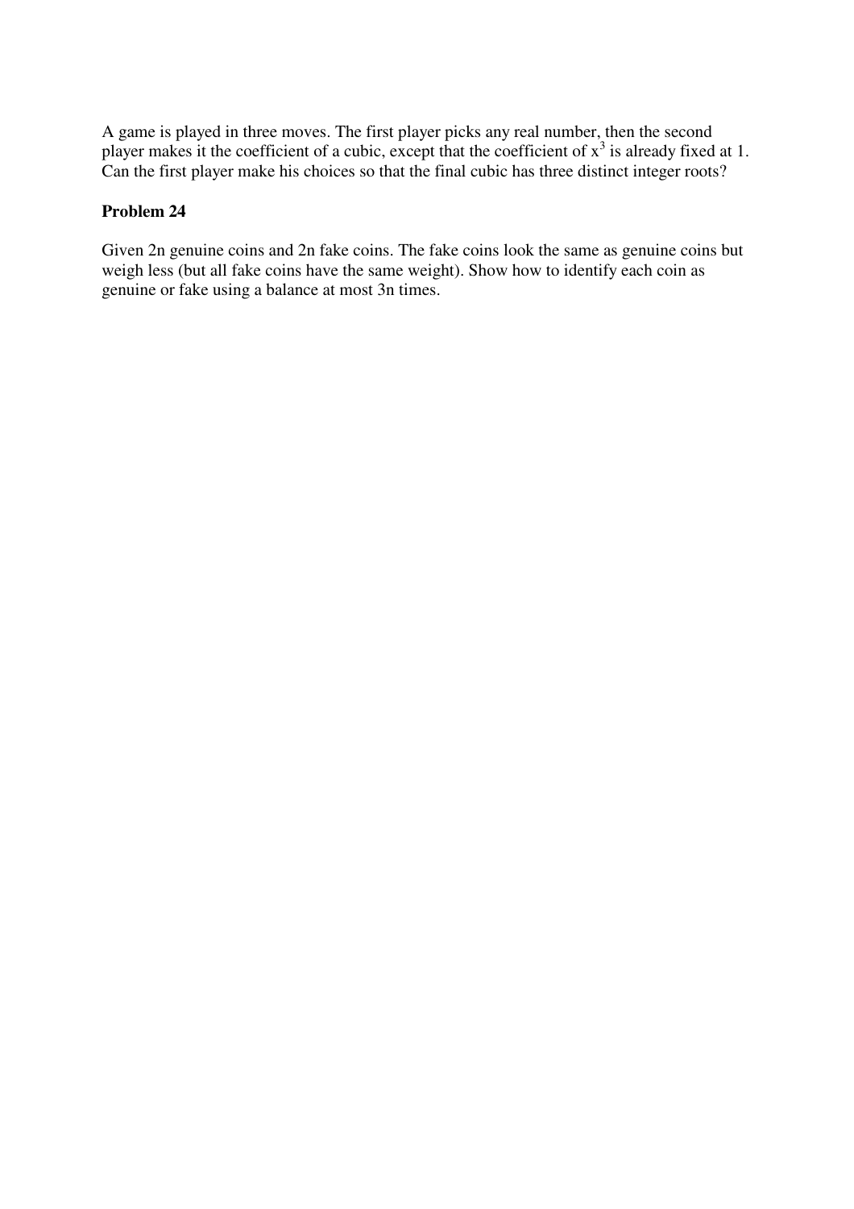A game is played in three moves. The first player picks any real number, then the second player makes it the coefficient of a cubic, except that the coefficient of $x^3$ is already fixed at 1. Can the first player make his choices so that the final cubic has three distinct integer roots?

**Problem 24**

Given 2n genuine coins and 2n fake coins. The fake coins look the same as genuine coins but weigh less (but all fake coins have the same weight). Show how to identify each coin as genuine or fake using a balance at most 3n times.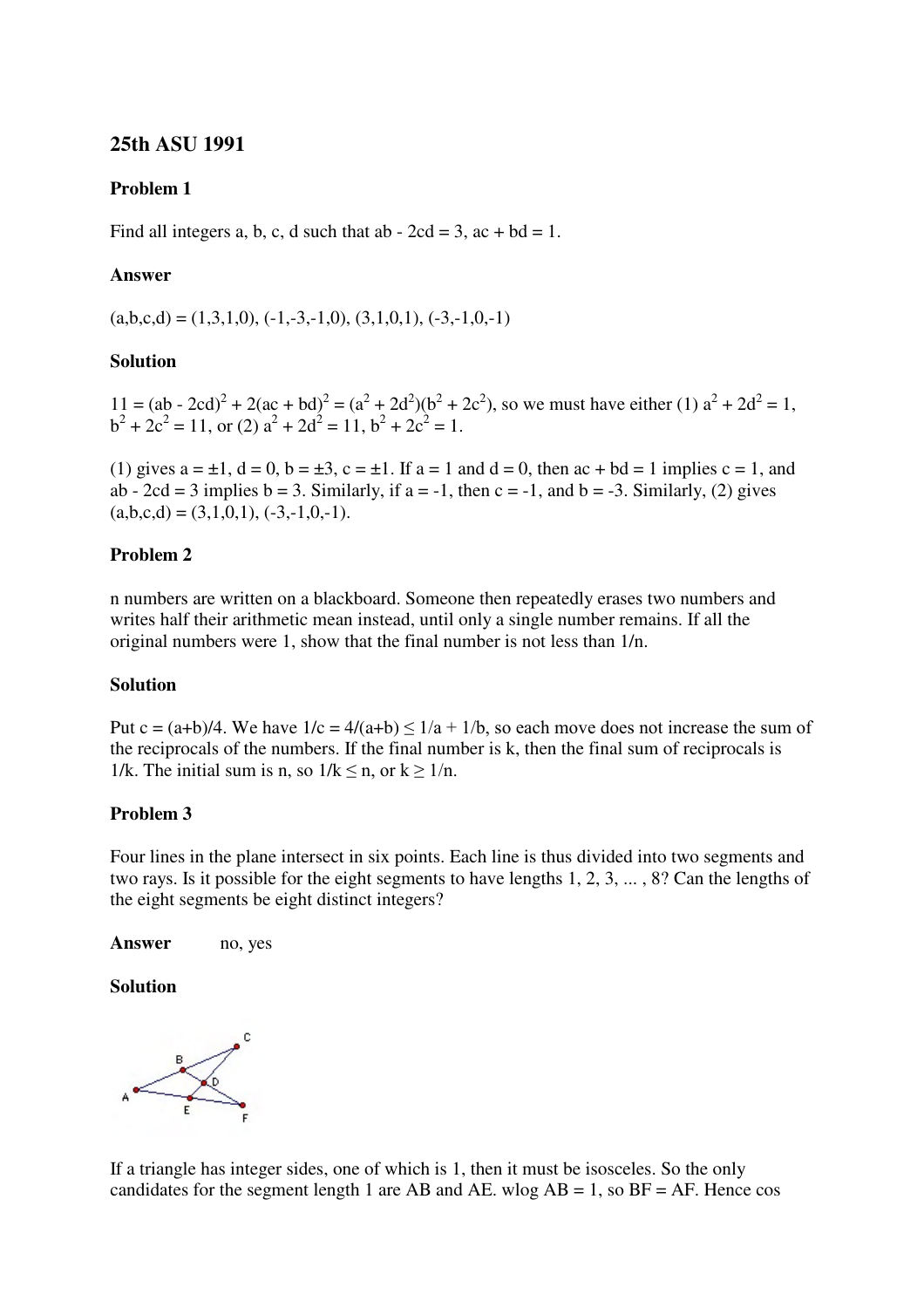### 25th ASU 1991

**Problem 1**

Find all integers a, b, c, d such that $ab - 2cd = 3$, $ac + bd = 1$.

**Answer**

$(a,b,c,d) = (1,3,1,0), (-1,-3,-1,0), (3,1,0,1), (-3,-1,0,-1)$

**Solution**

$11 = (ab - 2cd)^2 + 2(ac + bd)^2 = (a^2 + 2d^2)(b^2 + 2c^2)$, so we must have either (1) $a^2 + 2d^2 = 1$, $b^2 + 2c^2 = 11$, or (2) $a^2 + 2d^2 = 11$, $b^2 + 2c^2 = 1$.

(1) gives $a = \pm 1$, $d = 0$, $b = \pm 3$, $c = \pm 1$. If $a = 1$ and $d = 0$, then $ac + bd = 1$ implies $c = 1$, and $ab - 2cd = 3$ implies $b = 3$. Similarly, if $a = -1$, then $c = -1$, and $b = -3$. Similarly, (2) gives $(a,b,c,d) = (3,1,0,1), (-3,-1,0,-1)$.

**Problem 2**

n numbers are written on a blackboard. Someone then repeatedly erases two numbers and writes half their arithmetic mean instead, until only a single number remains. If all the original numbers were 1, show that the final number is not less than $1/n$.

**Solution**

Put $c = (a+b)/4$. We have $1/c = 4/(a+b) \le 1/a + 1/b$, so each move does not increase the sum of the reciprocals of the numbers. If the final number is k, then the final sum of reciprocals is $1/k$. The initial sum is n, so $1/k \le n$, or $k \ge 1/n$.

**Problem 3**

Four lines in the plane intersect in six points. Each line is thus divided into two segments and two rays. Is it possible for the eight segments to have lengths 1, 2, 3, ... , 8? Can the lengths of the eight segments be eight distinct integers?

**Answer** no, yes

**Solution**

If a triangle has integer sides, one of which is 1, then it must be isosceles. So the only candidates for the segment length 1 are AB and AE. wlog AB = 1, so BF = AF. Hence cos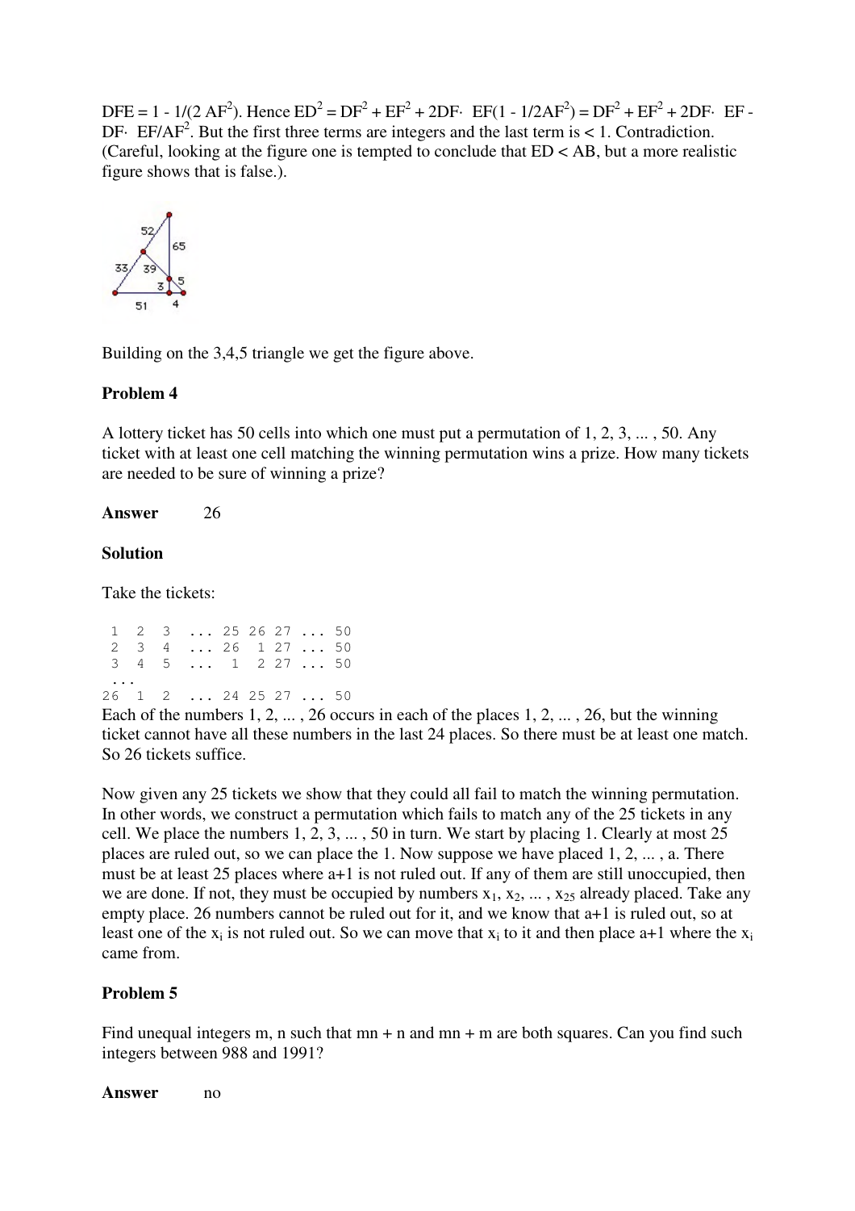DFE = $1 - 1/(2 AF^2)$. Hence $ED^2 = DF^2 + EF^2 + 2DF\cdot EF(1 - 1/2AF^2) = DF^2 + EF^2 + 2DF\cdot EF - DF\cdot EF/AF^2$. But the first three terms are integers and the last term is < 1. Contradiction. (Careful, looking at the figure one is tempted to conclude that ED < AB, but a more realistic figure shows that is false.).

Building on the 3,4,5 triangle we get the figure above.

**Problem 4**

A lottery ticket has 50 cells into which one must put a permutation of 1, 2, 3, ... , 50. Any ticket with at least one cell matching the winning permutation wins a prize. How many tickets are needed to be sure of winning a prize?

**Answer** 26

**Solution**

Take the tickets:

```
 1  2  3  ... 25 26 27 ... 50
 2  3  4  ... 26  1 27 ... 50
 3  4  5  ...  1  2 27 ... 50
 ...
26  1  2  ... 24 25 27 ... 50
```

Each of the numbers 1, 2, ... , 26 occurs in each of the places 1, 2, ... , 26, but the winning ticket cannot have all these numbers in the last 24 places. So there must be at least one match. So 26 tickets suffice.

Now given any 25 tickets we show that they could all fail to match the winning permutation. In other words, we construct a permutation which fails to match any of the 25 tickets in any cell. We place the numbers 1, 2, 3, ... , 50 in turn. We start by placing 1. Clearly at most 25 places are ruled out, so we can place the 1. Now suppose we have placed 1, 2, ... , a. There must be at least 25 places where a+1 is not ruled out. If any of them are still unoccupied, then we are done. If not, they must be occupied by numbers $x_1, x_2, \ldots, x_{25}$ already placed. Take any empty place. 26 numbers cannot be ruled out for it, and we know that a+1 is ruled out, so at least one of the $x_i$ is not ruled out. So we can move that $x_i$ to it and then place a+1 where the $x_i$ came from.

**Problem 5**

Find unequal integers m, n such that mn + n and mn + m are both squares. Can you find such integers between 988 and 1991?

**Answer** no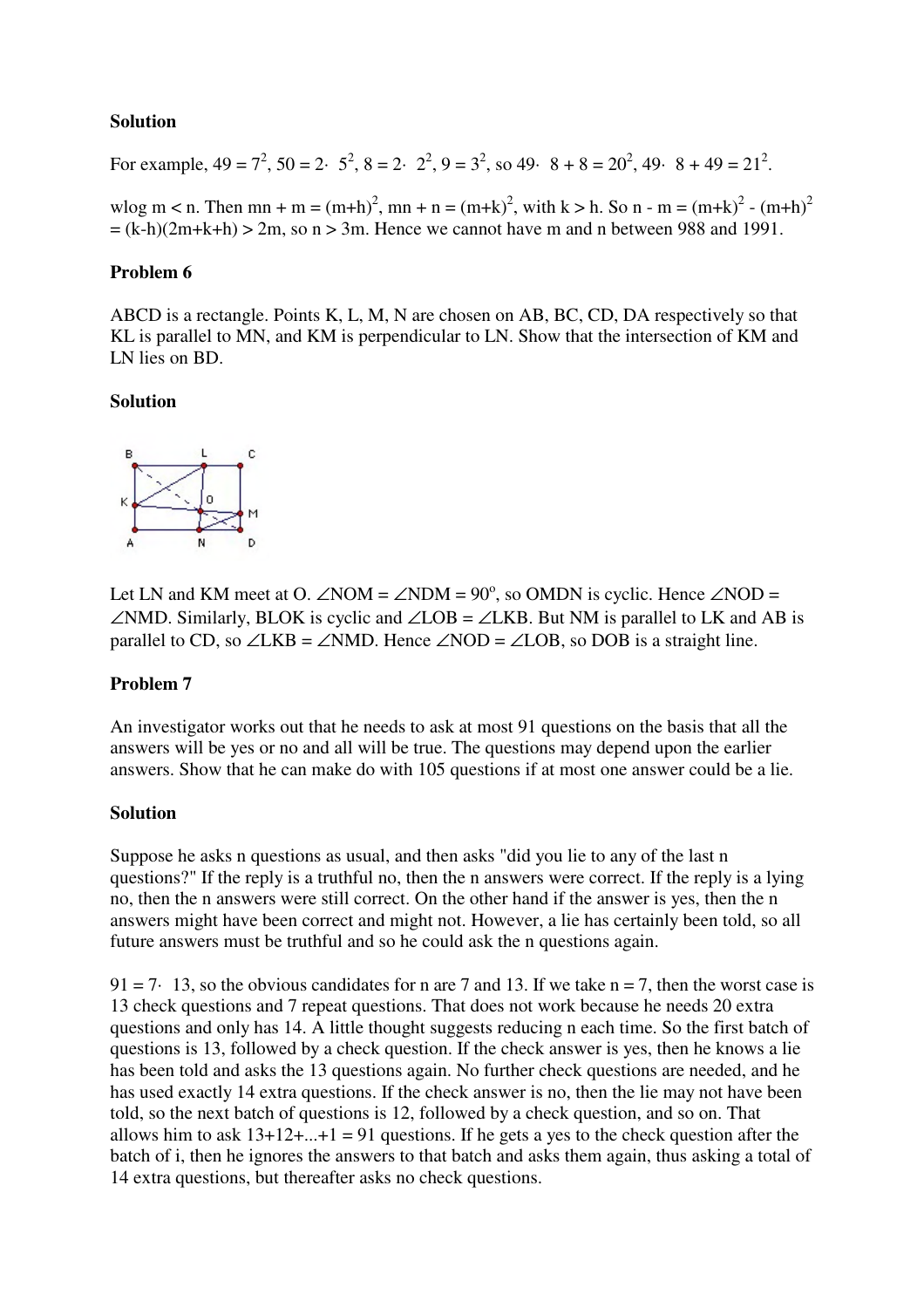**Solution**

For example, $49 = 7^2$, $50 = 2\cdot 5^2$, $8 = 2\cdot 2^2$, $9 = 3^2$, so $49\cdot 8 + 8 = 20^2$, $49\cdot 8 + 49 = 21^2$.

wlog $m < n$. Then $mn + m = (m+h)^2$, $mn + n = (m+k)^2$, with $k > h$. So $n - m = (m+k)^2 - (m+h)^2 = (k-h)(2m+k+h) > 2m$, so $n > 3m$. Hence we cannot have m and n between 988 and 1991.

**Problem 6**

ABCD is a rectangle. Points K, L, M, N are chosen on AB, BC, CD, DA respectively so that KL is parallel to MN, and KM is perpendicular to LN. Show that the intersection of KM and LN lies on BD.

**Solution**

Let LN and KM meet at O. $\angle NOM = \angle NDM = 90^o$, so OMDN is cyclic. Hence $\angle NOD = \angle NMD$. Similarly, BLOK is cyclic and $\angle LOB = \angle LKB$. But NM is parallel to LK and AB is parallel to CD, so $\angle LKB = \angle NMD$. Hence $\angle NOD = \angle LOB$, so DOB is a straight line.

**Problem 7**

An investigator works out that he needs to ask at most 91 questions on the basis that all the answers will be yes or no and all will be true. The questions may depend upon the earlier answers. Show that he can make do with 105 questions if at most one answer could be a lie.

**Solution**

Suppose he asks n questions as usual, and then asks "did you lie to any of the last n questions?" If the reply is a truthful no, then the n answers were correct. If the reply is a lying no, then the n answers were still correct. On the other hand if the answer is yes, then the n answers might have been correct and might not. However, a lie has certainly been told, so all future answers must be truthful and so he could ask the n questions again.

$91 = 7\cdot 13$, so the obvious candidates for n are 7 and 13. If we take $n = 7$, then the worst case is 13 check questions and 7 repeat questions. That does not work because he needs 20 extra questions and only has 14. A little thought suggests reducing n each time. So the first batch of questions is 13, followed by a check question. If the check answer is yes, then he knows a lie has been told and asks the 13 questions again. No further check questions are needed, and he has used exactly 14 extra questions. If the check answer is no, then the lie may not have been told, so the next batch of questions is 12, followed by a check question, and so on. That allows him to ask $13+12+...+1 = 91$ questions. If he gets a yes to the check question after the batch of i, then he ignores the answers to that batch and asks them again, thus asking a total of 14 extra questions, but thereafter asks no check questions.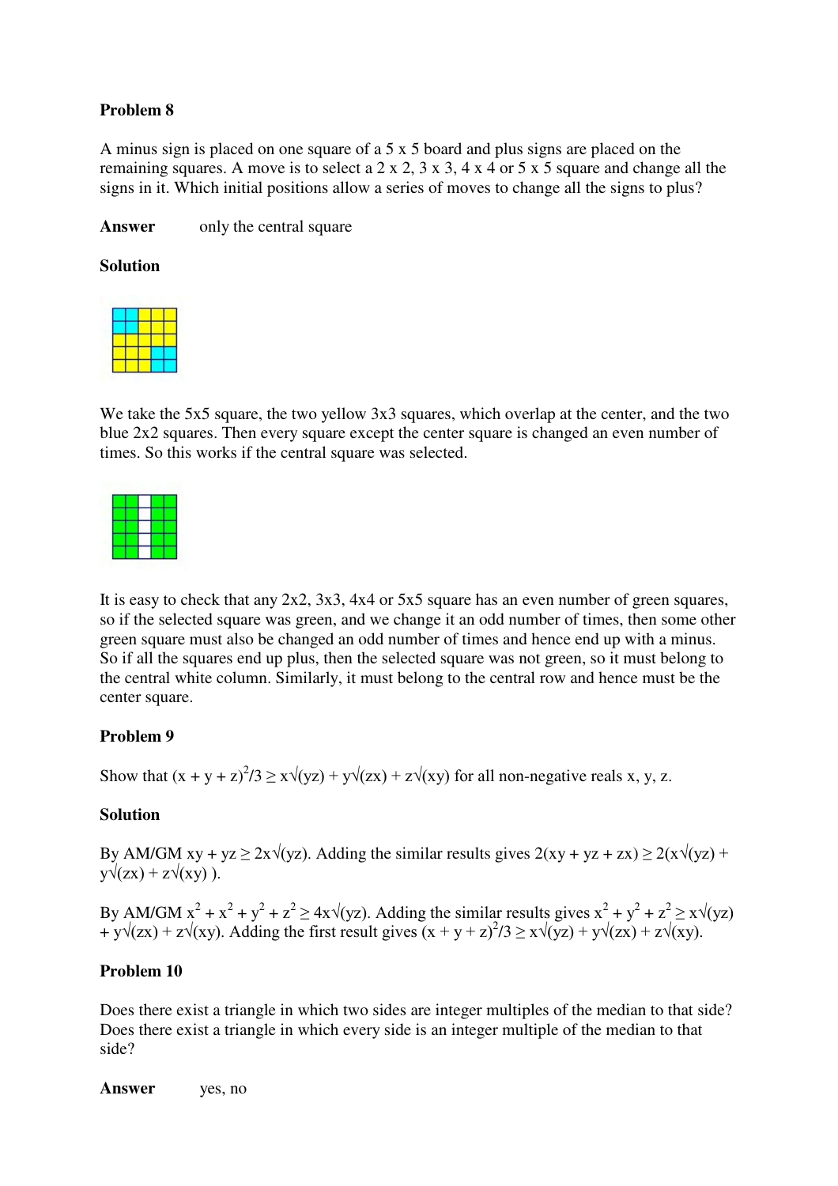**Problem 8**

A minus sign is placed on one square of a 5 x 5 board and plus signs are placed on the remaining squares. A move is to select a 2 x 2, 3 x 3, 4 x 4 or 5 x 5 square and change all the signs in it. Which initial positions allow a series of moves to change all the signs to plus?

**Answer** only the central square

**Solution**

We take the 5x5 square, the two yellow 3x3 squares, which overlap at the center, and the two blue 2x2 squares. Then every square except the center square is changed an even number of times. So this works if the central square was selected.

It is easy to check that any 2x2, 3x3, 4x4 or 5x5 square has an even number of green squares, so if the selected square was green, and we change it an odd number of times, then some other green square must also be changed an odd number of times and hence end up with a minus. So if all the squares end up plus, then the selected square was not green, so it must belong to the central white column. Similarly, it must belong to the central row and hence must be the center square.

**Problem 9**

Show that $(x + y + z)^2/3 \geq x\sqrt{yz} + y\sqrt{zx} + z\sqrt{xy}$ for all non-negative reals x, y, z.

**Solution**

By AM/GM $xy + yz \geq 2x\sqrt{yz}$. Adding the similar results gives $2(xy + yz + zx) \geq 2(x\sqrt{yz} + y\sqrt{zx} + z\sqrt{xy})$.

By AM/GM $x^2 + x^2 + y^2 + z^2 \geq 4x\sqrt{yz}$. Adding the similar results gives $x^2 + y^2 + z^2 \geq x\sqrt{yz} + y\sqrt{zx} + z\sqrt{xy}$. Adding the first result gives $(x + y + z)^2/3 \geq x\sqrt{yz} + y\sqrt{zx} + z\sqrt{xy}$.

**Problem 10**

Does there exist a triangle in which two sides are integer multiples of the median to that side? Does there exist a triangle in which every side is an integer multiple of the median to that side?

**Answer** yes, no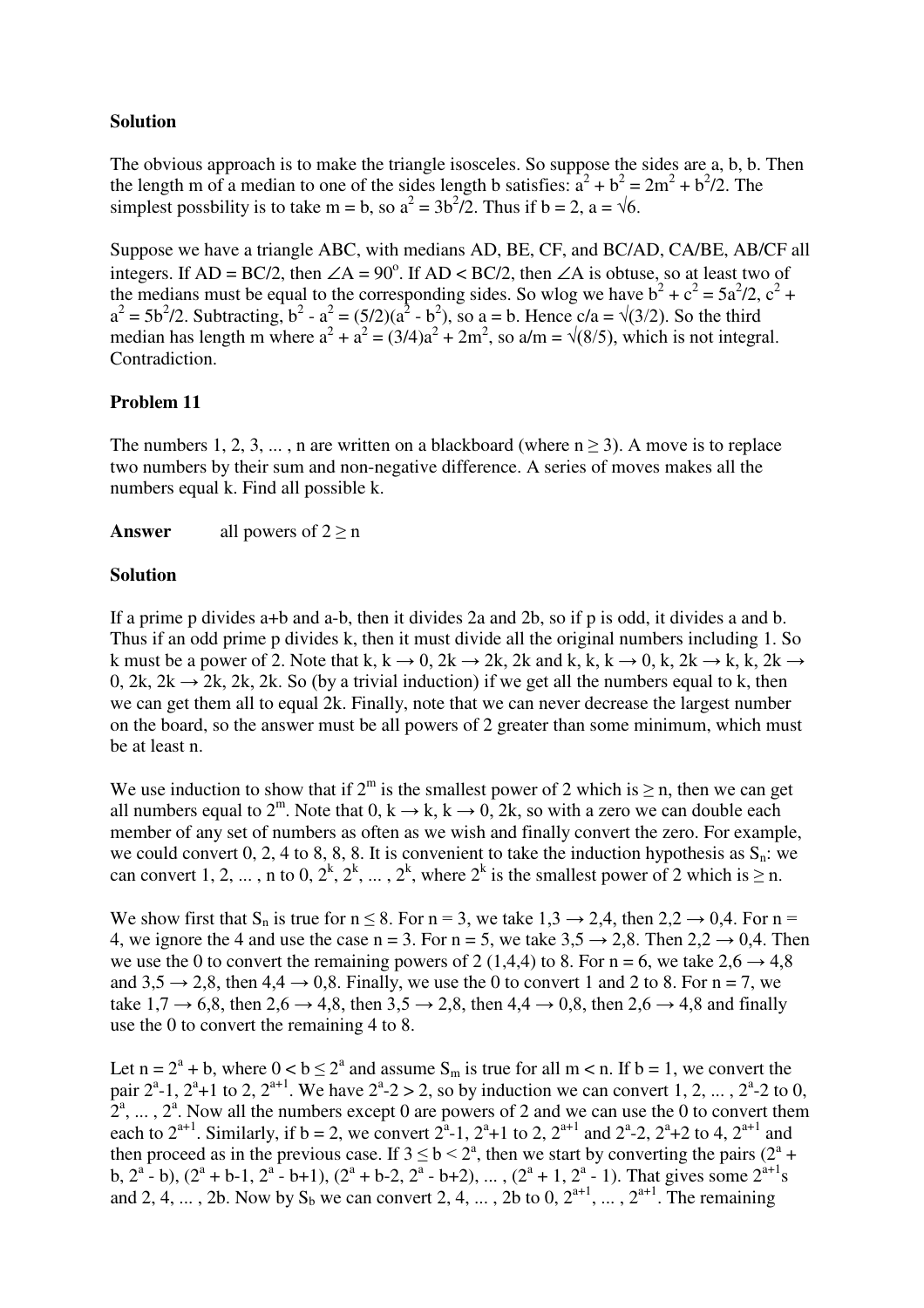**Solution**

The obvious approach is to make the triangle isosceles. So suppose the sides are a, b, b. Then the length m of a median to one of the sides length b satisfies: $a^2 + b^2 = 2m^2 + b^2/2$. The simplest possbility is to take m = b, so $a^2 = 3b^2/2$. Thus if b = 2, a = $\sqrt{6}$.

Suppose we have a triangle ABC, with medians AD, BE, CF, and BC/AD, CA/BE, AB/CF all integers. If AD = BC/2, then $\angle A = 90^o$. If AD < BC/2, then $\angle A$ is obtuse, so at least two of the medians must be equal to the corresponding sides. So wlog we have $b^2 + c^2 = 5a^2/2$, $c^2 + a^2 = 5b^2/2$. Subtracting, $b^2 - a^2 = (5/2)(a^2 - b^2)$, so a = b. Hence c/a = $\sqrt{3/2}$. So the third median has length m where $a^2 + a^2 = (3/4)a^2 + 2m^2$, so a/m = $\sqrt{8/5}$, which is not integral. Contradiction.

**Problem 11**

The numbers 1, 2, 3, ... , n are written on a blackboard (where n ≥ 3). A move is to replace two numbers by their sum and non-negative difference. A series of moves makes all the numbers equal k. Find all possible k.

**Answer** all powers of 2 ≥ n

**Solution**

If a prime p divides a+b and a-b, then it divides 2a and 2b, so if p is odd, it divides a and b. Thus if an odd prime p divides k, then it must divide all the original numbers including 1. So k must be a power of 2. Note that k, k → 0, 2k → 2k, 2k and k, k, k → 0, k, 2k → k, k, 2k → 0, 2k, 2k → 2k, 2k, 2k. So (by a trivial induction) if we get all the numbers equal to k, then we can get them all to equal 2k. Finally, note that we can never decrease the largest number on the board, so the answer must be all powers of 2 greater than some minimum, which must be at least n.

We use induction to show that if $2^m$ is the smallest power of 2 which is ≥ n, then we can get all numbers equal to $2^m$. Note that 0, k → k, k → 0, 2k, so with a zero we can double each member of any set of numbers as often as we wish and finally convert the zero. For example, we could convert 0, 2, 4 to 8, 8, 8. It is convenient to take the induction hypothesis as $S_n$: we can convert 1, 2, ... , n to 0, $2^k$, $2^k$, ... , $2^k$, where $2^k$ is the smallest power of 2 which is ≥ n.

We show first that $S_n$ is true for n ≤ 8. For n = 3, we take 1,3 → 2,4, then 2,2 → 0,4. For n = 4, we ignore the 4 and use the case n = 3. For n = 5, we take 3,5 → 2,8. Then 2,2 → 0,4. Then we use the 0 to convert the remaining powers of 2 (1,4,4) to 8. For n = 6, we take 2,6 → 4,8 and 3,5 → 2,8, then 4,4 → 0,8. Finally, we use the 0 to convert 1 and 2 to 8. For n = 7, we take 1,7 → 6,8, then 2,6 → 4,8, then 3,5 → 2,8, then 4,4 → 0,8, then 2,6 → 4,8 and finally use the 0 to convert the remaining 4 to 8.

Let n = $2^a$ + b, where 0 < b ≤ $2^a$ and assume $S_m$ is true for all m < n. If b = 1, we convert the pair $2^a$-1, $2^a$+1 to 2, $2^{a+1}$. We have $2^a$-2 > 2, so by induction we can convert 1, 2, ... , $2^a$-2 to 0, $2^a$, ... , $2^a$. Now all the numbers except 0 are powers of 2 and we can use the 0 to convert them each to $2^{a+1}$. Similarly, if b = 2, we convert $2^a$-1, $2^a$+1 to 2, $2^{a+1}$ and $2^a$-2, $2^a$+2 to 4, $2^{a+1}$ and then proceed as in the previous case. If 3 ≤ b < $2^a$, then we start by converting the pairs ($2^a$ + b, $2^a$ - b), ($2^a$ + b-1, $2^a$ - b+1), ($2^a$ + b-2, $2^a$ - b+2), ... , ($2^a$ + 1, $2^a$ - 1). That gives some $2^{a+1}$s and 2, 4, ... , 2b. Now by $S_b$ we can convert 2, 4, ... , 2b to 0, $2^{a+1}$, ... , $2^{a+1}$. The remaining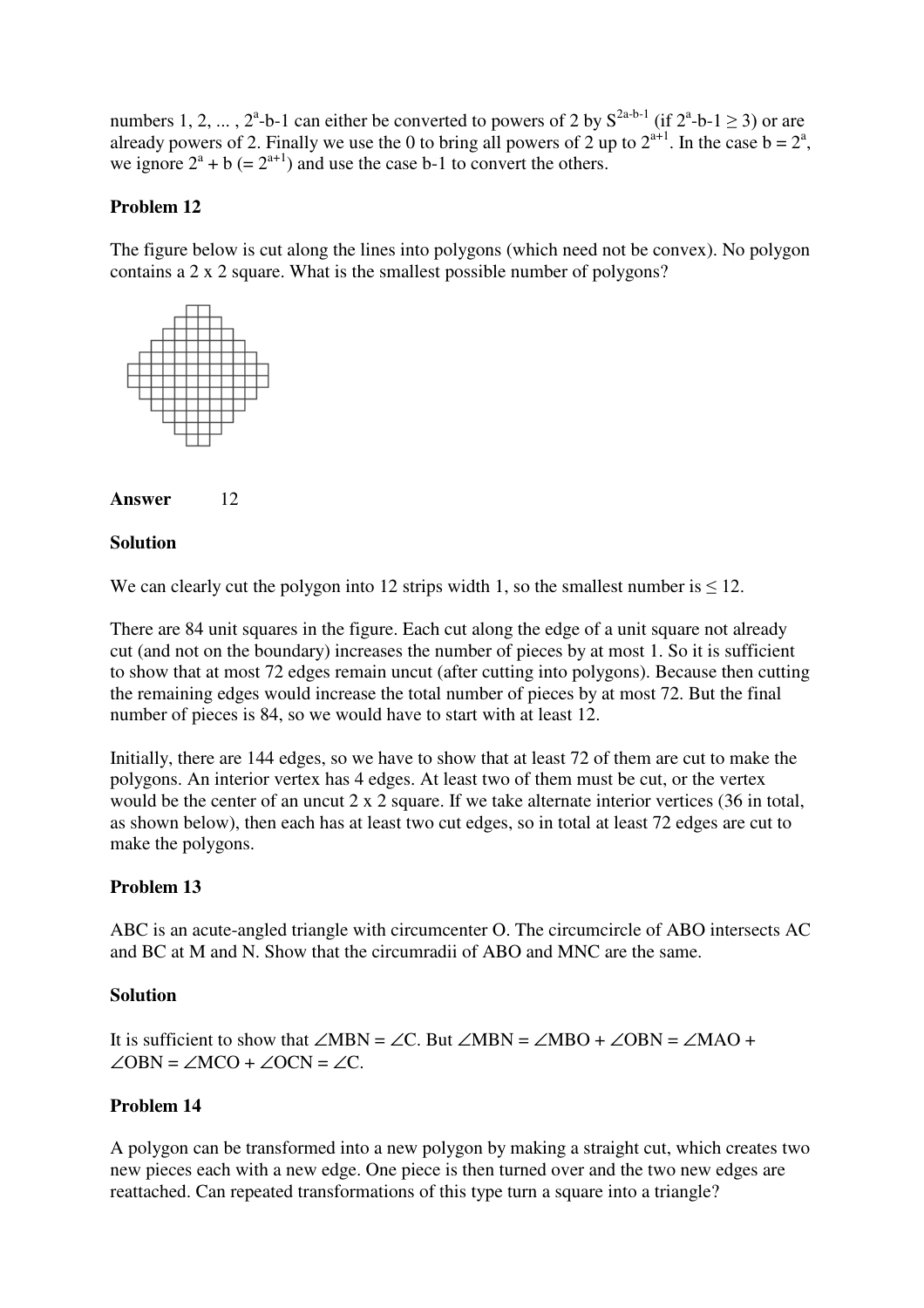numbers 1, 2, ... , $2^a$-b-1 can either be converted to powers of 2 by $S^{2a-b-1}$ (if $2^a$-b-1 ≥ 3) or are already powers of 2. Finally we use the 0 to bring all powers of 2 up to $2^{a+1}$. In the case b = $2^a$, we ignore $2^a$ + b (= $2^{a+1}$) and use the case b-1 to convert the others.

**Problem 12**

The figure below is cut along the lines into polygons (which need not be convex). No polygon contains a 2 x 2 square. What is the smallest possible number of polygons?

**Answer** 12

**Solution**

We can clearly cut the polygon into 12 strips width 1, so the smallest number is ≤ 12.

There are 84 unit squares in the figure. Each cut along the edge of a unit square not already cut (and not on the boundary) increases the number of pieces by at most 1. So it is sufficient to show that at most 72 edges remain uncut (after cutting into polygons). Because then cutting the remaining edges would increase the total number of pieces by at most 72. But the final number of pieces is 84, so we would have to start with at least 12.

Initially, there are 144 edges, so we have to show that at least 72 of them are cut to make the polygons. An interior vertex has 4 edges. At least two of them must be cut, or the vertex would be the center of an uncut 2 x 2 square. If we take alternate interior vertices (36 in total, as shown below), then each has at least two cut edges, so in total at least 72 edges are cut to make the polygons.

**Problem 13**

ABC is an acute-angled triangle with circumcenter O. The circumcircle of ABO intersects AC and BC at M and N. Show that the circumradii of ABO and MNC are the same.

**Solution**

It is sufficient to show that ∠MBN = ∠C. But ∠MBN = ∠MBO + ∠OBN = ∠MAO + ∠OBN = ∠MCO + ∠OCN = ∠C.

**Problem 14**

A polygon can be transformed into a new polygon by making a straight cut, which creates two new pieces each with a new edge. One piece is then turned over and the two new edges are reattached. Can repeated transformations of this type turn a square into a triangle?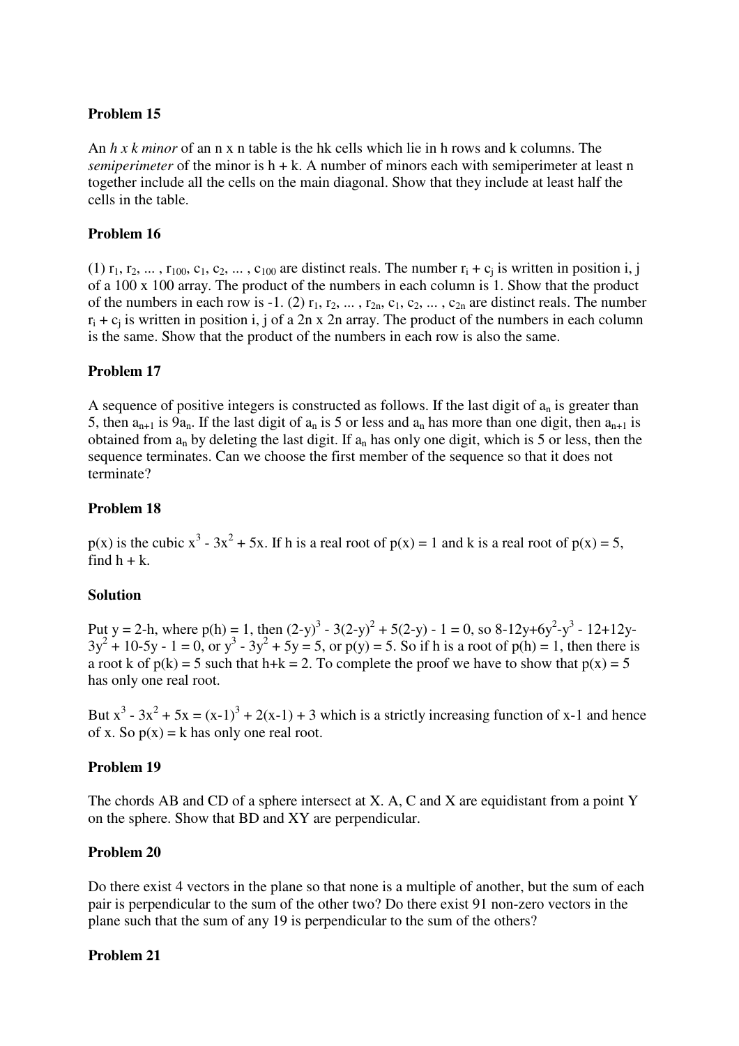**Problem 15**

An *h x k minor* of an n x n table is the hk cells which lie in h rows and k columns. The *semiperimeter* of the minor is h + k. A number of minors each with semiperimeter at least n together include all the cells on the main diagonal. Show that they include at least half the cells in the table.

**Problem 16**

(1) $r_1, r_2, \dots, r_{100}, c_1, c_2, \dots, c_{100}$ are distinct reals. The number $r_i + c_j$ is written in position i, j of a 100 x 100 array. The product of the numbers in each column is 1. Show that the product of the numbers in each row is -1. (2) $r_1, r_2, \dots, r_{2n}, c_1, c_2, \dots, c_{2n}$ are distinct reals. The number $r_i + c_j$ is written in position i, j of a 2n x 2n array. The product of the numbers in each column is the same. Show that the product of the numbers in each row is also the same.

**Problem 17**

A sequence of positive integers is constructed as follows. If the last digit of $a_n$ is greater than 5, then $a_{n+1}$ is $9a_n$. If the last digit of $a_n$ is 5 or less and $a_n$ has more than one digit, then $a_{n+1}$ is obtained from $a_n$ by deleting the last digit. If $a_n$ has only one digit, which is 5 or less, then the sequence terminates. Can we choose the first member of the sequence so that it does not terminate?

**Problem 18**

p(x) is the cubic $x^3 - 3x^2 + 5x$. If h is a real root of p(x) = 1 and k is a real root of p(x) = 5, find h + k.

**Solution**

Put y = 2-h, where p(h) = 1, then $(2-y)^3 - 3(2-y)^2 + 5(2-y) - 1 = 0$, so $8-12y+6y^2-y^3 - 12+12y-3y^2 + 10-5y - 1 = 0$, or $y^3 - 3y^2 + 5y = 5$, or p(y) = 5. So if h is a root of p(h) = 1, then there is a root k of p(k) = 5 such that h+k = 2. To complete the proof we have to show that p(x) = 5 has only one real root.

But $x^3 - 3x^2 + 5x = (x-1)^3 + 2(x-1) + 3$ which is a strictly increasing function of x-1 and hence of x. So p(x) = k has only one real root.

**Problem 19**

The chords AB and CD of a sphere intersect at X. A, C and X are equidistant from a point Y on the sphere. Show that BD and XY are perpendicular.

**Problem 20**

Do there exist 4 vectors in the plane so that none is a multiple of another, but the sum of each pair is perpendicular to the sum of the other two? Do there exist 91 non-zero vectors in the plane such that the sum of any 19 is perpendicular to the sum of the others?

**Problem 21**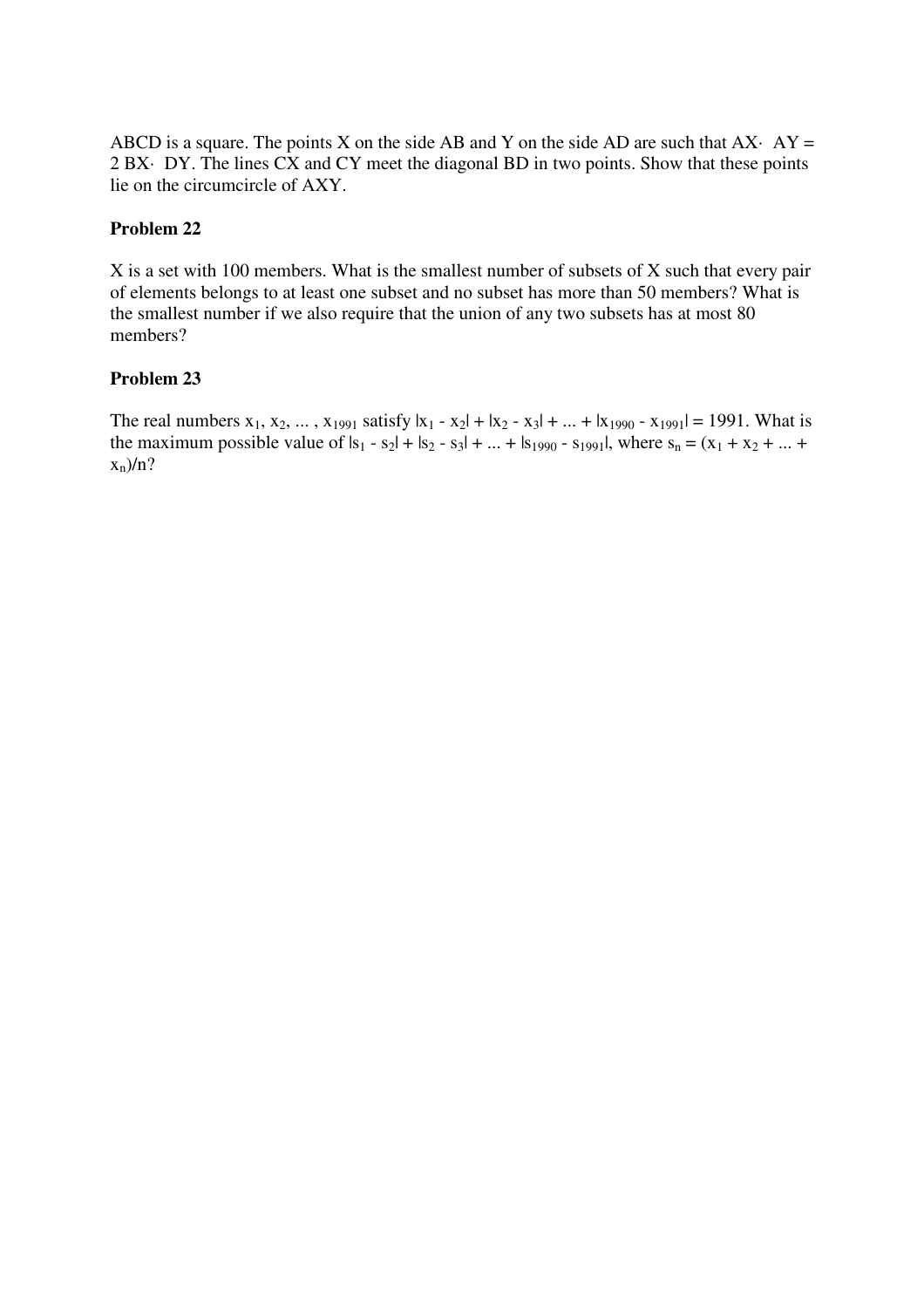ABCD is a square. The points X on the side AB and Y on the side AD are such that $AX \cdot AY = 2 BX \cdot DY$. The lines CX and CY meet the diagonal BD in two points. Show that these points lie on the circumcircle of AXY.

**Problem 22**

X is a set with 100 members. What is the smallest number of subsets of X such that every pair of elements belongs to at least one subset and no subset has more than 50 members? What is the smallest number if we also require that the union of any two subsets has at most 80 members?

**Problem 23**

The real numbers $x_1, x_2, \dots, x_{1991}$ satisfy $|x_1 - x_2| + |x_2 - x_3| + \dots + |x_{1990} - x_{1991}| = 1991$. What is the maximum possible value of $|s_1 - s_2| + |s_2 - s_3| + \dots + |s_{1990} - s_{1991}|$, where $s_n = (x_1 + x_2 + \dots + x_n)/n$?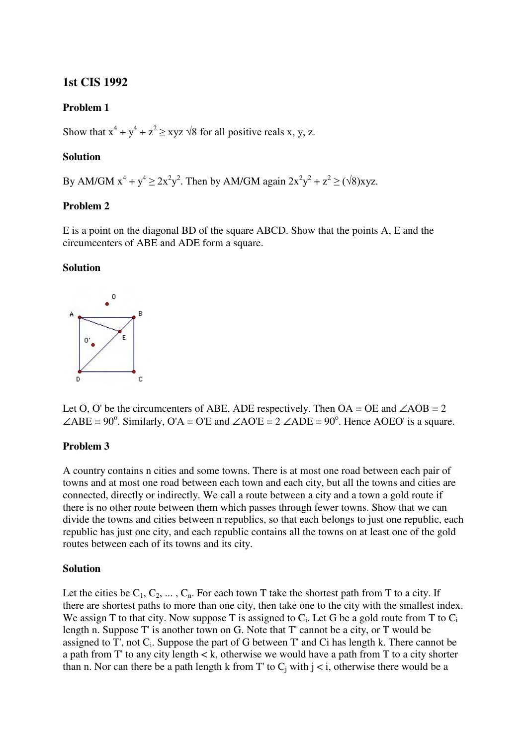## 1st CIS 1992

### Problem 1

Show that $x^4 + y^4 + z^2 \geq xyz\sqrt{8}$ for all positive reals x, y, z.

### Solution

By AM/GM $x^4 + y^4 \geq 2x^2y^2$. Then by AM/GM again $2x^2y^2 + z^2 \geq (\sqrt{8})xyz$.

### Problem 2

E is a point on the diagonal BD of the square ABCD. Show that the points A, E and the circumcenters of ABE and ADE form a square.

### Solution

Let O, O' be the circumcenters of ABE, ADE respectively. Then OA = OE and $\angle AOB = 2\angle ABE = 90^\circ$. Similarly, O'A = O'E and $\angle AO'E = 2\angle ADE = 90^\circ$. Hence AOEO' is a square.

### Problem 3

A country contains n cities and some towns. There is at most one road between each pair of towns and at most one road between each town and each city, but all the towns and cities are connected, directly or indirectly. We call a route between a city and a town a gold route if there is no other route between them which passes through fewer towns. Show that we can divide the towns and cities between n republics, so that each belongs to just one republic, each republic has just one city, and each republic contains all the towns on at least one of the gold routes between each of its towns and its city.

### Solution

Let the cities be $C_1, C_2, \ldots, C_n$. For each town T take the shortest path from T to a city. If there are shortest paths to more than one city, then take one to the city with the smallest index. We assign T to that city. Now suppose T is assigned to $C_i$. Let G be a gold route from T to $C_i$ length n. Suppose T' is another town on G. Note that T' cannot be a city, or T would be assigned to T', not $C_i$. Suppose the part of G between T' and Ci has length k. There cannot be a path from T' to any city length < k, otherwise we would have a path from T to a city shorter than n. Nor can there be a path length k from T' to $C_j$ with j < i, otherwise there would be a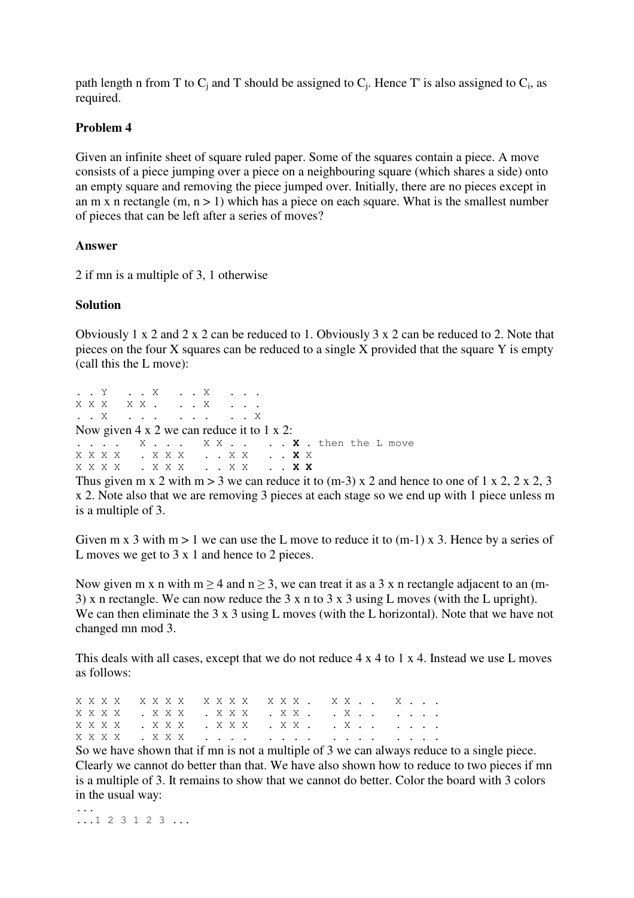path length n from T to $C_j$ and T should be assigned to $C_j$. Hence T' is also assigned to $C_i$, as required.

**Problem 4**

Given an infinite sheet of square ruled paper. Some of the squares contain a piece. A move consists of a piece jumping over a piece on a neighbouring square (which shares a side) onto an empty square and removing the piece jumped over. Initially, there are no pieces except in an m x n rectangle (m, n > 1) which has a piece on each square. What is the smallest number of pieces that can be left after a series of moves?

**Answer**

2 if mn is a multiple of 3, 1 otherwise

**Solution**

Obviously 1 x 2 and 2 x 2 can be reduced to 1. Obviously 3 x 2 can be reduced to 2. Note that pieces on the four X squares can be reduced to a single X provided that the square Y is empty (call this the L move):

```
. . Y   . . X   . . X   . . .
X X X   X X .   . . X   . . .
. . X   . . .   . . .   . . X
```

Now given 4 x 2 we can reduce it to 1 x 2:

```
. . . .   X . . .   X X . .   . . X . then the L move
X X X X   . X X X   . . X X   . . X X
X X X X   . X X X   . . X X   . . X X
```

Thus given m x 2 with m > 3 we can reduce it to (m-3) x 2 and hence to one of 1 x 2, 2 x 2, 3 x 2. Note also that we are removing 3 pieces at each stage so we end up with 1 piece unless m is a multiple of 3.

Given m x 3 with m > 1 we can use the L move to reduce it to (m-1) x 3. Hence by a series of L moves we get to 3 x 1 and hence to 2 pieces.

Now given m x n with m ≥ 4 and n ≥ 3, we can treat it as a 3 x n rectangle adjacent to an (m-3) x n rectangle. We can now reduce the 3 x n to 3 x 3 using L moves (with the L upright). We can then eliminate the 3 x 3 using L moves (with the L horizontal). Note that we have not changed mn mod 3.

This deals with all cases, except that we do not reduce 4 x 4 to 1 x 4. Instead we use L moves as follows:

```
X X X X   X X X X   X X X X   X X X .   X X . .   X . . .
X X X X   . X X X   . X X X   . X X .   . X . .   . . . .
X X X X   . X X X   . X X X   . X X .   . X . .   . . . .
X X X X   . X X X   . . . .   . . . .   . . . .   . . . .
```

So we have shown that if mn is not a multiple of 3 we can always reduce to a single piece. Clearly we cannot do better than that. We have also shown how to reduce to two pieces if mn is a multiple of 3. It remains to show that we cannot do better. Color the board with 3 colors in the usual way:

```
. . .
...1 2 3 1 2 3 ...
```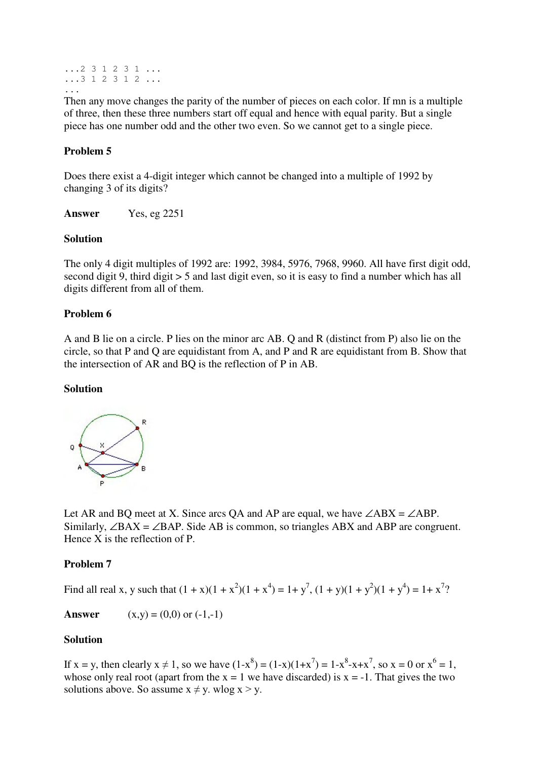```
...2 3 1 2 3 1 ...
...3 1 2 3 1 2 ...
...
```

Then any move changes the parity of the number of pieces on each color. If mn is a multiple of three, then these three numbers start off equal and hence with equal parity. But a single piece has one number odd and the other two even. So we cannot get to a single piece.

**Problem 5**

Does there exist a 4-digit integer which cannot be changed into a multiple of 1992 by changing 3 of its digits?

**Answer** Yes, eg 2251

**Solution**

The only 4 digit multiples of 1992 are: 1992, 3984, 5976, 7968, 9960. All have first digit odd, second digit 9, third digit > 5 and last digit even, so it is easy to find a number which has all digits different from all of them.

**Problem 6**

A and B lie on a circle. P lies on the minor arc AB. Q and R (distinct from P) also lie on the circle, so that P and Q are equidistant from A, and P and R are equidistant from B. Show that the intersection of AR and BQ is the reflection of P in AB.

**Solution**

Let AR and BQ meet at X. Since arcs QA and AP are equal, we have ∠ABX = ∠ABP. Similarly, ∠BAX = ∠BAP. Side AB is common, so triangles ABX and ABP are congruent. Hence X is the reflection of P.

**Problem 7**

Find all real x, y such that $(1 + x)(1 + x^2)(1 + x^4) = 1+ y^7$, $(1 + y)(1 + y^2)(1 + y^4) = 1+ x^7$?

**Answer** (x,y) = (0,0) or (-1,-1)

**Solution**

If x = y, then clearly x ≠ 1, so we have $(1-x^8) = (1-x)(1+x^7) = 1-x^8-x+x^7$, so x = 0 or $x^6 = 1$, whose only real root (apart from the x = 1 we have discarded) is x = -1. That gives the two solutions above. So assume x ≠ y. wlog x > y.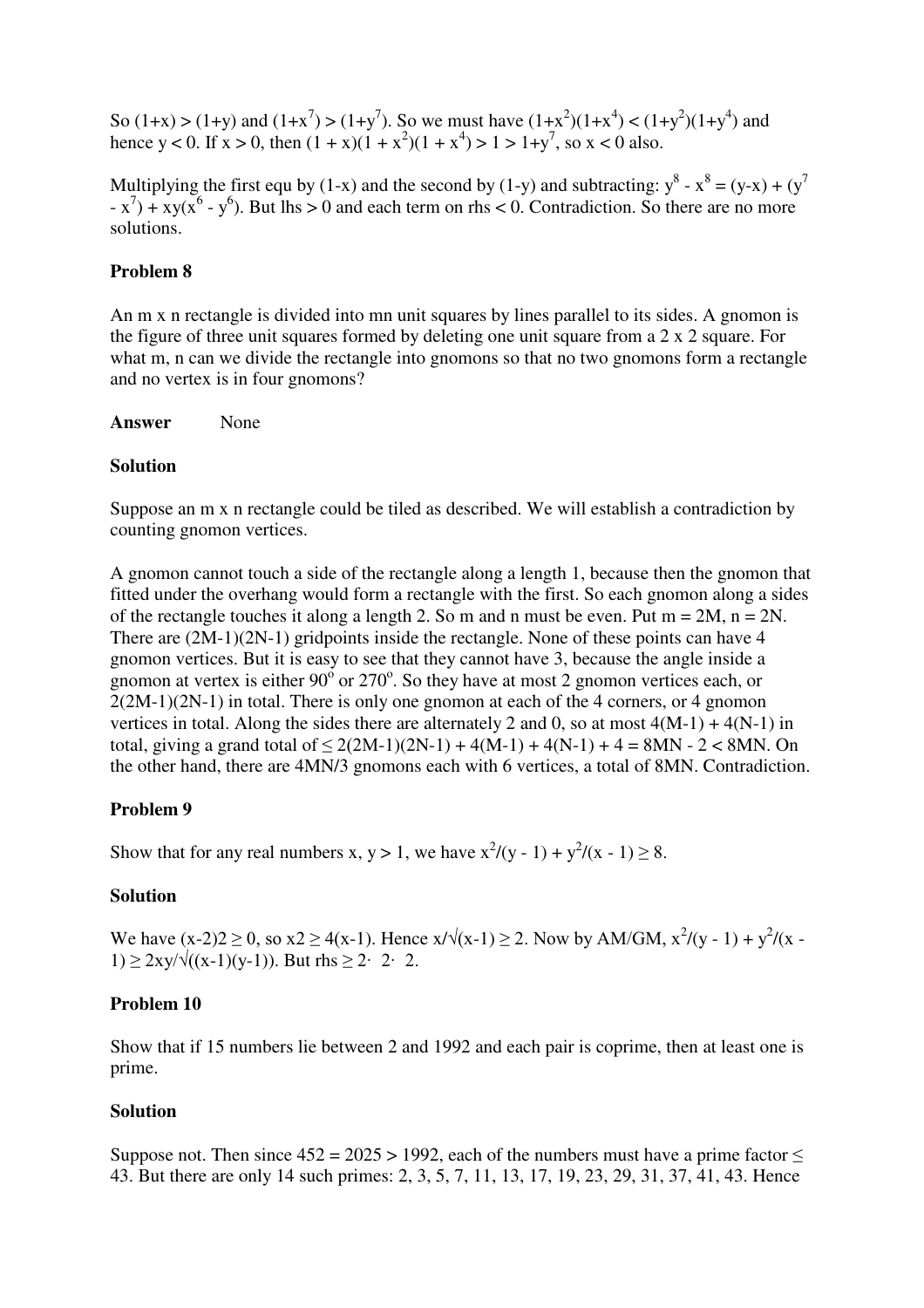So $(1+x) > (1+y)$ and $(1+x^7) > (1+y^7)$. So we must have $(1+x^2)(1+x^4) < (1+y^2)(1+y^4)$ and hence $y < 0$. If $x > 0$, then $(1 + x)(1 + x^2)(1 + x^4) > 1 > 1+y^7$, so $x < 0$ also.

Multiplying the first equ by $(1-x)$ and the second by $(1-y)$ and subtracting: $y^8 - x^8 = (y-x) + (y^7 - x^7) + xy(x^6 - y^6)$. But lhs $> 0$ and each term on rhs $< 0$. Contradiction. So there are no more solutions.

**Problem 8**

An m x n rectangle is divided into mn unit squares by lines parallel to its sides. A gnomon is the figure of three unit squares formed by deleting one unit square from a 2 x 2 square. For what m, n can we divide the rectangle into gnomons so that no two gnomons form a rectangle and no vertex is in four gnomons?

**Answer** None

**Solution**

Suppose an m x n rectangle could be tiled as described. We will establish a contradiction by counting gnomon vertices.

A gnomon cannot touch a side of the rectangle along a length 1, because then the gnomon that fitted under the overhang would form a rectangle with the first. So each gnomon along a sides of the rectangle touches it along a length 2. So m and n must be even. Put $m = 2M$, $n = 2N$. There are $(2M-1)(2N-1)$ gridpoints inside the rectangle. None of these points can have 4 gnomon vertices. But it is easy to see that they cannot have 3, because the angle inside a gnomon at vertex is either $90^o$ or $270^o$. So they have at most 2 gnomon vertices each, or $2(2M-1)(2N-1)$ in total. There is only one gnomon at each of the 4 corners, or 4 gnomon vertices in total. Along the sides there are alternately 2 and 0, so at most $4(M-1) + 4(N-1)$ in total, giving a grand total of $\le 2(2M-1)(2N-1) + 4(M-1) + 4(N-1) + 4 = 8MN - 2 < 8MN$. On the other hand, there are $4MN/3$ gnomons each with 6 vertices, a total of $8MN$. Contradiction.

**Problem 9**

Show that for any real numbers $x, y > 1$, we have $x^2/(y - 1) + y^2/(x - 1) \ge 8$.

**Solution**

We have $(x-2)2 \ge 0$, so $x2 \ge 4(x-1)$. Hence $x/\sqrt{(x-1)} \ge 2$. Now by AM/GM, $x^2/(y - 1) + y^2/(x - 1) \ge 2xy/\sqrt{((x-1)(y-1))}$. But rhs $\ge 2\cdot\ 2\cdot\ 2$.

**Problem 10**

Show that if 15 numbers lie between 2 and 1992 and each pair is coprime, then at least one is prime.

**Solution**

Suppose not. Then since $452 = 2025 > 1992$, each of the numbers must have a prime factor $\le 43$. But there are only 14 such primes: 2, 3, 5, 7, 11, 13, 17, 19, 23, 29, 31, 37, 41, 43. Hence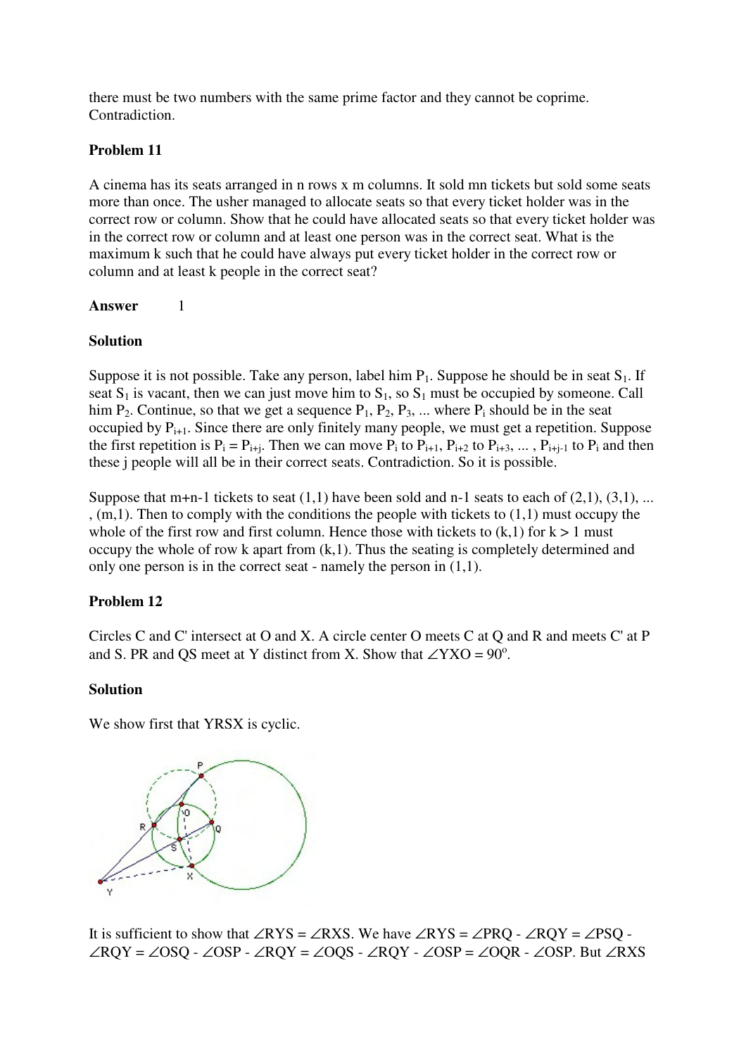there must be two numbers with the same prime factor and they cannot be coprime. Contradiction.

**Problem 11**

A cinema has its seats arranged in n rows x m columns. It sold mn tickets but sold some seats more than once. The usher managed to allocate seats so that every ticket holder was in the correct row or column. Show that he could have allocated seats so that every ticket holder was in the correct row or column and at least one person was in the correct seat. What is the maximum k such that he could have always put every ticket holder in the correct row or column and at least k people in the correct seat?

**Answer** 1

**Solution**

Suppose it is not possible. Take any person, label him $P_1$. Suppose he should be in seat $S_1$. If seat $S_1$ is vacant, then we can just move him to $S_1$, so $S_1$ must be occupied by someone. Call him $P_2$. Continue, so that we get a sequence $P_1$, $P_2$, $P_3$, ... where $P_i$ should be in the seat occupied by $P_{i+1}$. Since there are only finitely many people, we must get a repetition. Suppose the first repetition is $P_i = P_{i+j}$. Then we can move $P_i$ to $P_{i+1}$, $P_{i+2}$ to $P_{i+3}$, ... , $P_{i+j-1}$ to $P_i$ and then these j people will all be in their correct seats. Contradiction. So it is possible.

Suppose that m+n-1 tickets to seat (1,1) have been sold and n-1 seats to each of (2,1), (3,1), ... , (m,1). Then to comply with the conditions the people with tickets to (1,1) must occupy the whole of the first row and first column. Hence those with tickets to (k,1) for k > 1 must occupy the whole of row k apart from (k,1). Thus the seating is completely determined and only one person is in the correct seat - namely the person in (1,1).

**Problem 12**

Circles C and C' intersect at O and X. A circle center O meets C at Q and R and meets C' at P and S. PR and QS meet at Y distinct from X. Show that $\angle YXO = 90^o$.

**Solution**

We show first that YRSX is cyclic.

It is sufficient to show that $\angle RYS = \angle RXS$. We have $\angle RYS = \angle PRQ - \angle RQY = \angle PSQ - \angle RQY = \angle OSQ - \angle OSP - \angle RQY = \angle OQS - \angle RQY - \angle OSP = \angle OQR - \angle OSP$. But $\angle RXS$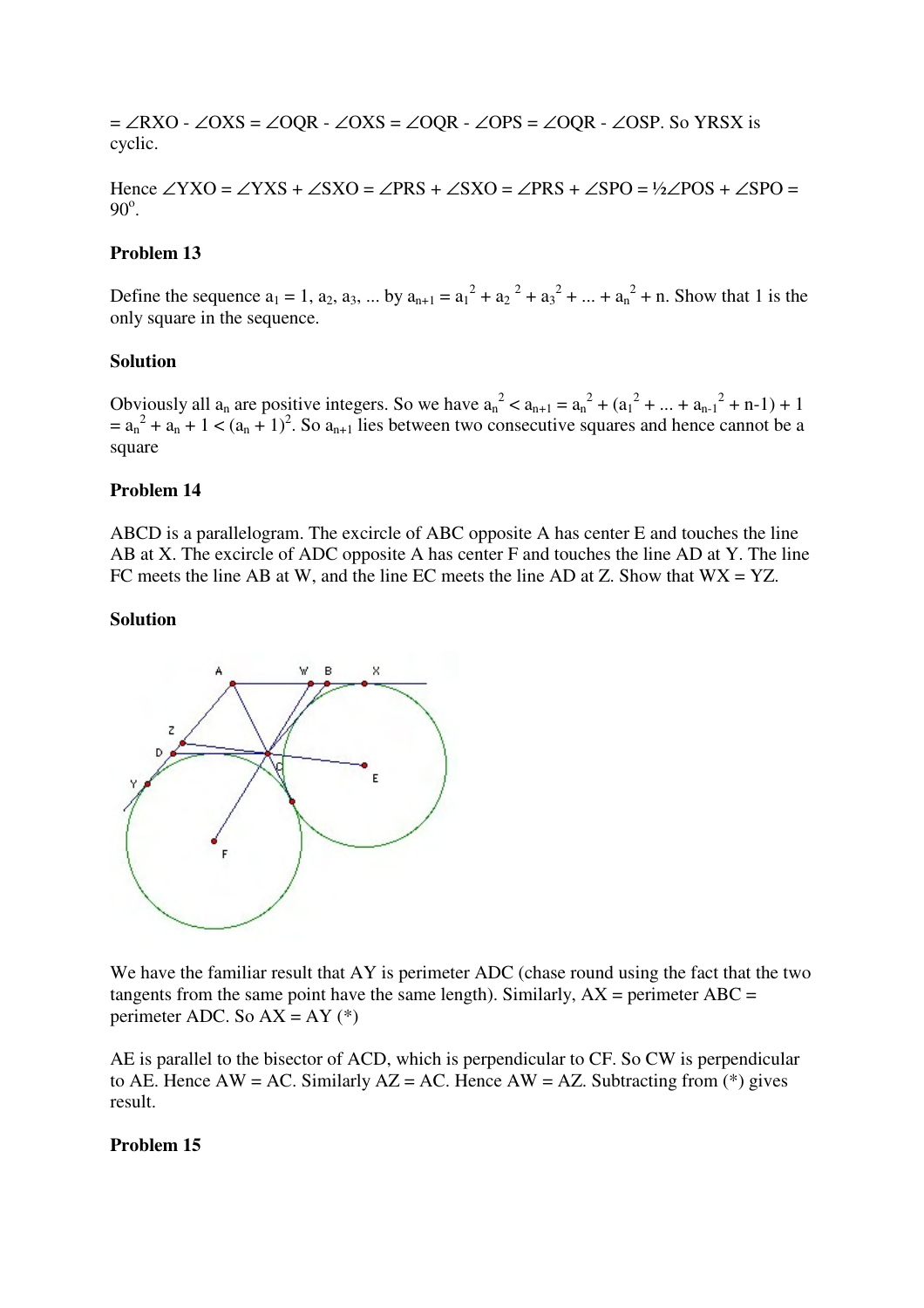= ∠RXO - ∠OXS = ∠OQR - ∠OXS = ∠OQR - ∠OPS = ∠OQR - ∠OSP. So YRSX is cyclic.

Hence ∠YXO = ∠YXS + ∠SXO = ∠PRS + ∠SXO = ∠PRS + ∠SPO = ½∠POS + ∠SPO = $90^o$.

**Problem 13**

Define the sequence $a_1 = 1, a_2, a_3, \ldots$ by $a_{n+1} = a_1^2 + a_2^2 + a_3^2 + \ldots + a_n^2 + n$. Show that 1 is the only square in the sequence.

**Solution**

Obviously all $a_n$ are positive integers. So we have $a_n^2 < a_{n+1} = a_n^2 + (a_1^2 + \ldots + a_{n-1}^2 + n-1) + 1 = a_n^2 + a_n + 1 < (a_n + 1)^2$. So $a_{n+1}$ lies between two consecutive squares and hence cannot be a square

**Problem 14**

ABCD is a parallelogram. The excircle of ABC opposite A has center E and touches the line AB at X. The excircle of ADC opposite A has center F and touches the line AD at Y. The line FC meets the line AB at W, and the line EC meets the line AD at Z. Show that WX = YZ.

**Solution**

We have the familiar result that AY is perimeter ADC (chase round using the fact that the two tangents from the same point have the same length). Similarly, AX = perimeter ABC = perimeter ADC. So AX = AY (*)

AE is parallel to the bisector of ACD, which is perpendicular to CF. So CW is perpendicular to AE. Hence AW = AC. Similarly AZ = AC. Hence AW = AZ. Subtracting from (*) gives result.

**Problem 15**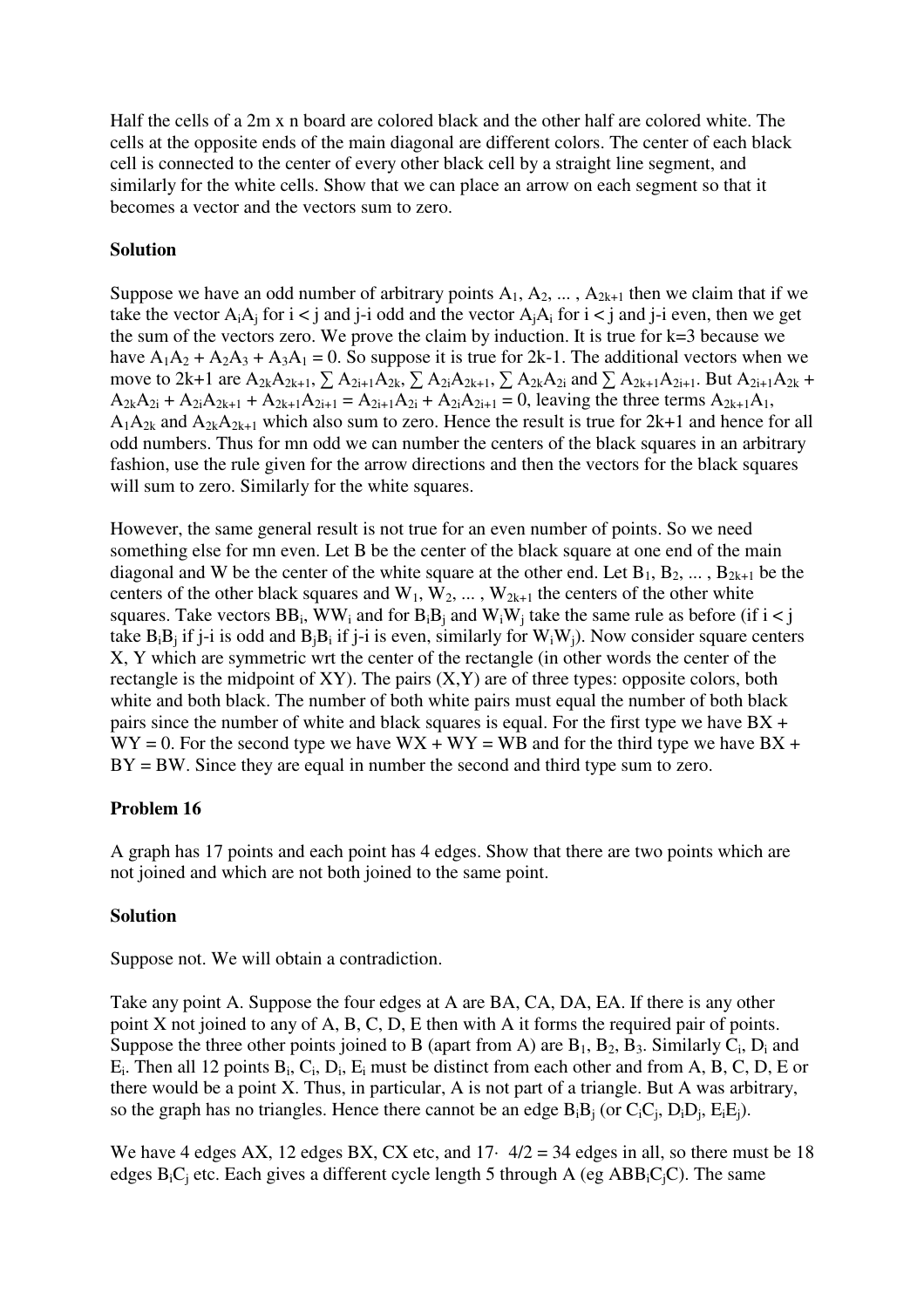Half the cells of a 2m x n board are colored black and the other half are colored white. The cells at the opposite ends of the main diagonal are different colors. The center of each black cell is connected to the center of every other black cell by a straight line segment, and similarly for the white cells. Show that we can place an arrow on each segment so that it becomes a vector and the vectors sum to zero.

**Solution**

Suppose we have an odd number of arbitrary points $A_1, A_2, \ldots, A_{2k+1}$ then we claim that if we take the vector $A_iA_j$ for $i < j$ and $j-i$ odd and the vector $A_jA_i$ for $i < j$ and $j-i$ even, then we get the sum of the vectors zero. We prove the claim by induction. It is true for k=3 because we have $A_1A_2 + A_2A_3 + A_3A_1 = 0$. So suppose it is true for 2k-1. The additional vectors when we move to 2k+1 are $A_{2k}A_{2k+1}$, $\sum A_{2i+1}A_{2k}$, $\sum A_{2i}A_{2k+1}$, $\sum A_{2k}A_{2i}$ and $\sum A_{2k+1}A_{2i+1}$. But $A_{2i+1}A_{2k} + A_{2k}A_{2i} + A_{2i}A_{2k+1} + A_{2k+1}A_{2i+1} = A_{2i+1}A_{2i} + A_{2i}A_{2i+1} = 0$, leaving the three terms $A_{2k+1}A_1$, $A_1A_{2k}$ and $A_{2k}A_{2k+1}$ which also sum to zero. Hence the result is true for 2k+1 and hence for all odd numbers. Thus for mn odd we can number the centers of the black squares in an arbitrary fashion, use the rule given for the arrow directions and then the vectors for the black squares will sum to zero. Similarly for the white squares.

However, the same general result is not true for an even number of points. So we need something else for mn even. Let B be the center of the black square at one end of the main diagonal and W be the center of the white square at the other end. Let $B_1, B_2, \ldots, B_{2k+1}$ be the centers of the other black squares and $W_1, W_2, \ldots, W_{2k+1}$ the centers of the other white squares. Take vectors $BB_i$, $WW_i$ and for $B_iB_j$ and $W_iW_j$ take the same rule as before (if $i < j$ take $B_iB_j$ if $j-i$ is odd and $B_jB_i$ if $j-i$ is even, similarly for $W_iW_j$). Now consider square centers X, Y which are symmetric wrt the center of the rectangle (in other words the center of the rectangle is the midpoint of XY). The pairs (X,Y) are of three types: opposite colors, both white and both black. The number of both white pairs must equal the number of both black pairs since the number of white and black squares is equal. For the first type we have $BX + WY = 0$. For the second type we have $WX + WY = WB$ and for the third type we have $BX + BY = BW$. Since they are equal in number the second and third type sum to zero.

## Problem 16

A graph has 17 points and each point has 4 edges. Show that there are two points which are not joined and which are not both joined to the same point.

**Solution**

Suppose not. We will obtain a contradiction.

Take any point A. Suppose the four edges at A are BA, CA, DA, EA. If there is any other point X not joined to any of A, B, C, D, E then with A it forms the required pair of points. Suppose the three other points joined to B (apart from A) are $B_1, B_2, B_3$. Similarly $C_i$, $D_i$ and $E_i$. Then all 12 points $B_i$, $C_i$, $D_i$, $E_i$ must be distinct from each other and from A, B, C, D, E or there would be a point X. Thus, in particular, A is not part of a triangle. But A was arbitrary, so the graph has no triangles. Hence there cannot be an edge $B_iB_j$ (or $C_iC_j$, $D_iD_j$, $E_iE_j$).

We have 4 edges AX, 12 edges BX, CX etc, and $17 \cdot 4/2 = 34$ edges in all, so there must be 18 edges $B_iC_j$ etc. Each gives a different cycle length 5 through A (eg $ABB_iC_jC$). The same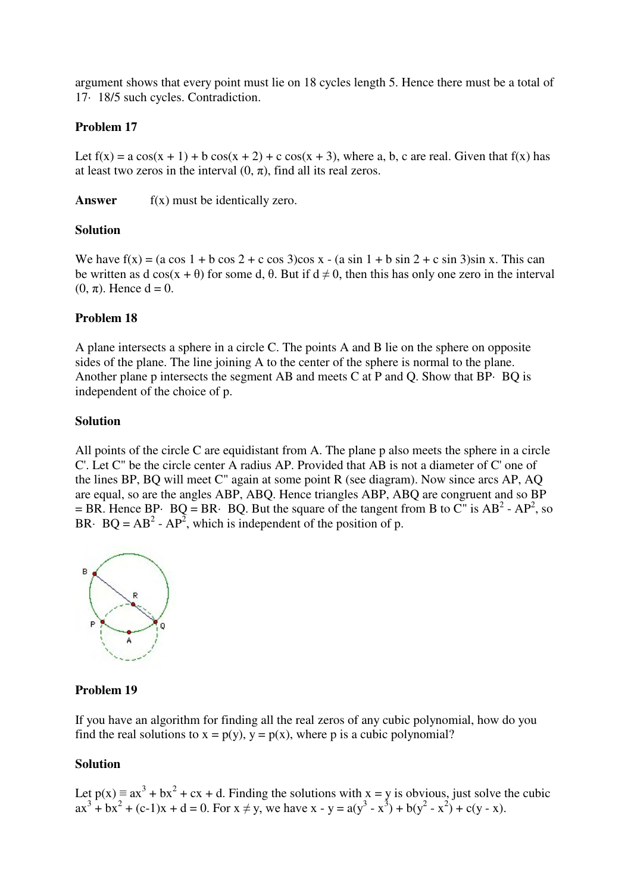argument shows that every point must lie on 18 cycles length 5. Hence there must be a total of $17 \cdot 18/5$ such cycles. Contradiction.

**Problem 17**

Let $f(x) = a \cos(x + 1) + b \cos(x + 2) + c \cos(x + 3)$, where a, b, c are real. Given that f(x) has at least two zeros in the interval $(0, \pi)$, find all its real zeros.

**Answer** f(x) must be identically zero.

**Solution**

We have $f(x) = (a \cos 1 + b \cos 2 + c \cos 3)\cos x - (a \sin 1 + b \sin 2 + c \sin 3)\sin x$. This can be written as $d \cos(x + \theta)$ for some d, $\theta$. But if $d \neq 0$, then this has only one zero in the interval $(0, \pi)$. Hence $d = 0$.

**Problem 18**

A plane intersects a sphere in a circle C. The points A and B lie on the sphere on opposite sides of the plane. The line joining A to the center of the sphere is normal to the plane. Another plane p intersects the segment AB and meets C at P and Q. Show that $BP \cdot BQ$ is independent of the choice of p.

**Solution**

All points of the circle C are equidistant from A. The plane p also meets the sphere in a circle C'. Let C" be the circle center A radius AP. Provided that AB is not a diameter of C' one of the lines BP, BQ will meet C" again at some point R (see diagram). Now since arcs AP, AQ are equal, so are the angles ABP, ABQ. Hence triangles ABP, ABQ are congruent and so BP = BR. Hence $BP \cdot BQ = BR \cdot BQ$. But the square of the tangent from B to C" is $AB^2 - AP^2$, so $BR \cdot BQ = AB^2 - AP^2$, which is independent of the position of p.

**Problem 19**

If you have an algorithm for finding all the real zeros of any cubic polynomial, how do you find the real solutions to $x = p(y)$, $y = p(x)$, where p is a cubic polynomial?

**Solution**

Let $p(x) \equiv ax^3 + bx^2 + cx + d$. Finding the solutions with $x = y$ is obvious, just solve the cubic $ax^3 + bx^2 + (c-1)x + d = 0$. For $x \neq y$, we have $x - y = a(y^3 - x^3) + b(y^2 - x^2) + c(y - x)$.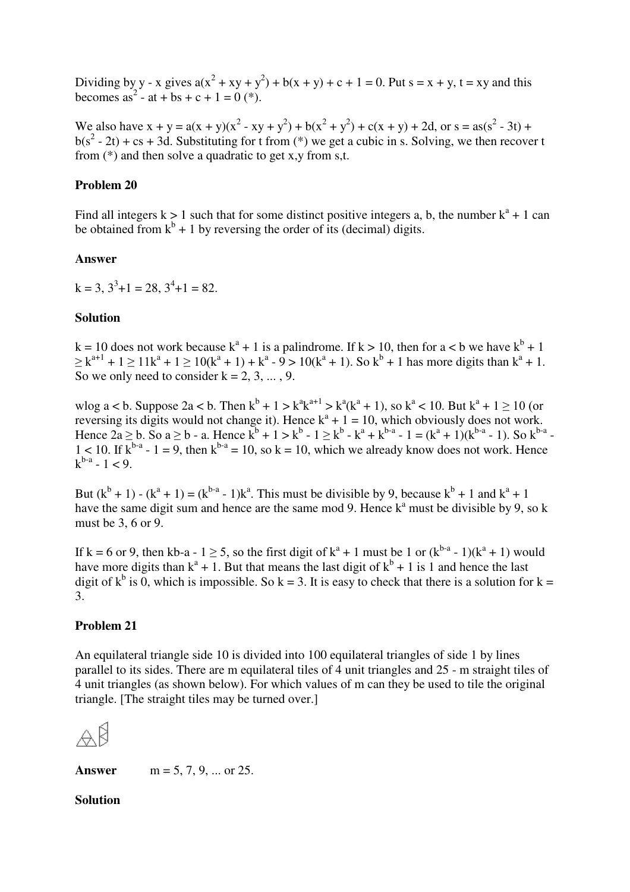Dividing by y - x gives $a(x^2 + xy + y^2) + b(x + y) + c + 1 = 0$. Put $s = x + y$, $t = xy$ and this becomes $as^2 - at + bs + c + 1 = 0$ (*).

We also have $x + y = a(x + y)(x^2 - xy + y^2) + b(x^2 + y^2) + c(x + y) + 2d$, or $s = as(s^2 - 3t) + b(s^2 - 2t) + cs + 3d$. Substituting for t from (*) we get a cubic in s. Solving, we then recover t from (*) and then solve a quadratic to get x,y from s,t.

**Problem 20**

Find all integers k > 1 such that for some distinct positive integers a, b, the number $k^a + 1$ can be obtained from $k^b + 1$ by reversing the order of its (decimal) digits.

**Answer**

k = 3, $3^3+1 = 28$, $3^4+1 = 82$.

**Solution**

k = 10 does not work because $k^a + 1$ is a palindrome. If k > 10, then for a < b we have $k^b + 1 \geq k^{a+1} + 1 \geq 11k^a + 1 \geq 10(k^a + 1) + k^a - 9 > 10(k^a + 1)$. So $k^b + 1$ has more digits than $k^a + 1$. So we only need to consider k = 2, 3, ... , 9.

wlog a < b. Suppose 2a < b. Then $k^b + 1 > k^a k^{a+1} > k^a(k^a + 1)$, so $k^a < 10$. But $k^a + 1 \geq 10$ (or reversing its digits would not change it). Hence $k^a + 1 = 10$, which obviously does not work. Hence $2a \geq b$. So $a \geq b - a$. Hence $k^b + 1 > k^b - 1 \geq k^b - k^a + k^{b-a} - 1 = (k^a + 1)(k^{b-a} - 1)$. So $k^{b-a} - 1 < 10$. If $k^{b-a} - 1 = 9$, then $k^{b-a} = 10$, so k = 10, which we already know does not work. Hence $k^{b-a} - 1 < 9$.

But $(k^b + 1) - (k^a + 1) = (k^{b-a} - 1)k^a$. This must be divisible by 9, because $k^b + 1$ and $k^a + 1$ have the same digit sum and hence are the same mod 9. Hence $k^a$ must be divisible by 9, so k must be 3, 6 or 9.

If k = 6 or 9, then $k^{b-a} - 1 \geq 5$, so the first digit of $k^a + 1$ must be 1 or $(k^{b-a} - 1)(k^a + 1)$ would have more digits than $k^a + 1$. But that means the last digit of $k^b + 1$ is 1 and hence the last digit of $k^b$ is 0, which is impossible. So k = 3. It is easy to check that there is a solution for k = 3.

**Problem 21**

An equilateral triangle side 10 is divided into 100 equilateral triangles of side 1 by lines parallel to its sides. There are m equilateral tiles of 4 unit triangles and 25 - m straight tiles of 4 unit triangles (as shown below). For which values of m can they be used to tile the original triangle. [The straight tiles may be turned over.]

**Answer** m = 5, 7, 9, ... or 25.

**Solution**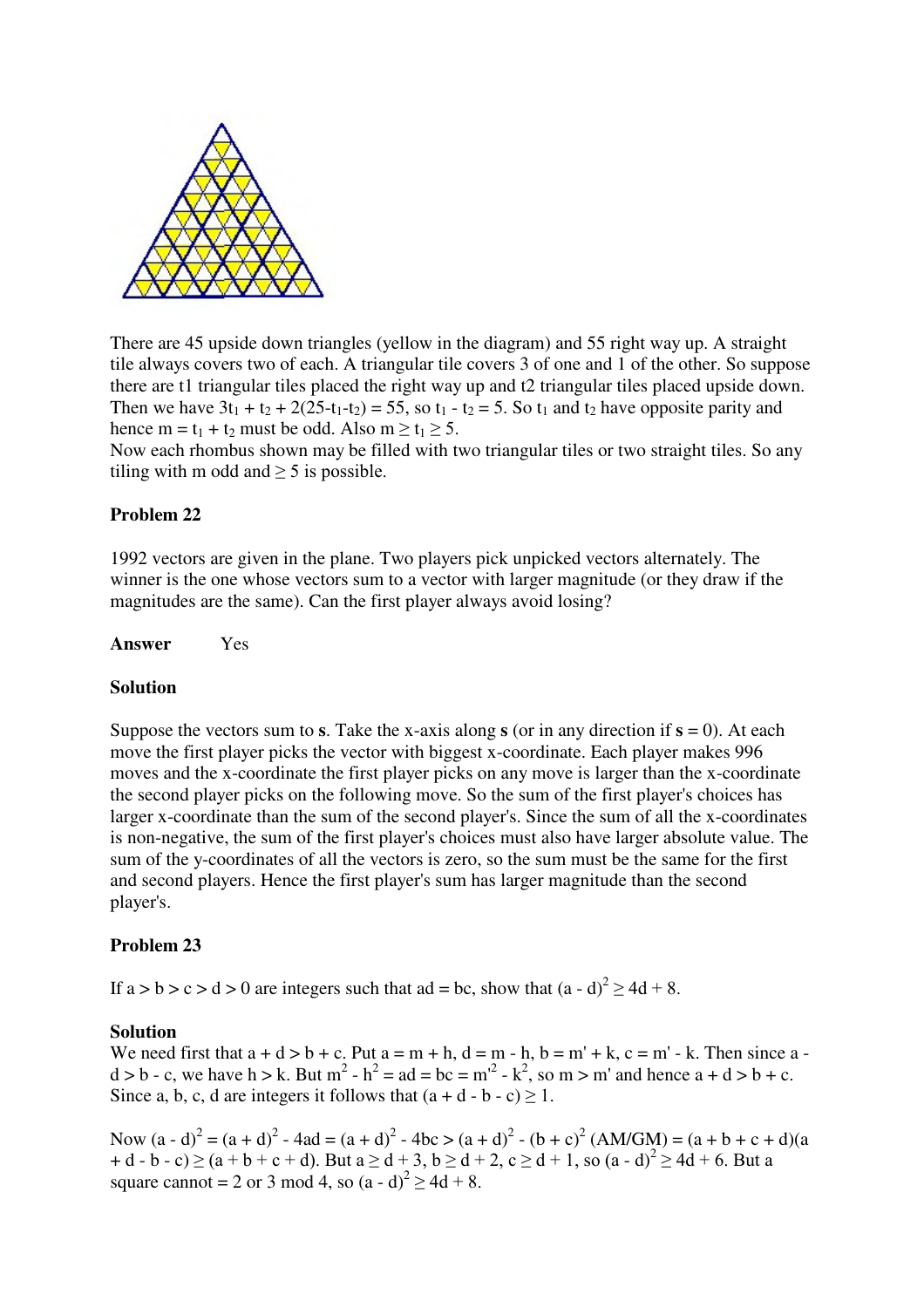There are 45 upside down triangles (yellow in the diagram) and 55 right way up. A straight tile always covers two of each. A triangular tile covers 3 of one and 1 of the other. So suppose there are t1 triangular tiles placed the right way up and t2 triangular tiles placed upside down. Then we have $3t_1 + t_2 + 2(25-t_1-t_2) = 55$, so $t_1 - t_2 = 5$. So $t_1$ and $t_2$ have opposite parity and hence $m = t_1 + t_2$ must be odd. Also $m \geq t_1 \geq 5$.
Now each rhombus shown may be filled with two triangular tiles or two straight tiles. So any tiling with m odd and $\geq 5$ is possible.

**Problem 22**

1992 vectors are given in the plane. Two players pick unpicked vectors alternately. The winner is the one whose vectors sum to a vector with larger magnitude (or they draw if the magnitudes are the same). Can the first player always avoid losing?

**Answer** Yes

**Solution**

Suppose the vectors sum to **s**. Take the x-axis along **s** (or in any direction if **s** = 0). At each move the first player picks the vector with biggest x-coordinate. Each player makes 996 moves and the x-coordinate the first player picks on any move is larger than the x-coordinate the second player picks on the following move. So the sum of the first player's choices has larger x-coordinate than the sum of the second player's. Since the sum of all the x-coordinates is non-negative, the sum of the first player's choices must also have larger absolute value. The sum of the y-coordinates of all the vectors is zero, so the sum must be the same for the first and second players. Hence the first player's sum has larger magnitude than the second player's.

**Problem 23**

If $a > b > c > d > 0$ are integers such that $ad = bc$, show that $(a - d)^2 \geq 4d + 8$.

**Solution**
We need first that $a + d > b + c$. Put $a = m + h$, $d = m - h$, $b = m' + k$, $c = m' - k$. Then since $a - d > b - c$, we have $h > k$. But $m^2 - h^2 = ad = bc = m'^2 - k^2$, so $m > m'$ and hence $a + d > b + c$. Since a, b, c, d are integers it follows that $(a + d - b - c) \geq 1$.

Now $(a - d)^2 = (a + d)^2 - 4ad = (a + d)^2 - 4bc > (a + d)^2 - (b + c)^2$ (AM/GM) $= (a + b + c + d)(a + d - b - c) \geq (a + b + c + d)$. But $a \geq d + 3$, $b \geq d + 2$, $c \geq d + 1$, so $(a - d)^2 \geq 4d + 6$. But a square cannot = 2 or 3 mod 4, so $(a - d)^2 \geq 4d + 8$.